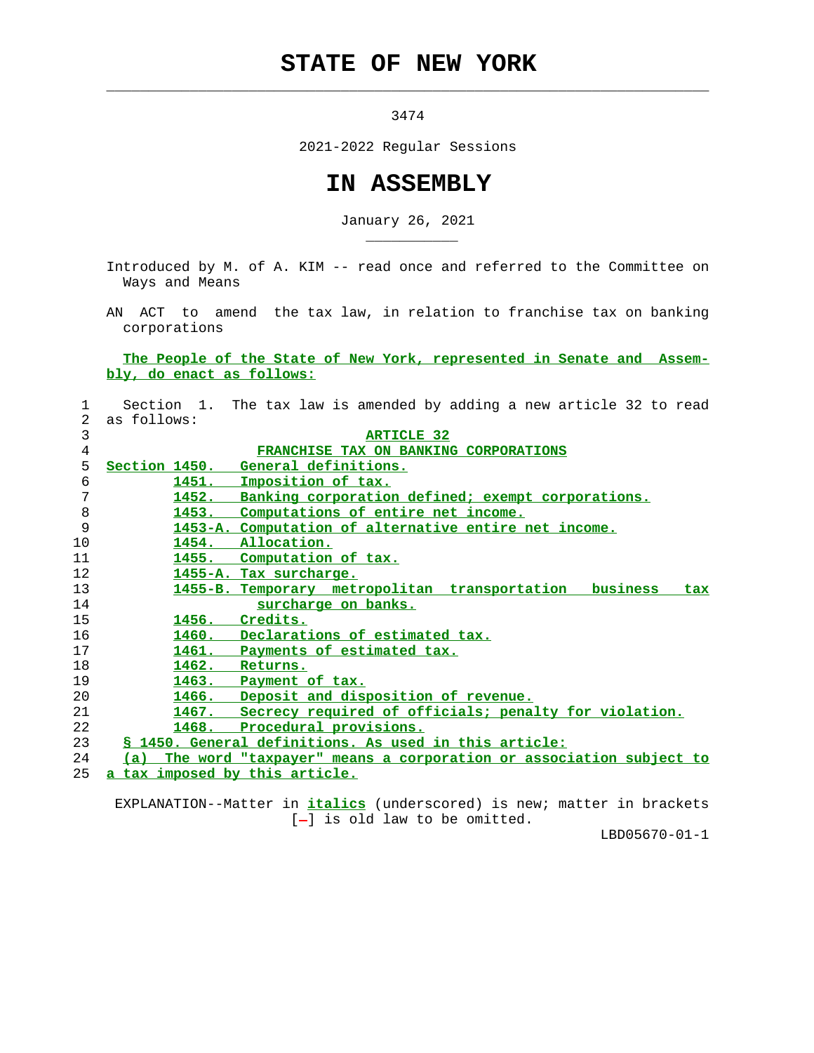# STATE OF NEW YORK

3474

2021-2022 Regular Sessions

# IN ASSEMBLY

January 26, 2021

Introduced by M. of A. KIM -- read once and referred to the Committee on Ways and Means

AN ACT to amend the tax law, in relation to franchise tax on banking corporations

The People of the State of New York, represented in Senate and Assembly, do enact as follows:

Section 1. The tax law is amended by adding a new article 32 to read as follows:

ARTICLE 32

FRANCHISE TAX ON BANKING CORPORATIONS

Section 1450. General definitions.
1451. Imposition of tax.
1452. Banking corporation defined; exempt corporations.
1453. Computations of entire net income.
1453-A. Computation of alternative entire net income.
1454. Allocation.
1455. Computation of tax.
1455-A. Tax surcharge.
1455-B. Temporary metropolitan transportation business tax surcharge on banks.
1456. Credits.
1460. Declarations of estimated tax.
1461. Payments of estimated tax.
1462. Returns.
1463. Payment of tax.
1466. Deposit and disposition of revenue.
1467. Secrecy required of officials; penalty for violation.
1468. Procedural provisions.

§ 1450. General definitions. As used in this article:

(a) The word "taxpayer" means a corporation or association subject to a tax imposed by this article.

EXPLANATION--Matter in *italics* (underscored) is new; matter in brackets [-] is old law to be omitted.

LBD05670-01-1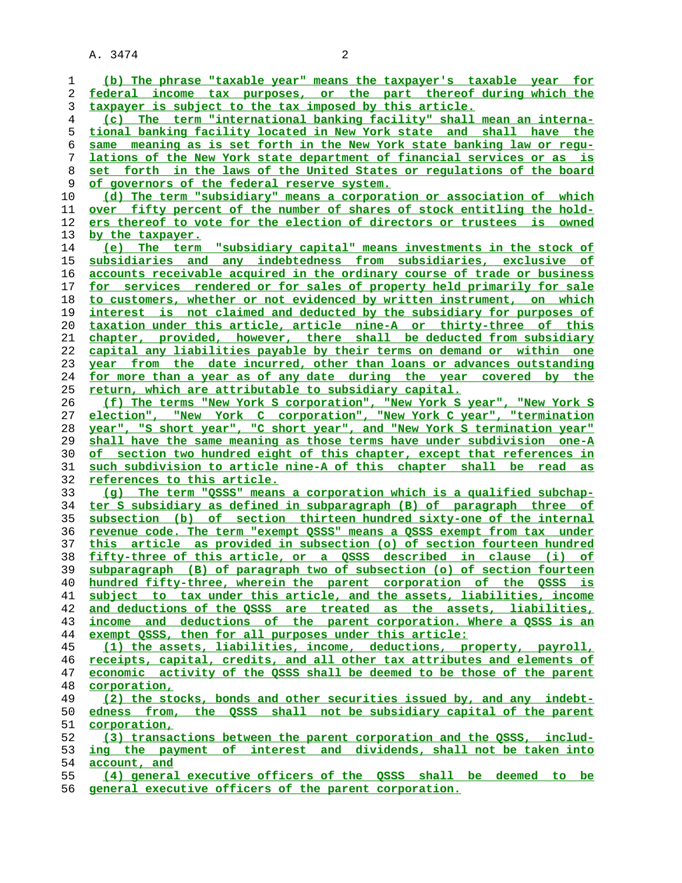(b) The phrase "taxable year" means the taxpayer's taxable year for federal income tax purposes, or the part thereof during which the taxpayer is subject to the tax imposed by this article.

(c) The term "international banking facility" shall mean an international banking facility located in New York state and shall have the same meaning as is set forth in the New York state banking law or regulations of the New York state department of financial services or as is set forth in the laws of the United States or regulations of the board of governors of the federal reserve system.

(d) The term "subsidiary" means a corporation or association of which over fifty percent of the number of shares of stock entitling the holders thereof to vote for the election of directors or trustees is owned by the taxpayer.

(e) The term "subsidiary capital" means investments in the stock of subsidiaries and any indebtedness from subsidiaries, exclusive of accounts receivable acquired in the ordinary course of trade or business for services rendered or for sales of property held primarily for sale to customers, whether or not evidenced by written instrument, on which interest is not claimed and deducted by the subsidiary for purposes of taxation under this article, article nine-A or thirty-three of this chapter, provided, however, there shall be deducted from subsidiary capital any liabilities payable by their terms on demand or within one year from the date incurred, other than loans or advances outstanding for more than a year as of any date during the year covered by the return, which are attributable to subsidiary capital.

(f) The terms "New York S corporation", "New York S year", "New York S election", "New York C corporation", "New York C year", "termination year", "S short year", "C short year", and "New York S termination year" shall have the same meaning as those terms have under subdivision one-A of section two hundred eight of this chapter, except that references in such subdivision to article nine-A of this chapter shall be read as references to this article.

(g) The term "QSSS" means a corporation which is a qualified subchapter S subsidiary as defined in subparagraph (B) of paragraph three of subsection (b) of section thirteen hundred sixty-one of the internal revenue code. The term "exempt QSSS" means a QSSS exempt from tax under this article as provided in subsection (o) of section fourteen hundred fifty-three of this article, or a QSSS described in clause (i) of subparagraph (B) of paragraph two of subsection (o) of section fourteen hundred fifty-three, wherein the parent corporation of the QSSS is subject to tax under this article, and the assets, liabilities, income and deductions of the QSSS are treated as the assets, liabilities, income and deductions of the parent corporation. Where a QSSS is an exempt QSSS, then for all purposes under this article:

(1) the assets, liabilities, income, deductions, property, payroll, receipts, capital, credits, and all other tax attributes and elements of economic activity of the QSSS shall be deemed to be those of the parent corporation,

(2) the stocks, bonds and other securities issued by, and any indebtedness from, the QSSS shall not be subsidiary capital of the parent corporation,

(3) transactions between the parent corporation and the QSSS, including the payment of interest and dividends, shall not be taken into account, and

(4) general executive officers of the QSSS shall be deemed to be general executive officers of the parent corporation.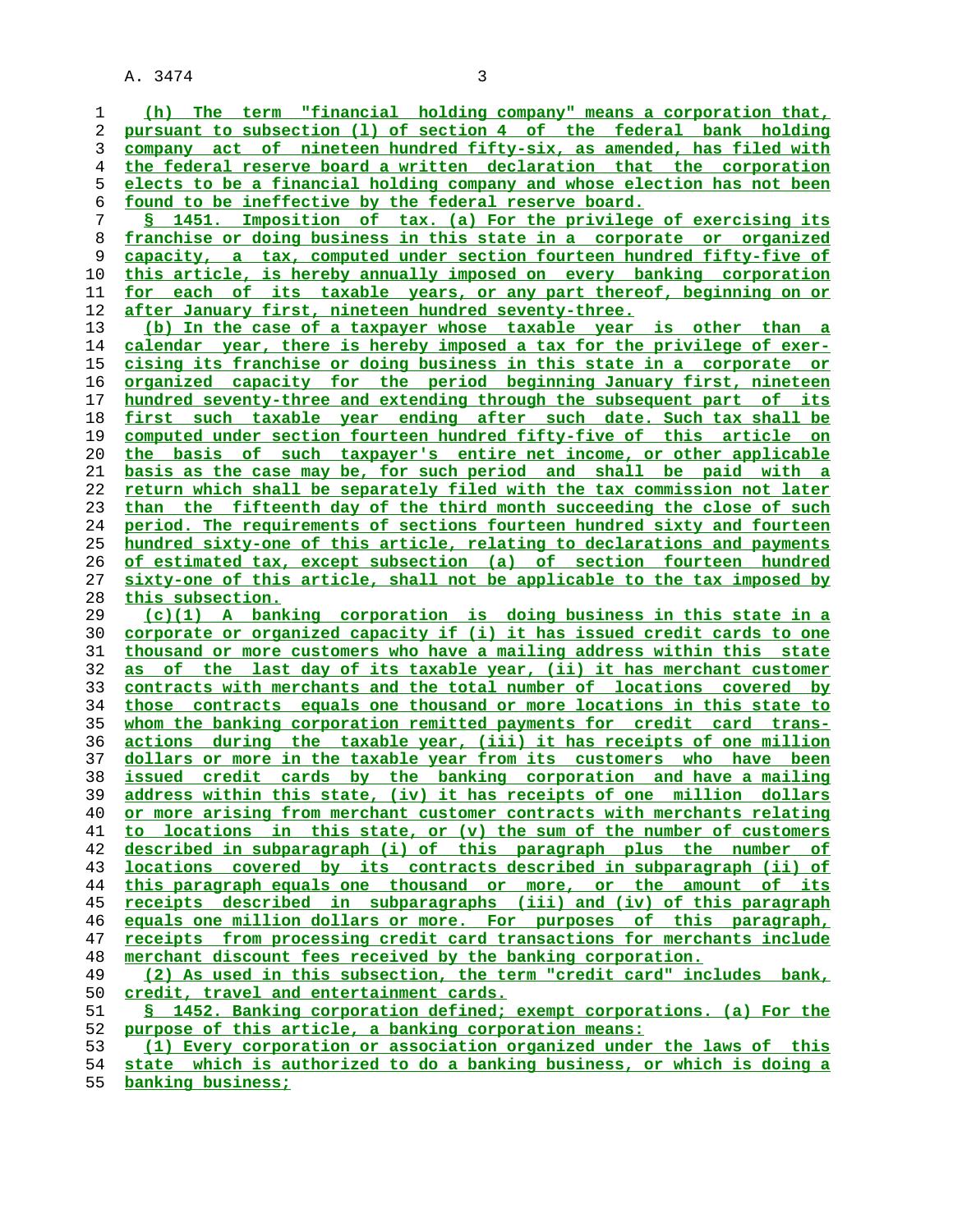(h) The term "financial holding company" means a corporation that, pursuant to subsection (l) of section 4 of the federal bank holding company act of nineteen hundred fifty-six, as amended, has filed with the federal reserve board a written declaration that the corporation elects to be a financial holding company and whose election has not been found to be ineffective by the federal reserve board.

§ 1451. Imposition of tax. (a) For the privilege of exercising its franchise or doing business in this state in a corporate or organized capacity, a tax, computed under section fourteen hundred fifty-five of this article, is hereby annually imposed on every banking corporation for each of its taxable years, or any part thereof, beginning on or after January first, nineteen hundred seventy-three.

(b) In the case of a taxpayer whose taxable year is other than a calendar year, there is hereby imposed a tax for the privilege of exercising its franchise or doing business in this state in a corporate or organized capacity for the period beginning January first, nineteen hundred seventy-three and extending through the subsequent part of its first such taxable year ending after such date. Such tax shall be computed under section fourteen hundred fifty-five of this article on the basis of such taxpayer's entire net income, or other applicable basis as the case may be, for such period and shall be paid with a return which shall be separately filed with the tax commission not later than the fifteenth day of the third month succeeding the close of such period. The requirements of sections fourteen hundred sixty and fourteen hundred sixty-one of this article, relating to declarations and payments of estimated tax, except subsection (a) of section fourteen hundred sixty-one of this article, shall not be applicable to the tax imposed by this subsection.

(c)(1) A banking corporation is doing business in this state in a corporate or organized capacity if (i) it has issued credit cards to one thousand or more customers who have a mailing address within this state as of the last day of its taxable year, (ii) it has merchant customer contracts with merchants and the total number of locations covered by those contracts equals one thousand or more locations in this state to whom the banking corporation remitted payments for credit card transactions during the taxable year, (iii) it has receipts of one million dollars or more in the taxable year from its customers who have been issued credit cards by the banking corporation and have a mailing address within this state, (iv) it has receipts of one million dollars or more arising from merchant customer contracts with merchants relating to locations in this state, or (v) the sum of the number of customers described in subparagraph (i) of this paragraph plus the number of locations covered by its contracts described in subparagraph (ii) of this paragraph equals one thousand or more, or the amount of its receipts described in subparagraphs (iii) and (iv) of this paragraph equals one million dollars or more. For purposes of this paragraph, receipts from processing credit card transactions for merchants include merchant discount fees received by the banking corporation.

(2) As used in this subsection, the term "credit card" includes bank, credit, travel and entertainment cards.

§ 1452. Banking corporation defined; exempt corporations. (a) For the purpose of this article, a banking corporation means:

(1) Every corporation or association organized under the laws of this state which is authorized to do a banking business, or which is doing a banking business;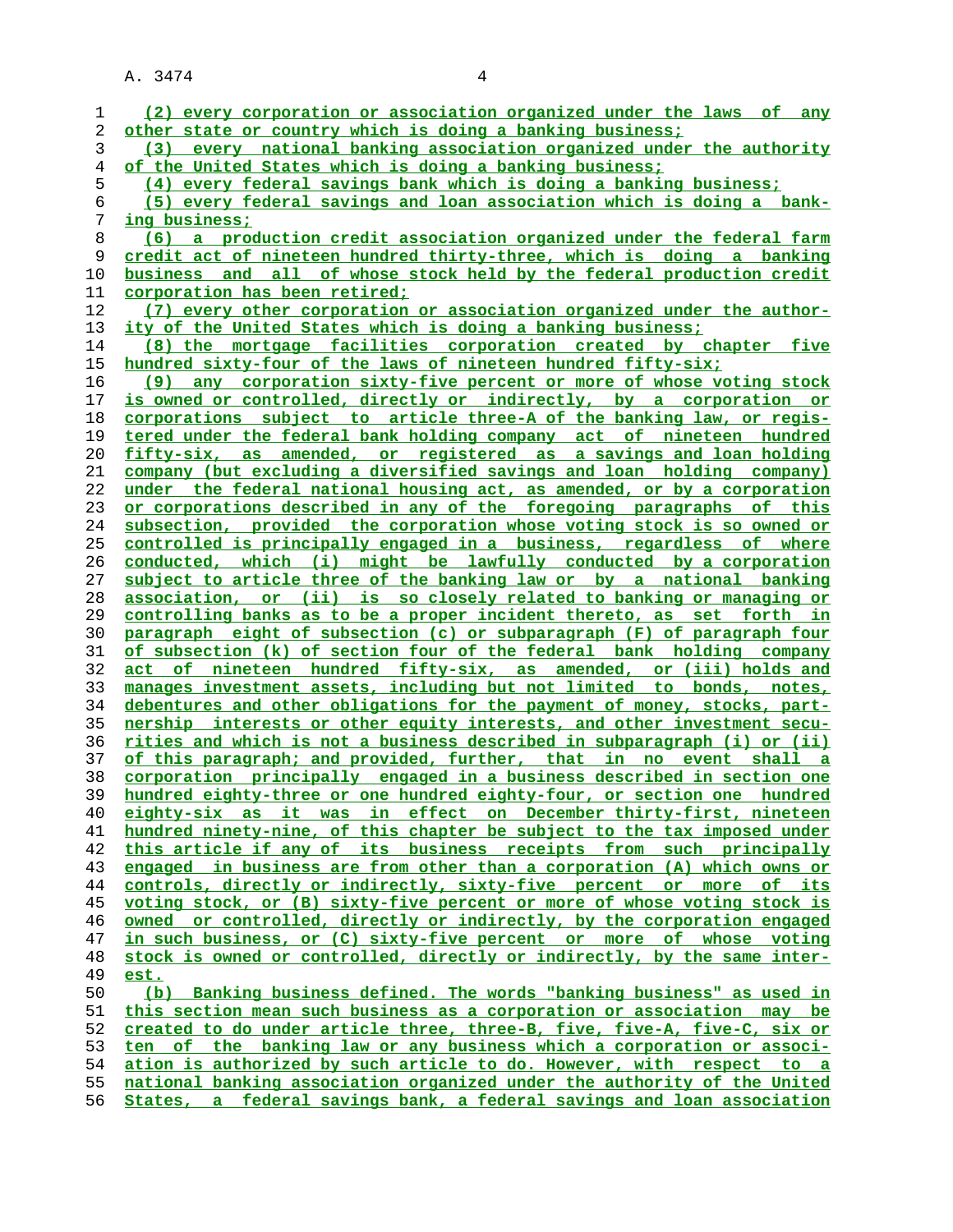(2) every corporation or association organized under the laws of any other state or country which is doing a banking business;

(3) every national banking association organized under the authority of the United States which is doing a banking business;

(4) every federal savings bank which is doing a banking business;

(5) every federal savings and loan association which is doing a banking business;

(6) a production credit association organized under the federal farm credit act of nineteen hundred thirty-three, which is doing a banking business and all of whose stock held by the federal production credit corporation has been retired;

(7) every other corporation or association organized under the authority of the United States which is doing a banking business;

(8) the mortgage facilities corporation created by chapter five hundred sixty-four of the laws of nineteen hundred fifty-six;

(9) any corporation sixty-five percent or more of whose voting stock is owned or controlled, directly or indirectly, by a corporation or corporations subject to article three-A of the banking law, or registered under the federal bank holding company act of nineteen hundred fifty-six, as amended, or registered as a savings and loan holding company (but excluding a diversified savings and loan holding company) under the federal national housing act, as amended, or by a corporation or corporations described in any of the foregoing paragraphs of this subsection, provided the corporation whose voting stock is so owned or controlled is principally engaged in a business, regardless of where conducted, which (i) might be lawfully conducted by a corporation subject to article three of the banking law or by a national banking association, or (ii) is so closely related to banking or managing or controlling banks as to be a proper incident thereto, as set forth in paragraph eight of subsection (c) or subparagraph (F) of paragraph four of subsection (k) of section four of the federal bank holding company act of nineteen hundred fifty-six, as amended, or (iii) holds and manages investment assets, including but not limited to bonds, notes, debentures and other obligations for the payment of money, stocks, partnership interests or other equity interests, and other investment securities and which is not a business described in subparagraph (i) or (ii) of this paragraph; and provided, further, that in no event shall a corporation principally engaged in a business described in section one hundred eighty-three or one hundred eighty-four, or section one hundred eighty-six as it was in effect on December thirty-first, nineteen hundred ninety-nine, of this chapter be subject to the tax imposed under this article if any of its business receipts from such principally engaged in business are from other than a corporation (A) which owns or controls, directly or indirectly, sixty-five percent or more of its voting stock, or (B) sixty-five percent or more of whose voting stock is owned or controlled, directly or indirectly, by the corporation engaged in such business, or (C) sixty-five percent or more of whose voting stock is owned or controlled, directly or indirectly, by the same interest.

(b) Banking business defined. The words "banking business" as used in this section mean such business as a corporation or association may be created to do under article three, three-B, five, five-A, five-C, six or ten of the banking law or any business which a corporation or association is authorized by such article to do. However, with respect to a national banking association organized under the authority of the United States, a federal savings bank, a federal savings and loan association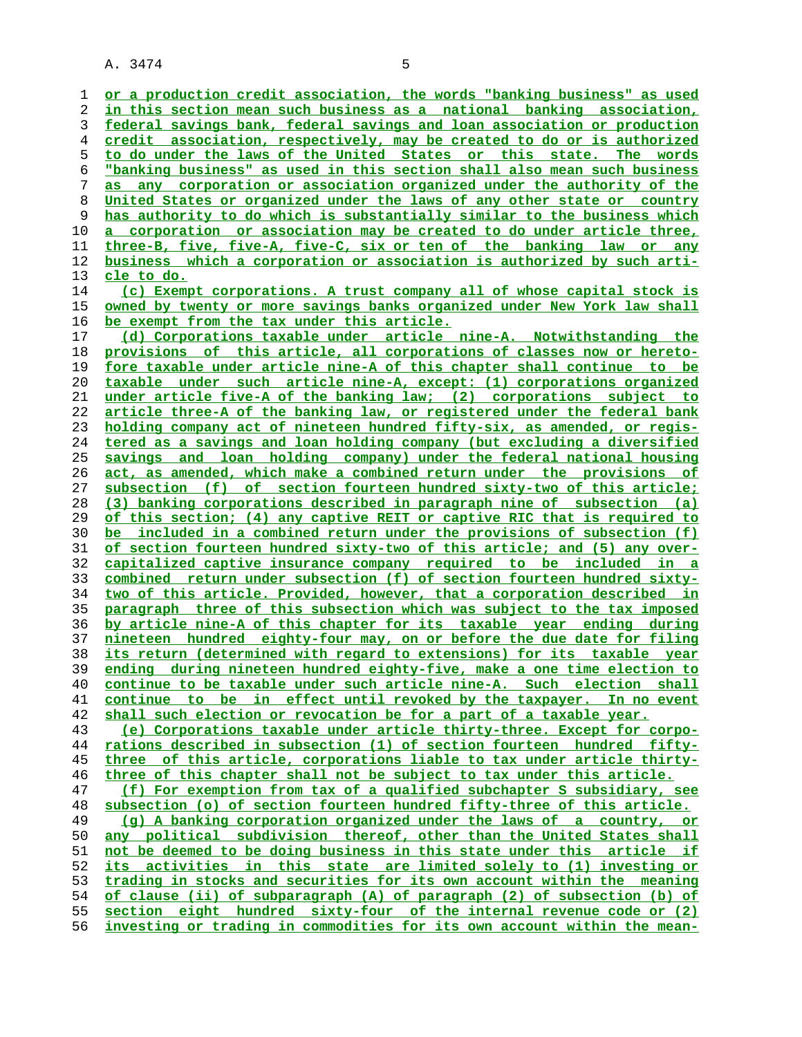or a production credit association, the words "banking business" as used in this section mean such business as a national banking association, federal savings bank, federal savings and loan association or production credit association, respectively, may be created to do or is authorized to do under the laws of the United States or this state. The words "banking business" as used in this section shall also mean such business as any corporation or association organized under the authority of the United States or organized under the laws of any other state or country has authority to do which is substantially similar to the business which a corporation or association may be created to do under article three, three-B, five, five-A, five-C, six or ten of the banking law or any business which a corporation or association is authorized by such article to do.

(c) Exempt corporations. A trust company all of whose capital stock is owned by twenty or more savings banks organized under New York law shall be exempt from the tax under this article.

(d) Corporations taxable under article nine-A. Notwithstanding the provisions of this article, all corporations of classes now or heretofore taxable under article nine-A of this chapter shall continue to be taxable under such article nine-A, except: (1) corporations organized under article five-A of the banking law; (2) corporations subject to article three-A of the banking law, or registered under the federal bank holding company act of nineteen hundred fifty-six, as amended, or registered as a savings and loan holding company (but excluding a diversified savings and loan holding company) under the federal national housing act, as amended, which make a combined return under the provisions of subsection (f) of section fourteen hundred sixty-two of this article; (3) banking corporations described in paragraph nine of subsection (a) of this section; (4) any captive REIT or captive RIC that is required to be included in a combined return under the provisions of subsection (f) of section fourteen hundred sixty-two of this article; and (5) any overcapitalized captive insurance company required to be included in a combined return under subsection (f) of section fourteen hundred sixty-two of this article. Provided, however, that a corporation described in paragraph three of this subsection which was subject to the tax imposed by article nine-A of this chapter for its taxable year ending during nineteen hundred eighty-four may, on or before the due date for filing its return (determined with regard to extensions) for its taxable year ending during nineteen hundred eighty-five, make a one time election to continue to be taxable under such article nine-A. Such election shall continue to be in effect until revoked by the taxpayer. In no event shall such election or revocation be for a part of a taxable year.

(e) Corporations taxable under article thirty-three. Except for corporations described in subsection (l) of section fourteen hundred fifty-three of this article, corporations liable to tax under article thirty-three of this chapter shall not be subject to tax under this article.

(f) For exemption from tax of a qualified subchapter S subsidiary, see subsection (o) of section fourteen hundred fifty-three of this article.

(g) A banking corporation organized under the laws of a country, or any political subdivision thereof, other than the United States shall not be deemed to be doing business in this state under this article if its activities in this state are limited solely to (1) investing or trading in stocks and securities for its own account within the meaning of clause (ii) of subparagraph (A) of paragraph (2) of subsection (b) of section eight hundred sixty-four of the internal revenue code or (2) investing or trading in commodities for its own account within the mean-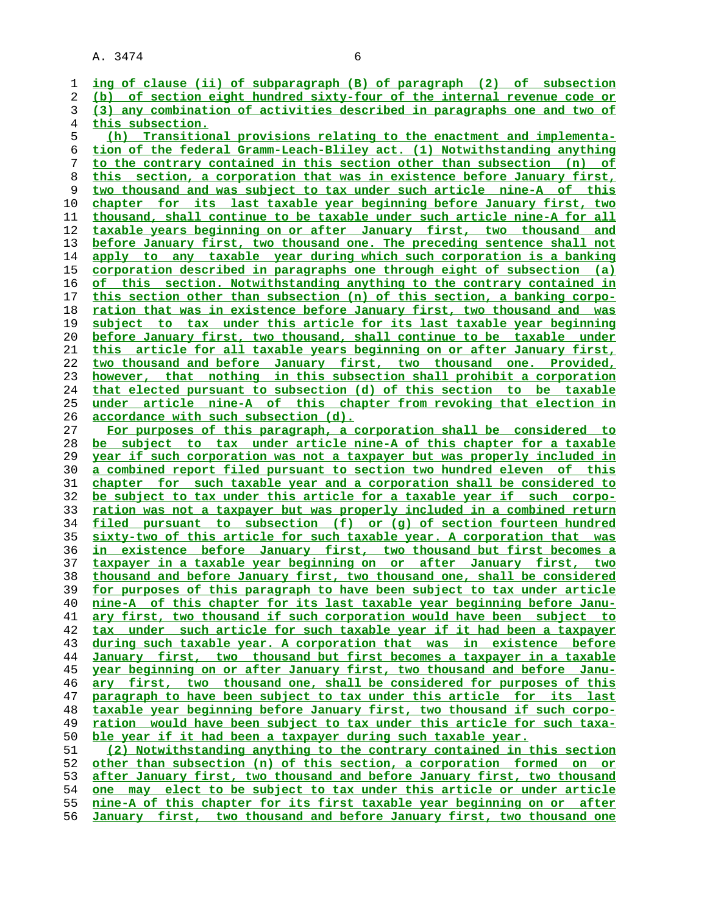ing of clause (ii) of subparagraph (B) of paragraph (2) of subsection (b) of section eight hundred sixty-four of the internal revenue code or (3) any combination of activities described in paragraphs one and two of this subsection.

(h) Transitional provisions relating to the enactment and implementation of the federal Gramm-Leach-Bliley act. (1) Notwithstanding anything to the contrary contained in this section other than subsection (n) of this section, a corporation that was in existence before January first, two thousand and was subject to tax under such article nine-A of this chapter for its last taxable year beginning before January first, two thousand, shall continue to be taxable under such article nine-A for all taxable years beginning on or after January first, two thousand and before January first, two thousand one. The preceding sentence shall not apply to any taxable year during which such corporation is a banking corporation described in paragraphs one through eight of subsection (a) of this section. Notwithstanding anything to the contrary contained in this section other than subsection (n) of this section, a banking corporation that was in existence before January first, two thousand and was subject to tax under this article for its last taxable year beginning before January first, two thousand, shall continue to be taxable under this article for all taxable years beginning on or after January first, two thousand and before January first, two thousand one. Provided, however, that nothing in this subsection shall prohibit a corporation that elected pursuant to subsection (d) of this section to be taxable under article nine-A of this chapter from revoking that election in accordance with such subsection (d).

For purposes of this paragraph, a corporation shall be considered to be subject to tax under article nine-A of this chapter for a taxable year if such corporation was not a taxpayer but was properly included in a combined report filed pursuant to section two hundred eleven of this chapter for such taxable year and a corporation shall be considered to be subject to tax under this article for a taxable year if such corporation was not a taxpayer but was properly included in a combined return filed pursuant to subsection (f) or (g) of section fourteen hundred sixty-two of this article for such taxable year. A corporation that was in existence before January first, two thousand but first becomes a taxpayer in a taxable year beginning on or after January first, two thousand and before January first, two thousand one, shall be considered for purposes of this paragraph to have been subject to tax under article nine-A of this chapter for its last taxable year beginning before January first, two thousand if such corporation would have been subject to tax under such article for such taxable year if it had been a taxpayer during such taxable year. A corporation that was in existence before January first, two thousand but first becomes a taxpayer in a taxable year beginning on or after January first, two thousand and before January first, two thousand one, shall be considered for purposes of this paragraph to have been subject to tax under this article for its last taxable year beginning before January first, two thousand if such corporation would have been subject to tax under this article for such taxable year if it had been a taxpayer during such taxable year.

(2) Notwithstanding anything to the contrary contained in this section other than subsection (n) of this section, a corporation formed on or after January first, two thousand and before January first, two thousand one may elect to be subject to tax under this article or under article nine-A of this chapter for its first taxable year beginning on or after January first, two thousand and before January first, two thousand one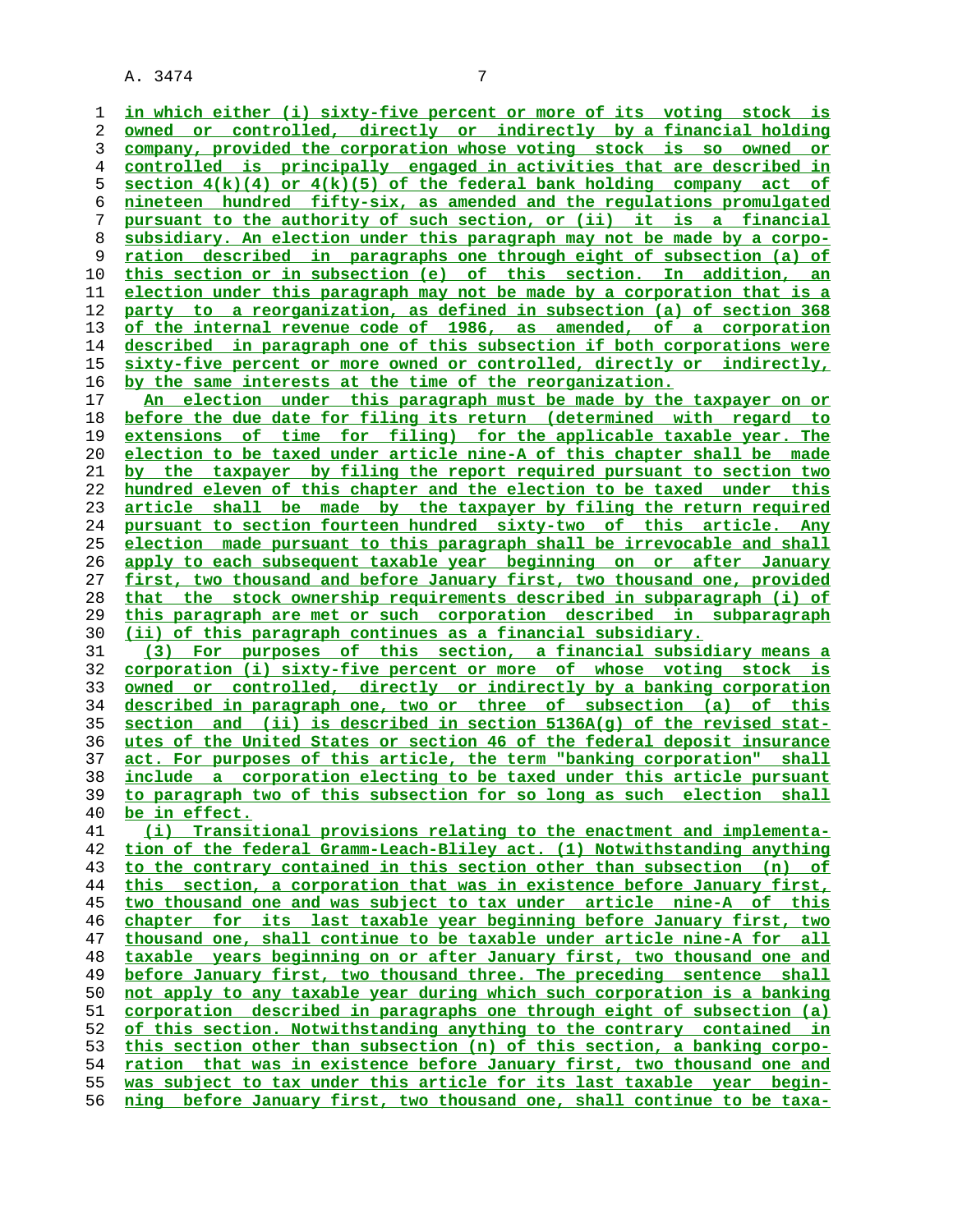in which either (i) sixty-five percent or more of its voting stock is owned or controlled, directly or indirectly by a financial holding company, provided the corporation whose voting stock is so owned or controlled is principally engaged in activities that are described in section 4(k)(4) or 4(k)(5) of the federal bank holding company act of nineteen hundred fifty-six, as amended and the regulations promulgated pursuant to the authority of such section, or (ii) it is a financial subsidiary. An election under this paragraph may not be made by a corporation described in paragraphs one through eight of subsection (a) of this section or in subsection (e) of this section. In addition, an election under this paragraph may not be made by a corporation that is a party to a reorganization, as defined in subsection (a) of section 368 of the internal revenue code of 1986, as amended, of a corporation described in paragraph one of this subsection if both corporations were sixty-five percent or more owned or controlled, directly or indirectly, by the same interests at the time of the reorganization.

An election under this paragraph must be made by the taxpayer on or before the due date for filing its return (determined with regard to extensions of time for filing) for the applicable taxable year. The election to be taxed under article nine-A of this chapter shall be made by the taxpayer by filing the report required pursuant to section two hundred eleven of this chapter and the election to be taxed under this article shall be made by the taxpayer by filing the return required pursuant to section fourteen hundred sixty-two of this article. Any election made pursuant to this paragraph shall be irrevocable and shall apply to each subsequent taxable year beginning on or after January first, two thousand and before January first, two thousand one, provided that the stock ownership requirements described in subparagraph (i) of this paragraph are met or such corporation described in subparagraph (ii) of this paragraph continues as a financial subsidiary.

(3) For purposes of this section, a financial subsidiary means a corporation (i) sixty-five percent or more of whose voting stock is owned or controlled, directly or indirectly by a banking corporation described in paragraph one, two or three of subsection (a) of this section and (ii) is described in section 5136A(g) of the revised statutes of the United States or section 46 of the federal deposit insurance act. For purposes of this article, the term "banking corporation" shall include a corporation electing to be taxed under this article pursuant to paragraph two of this subsection for so long as such election shall be in effect.

(i) Transitional provisions relating to the enactment and implementation of the federal Gramm-Leach-Bliley act. (1) Notwithstanding anything to the contrary contained in this section other than subsection (n) of this section, a corporation that was in existence before January first, two thousand one and was subject to tax under article nine-A of this chapter for its last taxable year beginning before January first, two thousand one, shall continue to be taxable under article nine-A for all taxable years beginning on or after January first, two thousand one and before January first, two thousand three. The preceding sentence shall not apply to any taxable year during which such corporation is a banking corporation described in paragraphs one through eight of subsection (a) of this section. Notwithstanding anything to the contrary contained in this section other than subsection (n) of this section, a banking corporation that was in existence before January first, two thousand one and was subject to tax under this article for its last taxable year beginning before January first, two thousand one, shall continue to be taxa-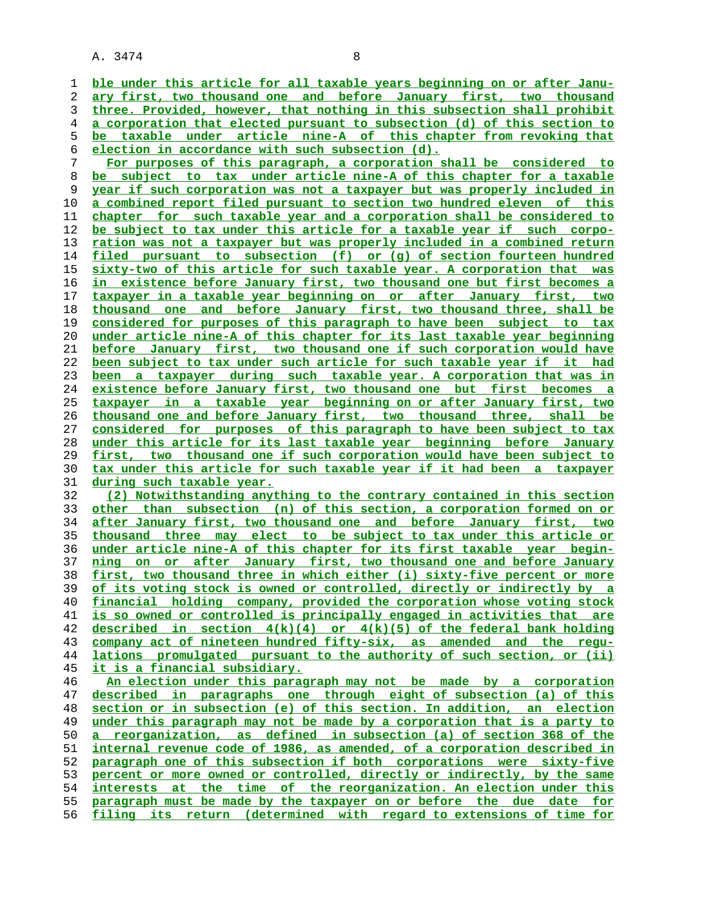ble under this article for all taxable years beginning on or after January first, two thousand one and before January first, two thousand three. Provided, however, that nothing in this subsection shall prohibit a corporation that elected pursuant to subsection (d) of this section to be taxable under article nine-A of this chapter from revoking that election in accordance with such subsection (d).

For purposes of this paragraph, a corporation shall be considered to be subject to tax under article nine-A of this chapter for a taxable year if such corporation was not a taxpayer but was properly included in a combined report filed pursuant to section two hundred eleven of this chapter for such taxable year and a corporation shall be considered to be subject to tax under this article for a taxable year if such corporation was not a taxpayer but was properly included in a combined return filed pursuant to subsection (f) or (g) of section fourteen hundred sixty-two of this article for such taxable year. A corporation that was in existence before January first, two thousand one but first becomes a taxpayer in a taxable year beginning on or after January first, two thousand one and before January first, two thousand three, shall be considered for purposes of this paragraph to have been subject to tax under article nine-A of this chapter for its last taxable year beginning before January first, two thousand one if such corporation would have been subject to tax under such article for such taxable year if it had been a taxpayer during such taxable year. A corporation that was in existence before January first, two thousand one but first becomes a taxpayer in a taxable year beginning on or after January first, two thousand one and before January first, two thousand three, shall be considered for purposes of this paragraph to have been subject to tax under this article for its last taxable year beginning before January first, two thousand one if such corporation would have been subject to tax under this article for such taxable year if it had been a taxpayer during such taxable year.

(2) Notwithstanding anything to the contrary contained in this section other than subsection (n) of this section, a corporation formed on or after January first, two thousand one and before January first, two thousand three may elect to be subject to tax under this article or under article nine-A of this chapter for its first taxable year beginning on or after January first, two thousand one and before January first, two thousand three in which either (i) sixty-five percent or more of its voting stock is owned or controlled, directly or indirectly by a financial holding company, provided the corporation whose voting stock is so owned or controlled is principally engaged in activities that are described in section 4(k)(4) or 4(k)(5) of the federal bank holding company act of nineteen hundred fifty-six, as amended and the regulations promulgated pursuant to the authority of such section, or (ii) it is a financial subsidiary.

An election under this paragraph may not be made by a corporation described in paragraphs one through eight of subsection (a) of this section or in subsection (e) of this section. In addition, an election under this paragraph may not be made by a corporation that is a party to a reorganization, as defined in subsection (a) of section 368 of the internal revenue code of 1986, as amended, of a corporation described in paragraph one of this subsection if both corporations were sixty-five percent or more owned or controlled, directly or indirectly, by the same interests at the time of the reorganization. An election under this paragraph must be made by the taxpayer on or before the due date for filing its return (determined with regard to extensions of time for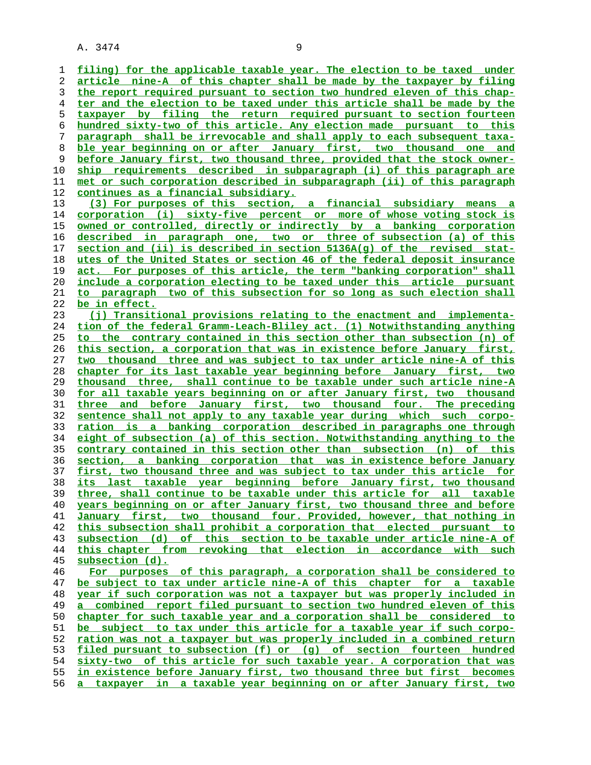filing) for the applicable taxable year. The election to be taxed under article nine-A of this chapter shall be made by the taxpayer by filing the report required pursuant to section two hundred eleven of this chapter and the election to be taxed under this article shall be made by the taxpayer by filing the return required pursuant to section fourteen hundred sixty-two of this article. Any election made pursuant to this paragraph shall be irrevocable and shall apply to each subsequent taxable year beginning on or after January first, two thousand one and before January first, two thousand three, provided that the stock ownership requirements described in subparagraph (i) of this paragraph are met or such corporation described in subparagraph (ii) of this paragraph continues as a financial subsidiary.

(3) For purposes of this section, a financial subsidiary means a corporation (i) sixty-five percent or more of whose voting stock is owned or controlled, directly or indirectly by a banking corporation described in paragraph one, two or three of subsection (a) of this section and (ii) is described in section 5136A(g) of the revised statutes of the United States or section 46 of the federal deposit insurance act. For purposes of this article, the term "banking corporation" shall include a corporation electing to be taxed under this article pursuant to paragraph two of this subsection for so long as such election shall be in effect.

(j) Transitional provisions relating to the enactment and implementation of the federal Gramm-Leach-Bliley act. (1) Notwithstanding anything to the contrary contained in this section other than subsection (n) of this section, a corporation that was in existence before January first, two thousand three and was subject to tax under article nine-A of this chapter for its last taxable year beginning before January first, two thousand three, shall continue to be taxable under such article nine-A for all taxable years beginning on or after January first, two thousand three and before January first, two thousand four. The preceding sentence shall not apply to any taxable year during which such corporation is a banking corporation described in paragraphs one through eight of subsection (a) of this section. Notwithstanding anything to the contrary contained in this section other than subsection (n) of this section, a banking corporation that was in existence before January first, two thousand three and was subject to tax under this article for its last taxable year beginning before January first, two thousand three, shall continue to be taxable under this article for all taxable years beginning on or after January first, two thousand three and before January first, two thousand four. Provided, however, that nothing in this subsection shall prohibit a corporation that elected pursuant to subsection (d) of this section to be taxable under article nine-A of this chapter from revoking that election in accordance with such subsection (d).

For purposes of this paragraph, a corporation shall be considered to be subject to tax under article nine-A of this chapter for a taxable year if such corporation was not a taxpayer but was properly included in a combined report filed pursuant to section two hundred eleven of this chapter for such taxable year and a corporation shall be considered to be subject to tax under this article for a taxable year if such corporation was not a taxpayer but was properly included in a combined return filed pursuant to subsection (f) or (g) of section fourteen hundred sixty-two of this article for such taxable year. A corporation that was in existence before January first, two thousand three but first becomes a taxpayer in a taxable year beginning on or after January first, two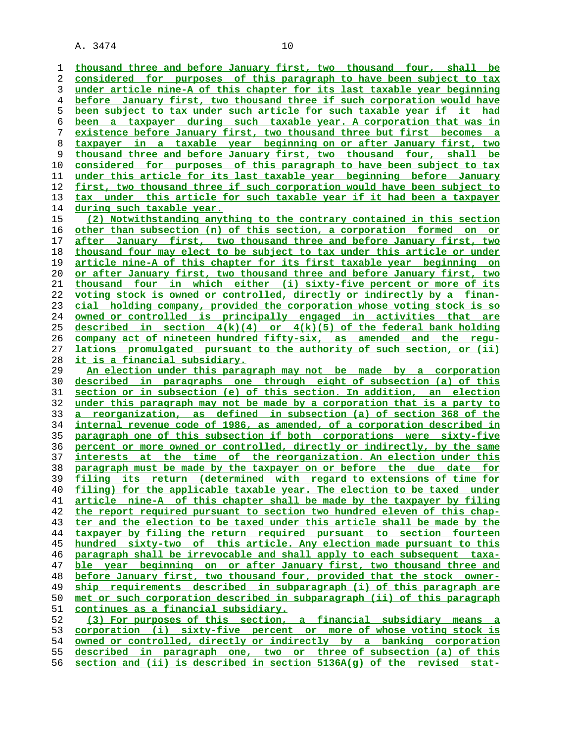thousand three and before January first, two thousand four, shall be considered for purposes of this paragraph to have been subject to tax under article nine-A of this chapter for its last taxable year beginning before January first, two thousand three if such corporation would have been subject to tax under such article for such taxable year if it had been a taxpayer during such taxable year. A corporation that was in existence before January first, two thousand three but first becomes a taxpayer in a taxable year beginning on or after January first, two thousand three and before January first, two thousand four, shall be considered for purposes of this paragraph to have been subject to tax under this article for its last taxable year beginning before January first, two thousand three if such corporation would have been subject to tax under this article for such taxable year if it had been a taxpayer during such taxable year.

(2) Notwithstanding anything to the contrary contained in this section other than subsection (n) of this section, a corporation formed on or after January first, two thousand three and before January first, two thousand four may elect to be subject to tax under this article or under article nine-A of this chapter for its first taxable year beginning on or after January first, two thousand three and before January first, two thousand four in which either (i) sixty-five percent or more of its voting stock is owned or controlled, directly or indirectly by a financial holding company, provided the corporation whose voting stock is so owned or controlled is principally engaged in activities that are described in section 4(k)(4) or 4(k)(5) of the federal bank holding company act of nineteen hundred fifty-six, as amended and the regulations promulgated pursuant to the authority of such section, or (ii) it is a financial subsidiary.

An election under this paragraph may not be made by a corporation described in paragraphs one through eight of subsection (a) of this section or in subsection (e) of this section. In addition, an election under this paragraph may not be made by a corporation that is a party to a reorganization, as defined in subsection (a) of section 368 of the internal revenue code of 1986, as amended, of a corporation described in paragraph one of this subsection if both corporations were sixty-five percent or more owned or controlled, directly or indirectly, by the same interests at the time of the reorganization. An election under this paragraph must be made by the taxpayer on or before the due date for filing its return (determined with regard to extensions of time for filing) for the applicable taxable year. The election to be taxed under article nine-A of this chapter shall be made by the taxpayer by filing the report required pursuant to section two hundred eleven of this chapter and the election to be taxed under this article shall be made by the taxpayer by filing the return required pursuant to section fourteen hundred sixty-two of this article. Any election made pursuant to this paragraph shall be irrevocable and shall apply to each subsequent taxable year beginning on or after January first, two thousand three and before January first, two thousand four, provided that the stock ownership requirements described in subparagraph (i) of this paragraph are met or such corporation described in subparagraph (ii) of this paragraph continues as a financial subsidiary.

(3) For purposes of this section, a financial subsidiary means a corporation (i) sixty-five percent or more of whose voting stock is owned or controlled, directly or indirectly by a banking corporation described in paragraph one, two or three of subsection (a) of this section and (ii) is described in section 5136A(g) of the revised stat-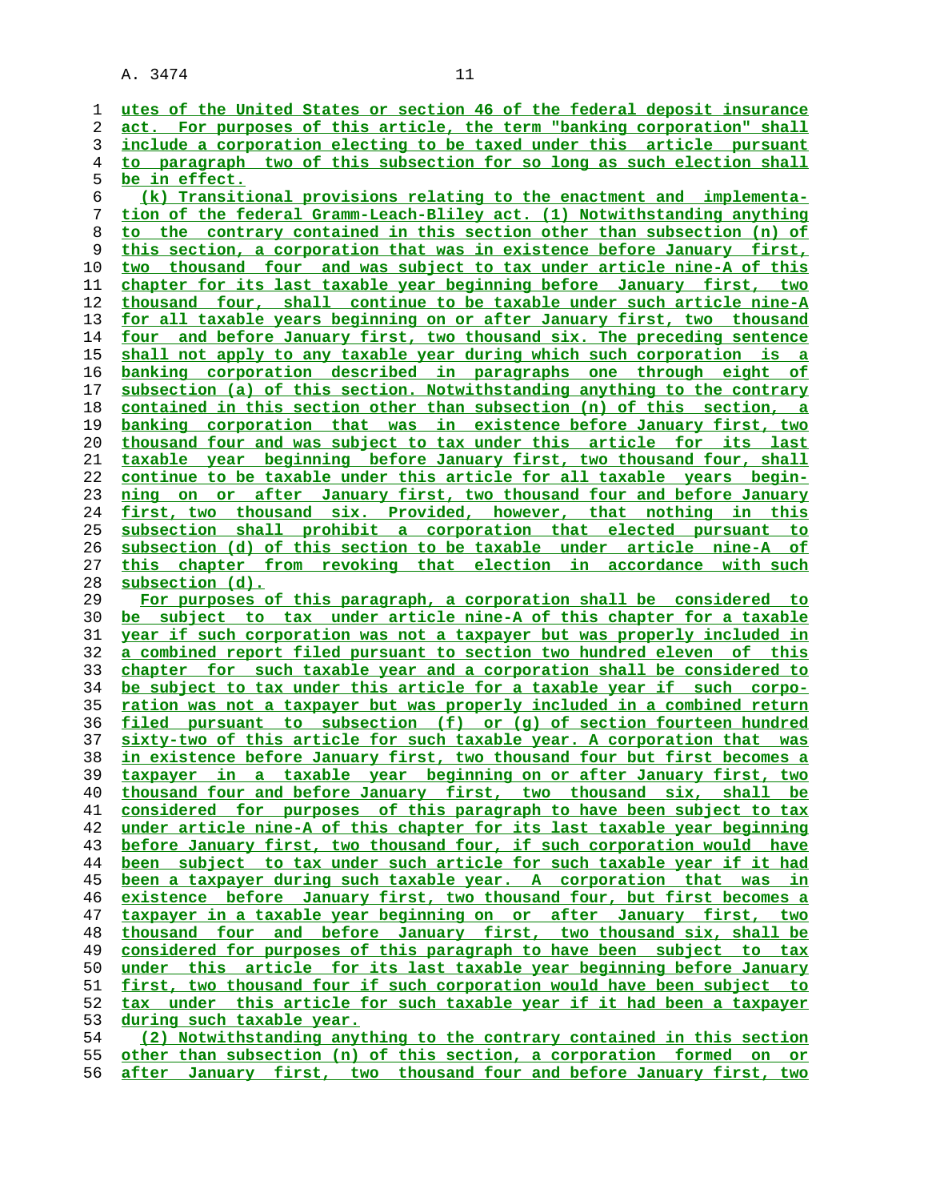utes of the United States or section 46 of the federal deposit insurance act. For purposes of this article, the term "banking corporation" shall include a corporation electing to be taxed under this article pursuant to paragraph two of this subsection for so long as such election shall be in effect.

(k) Transitional provisions relating to the enactment and implementation of the federal Gramm-Leach-Bliley act. (1) Notwithstanding anything to the contrary contained in this section other than subsection (n) of this section, a corporation that was in existence before January first, two thousand four and was subject to tax under article nine-A of this chapter for its last taxable year beginning before January first, two thousand four, shall continue to be taxable under such article nine-A for all taxable years beginning on or after January first, two thousand four and before January first, two thousand six. The preceding sentence shall not apply to any taxable year during which such corporation is a banking corporation described in paragraphs one through eight of subsection (a) of this section. Notwithstanding anything to the contrary contained in this section other than subsection (n) of this section, a banking corporation that was in existence before January first, two thousand four and was subject to tax under this article for its last taxable year beginning before January first, two thousand four, shall continue to be taxable under this article for all taxable years beginning on or after January first, two thousand four and before January first, two thousand six. Provided, however, that nothing in this subsection shall prohibit a corporation that elected pursuant to subsection (d) of this section to be taxable under article nine-A of this chapter from revoking that election in accordance with such subsection (d).

For purposes of this paragraph, a corporation shall be considered to be subject to tax under article nine-A of this chapter for a taxable year if such corporation was not a taxpayer but was properly included in a combined report filed pursuant to section two hundred eleven of this chapter for such taxable year and a corporation shall be considered to be subject to tax under this article for a taxable year if such corporation was not a taxpayer but was properly included in a combined return filed pursuant to subsection (f) or (g) of section fourteen hundred sixty-two of this article for such taxable year. A corporation that was in existence before January first, two thousand four but first becomes a taxpayer in a taxable year beginning on or after January first, two thousand four and before January first, two thousand six, shall be considered for purposes of this paragraph to have been subject to tax under article nine-A of this chapter for its last taxable year beginning before January first, two thousand four, if such corporation would have been subject to tax under such article for such taxable year if it had been a taxpayer during such taxable year. A corporation that was in existence before January first, two thousand four, but first becomes a taxpayer in a taxable year beginning on or after January first, two thousand four and before January first, two thousand six, shall be considered for purposes of this paragraph to have been subject to tax under this article for its last taxable year beginning before January first, two thousand four if such corporation would have been subject to tax under this article for such taxable year if it had been a taxpayer during such taxable year.

(2) Notwithstanding anything to the contrary contained in this section other than subsection (n) of this section, a corporation formed on or after January first, two thousand four and before January first, two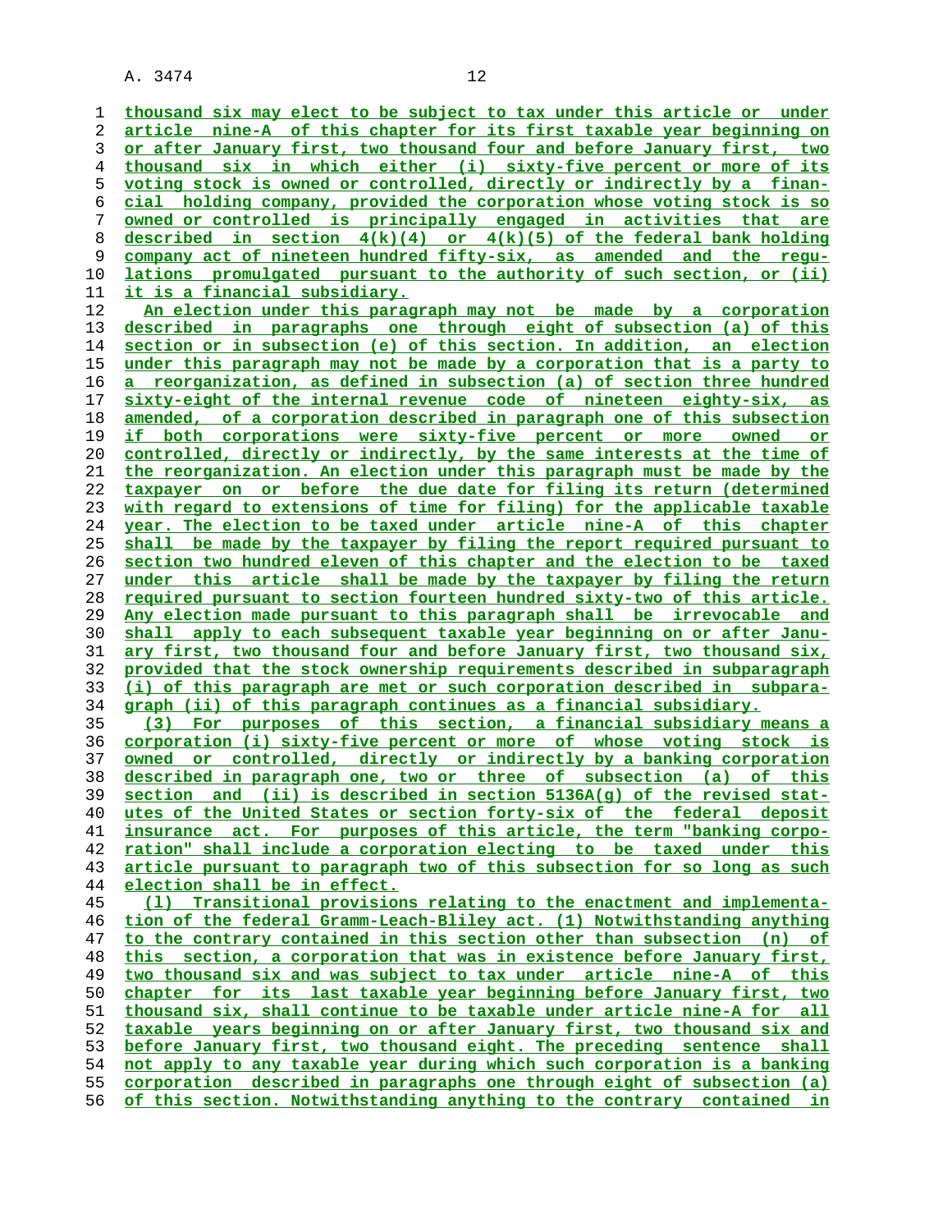thousand six may elect to be subject to tax under this article or under article nine-A of this chapter for its first taxable year beginning on or after January first, two thousand four and before January first, two thousand six in which either (i) sixty-five percent or more of its voting stock is owned or controlled, directly or indirectly by a financial holding company, provided the corporation whose voting stock is so owned or controlled is principally engaged in activities that are described in section 4(k)(4) or 4(k)(5) of the federal bank holding company act of nineteen hundred fifty-six, as amended and the regulations promulgated pursuant to the authority of such section, or (ii) it is a financial subsidiary.

An election under this paragraph may not be made by a corporation described in paragraphs one through eight of subsection (a) of this section or in subsection (e) of this section. In addition, an election under this paragraph may not be made by a corporation that is a party to a reorganization, as defined in subsection (a) of section three hundred sixty-eight of the internal revenue code of nineteen eighty-six, as amended, of a corporation described in paragraph one of this subsection if both corporations were sixty-five percent or more owned or controlled, directly or indirectly, by the same interests at the time of the reorganization. An election under this paragraph must be made by the taxpayer on or before the due date for filing its return (determined with regard to extensions of time for filing) for the applicable taxable year. The election to be taxed under article nine-A of this chapter shall be made by the taxpayer by filing the report required pursuant to section two hundred eleven of this chapter and the election to be taxed under this article shall be made by the taxpayer by filing the return required pursuant to section fourteen hundred sixty-two of this article. Any election made pursuant to this paragraph shall be irrevocable and shall apply to each subsequent taxable year beginning on or after January first, two thousand four and before January first, two thousand six, provided that the stock ownership requirements described in subparagraph (i) of this paragraph are met or such corporation described in subparagraph (ii) of this paragraph continues as a financial subsidiary.

(3) For purposes of this section, a financial subsidiary means a corporation (i) sixty-five percent or more of whose voting stock is owned or controlled, directly or indirectly by a banking corporation described in paragraph one, two or three of subsection (a) of this section and (ii) is described in section 5136A(g) of the revised statutes of the United States or section forty-six of the federal deposit insurance act. For purposes of this article, the term "banking corporation" shall include a corporation electing to be taxed under this article pursuant to paragraph two of this subsection for so long as such election shall be in effect.

(l) Transitional provisions relating to the enactment and implementation of the federal Gramm-Leach-Bliley act. (1) Notwithstanding anything to the contrary contained in this section other than subsection (n) of this section, a corporation that was in existence before January first, two thousand six and was subject to tax under article nine-A of this chapter for its last taxable year beginning before January first, two thousand six, shall continue to be taxable under article nine-A for all taxable years beginning on or after January first, two thousand six and before January first, two thousand eight. The preceding sentence shall not apply to any taxable year during which such corporation is a banking corporation described in paragraphs one through eight of subsection (a) of this section. Notwithstanding anything to the contrary contained in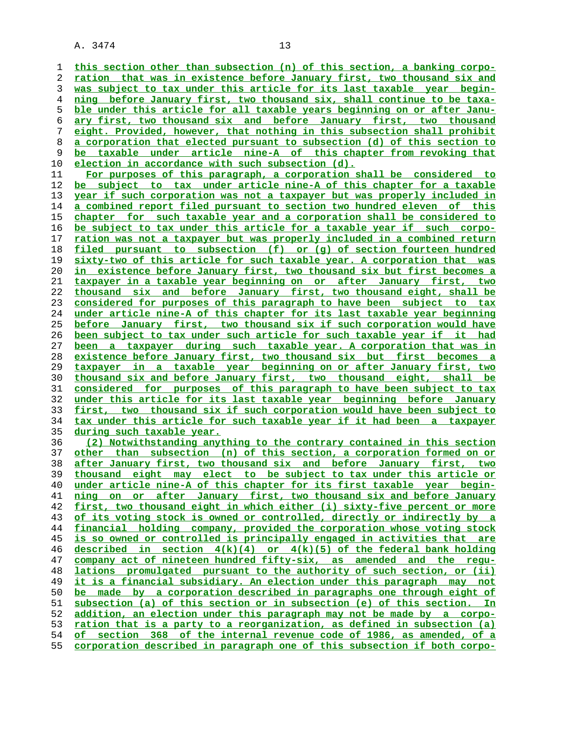this section other than subsection (n) of this section, a banking corporation that was in existence before January first, two thousand six and was subject to tax under this article for its last taxable year beginning before January first, two thousand six, shall continue to be taxable under this article for all taxable years beginning on or after January first, two thousand six and before January first, two thousand eight. Provided, however, that nothing in this subsection shall prohibit a corporation that elected pursuant to subsection (d) of this section to be taxable under article nine-A of this chapter from revoking that election in accordance with such subsection (d).

For purposes of this paragraph, a corporation shall be considered to be subject to tax under article nine-A of this chapter for a taxable year if such corporation was not a taxpayer but was properly included in a combined report filed pursuant to section two hundred eleven of this chapter for such taxable year and a corporation shall be considered to be subject to tax under this article for a taxable year if such corporation was not a taxpayer but was properly included in a combined return filed pursuant to subsection (f) or (g) of section fourteen hundred sixty-two of this article for such taxable year. A corporation that was in existence before January first, two thousand six but first becomes a taxpayer in a taxable year beginning on or after January first, two thousand six and before January first, two thousand eight, shall be considered for purposes of this paragraph to have been subject to tax under article nine-A of this chapter for its last taxable year beginning before January first, two thousand six if such corporation would have been subject to tax under such article for such taxable year if it had been a taxpayer during such taxable year. A corporation that was in existence before January first, two thousand six but first becomes a taxpayer in a taxable year beginning on or after January first, two thousand six and before January first, two thousand eight, shall be considered for purposes of this paragraph to have been subject to tax under this article for its last taxable year beginning before January first, two thousand six if such corporation would have been subject to tax under this article for such taxable year if it had been a taxpayer during such taxable year.

(2) Notwithstanding anything to the contrary contained in this section other than subsection (n) of this section, a corporation formed on or after January first, two thousand six and before January first, two thousand eight may elect to be subject to tax under this article or under article nine-A of this chapter for its first taxable year beginning on or after January first, two thousand six and before January first, two thousand eight in which either (i) sixty-five percent or more of its voting stock is owned or controlled, directly or indirectly by a financial holding company, provided the corporation whose voting stock is so owned or controlled is principally engaged in activities that are described in section 4(k)(4) or 4(k)(5) of the federal bank holding company act of nineteen hundred fifty-six, as amended and the regulations promulgated pursuant to the authority of such section, or (ii) it is a financial subsidiary. An election under this paragraph may not be made by a corporation described in paragraphs one through eight of subsection (a) of this section or in subsection (e) of this section. In addition, an election under this paragraph may not be made by a corporation that is a party to a reorganization, as defined in subsection (a) of section 368 of the internal revenue code of 1986, as amended, of a corporation described in paragraph one of this subsection if both corpo-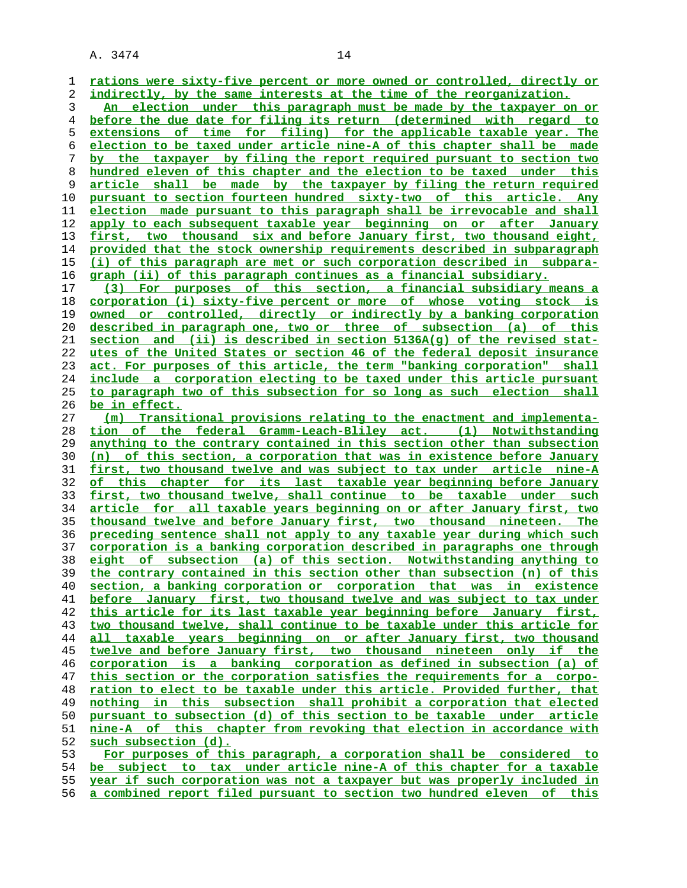rations were sixty-five percent or more owned or controlled, directly or indirectly, by the same interests at the time of the reorganization.

An election under this paragraph must be made by the taxpayer on or before the due date for filing its return (determined with regard to extensions of time for filing) for the applicable taxable year. The election to be taxed under article nine-A of this chapter shall be made by the taxpayer by filing the report required pursuant to section two hundred eleven of this chapter and the election to be taxed under this article shall be made by the taxpayer by filing the return required pursuant to section fourteen hundred sixty-two of this article. Any election made pursuant to this paragraph shall be irrevocable and shall apply to each subsequent taxable year beginning on or after January first, two thousand six and before January first, two thousand eight, provided that the stock ownership requirements described in subparagraph (i) of this paragraph are met or such corporation described in subparagraph (ii) of this paragraph continues as a financial subsidiary.

(3) For purposes of this section, a financial subsidiary means a corporation (i) sixty-five percent or more of whose voting stock is owned or controlled, directly or indirectly by a banking corporation described in paragraph one, two or three of subsection (a) of this section and (ii) is described in section 5136A(g) of the revised statutes of the United States or section 46 of the federal deposit insurance act. For purposes of this article, the term "banking corporation" shall include a corporation electing to be taxed under this article pursuant to paragraph two of this subsection for so long as such election shall be in effect.

(m) Transitional provisions relating to the enactment and implementation of the federal Gramm-Leach-Bliley act. (1) Notwithstanding anything to the contrary contained in this section other than subsection (n) of this section, a corporation that was in existence before January first, two thousand twelve and was subject to tax under article nine-A of this chapter for its last taxable year beginning before January first, two thousand twelve, shall continue to be taxable under such article for all taxable years beginning on or after January first, two thousand twelve and before January first, two thousand nineteen. The preceding sentence shall not apply to any taxable year during which such corporation is a banking corporation described in paragraphs one through eight of subsection (a) of this section. Notwithstanding anything to the contrary contained in this section other than subsection (n) of this section, a banking corporation or corporation that was in existence before January first, two thousand twelve and was subject to tax under this article for its last taxable year beginning before January first, two thousand twelve, shall continue to be taxable under this article for all taxable years beginning on or after January first, two thousand twelve and before January first, two thousand nineteen only if the corporation is a banking corporation as defined in subsection (a) of this section or the corporation satisfies the requirements for a corporation to elect to be taxable under this article. Provided further, that nothing in this subsection shall prohibit a corporation that elected pursuant to subsection (d) of this section to be taxable under article nine-A of this chapter from revoking that election in accordance with such subsection (d).

For purposes of this paragraph, a corporation shall be considered to be subject to tax under article nine-A of this chapter for a taxable year if such corporation was not a taxpayer but was properly included in a combined report filed pursuant to section two hundred eleven of this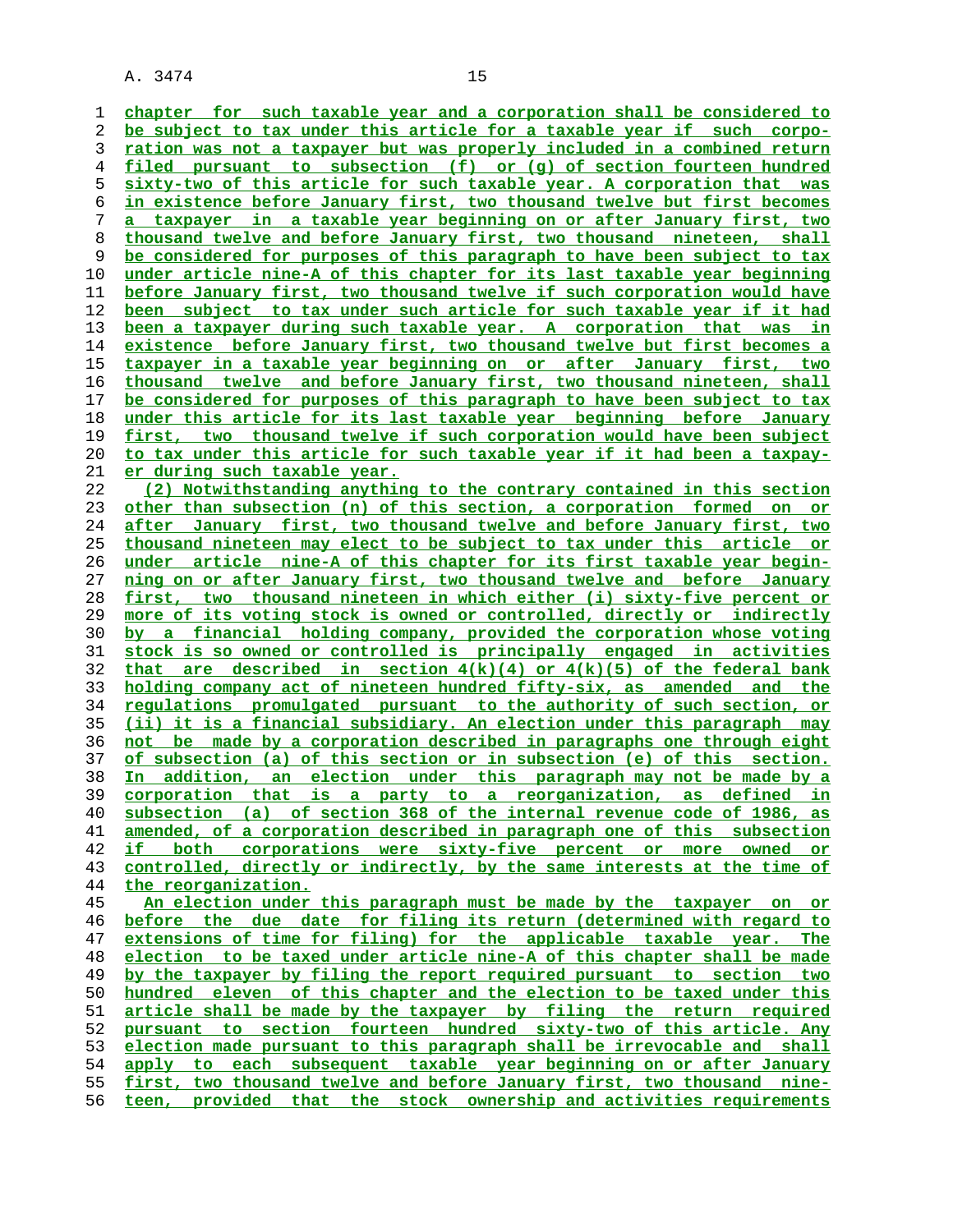chapter for such taxable year and a corporation shall be considered to be subject to tax under this article for a taxable year if such corporation was not a taxpayer but was properly included in a combined return filed pursuant to subsection (f) or (g) of section fourteen hundred sixty-two of this article for such taxable year. A corporation that was in existence before January first, two thousand twelve but first becomes a taxpayer in a taxable year beginning on or after January first, two thousand twelve and before January first, two thousand nineteen, shall be considered for purposes of this paragraph to have been subject to tax under article nine-A of this chapter for its last taxable year beginning before January first, two thousand twelve if such corporation would have been subject to tax under such article for such taxable year if it had been a taxpayer during such taxable year. A corporation that was in existence before January first, two thousand twelve but first becomes a taxpayer in a taxable year beginning on or after January first, two thousand twelve and before January first, two thousand nineteen, shall be considered for purposes of this paragraph to have been subject to tax under this article for its last taxable year beginning before January first, two thousand twelve if such corporation would have been subject to tax under this article for such taxable year if it had been a taxpayer during such taxable year.

(2) Notwithstanding anything to the contrary contained in this section other than subsection (n) of this section, a corporation formed on or after January first, two thousand twelve and before January first, two thousand nineteen may elect to be subject to tax under this article or under article nine-A of this chapter for its first taxable year beginning on or after January first, two thousand twelve and before January first, two thousand nineteen in which either (i) sixty-five percent or more of its voting stock is owned or controlled, directly or indirectly by a financial holding company, provided the corporation whose voting stock is so owned or controlled is principally engaged in activities that are described in section 4(k)(4) or 4(k)(5) of the federal bank holding company act of nineteen hundred fifty-six, as amended and the regulations promulgated pursuant to the authority of such section, or (ii) it is a financial subsidiary. An election under this paragraph may not be made by a corporation described in paragraphs one through eight of subsection (a) of this section or in subsection (e) of this section. In addition, an election under this paragraph may not be made by a corporation that is a party to a reorganization, as defined in subsection (a) of section 368 of the internal revenue code of 1986, as amended, of a corporation described in paragraph one of this subsection if both corporations were sixty-five percent or more owned or controlled, directly or indirectly, by the same interests at the time of the reorganization.

An election under this paragraph must be made by the taxpayer on or before the due date for filing its return (determined with regard to extensions of time for filing) for the applicable taxable year. The election to be taxed under article nine-A of this chapter shall be made by the taxpayer by filing the report required pursuant to section two hundred eleven of this chapter and the election to be taxed under this article shall be made by the taxpayer by filing the return required pursuant to section fourteen hundred sixty-two of this article. Any election made pursuant to this paragraph shall be irrevocable and shall apply to each subsequent taxable year beginning on or after January first, two thousand twelve and before January first, two thousand nineteen, provided that the stock ownership and activities requirements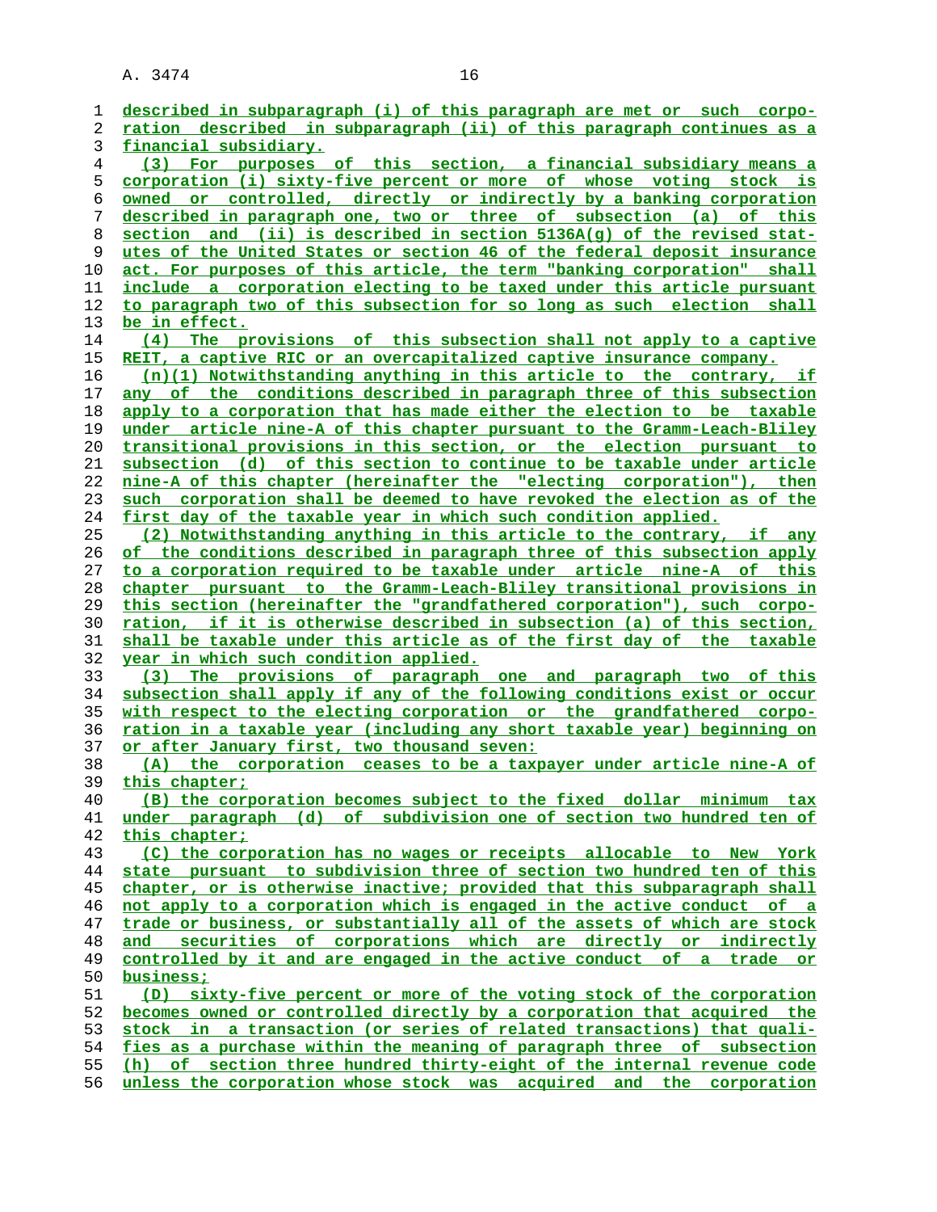described in subparagraph (i) of this paragraph are met or such corporation described in subparagraph (ii) of this paragraph continues as a financial subsidiary.

(3) For purposes of this section, a financial subsidiary means a corporation (i) sixty-five percent or more of whose voting stock is owned or controlled, directly or indirectly by a banking corporation described in paragraph one, two or three of subsection (a) of this section and (ii) is described in section 5136A(g) of the revised statutes of the United States or section 46 of the federal deposit insurance act. For purposes of this article, the term "banking corporation" shall include a corporation electing to be taxed under this article pursuant to paragraph two of this subsection for so long as such election shall be in effect.

(4) The provisions of this subsection shall not apply to a captive REIT, a captive RIC or an overcapitalized captive insurance company.

(n)(1) Notwithstanding anything in this article to the contrary, if any of the conditions described in paragraph three of this subsection apply to a corporation that has made either the election to be taxable under article nine-A of this chapter pursuant to the Gramm-Leach-Bliley transitional provisions in this section, or the election pursuant to subsection (d) of this section to continue to be taxable under article nine-A of this chapter (hereinafter the "electing corporation"), then such corporation shall be deemed to have revoked the election as of the first day of the taxable year in which such condition applied.

(2) Notwithstanding anything in this article to the contrary, if any of the conditions described in paragraph three of this subsection apply to a corporation required to be taxable under article nine-A of this chapter pursuant to the Gramm-Leach-Bliley transitional provisions in this section (hereinafter the "grandfathered corporation"), such corporation, if it is otherwise described in subsection (a) of this section, shall be taxable under this article as of the first day of the taxable year in which such condition applied.

(3) The provisions of paragraph one and paragraph two of this subsection shall apply if any of the following conditions exist or occur with respect to the electing corporation or the grandfathered corporation in a taxable year (including any short taxable year) beginning on or after January first, two thousand seven:

(A) the corporation ceases to be a taxpayer under article nine-A of this chapter;

(B) the corporation becomes subject to the fixed dollar minimum tax under paragraph (d) of subdivision one of section two hundred ten of this chapter;

(C) the corporation has no wages or receipts allocable to New York state pursuant to subdivision three of section two hundred ten of this chapter, or is otherwise inactive; provided that this subparagraph shall not apply to a corporation which is engaged in the active conduct of a trade or business, or substantially all of the assets of which are stock and securities of corporations which are directly or indirectly controlled by it and are engaged in the active conduct of a trade or business;

(D) sixty-five percent or more of the voting stock of the corporation becomes owned or controlled directly by a corporation that acquired the stock in a transaction (or series of related transactions) that qualifies as a purchase within the meaning of paragraph three of subsection (h) of section three hundred thirty-eight of the internal revenue code unless the corporation whose stock was acquired and the corporation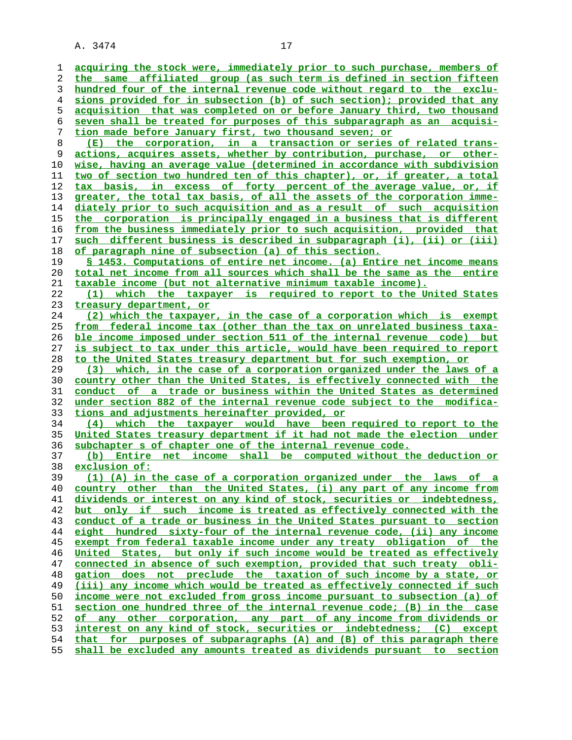acquiring the stock were, immediately prior to such purchase, members of the same affiliated group (as such term is defined in section fifteen hundred four of the internal revenue code without regard to the exclusions provided for in subsection (b) of such section); provided that any acquisition that was completed on or before January third, two thousand seven shall be treated for purposes of this subparagraph as an acquisition made before January first, two thousand seven; or

(E) the corporation, in a transaction or series of related transactions, acquires assets, whether by contribution, purchase, or otherwise, having an average value (determined in accordance with subdivision two of section two hundred ten of this chapter), or, if greater, a total tax basis, in excess of forty percent of the average value, or, if greater, the total tax basis, of all the assets of the corporation immediately prior to such acquisition and as a result of such acquisition the corporation is principally engaged in a business that is different from the business immediately prior to such acquisition, provided that such different business is described in subparagraph (i), (ii) or (iii) of paragraph nine of subsection (a) of this section.

§ 1453. Computations of entire net income. (a) Entire net income means total net income from all sources which shall be the same as the entire taxable income (but not alternative minimum taxable income).

(1) which the taxpayer is required to report to the United States treasury department, or

(2) which the taxpayer, in the case of a corporation which is exempt from federal income tax (other than the tax on unrelated business taxable income imposed under section 511 of the internal revenue code) but is subject to tax under this article, would have been required to report to the United States treasury department but for such exemption, or

(3) which, in the case of a corporation organized under the laws of a country other than the United States, is effectively connected with the conduct of a trade or business within the United States as determined under section 882 of the internal revenue code subject to the modifications and adjustments hereinafter provided, or

(4) which the taxpayer would have been required to report to the United States treasury department if it had not made the election under subchapter s of chapter one of the internal revenue code.

(b) Entire net income shall be computed without the deduction or exclusion of:

(1) (A) in the case of a corporation organized under the laws of a country other than the United States, (i) any part of any income from dividends or interest on any kind of stock, securities or indebtedness, but only if such income is treated as effectively connected with the conduct of a trade or business in the United States pursuant to section eight hundred sixty-four of the internal revenue code, (ii) any income exempt from federal taxable income under any treaty obligation of the United States, but only if such income would be treated as effectively connected in absence of such exemption, provided that such treaty obligation does not preclude the taxation of such income by a state, or (iii) any income which would be treated as effectively connected if such income were not excluded from gross income pursuant to subsection (a) of section one hundred three of the internal revenue code; (B) in the case of any other corporation, any part of any income from dividends or interest on any kind of stock, securities or indebtedness; (C) except that for purposes of subparagraphs (A) and (B) of this paragraph there shall be excluded any amounts treated as dividends pursuant to section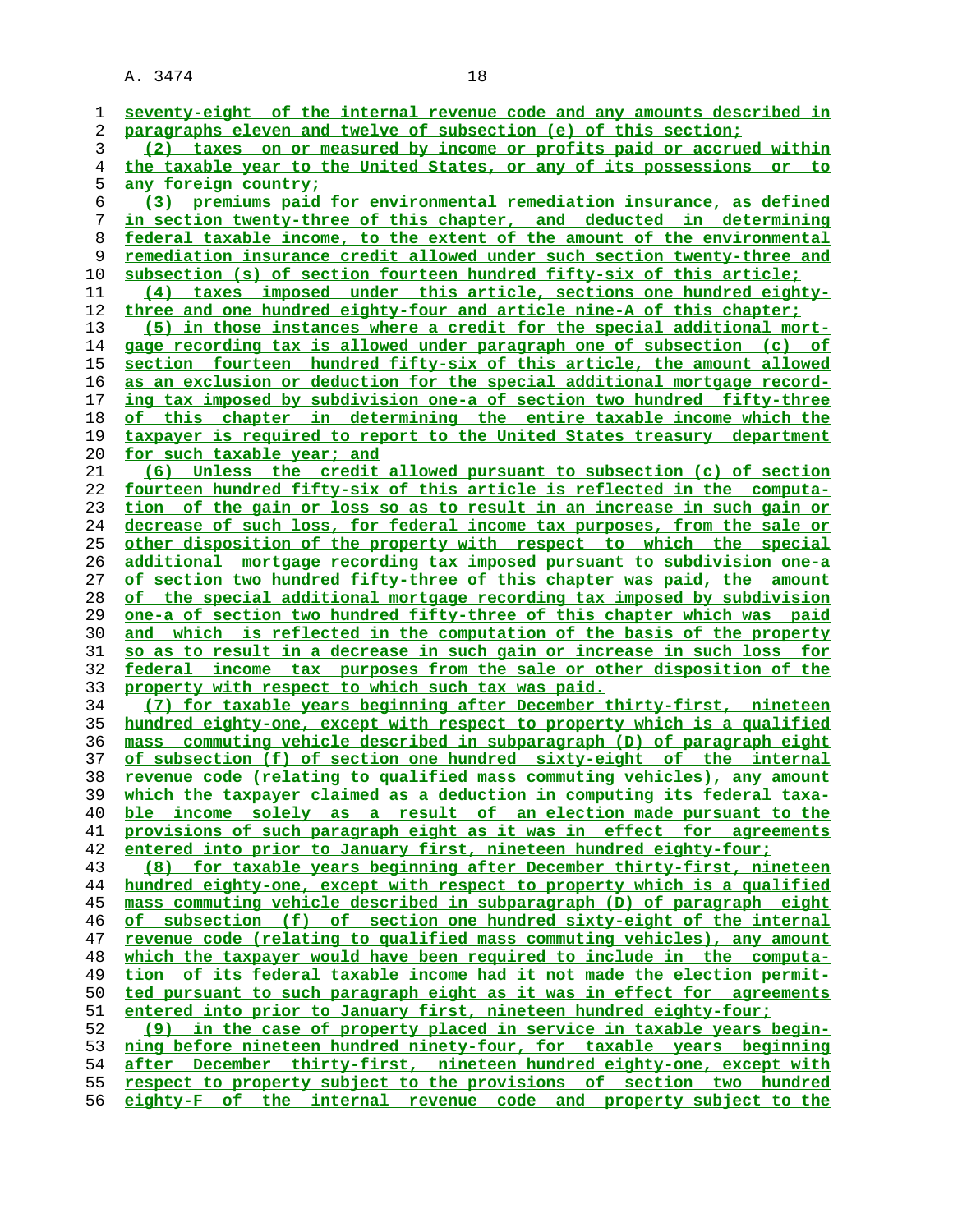seventy-eight of the internal revenue code and any amounts described in paragraphs eleven and twelve of subsection (e) of this section;

(2) taxes on or measured by income or profits paid or accrued within the taxable year to the United States, or any of its possessions or to any foreign country;

(3) premiums paid for environmental remediation insurance, as defined in section twenty-three of this chapter, and deducted in determining federal taxable income, to the extent of the amount of the environmental remediation insurance credit allowed under such section twenty-three and subsection (s) of section fourteen hundred fifty-six of this article;

(4) taxes imposed under this article, sections one hundred eighty-three and one hundred eighty-four and article nine-A of this chapter;

(5) in those instances where a credit for the special additional mortgage recording tax is allowed under paragraph one of subsection (c) of section fourteen hundred fifty-six of this article, the amount allowed as an exclusion or deduction for the special additional mortgage recording tax imposed by subdivision one-a of section two hundred fifty-three of this chapter in determining the entire taxable income which the taxpayer is required to report to the United States treasury department for such taxable year; and

(6) Unless the credit allowed pursuant to subsection (c) of section fourteen hundred fifty-six of this article is reflected in the computation of the gain or loss so as to result in an increase in such gain or decrease of such loss, for federal income tax purposes, from the sale or other disposition of the property with respect to which the special additional mortgage recording tax imposed pursuant to subdivision one-a of section two hundred fifty-three of this chapter was paid, the amount of the special additional mortgage recording tax imposed by subdivision one-a of section two hundred fifty-three of this chapter which was paid and which is reflected in the computation of the basis of the property so as to result in a decrease in such gain or increase in such loss for federal income tax purposes from the sale or other disposition of the property with respect to which such tax was paid.

(7) for taxable years beginning after December thirty-first, nineteen hundred eighty-one, except with respect to property which is a qualified mass commuting vehicle described in subparagraph (D) of paragraph eight of subsection (f) of section one hundred sixty-eight of the internal revenue code (relating to qualified mass commuting vehicles), any amount which the taxpayer claimed as a deduction in computing its federal taxable income solely as a result of an election made pursuant to the provisions of such paragraph eight as it was in effect for agreements entered into prior to January first, nineteen hundred eighty-four;

(8) for taxable years beginning after December thirty-first, nineteen hundred eighty-one, except with respect to property which is a qualified mass commuting vehicle described in subparagraph (D) of paragraph eight of subsection (f) of section one hundred sixty-eight of the internal revenue code (relating to qualified mass commuting vehicles), any amount which the taxpayer would have been required to include in the computation of its federal taxable income had it not made the election permitted pursuant to such paragraph eight as it was in effect for agreements entered into prior to January first, nineteen hundred eighty-four;

(9) in the case of property placed in service in taxable years beginning before nineteen hundred ninety-four, for taxable years beginning after December thirty-first, nineteen hundred eighty-one, except with respect to property subject to the provisions of section two hundred eighty-F of the internal revenue code and property subject to the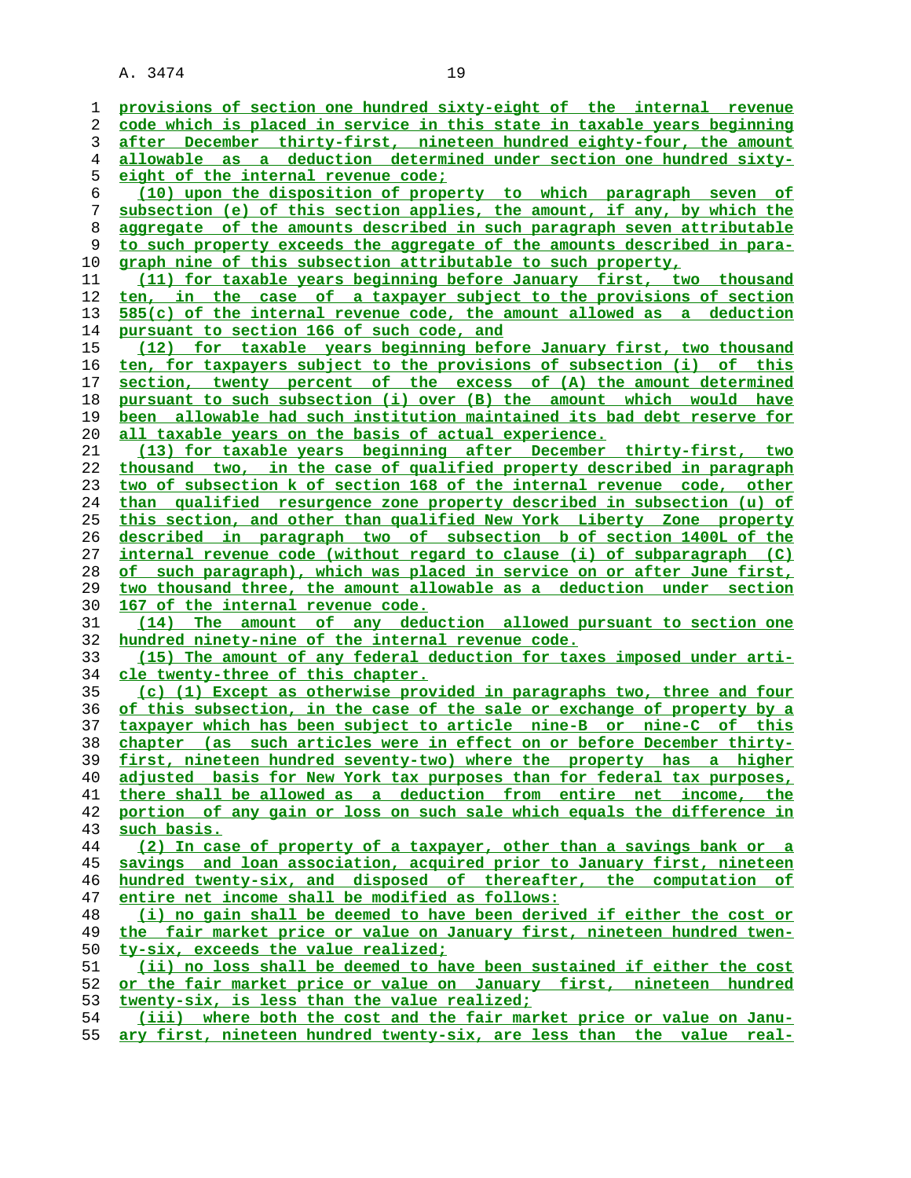provisions of section one hundred sixty-eight of the internal revenue code which is placed in service in this state in taxable years beginning after December thirty-first, nineteen hundred eighty-four, the amount allowable as a deduction determined under section one hundred sixty-eight of the internal revenue code;

(10) upon the disposition of property to which paragraph seven of subsection (e) of this section applies, the amount, if any, by which the aggregate of the amounts described in such paragraph seven attributable to such property exceeds the aggregate of the amounts described in paragraph nine of this subsection attributable to such property,

(11) for taxable years beginning before January first, two thousand ten, in the case of a taxpayer subject to the provisions of section 585(c) of the internal revenue code, the amount allowed as a deduction pursuant to section 166 of such code, and

(12) for taxable years beginning before January first, two thousand ten, for taxpayers subject to the provisions of subsection (i) of this section, twenty percent of the excess of (A) the amount determined pursuant to such subsection (i) over (B) the amount which would have been allowable had such institution maintained its bad debt reserve for all taxable years on the basis of actual experience.

(13) for taxable years beginning after December thirty-first, two thousand two, in the case of qualified property described in paragraph two of subsection k of section 168 of the internal revenue code, other than qualified resurgence zone property described in subsection (u) of this section, and other than qualified New York Liberty Zone property described in paragraph two of subsection b of section 1400L of the internal revenue code (without regard to clause (i) of subparagraph (C) of such paragraph), which was placed in service on or after June first, two thousand three, the amount allowable as a deduction under section 167 of the internal revenue code.

(14) The amount of any deduction allowed pursuant to section one hundred ninety-nine of the internal revenue code.

(15) The amount of any federal deduction for taxes imposed under article twenty-three of this chapter.

(c) (1) Except as otherwise provided in paragraphs two, three and four of this subsection, in the case of the sale or exchange of property by a taxpayer which has been subject to article nine-B or nine-C of this chapter (as such articles were in effect on or before December thirty-first, nineteen hundred seventy-two) where the property has a higher adjusted basis for New York tax purposes than for federal tax purposes, there shall be allowed as a deduction from entire net income, the portion of any gain or loss on such sale which equals the difference in such basis.

(2) In case of property of a taxpayer, other than a savings bank or a savings and loan association, acquired prior to January first, nineteen hundred twenty-six, and disposed of thereafter, the computation of entire net income shall be modified as follows:

(i) no gain shall be deemed to have been derived if either the cost or the fair market price or value on January first, nineteen hundred twenty-six, exceeds the value realized;

(ii) no loss shall be deemed to have been sustained if either the cost or the fair market price or value on January first, nineteen hundred twenty-six, is less than the value realized;

(iii) where both the cost and the fair market price or value on January first, nineteen hundred twenty-six, are less than the value real-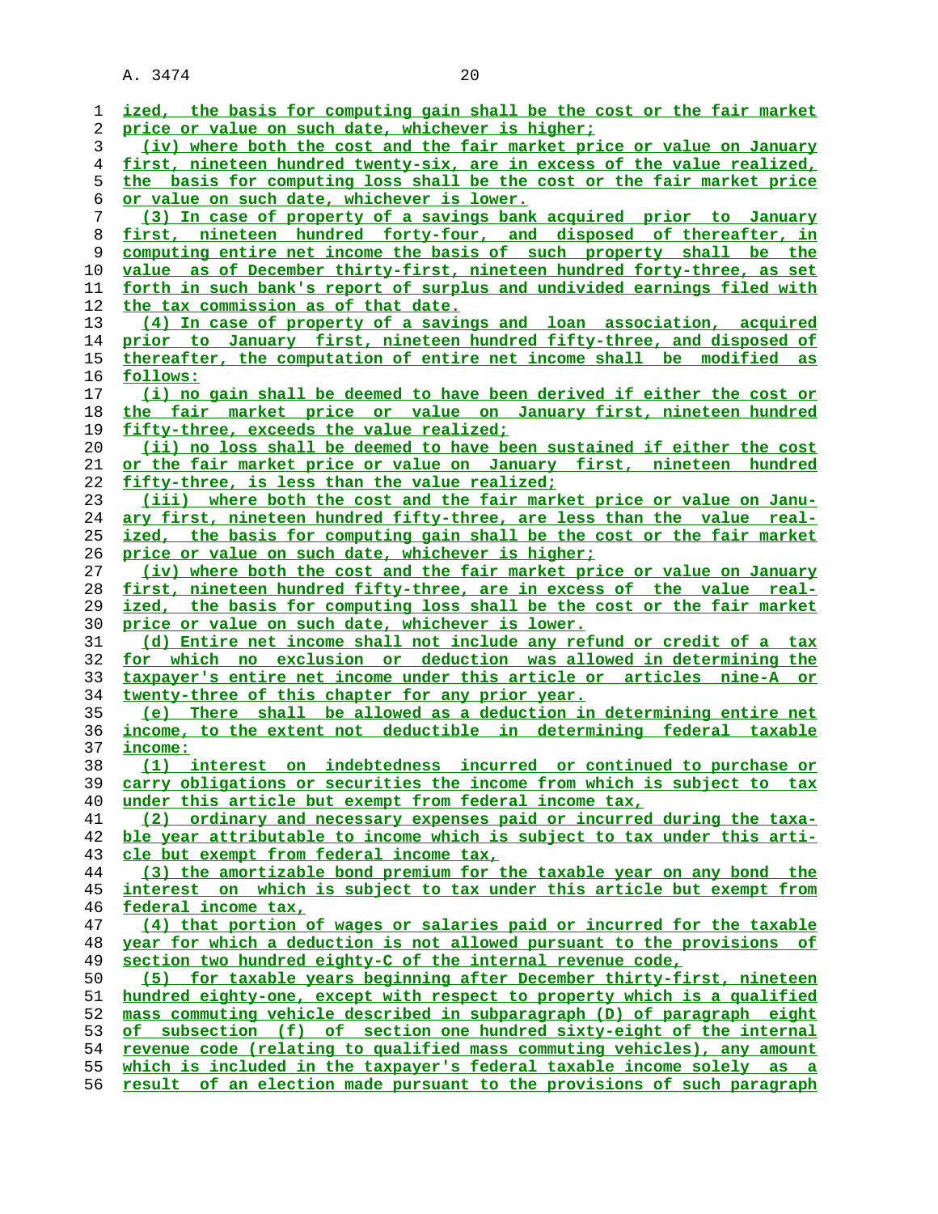ized, the basis for computing gain shall be the cost or the fair market price or value on such date, whichever is higher;

(iv) where both the cost and the fair market price or value on January first, nineteen hundred twenty-six, are in excess of the value realized, the basis for computing loss shall be the cost or the fair market price or value on such date, whichever is lower.

(3) In case of property of a savings bank acquired prior to January first, nineteen hundred forty-four, and disposed of thereafter, in computing entire net income the basis of such property shall be the value as of December thirty-first, nineteen hundred forty-three, as set forth in such bank's report of surplus and undivided earnings filed with the tax commission as of that date.

(4) In case of property of a savings and loan association, acquired prior to January first, nineteen hundred fifty-three, and disposed of thereafter, the computation of entire net income shall be modified as follows:

(i) no gain shall be deemed to have been derived if either the cost or the fair market price or value on January first, nineteen hundred fifty-three, exceeds the value realized;

(ii) no loss shall be deemed to have been sustained if either the cost or the fair market price or value on January first, nineteen hundred fifty-three, is less than the value realized;

(iii) where both the cost and the fair market price or value on January first, nineteen hundred fifty-three, are less than the value realized, the basis for computing gain shall be the cost or the fair market price or value on such date, whichever is higher;

(iv) where both the cost and the fair market price or value on January first, nineteen hundred fifty-three, are in excess of the value realized, the basis for computing loss shall be the cost or the fair market price or value on such date, whichever is lower.

(d) Entire net income shall not include any refund or credit of a tax for which no exclusion or deduction was allowed in determining the taxpayer's entire net income under this article or articles nine-A or twenty-three of this chapter for any prior year.

(e) There shall be allowed as a deduction in determining entire net income, to the extent not deductible in determining federal taxable income:

(1) interest on indebtedness incurred or continued to purchase or carry obligations or securities the income from which is subject to tax under this article but exempt from federal income tax,

(2) ordinary and necessary expenses paid or incurred during the taxable year attributable to income which is subject to tax under this article but exempt from federal income tax,

(3) the amortizable bond premium for the taxable year on any bond the interest on which is subject to tax under this article but exempt from federal income tax,

(4) that portion of wages or salaries paid or incurred for the taxable year for which a deduction is not allowed pursuant to the provisions of section two hundred eighty-C of the internal revenue code,

(5) for taxable years beginning after December thirty-first, nineteen hundred eighty-one, except with respect to property which is a qualified mass commuting vehicle described in subparagraph (D) of paragraph eight of subsection (f) of section one hundred sixty-eight of the internal revenue code (relating to qualified mass commuting vehicles), any amount which is included in the taxpayer's federal taxable income solely as a result of an election made pursuant to the provisions of such paragraph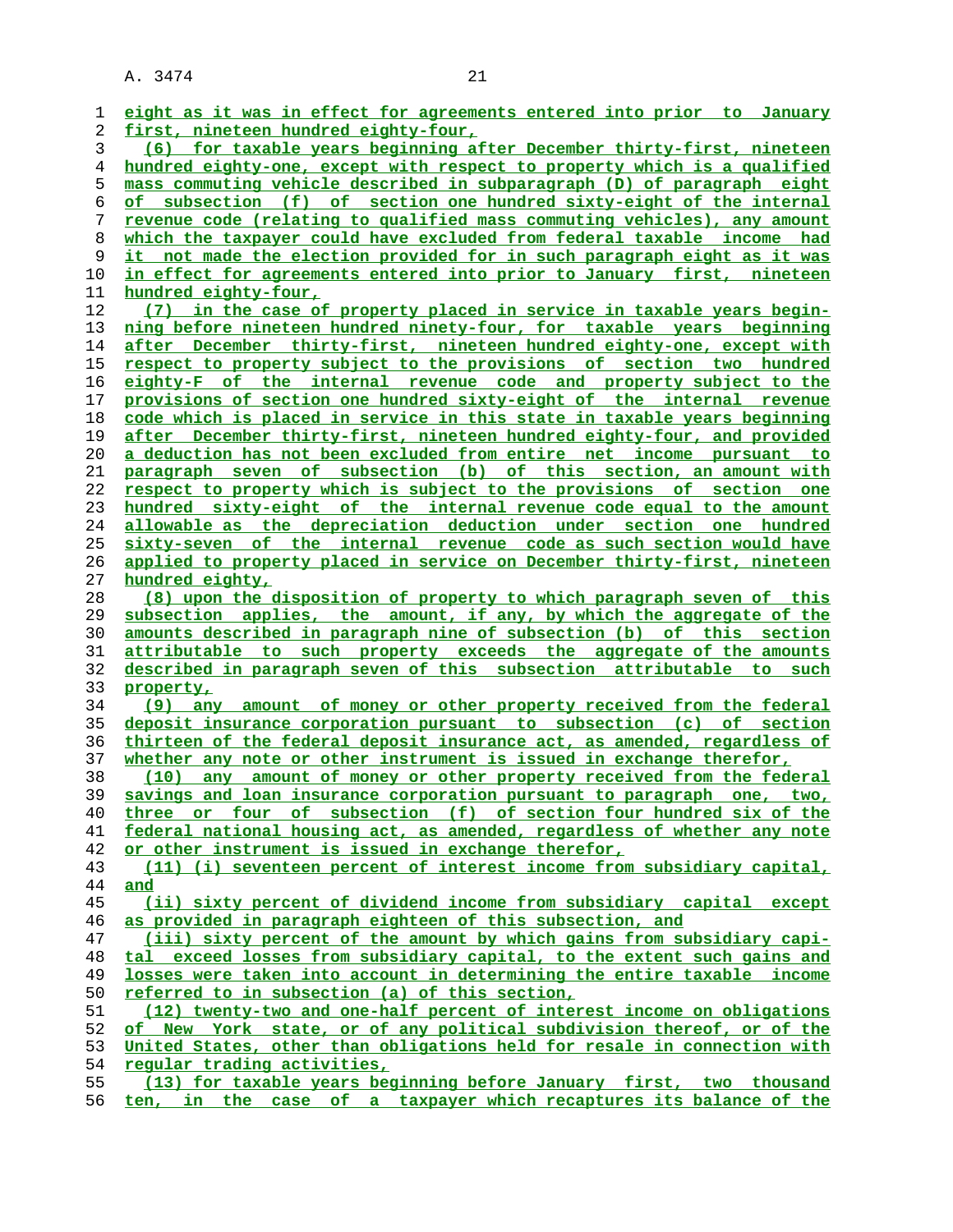eight as it was in effect for agreements entered into prior to January first, nineteen hundred eighty-four,

(6) for taxable years beginning after December thirty-first, nineteen hundred eighty-one, except with respect to property which is a qualified mass commuting vehicle described in subparagraph (D) of paragraph eight of subsection (f) of section one hundred sixty-eight of the internal revenue code (relating to qualified mass commuting vehicles), any amount which the taxpayer could have excluded from federal taxable income had it not made the election provided for in such paragraph eight as it was in effect for agreements entered into prior to January first, nineteen hundred eighty-four,

(7) in the case of property placed in service in taxable years beginning before nineteen hundred ninety-four, for taxable years beginning after December thirty-first, nineteen hundred eighty-one, except with respect to property subject to the provisions of section two hundred eighty-F of the internal revenue code and property subject to the provisions of section one hundred sixty-eight of the internal revenue code which is placed in service in this state in taxable years beginning after December thirty-first, nineteen hundred eighty-four, and provided a deduction has not been excluded from entire net income pursuant to paragraph seven of subsection (b) of this section, an amount with respect to property which is subject to the provisions of section one hundred sixty-eight of the internal revenue code equal to the amount allowable as the depreciation deduction under section one hundred sixty-seven of the internal revenue code as such section would have applied to property placed in service on December thirty-first, nineteen hundred eighty,

(8) upon the disposition of property to which paragraph seven of this subsection applies, the amount, if any, by which the aggregate of the amounts described in paragraph nine of subsection (b) of this section attributable to such property exceeds the aggregate of the amounts described in paragraph seven of this subsection attributable to such property,

(9) any amount of money or other property received from the federal deposit insurance corporation pursuant to subsection (c) of section thirteen of the federal deposit insurance act, as amended, regardless of whether any note or other instrument is issued in exchange therefor,

(10) any amount of money or other property received from the federal savings and loan insurance corporation pursuant to paragraph one, two, three or four of subsection (f) of section four hundred six of the federal national housing act, as amended, regardless of whether any note or other instrument is issued in exchange therefor,

(11) (i) seventeen percent of interest income from subsidiary capital, and

(ii) sixty percent of dividend income from subsidiary capital except as provided in paragraph eighteen of this subsection, and

(iii) sixty percent of the amount by which gains from subsidiary capital exceed losses from subsidiary capital, to the extent such gains and losses were taken into account in determining the entire taxable income referred to in subsection (a) of this section,

(12) twenty-two and one-half percent of interest income on obligations of New York state, or of any political subdivision thereof, or of the United States, other than obligations held for resale in connection with regular trading activities,

(13) for taxable years beginning before January first, two thousand ten, in the case of a taxpayer which recaptures its balance of the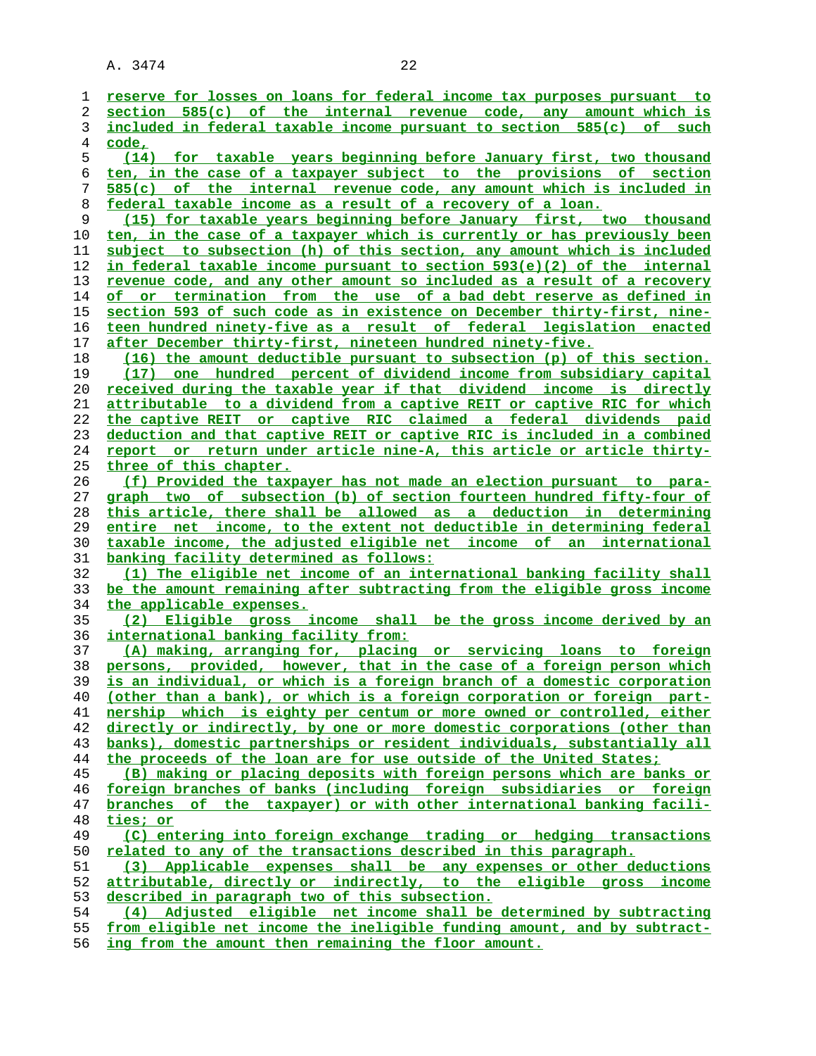reserve for losses on loans for federal income tax purposes pursuant to section 585(c) of the internal revenue code, any amount which is included in federal taxable income pursuant to section 585(c) of such code,

(14) for taxable years beginning before January first, two thousand ten, in the case of a taxpayer subject to the provisions of section 585(c) of the internal revenue code, any amount which is included in federal taxable income as a result of a recovery of a loan.

(15) for taxable years beginning before January first, two thousand ten, in the case of a taxpayer which is currently or has previously been subject to subsection (h) of this section, any amount which is included in federal taxable income pursuant to section 593(e)(2) of the internal revenue code, and any other amount so included as a result of a recovery of or termination from the use of a bad debt reserve as defined in section 593 of such code as in existence on December thirty-first, nineteen hundred ninety-five as a result of federal legislation enacted after December thirty-first, nineteen hundred ninety-five.

(16) the amount deductible pursuant to subsection (p) of this section.

(17) one hundred percent of dividend income from subsidiary capital received during the taxable year if that dividend income is directly attributable to a dividend from a captive REIT or captive RIC for which the captive REIT or captive RIC claimed a federal dividends paid deduction and that captive REIT or captive RIC is included in a combined report or return under article nine-A, this article or article thirty-three of this chapter.

(f) Provided the taxpayer has not made an election pursuant to paragraph two of subsection (b) of section fourteen hundred fifty-four of this article, there shall be allowed as a deduction in determining entire net income, to the extent not deductible in determining federal taxable income, the adjusted eligible net income of an international banking facility determined as follows:

(1) The eligible net income of an international banking facility shall be the amount remaining after subtracting from the eligible gross income the applicable expenses.

(2) Eligible gross income shall be the gross income derived by an international banking facility from:

(A) making, arranging for, placing or servicing loans to foreign persons, provided, however, that in the case of a foreign person which is an individual, or which is a foreign branch of a domestic corporation (other than a bank), or which is a foreign corporation or foreign partnership which is eighty per centum or more owned or controlled, either directly or indirectly, by one or more domestic corporations (other than banks), domestic partnerships or resident individuals, substantially all the proceeds of the loan are for use outside of the United States;

(B) making or placing deposits with foreign persons which are banks or foreign branches of banks (including foreign subsidiaries or foreign branches of the taxpayer) or with other international banking facilities; or

(C) entering into foreign exchange trading or hedging transactions related to any of the transactions described in this paragraph.

(3) Applicable expenses shall be any expenses or other deductions attributable, directly or indirectly, to the eligible gross income described in paragraph two of this subsection.

(4) Adjusted eligible net income shall be determined by subtracting from eligible net income the ineligible funding amount, and by subtracting from the amount then remaining the floor amount.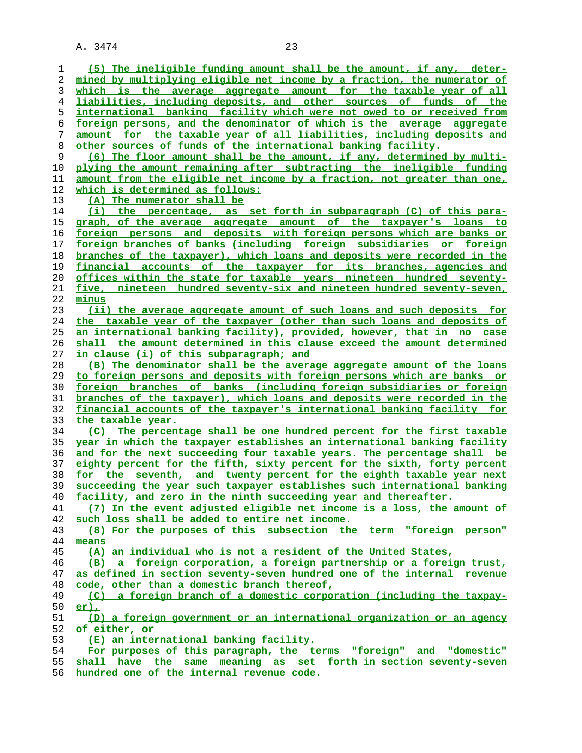(5) The ineligible funding amount shall be the amount, if any, determined by multiplying eligible net income by a fraction, the numerator of which is the average aggregate amount for the taxable year of all liabilities, including deposits, and other sources of funds of the international banking facility which were not owed to or received from foreign persons, and the denominator of which is the average aggregate amount for the taxable year of all liabilities, including deposits and other sources of funds of the international banking facility.

(6) The floor amount shall be the amount, if any, determined by multiplying the amount remaining after subtracting the ineligible funding amount from the eligible net income by a fraction, not greater than one, which is determined as follows:

(A) The numerator shall be

(i) the percentage, as set forth in subparagraph (C) of this paragraph, of the average aggregate amount of the taxpayer's loans to foreign persons and deposits with foreign persons which are banks or foreign branches of banks (including foreign subsidiaries or foreign branches of the taxpayer), which loans and deposits were recorded in the financial accounts of the taxpayer for its branches, agencies and offices within the state for taxable years nineteen hundred seventy-five, nineteen hundred seventy-six and nineteen hundred seventy-seven, minus

(ii) the average aggregate amount of such loans and such deposits for the taxable year of the taxpayer (other than such loans and deposits of an international banking facility), provided, however, that in no case shall the amount determined in this clause exceed the amount determined in clause (i) of this subparagraph; and

(B) The denominator shall be the average aggregate amount of the loans to foreign persons and deposits with foreign persons which are banks or foreign branches of banks (including foreign subsidiaries or foreign branches of the taxpayer), which loans and deposits were recorded in the financial accounts of the taxpayer's international banking facility for the taxable year.

(C) The percentage shall be one hundred percent for the first taxable year in which the taxpayer establishes an international banking facility and for the next succeeding four taxable years. The percentage shall be eighty percent for the fifth, sixty percent for the sixth, forty percent for the seventh, and twenty percent for the eighth taxable year next succeeding the year such taxpayer establishes such international banking facility, and zero in the ninth succeeding year and thereafter.

(7) In the event adjusted eligible net income is a loss, the amount of such loss shall be added to entire net income.

(8) For the purposes of this subsection the term "foreign person" means

(A) an individual who is not a resident of the United States,

(B) a foreign corporation, a foreign partnership or a foreign trust, as defined in section seventy-seven hundred one of the internal revenue code, other than a domestic branch thereof,

(C) a foreign branch of a domestic corporation (including the taxpayer),

(D) a foreign government or an international organization or an agency of either, or

(E) an international banking facility.

For purposes of this paragraph, the terms "foreign" and "domestic" shall have the same meaning as set forth in section seventy-seven hundred one of the internal revenue code.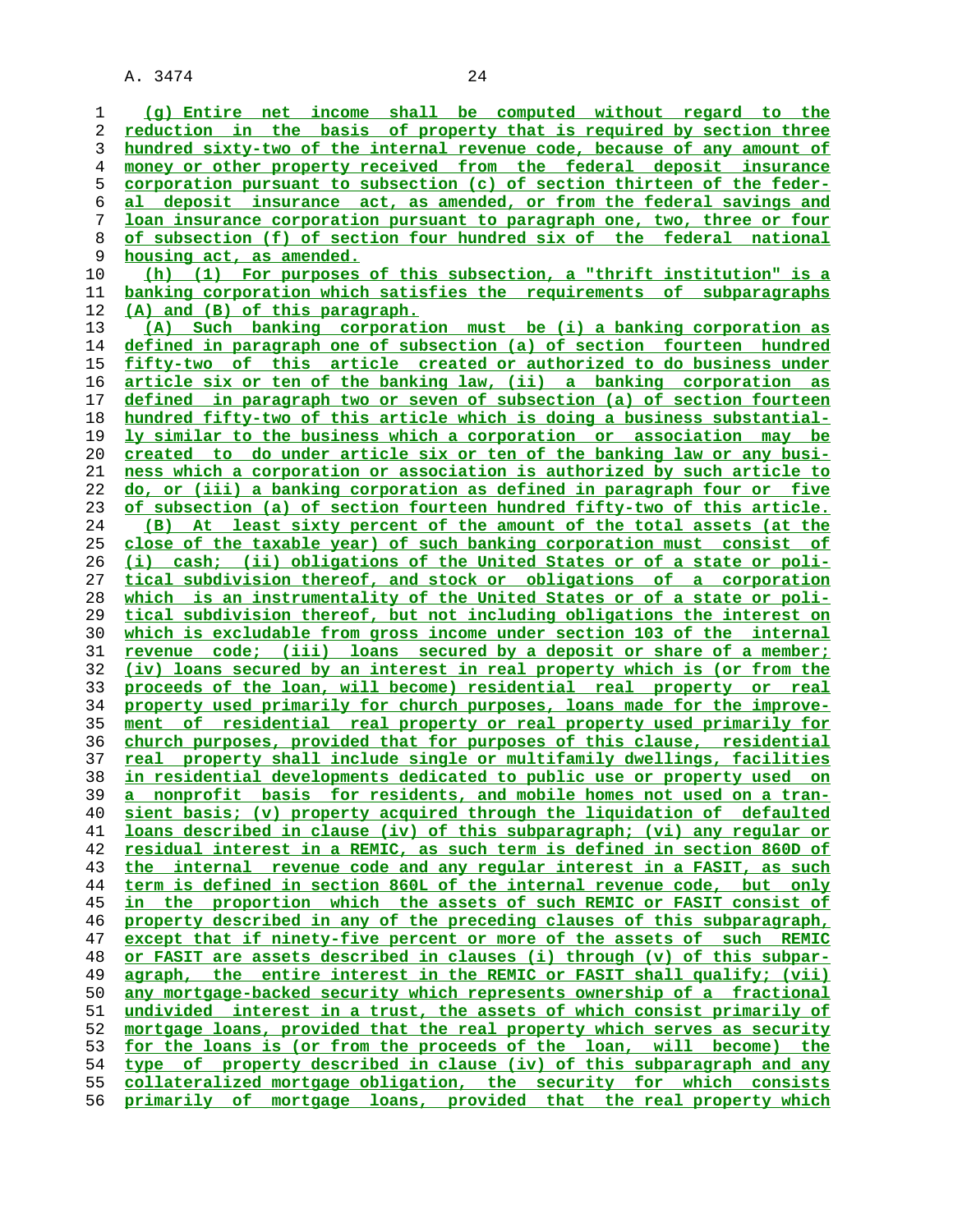(g) Entire net income shall be computed without regard to the reduction in the basis of property that is required by section three hundred sixty-two of the internal revenue code, because of any amount of money or other property received from the federal deposit insurance corporation pursuant to subsection (c) of section thirteen of the federal deposit insurance act, as amended, or from the federal savings and loan insurance corporation pursuant to paragraph one, two, three or four of subsection (f) of section four hundred six of the federal national housing act, as amended.

(h) (1) For purposes of this subsection, a "thrift institution" is a banking corporation which satisfies the requirements of subparagraphs (A) and (B) of this paragraph.

(A) Such banking corporation must be (i) a banking corporation as defined in paragraph one of subsection (a) of section fourteen hundred fifty-two of this article created or authorized to do business under article six or ten of the banking law, (ii) a banking corporation as defined in paragraph two or seven of subsection (a) of section fourteen hundred fifty-two of this article which is doing a business substantially similar to the business which a corporation or association may be created to do under article six or ten of the banking law or any business which a corporation or association is authorized by such article to do, or (iii) a banking corporation as defined in paragraph four or five of subsection (a) of section fourteen hundred fifty-two of this article.

(B) At least sixty percent of the amount of the total assets (at the close of the taxable year) of such banking corporation must consist of (i) cash; (ii) obligations of the United States or of a state or political subdivision thereof, and stock or obligations of a corporation which is an instrumentality of the United States or of a state or political subdivision thereof, but not including obligations the interest on which is excludable from gross income under section 103 of the internal revenue code; (iii) loans secured by a deposit or share of a member; (iv) loans secured by an interest in real property which is (or from the proceeds of the loan, will become) residential real property or real property used primarily for church purposes, loans made for the improvement of residential real property or real property used primarily for church purposes, provided that for purposes of this clause, residential real property shall include single or multifamily dwellings, facilities in residential developments dedicated to public use or property used on a nonprofit basis for residents, and mobile homes not used on a transient basis; (v) property acquired through the liquidation of defaulted loans described in clause (iv) of this subparagraph; (vi) any regular or residual interest in a REMIC, as such term is defined in section 860D of the internal revenue code and any regular interest in a FASIT, as such term is defined in section 860L of the internal revenue code, but only in the proportion which the assets of such REMIC or FASIT consist of property described in any of the preceding clauses of this subparagraph, except that if ninety-five percent or more of the assets of such REMIC or FASIT are assets described in clauses (i) through (v) of this subparagraph, the entire interest in the REMIC or FASIT shall qualify; (vii) any mortgage-backed security which represents ownership of a fractional undivided interest in a trust, the assets of which consist primarily of mortgage loans, provided that the real property which serves as security for the loans is (or from the proceeds of the loan, will become) the type of property described in clause (iv) of this subparagraph and any collateralized mortgage obligation, the security for which consists primarily of mortgage loans, provided that the real property which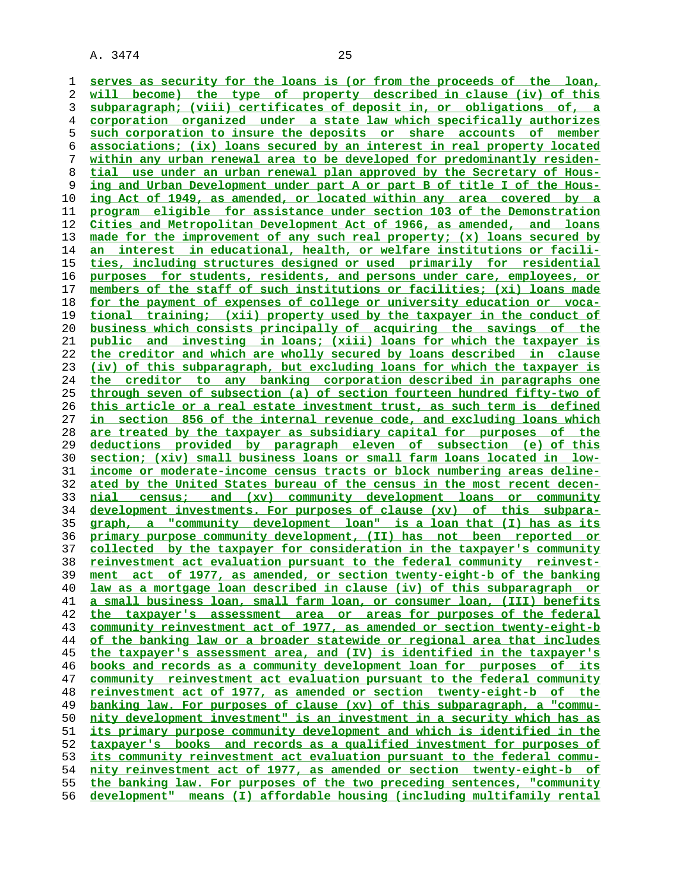serves as security for the loans is (or from the proceeds of the loan, will become) the type of property described in clause (iv) of this subparagraph; (viii) certificates of deposit in, or obligations of, a corporation organized under a state law which specifically authorizes such corporation to insure the deposits or share accounts of member associations; (ix) loans secured by an interest in real property located within any urban renewal area to be developed for predominantly residential use under an urban renewal plan approved by the Secretary of Housing and Urban Development under part A or part B of title I of the Housing Act of 1949, as amended, or located within any area covered by a program eligible for assistance under section 103 of the Demonstration Cities and Metropolitan Development Act of 1966, as amended, and loans made for the improvement of any such real property; (x) loans secured by an interest in educational, health, or welfare institutions or facilities, including structures designed or used primarily for residential purposes for students, residents, and persons under care, employees, or members of the staff of such institutions or facilities; (xi) loans made for the payment of expenses of college or university education or vocational training; (xii) property used by the taxpayer in the conduct of business which consists principally of acquiring the savings of the public and investing in loans; (xiii) loans for which the taxpayer is the creditor and which are wholly secured by loans described in clause (iv) of this subparagraph, but excluding loans for which the taxpayer is the creditor to any banking corporation described in paragraphs one through seven of subsection (a) of section fourteen hundred fifty-two of this article or a real estate investment trust, as such term is defined in section 856 of the internal revenue code, and excluding loans which are treated by the taxpayer as subsidiary capital for purposes of the deductions provided by paragraph eleven of subsection (e) of this section; (xiv) small business loans or small farm loans located in low-income or moderate-income census tracts or block numbering areas delineated by the United States bureau of the census in the most recent decennial census; and (xv) community development loans or community development investments. For purposes of clause (xv) of this subparagraph, a "community development loan" is a loan that (I) has as its primary purpose community development, (II) has not been reported or collected by the taxpayer for consideration in the taxpayer's community reinvestment act evaluation pursuant to the federal community reinvestment act of 1977, as amended, or section twenty-eight-b of the banking law as a mortgage loan described in clause (iv) of this subparagraph or a small business loan, small farm loan, or consumer loan, (III) benefits the taxpayer's assessment area or areas for purposes of the federal community reinvestment act of 1977, as amended or section twenty-eight-b of the banking law or a broader statewide or regional area that includes the taxpayer's assessment area, and (IV) is identified in the taxpayer's books and records as a community development loan for purposes of its community reinvestment act evaluation pursuant to the federal community reinvestment act of 1977, as amended or section twenty-eight-b of the banking law. For purposes of clause (xv) of this subparagraph, a "community development investment" is an investment in a security which has as its primary purpose community development and which is identified in the taxpayer's books and records as a qualified investment for purposes of its community reinvestment act evaluation pursuant to the federal community reinvestment act of 1977, as amended or section twenty-eight-b of the banking law. For purposes of the two preceding sentences, "community development" means (I) affordable housing (including multifamily rental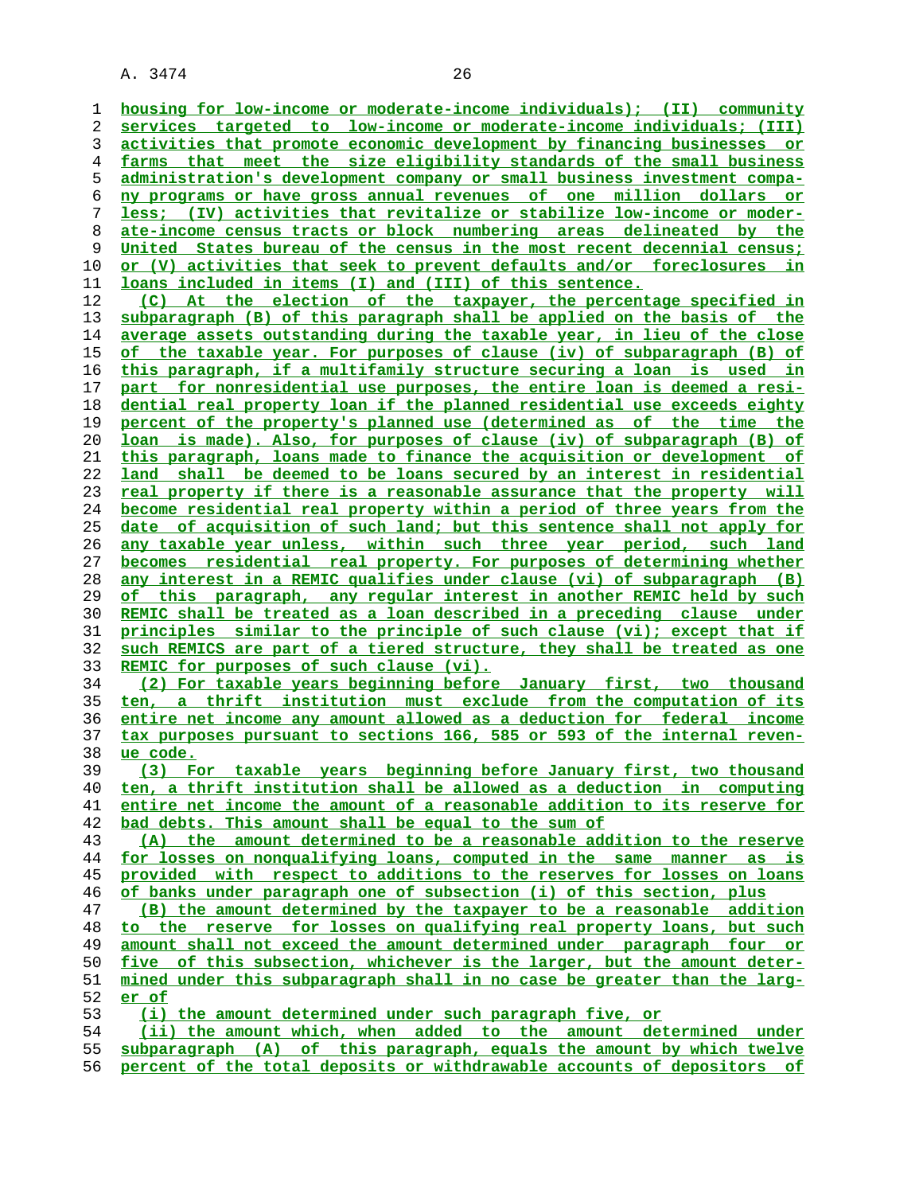housing for low-income or moderate-income individuals); (II) community services targeted to low-income or moderate-income individuals; (III) activities that promote economic development by financing businesses or farms that meet the size eligibility standards of the small business administration's development company or small business investment company programs or have gross annual revenues of one million dollars or less; (IV) activities that revitalize or stabilize low-income or moderate-income census tracts or block numbering areas delineated by the United States bureau of the census in the most recent decennial census; or (V) activities that seek to prevent defaults and/or foreclosures in loans included in items (I) and (III) of this sentence.

(C) At the election of the taxpayer, the percentage specified in subparagraph (B) of this paragraph shall be applied on the basis of the average assets outstanding during the taxable year, in lieu of the close of the taxable year. For purposes of clause (iv) of subparagraph (B) of this paragraph, if a multifamily structure securing a loan is used in part for nonresidential use purposes, the entire loan is deemed a residential real property loan if the planned residential use exceeds eighty percent of the property's planned use (determined as of the time the loan is made). Also, for purposes of clause (iv) of subparagraph (B) of this paragraph, loans made to finance the acquisition or development of land shall be deemed to be loans secured by an interest in residential real property if there is a reasonable assurance that the property will become residential real property within a period of three years from the date of acquisition of such land; but this sentence shall not apply for any taxable year unless, within such three year period, such land becomes residential real property. For purposes of determining whether any interest in a REMIC qualifies under clause (vi) of subparagraph (B) of this paragraph, any regular interest in another REMIC held by such REMIC shall be treated as a loan described in a preceding clause under principles similar to the principle of such clause (vi); except that if such REMICS are part of a tiered structure, they shall be treated as one REMIC for purposes of such clause (vi).

(2) For taxable years beginning before January first, two thousand ten, a thrift institution must exclude from the computation of its entire net income any amount allowed as a deduction for federal income tax purposes pursuant to sections 166, 585 or 593 of the internal revenue code.

(3) For taxable years beginning before January first, two thousand ten, a thrift institution shall be allowed as a deduction in computing entire net income the amount of a reasonable addition to its reserve for bad debts. This amount shall be equal to the sum of

(A) the amount determined to be a reasonable addition to the reserve for losses on nonqualifying loans, computed in the same manner as is provided with respect to additions to the reserves for losses on loans of banks under paragraph one of subsection (i) of this section, plus

(B) the amount determined by the taxpayer to be a reasonable addition to the reserve for losses on qualifying real property loans, but such amount shall not exceed the amount determined under paragraph four or five of this subsection, whichever is the larger, but the amount determined under this subparagraph shall in no case be greater than the larger of

(i) the amount determined under such paragraph five, or

(ii) the amount which, when added to the amount determined under subparagraph (A) of this paragraph, equals the amount by which twelve percent of the total deposits or withdrawable accounts of depositors of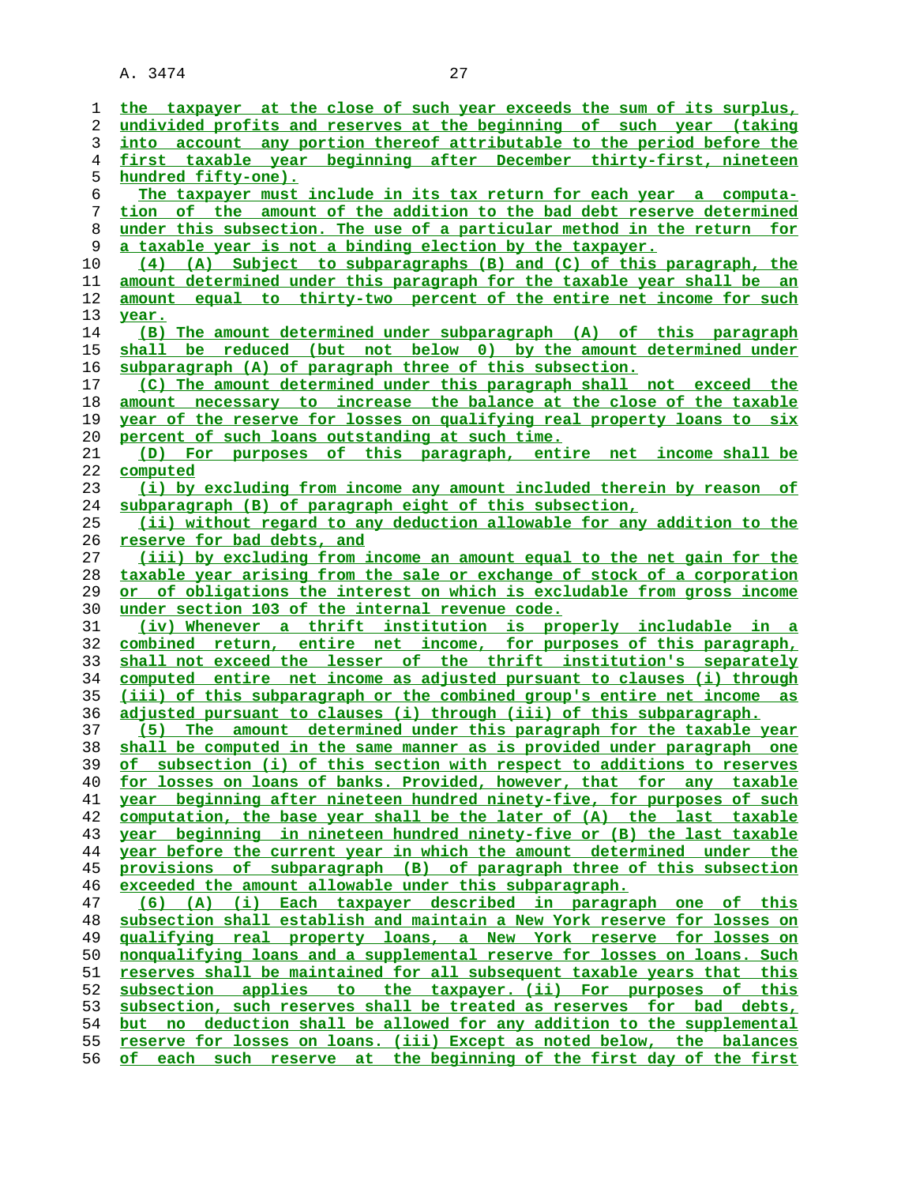the taxpayer at the close of such year exceeds the sum of its surplus, undivided profits and reserves at the beginning of such year (taking into account any portion thereof attributable to the period before the first taxable year beginning after December thirty-first, nineteen hundred fifty-one).

The taxpayer must include in its tax return for each year a computation of the amount of the addition to the bad debt reserve determined under this subsection. The use of a particular method in the return for a taxable year is not a binding election by the taxpayer.

(4) (A) Subject to subparagraphs (B) and (C) of this paragraph, the amount determined under this paragraph for the taxable year shall be an amount equal to thirty-two percent of the entire net income for such year.

(B) The amount determined under subparagraph (A) of this paragraph shall be reduced (but not below 0) by the amount determined under subparagraph (A) of paragraph three of this subsection.

(C) The amount determined under this paragraph shall not exceed the amount necessary to increase the balance at the close of the taxable year of the reserve for losses on qualifying real property loans to six percent of such loans outstanding at such time.

(D) For purposes of this paragraph, entire net income shall be computed

(i) by excluding from income any amount included therein by reason of subparagraph (B) of paragraph eight of this subsection,

(ii) without regard to any deduction allowable for any addition to the reserve for bad debts, and

(iii) by excluding from income an amount equal to the net gain for the taxable year arising from the sale or exchange of stock of a corporation or of obligations the interest on which is excludable from gross income under section 103 of the internal revenue code.

(iv) Whenever a thrift institution is properly includable in a combined return, entire net income, for purposes of this paragraph, shall not exceed the lesser of the thrift institution's separately computed entire net income as adjusted pursuant to clauses (i) through (iii) of this subparagraph or the combined group's entire net income as adjusted pursuant to clauses (i) through (iii) of this subparagraph.

(5) The amount determined under this paragraph for the taxable year shall be computed in the same manner as is provided under paragraph one of subsection (i) of this section with respect to additions to reserves for losses on loans of banks. Provided, however, that for any taxable year beginning after nineteen hundred ninety-five, for purposes of such computation, the base year shall be the later of (A) the last taxable year beginning in nineteen hundred ninety-five or (B) the last taxable year before the current year in which the amount determined under the provisions of subparagraph (B) of paragraph three of this subsection exceeded the amount allowable under this subparagraph.

(6) (A) (i) Each taxpayer described in paragraph one of this subsection shall establish and maintain a New York reserve for losses on qualifying real property loans, a New York reserve for losses on nonqualifying loans and a supplemental reserve for losses on loans. Such reserves shall be maintained for all subsequent taxable years that this subsection applies to the taxpayer. (ii) For purposes of this subsection, such reserves shall be treated as reserves for bad debts, but no deduction shall be allowed for any addition to the supplemental reserve for losses on loans. (iii) Except as noted below, the balances of each such reserve at the beginning of the first day of the first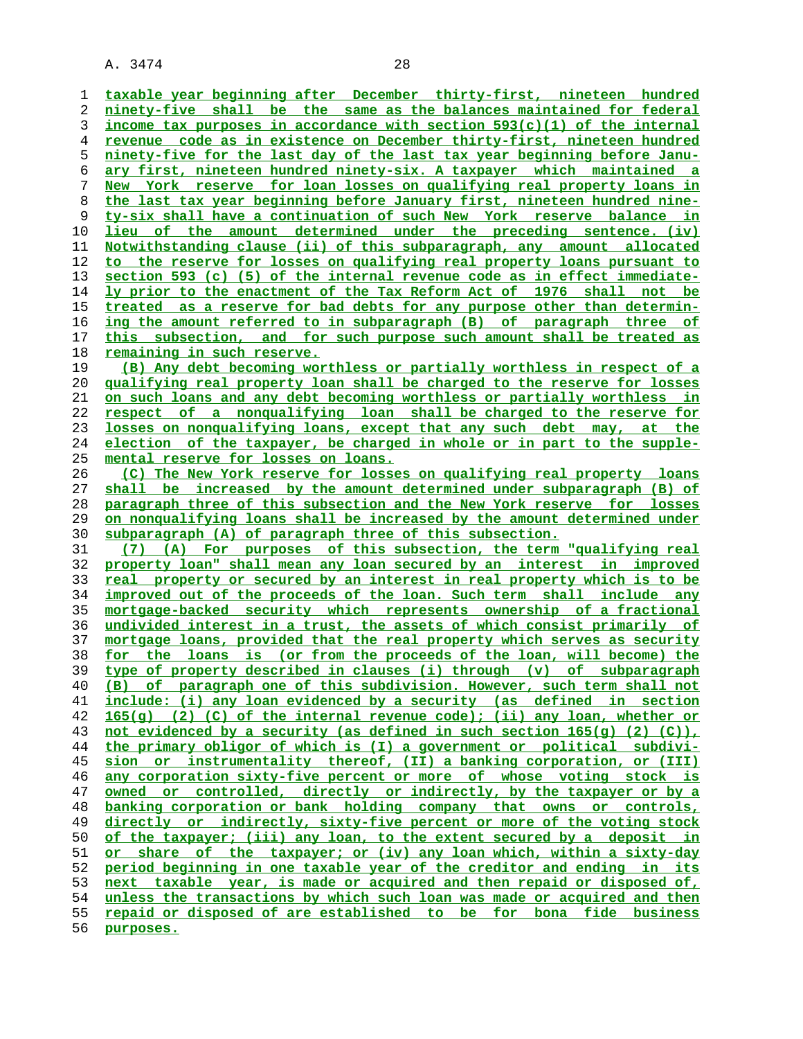taxable year beginning after December thirty-first, nineteen hundred ninety-five shall be the same as the balances maintained for federal income tax purposes in accordance with section 593(c)(1) of the internal revenue code as in existence on December thirty-first, nineteen hundred ninety-five for the last day of the last tax year beginning before January first, nineteen hundred ninety-six. A taxpayer which maintained a New York reserve for loan losses on qualifying real property loans in the last tax year beginning before January first, nineteen hundred ninety-six shall have a continuation of such New York reserve balance in lieu of the amount determined under the preceding sentence. (iv) Notwithstanding clause (ii) of this subparagraph, any amount allocated to the reserve for losses on qualifying real property loans pursuant to section 593 (c) (5) of the internal revenue code as in effect immediately prior to the enactment of the Tax Reform Act of 1976 shall not be treated as a reserve for bad debts for any purpose other than determining the amount referred to in subparagraph (B) of paragraph three of this subsection, and for such purpose such amount shall be treated as remaining in such reserve.

(B) Any debt becoming worthless or partially worthless in respect of a qualifying real property loan shall be charged to the reserve for losses on such loans and any debt becoming worthless or partially worthless in respect of a nonqualifying loan shall be charged to the reserve for losses on nonqualifying loans, except that any such debt may, at the election of the taxpayer, be charged in whole or in part to the supplemental reserve for losses on loans.

(C) The New York reserve for losses on qualifying real property loans shall be increased by the amount determined under subparagraph (B) of paragraph three of this subsection and the New York reserve for losses on nonqualifying loans shall be increased by the amount determined under subparagraph (A) of paragraph three of this subsection.

(7) (A) For purposes of this subsection, the term "qualifying real property loan" shall mean any loan secured by an interest in improved real property or secured by an interest in real property which is to be improved out of the proceeds of the loan. Such term shall include any mortgage-backed security which represents ownership of a fractional undivided interest in a trust, the assets of which consist primarily of mortgage loans, provided that the real property which serves as security for the loans is (or from the proceeds of the loan, will become) the type of property described in clauses (i) through (v) of subparagraph (B) of paragraph one of this subdivision. However, such term shall not include: (i) any loan evidenced by a security (as defined in section 165(g) (2) (C) of the internal revenue code); (ii) any loan, whether or not evidenced by a security (as defined in such section 165(g) (2) (C)), the primary obligor of which is (I) a government or political subdivision or instrumentality thereof, (II) a banking corporation, or (III) any corporation sixty-five percent or more of whose voting stock is owned or controlled, directly or indirectly, by the taxpayer or by a banking corporation or bank holding company that owns or controls, directly or indirectly, sixty-five percent or more of the voting stock of the taxpayer; (iii) any loan, to the extent secured by a deposit in or share of the taxpayer; or (iv) any loan which, within a sixty-day period beginning in one taxable year of the creditor and ending in its next taxable year, is made or acquired and then repaid or disposed of, unless the transactions by which such loan was made or acquired and then repaid or disposed of are established to be for bona fide business purposes.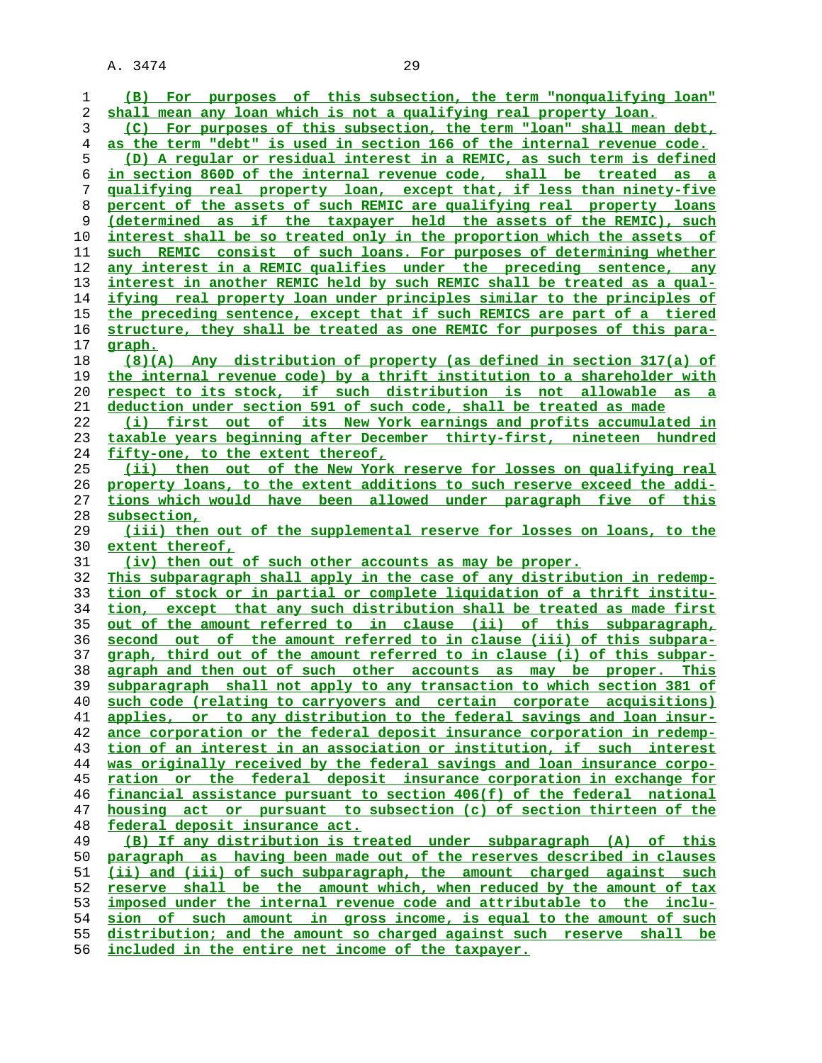(B) For purposes of this subsection, the term "nonqualifying loan" shall mean any loan which is not a qualifying real property loan.

(C) For purposes of this subsection, the term "loan" shall mean debt, as the term "debt" is used in section 166 of the internal revenue code.

(D) A regular or residual interest in a REMIC, as such term is defined in section 860D of the internal revenue code, shall be treated as a qualifying real property loan, except that, if less than ninety-five percent of the assets of such REMIC are qualifying real property loans (determined as if the taxpayer held the assets of the REMIC), such interest shall be so treated only in the proportion which the assets of such REMIC consist of such loans. For purposes of determining whether any interest in a REMIC qualifies under the preceding sentence, any interest in another REMIC held by such REMIC shall be treated as a qualifying real property loan under principles similar to the principles of the preceding sentence, except that if such REMICS are part of a tiered structure, they shall be treated as one REMIC for purposes of this paragraph.

(8)(A) Any distribution of property (as defined in section 317(a) of the internal revenue code) by a thrift institution to a shareholder with respect to its stock, if such distribution is not allowable as a deduction under section 591 of such code, shall be treated as made

(i) first out of its New York earnings and profits accumulated in taxable years beginning after December thirty-first, nineteen hundred fifty-one, to the extent thereof,

(ii) then out of the New York reserve for losses on qualifying real property loans, to the extent additions to such reserve exceed the additions which would have been allowed under paragraph five of this subsection,

(iii) then out of the supplemental reserve for losses on loans, to the extent thereof,

(iv) then out of such other accounts as may be proper.

This subparagraph shall apply in the case of any distribution in redemption of stock or in partial or complete liquidation of a thrift institution, except that any such distribution shall be treated as made first out of the amount referred to in clause (ii) of this subparagraph, second out of the amount referred to in clause (iii) of this subparagraph, third out of the amount referred to in clause (i) of this subparagraph and then out of such other accounts as may be proper. This subparagraph shall not apply to any transaction to which section 381 of such code (relating to carryovers and certain corporate acquisitions) applies, or to any distribution to the federal savings and loan insurance corporation or the federal deposit insurance corporation in redemption of an interest in an association or institution, if such interest was originally received by the federal savings and loan insurance corporation or the federal deposit insurance corporation in exchange for financial assistance pursuant to section 406(f) of the federal national housing act or pursuant to subsection (c) of section thirteen of the federal deposit insurance act.

(B) If any distribution is treated under subparagraph (A) of this paragraph as having been made out of the reserves described in clauses (ii) and (iii) of such subparagraph, the amount charged against such reserve shall be the amount which, when reduced by the amount of tax imposed under the internal revenue code and attributable to the inclusion of such amount in gross income, is equal to the amount of such distribution; and the amount so charged against such reserve shall be included in the entire net income of the taxpayer.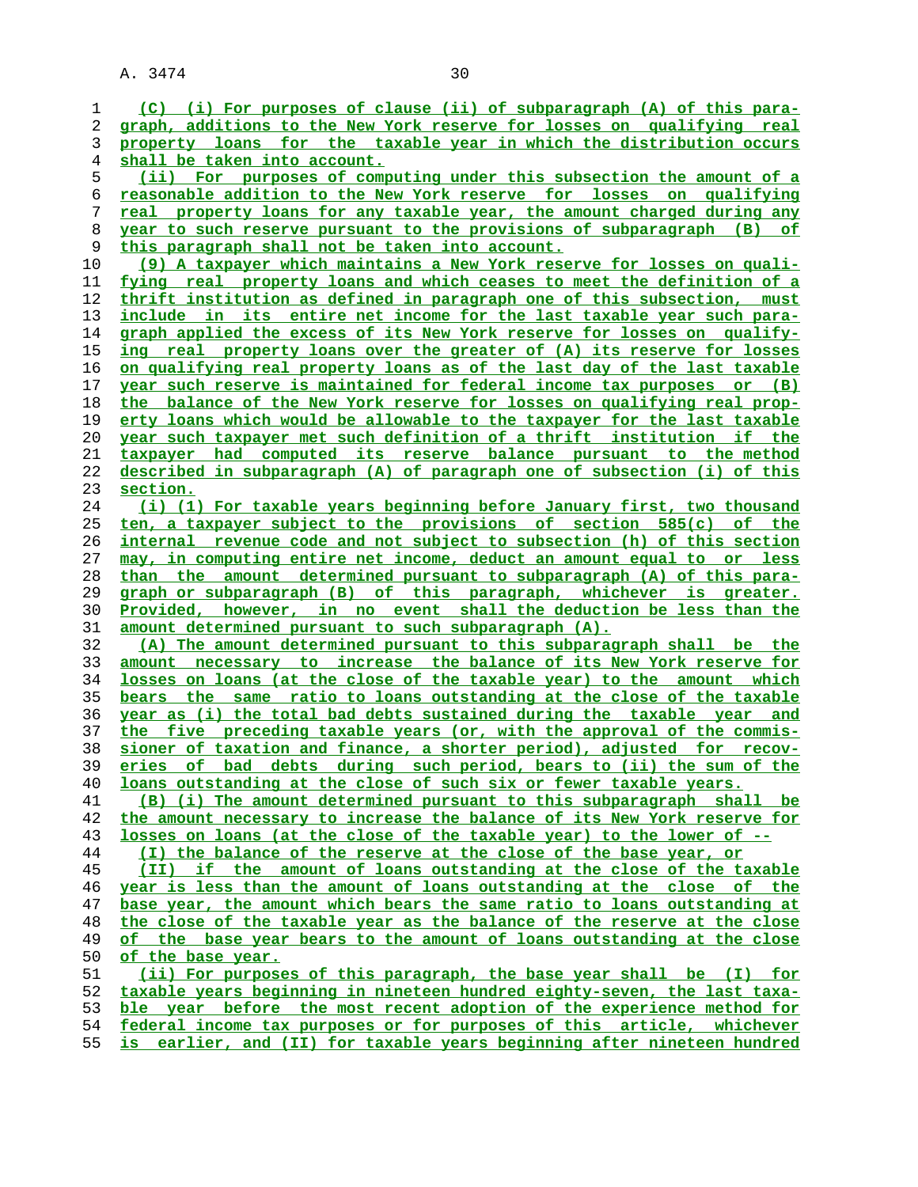(C) (i) For purposes of clause (ii) of subparagraph (A) of this paragraph, additions to the New York reserve for losses on qualifying real property loans for the taxable year in which the distribution occurs shall be taken into account.

(ii) For purposes of computing under this subsection the amount of a reasonable addition to the New York reserve for losses on qualifying real property loans for any taxable year, the amount charged during any year to such reserve pursuant to the provisions of subparagraph (B) of this paragraph shall not be taken into account.

(9) A taxpayer which maintains a New York reserve for losses on qualifying real property loans and which ceases to meet the definition of a thrift institution as defined in paragraph one of this subsection, must include in its entire net income for the last taxable year such paragraph applied the excess of its New York reserve for losses on qualifying real property loans over the greater of (A) its reserve for losses on qualifying real property loans as of the last day of the last taxable year such reserve is maintained for federal income tax purposes or (B) the balance of the New York reserve for losses on qualifying real property loans which would be allowable to the taxpayer for the last taxable year such taxpayer met such definition of a thrift institution if the taxpayer had computed its reserve balance pursuant to the method described in subparagraph (A) of paragraph one of subsection (i) of this section.

(i) (1) For taxable years beginning before January first, two thousand ten, a taxpayer subject to the provisions of section 585(c) of the internal revenue code and not subject to subsection (h) of this section may, in computing entire net income, deduct an amount equal to or less than the amount determined pursuant to subparagraph (A) of this paragraph or subparagraph (B) of this paragraph, whichever is greater. Provided, however, in no event shall the deduction be less than the amount determined pursuant to such subparagraph (A).

(A) The amount determined pursuant to this subparagraph shall be the amount necessary to increase the balance of its New York reserve for losses on loans (at the close of the taxable year) to the amount which bears the same ratio to loans outstanding at the close of the taxable year as (i) the total bad debts sustained during the taxable year and the five preceding taxable years (or, with the approval of the commissioner of taxation and finance, a shorter period), adjusted for recoveries of bad debts during such period, bears to (ii) the sum of the loans outstanding at the close of such six or fewer taxable years.

(B) (i) The amount determined pursuant to this subparagraph shall be the amount necessary to increase the balance of its New York reserve for losses on loans (at the close of the taxable year) to the lower of --

(I) the balance of the reserve at the close of the base year, or

(II) if the amount of loans outstanding at the close of the taxable year is less than the amount of loans outstanding at the close of the base year, the amount which bears the same ratio to loans outstanding at the close of the taxable year as the balance of the reserve at the close of the base year bears to the amount of loans outstanding at the close of the base year.

(ii) For purposes of this paragraph, the base year shall be (I) for taxable years beginning in nineteen hundred eighty-seven, the last taxable year before the most recent adoption of the experience method for federal income tax purposes or for purposes of this article, whichever is earlier, and (II) for taxable years beginning after nineteen hundred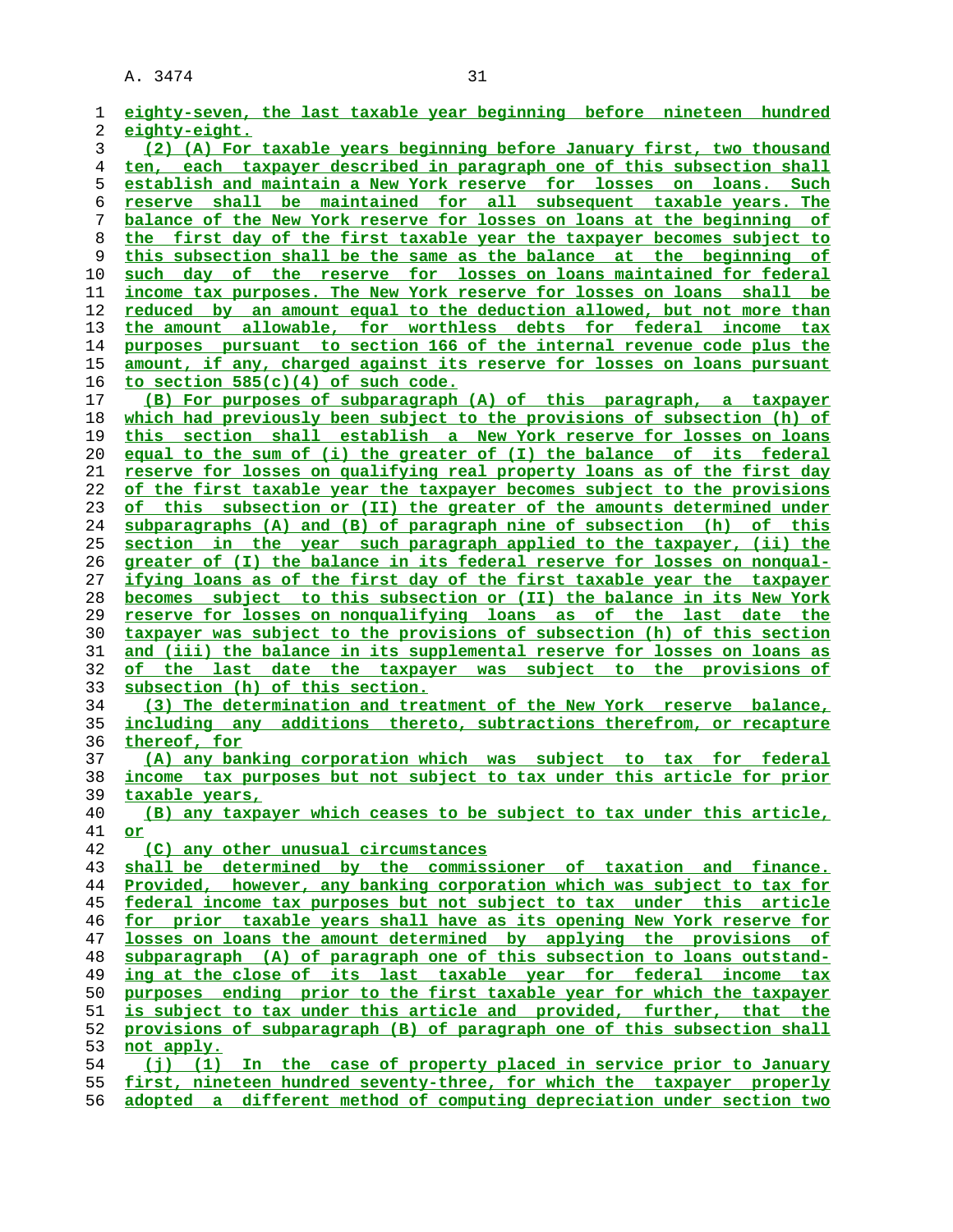eighty-seven, the last taxable year beginning before nineteen hundred eighty-eight.

(2) (A) For taxable years beginning before January first, two thousand ten, each taxpayer described in paragraph one of this subsection shall establish and maintain a New York reserve for losses on loans. Such reserve shall be maintained for all subsequent taxable years. The balance of the New York reserve for losses on loans at the beginning of the first day of the first taxable year the taxpayer becomes subject to this subsection shall be the same as the balance at the beginning of such day of the reserve for losses on loans maintained for federal income tax purposes. The New York reserve for losses on loans shall be reduced by an amount equal to the deduction allowed, but not more than the amount allowable, for worthless debts for federal income tax purposes pursuant to section 166 of the internal revenue code plus the amount, if any, charged against its reserve for losses on loans pursuant to section 585(c)(4) of such code.

(B) For purposes of subparagraph (A) of this paragraph, a taxpayer which had previously been subject to the provisions of subsection (h) of this section shall establish a New York reserve for losses on loans equal to the sum of (i) the greater of (I) the balance of its federal reserve for losses on qualifying real property loans as of the first day of the first taxable year the taxpayer becomes subject to the provisions of this subsection or (II) the greater of the amounts determined under subparagraphs (A) and (B) of paragraph nine of subsection (h) of this section in the year such paragraph applied to the taxpayer, (ii) the greater of (I) the balance in its federal reserve for losses on nonqualifying loans as of the first day of the first taxable year the taxpayer becomes subject to this subsection or (II) the balance in its New York reserve for losses on nonqualifying loans as of the last date the taxpayer was subject to the provisions of subsection (h) of this section and (iii) the balance in its supplemental reserve for losses on loans as of the last date the taxpayer was subject to the provisions of subsection (h) of this section.

(3) The determination and treatment of the New York reserve balance, including any additions thereto, subtractions therefrom, or recapture thereof, for

(A) any banking corporation which was subject to tax for federal income tax purposes but not subject to tax under this article for prior taxable years,

(B) any taxpayer which ceases to be subject to tax under this article, or

(C) any other unusual circumstances

shall be determined by the commissioner of taxation and finance. Provided, however, any banking corporation which was subject to tax for federal income tax purposes but not subject to tax under this article for prior taxable years shall have as its opening New York reserve for losses on loans the amount determined by applying the provisions of subparagraph (A) of paragraph one of this subsection to loans outstanding at the close of its last taxable year for federal income tax purposes ending prior to the first taxable year for which the taxpayer is subject to tax under this article and provided, further, that the provisions of subparagraph (B) of paragraph one of this subsection shall not apply.

(j) (1) In the case of property placed in service prior to January first, nineteen hundred seventy-three, for which the taxpayer properly adopted a different method of computing depreciation under section two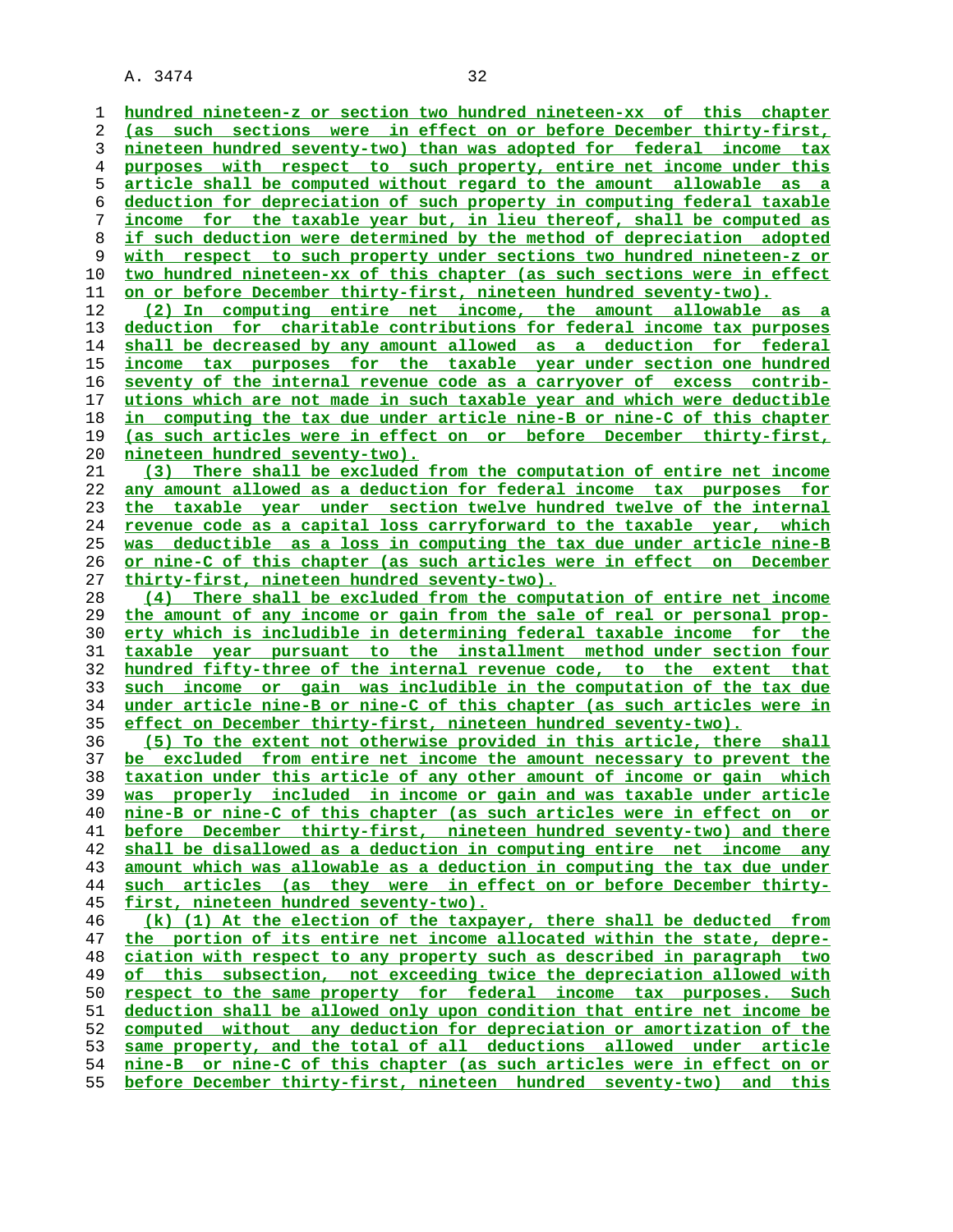hundred nineteen-z or section two hundred nineteen-xx of this chapter (as such sections were in effect on or before December thirty-first, nineteen hundred seventy-two) than was adopted for federal income tax purposes with respect to such property, entire net income under this article shall be computed without regard to the amount allowable as a deduction for depreciation of such property in computing federal taxable income for the taxable year but, in lieu thereof, shall be computed as if such deduction were determined by the method of depreciation adopted with respect to such property under sections two hundred nineteen-z or two hundred nineteen-xx of this chapter (as such sections were in effect on or before December thirty-first, nineteen hundred seventy-two).

(2) In computing entire net income, the amount allowable as a deduction for charitable contributions for federal income tax purposes shall be decreased by any amount allowed as a deduction for federal income tax purposes for the taxable year under section one hundred seventy of the internal revenue code as a carryover of excess contributions which are not made in such taxable year and which were deductible in computing the tax due under article nine-B or nine-C of this chapter (as such articles were in effect on or before December thirty-first, nineteen hundred seventy-two).

(3) There shall be excluded from the computation of entire net income any amount allowed as a deduction for federal income tax purposes for the taxable year under section twelve hundred twelve of the internal revenue code as a capital loss carryforward to the taxable year, which was deductible as a loss in computing the tax due under article nine-B or nine-C of this chapter (as such articles were in effect on December thirty-first, nineteen hundred seventy-two).

(4) There shall be excluded from the computation of entire net income the amount of any income or gain from the sale of real or personal property which is includible in determining federal taxable income for the taxable year pursuant to the installment method under section four hundred fifty-three of the internal revenue code, to the extent that such income or gain was includible in the computation of the tax due under article nine-B or nine-C of this chapter (as such articles were in effect on December thirty-first, nineteen hundred seventy-two).

(5) To the extent not otherwise provided in this article, there shall be excluded from entire net income the amount necessary to prevent the taxation under this article of any other amount of income or gain which was properly included in income or gain and was taxable under article nine-B or nine-C of this chapter (as such articles were in effect on or before December thirty-first, nineteen hundred seventy-two) and there shall be disallowed as a deduction in computing entire net income any amount which was allowable as a deduction in computing the tax due under such articles (as they were in effect on or before December thirty-first, nineteen hundred seventy-two).

(k) (1) At the election of the taxpayer, there shall be deducted from the portion of its entire net income allocated within the state, depreciation with respect to any property such as described in paragraph two of this subsection, not exceeding twice the depreciation allowed with respect to the same property for federal income tax purposes. Such deduction shall be allowed only upon condition that entire net income be computed without any deduction for depreciation or amortization of the same property, and the total of all deductions allowed under article nine-B or nine-C of this chapter (as such articles were in effect on or before December thirty-first, nineteen hundred seventy-two) and this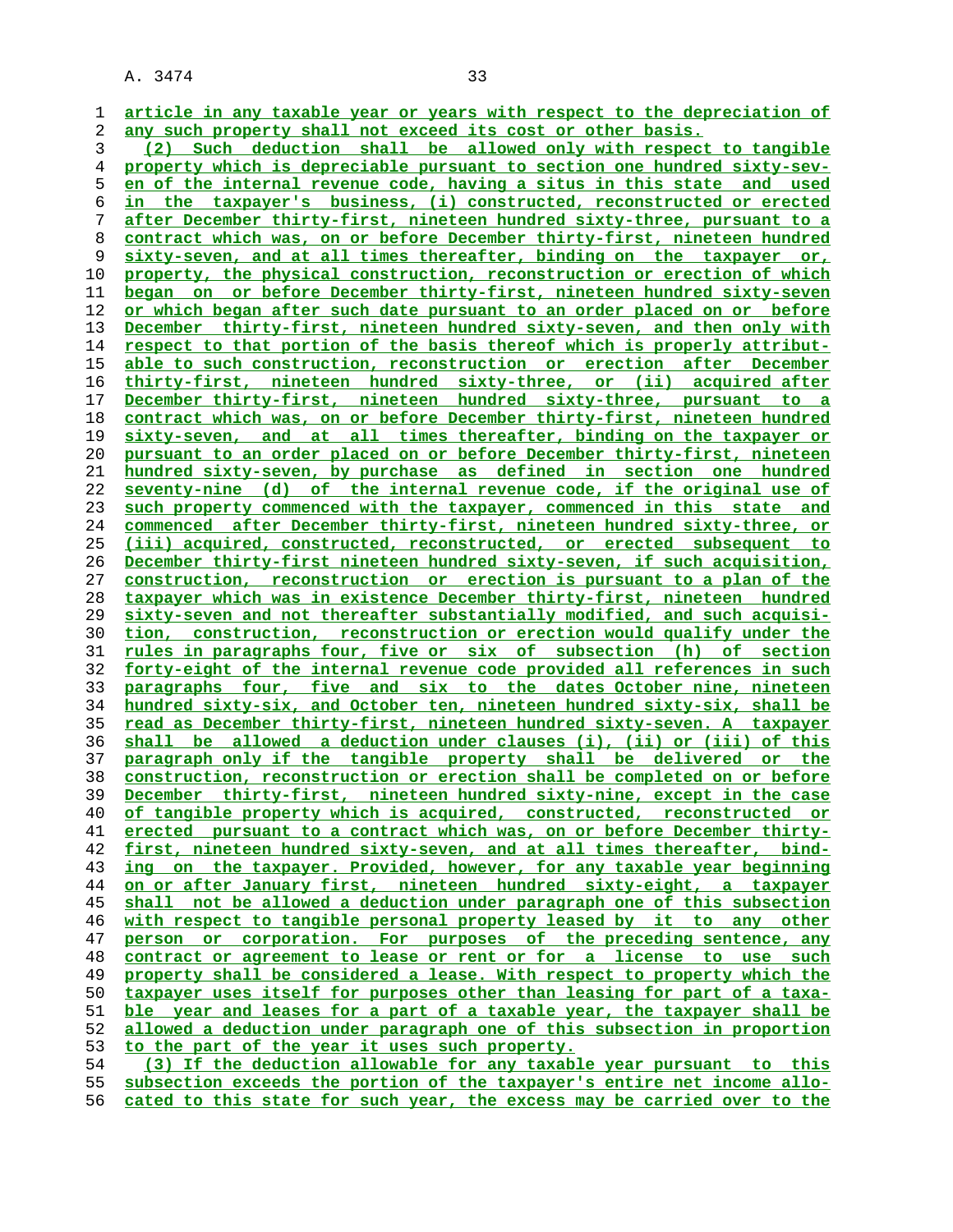article in any taxable year or years with respect to the depreciation of any such property shall not exceed its cost or other basis.

(2) Such deduction shall be allowed only with respect to tangible property which is depreciable pursuant to section one hundred sixty-seven of the internal revenue code, having a situs in this state and used in the taxpayer's business, (i) constructed, reconstructed or erected after December thirty-first, nineteen hundred sixty-three, pursuant to a contract which was, on or before December thirty-first, nineteen hundred sixty-seven, and at all times thereafter, binding on the taxpayer or, property, the physical construction, reconstruction or erection of which began on or before December thirty-first, nineteen hundred sixty-seven or which began after such date pursuant to an order placed on or before December thirty-first, nineteen hundred sixty-seven, and then only with respect to that portion of the basis thereof which is properly attributable to such construction, reconstruction or erection after December thirty-first, nineteen hundred sixty-three, or (ii) acquired after December thirty-first, nineteen hundred sixty-three, pursuant to a contract which was, on or before December thirty-first, nineteen hundred sixty-seven, and at all times thereafter, binding on the taxpayer or pursuant to an order placed on or before December thirty-first, nineteen hundred sixty-seven, by purchase as defined in section one hundred seventy-nine (d) of the internal revenue code, if the original use of such property commenced with the taxpayer, commenced in this state and commenced after December thirty-first, nineteen hundred sixty-three, or (iii) acquired, constructed, reconstructed, or erected subsequent to December thirty-first nineteen hundred sixty-seven, if such acquisition, construction, reconstruction or erection is pursuant to a plan of the taxpayer which was in existence December thirty-first, nineteen hundred sixty-seven and not thereafter substantially modified, and such acquisition, construction, reconstruction or erection would qualify under the rules in paragraphs four, five or six of subsection (h) of section forty-eight of the internal revenue code provided all references in such paragraphs four, five and six to the dates October nine, nineteen hundred sixty-six, and October ten, nineteen hundred sixty-six, shall be read as December thirty-first, nineteen hundred sixty-seven. A taxpayer shall be allowed a deduction under clauses (i), (ii) or (iii) of this paragraph only if the tangible property shall be delivered or the construction, reconstruction or erection shall be completed on or before December thirty-first, nineteen hundred sixty-nine, except in the case of tangible property which is acquired, constructed, reconstructed or erected pursuant to a contract which was, on or before December thirty-first, nineteen hundred sixty-seven, and at all times thereafter, binding on the taxpayer. Provided, however, for any taxable year beginning on or after January first, nineteen hundred sixty-eight, a taxpayer shall not be allowed a deduction under paragraph one of this subsection with respect to tangible personal property leased by it to any other person or corporation. For purposes of the preceding sentence, any contract or agreement to lease or rent or for a license to use such property shall be considered a lease. With respect to property which the taxpayer uses itself for purposes other than leasing for part of a taxable year and leases for a part of a taxable year, the taxpayer shall be allowed a deduction under paragraph one of this subsection in proportion to the part of the year it uses such property.

(3) If the deduction allowable for any taxable year pursuant to this subsection exceeds the portion of the taxpayer's entire net income allocated to this state for such year, the excess may be carried over to the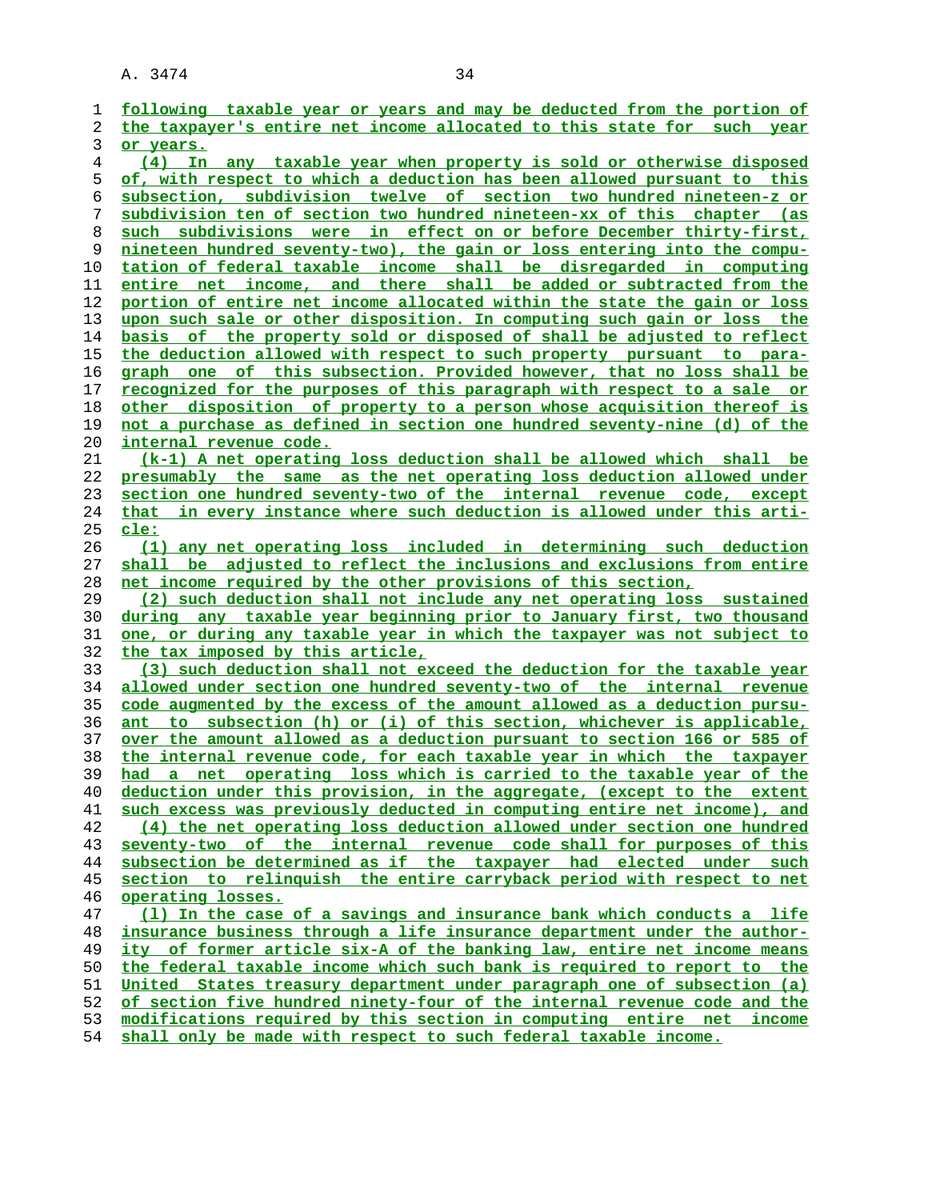following taxable year or years and may be deducted from the portion of the taxpayer's entire net income allocated to this state for such year or years.

(4) In any taxable year when property is sold or otherwise disposed of, with respect to which a deduction has been allowed pursuant to this subsection, subdivision twelve of section two hundred nineteen-z or subdivision ten of section two hundred nineteen-xx of this chapter (as such subdivisions were in effect on or before December thirty-first, nineteen hundred seventy-two), the gain or loss entering into the computation of federal taxable income shall be disregarded in computing entire net income, and there shall be added or subtracted from the portion of entire net income allocated within the state the gain or loss upon such sale or other disposition. In computing such gain or loss the basis of the property sold or disposed of shall be adjusted to reflect the deduction allowed with respect to such property pursuant to paragraph one of this subsection. Provided however, that no loss shall be recognized for the purposes of this paragraph with respect to a sale or other disposition of property to a person whose acquisition thereof is not a purchase as defined in section one hundred seventy-nine (d) of the internal revenue code.

(k-1) A net operating loss deduction shall be allowed which shall be presumably the same as the net operating loss deduction allowed under section one hundred seventy-two of the internal revenue code, except that in every instance where such deduction is allowed under this article:

(1) any net operating loss included in determining such deduction shall be adjusted to reflect the inclusions and exclusions from entire net income required by the other provisions of this section,

(2) such deduction shall not include any net operating loss sustained during any taxable year beginning prior to January first, two thousand one, or during any taxable year in which the taxpayer was not subject to the tax imposed by this article,

(3) such deduction shall not exceed the deduction for the taxable year allowed under section one hundred seventy-two of the internal revenue code augmented by the excess of the amount allowed as a deduction pursuant to subsection (h) or (i) of this section, whichever is applicable, over the amount allowed as a deduction pursuant to section 166 or 585 of the internal revenue code, for each taxable year in which the taxpayer had a net operating loss which is carried to the taxable year of the deduction under this provision, in the aggregate, (except to the extent such excess was previously deducted in computing entire net income), and

(4) the net operating loss deduction allowed under section one hundred seventy-two of the internal revenue code shall for purposes of this subsection be determined as if the taxpayer had elected under such section to relinquish the entire carryback period with respect to net operating losses.

(l) In the case of a savings and insurance bank which conducts a life insurance business through a life insurance department under the authority of former article six-A of the banking law, entire net income means the federal taxable income which such bank is required to report to the United States treasury department under paragraph one of subsection (a) of section five hundred ninety-four of the internal revenue code and the modifications required by this section in computing entire net income shall only be made with respect to such federal taxable income.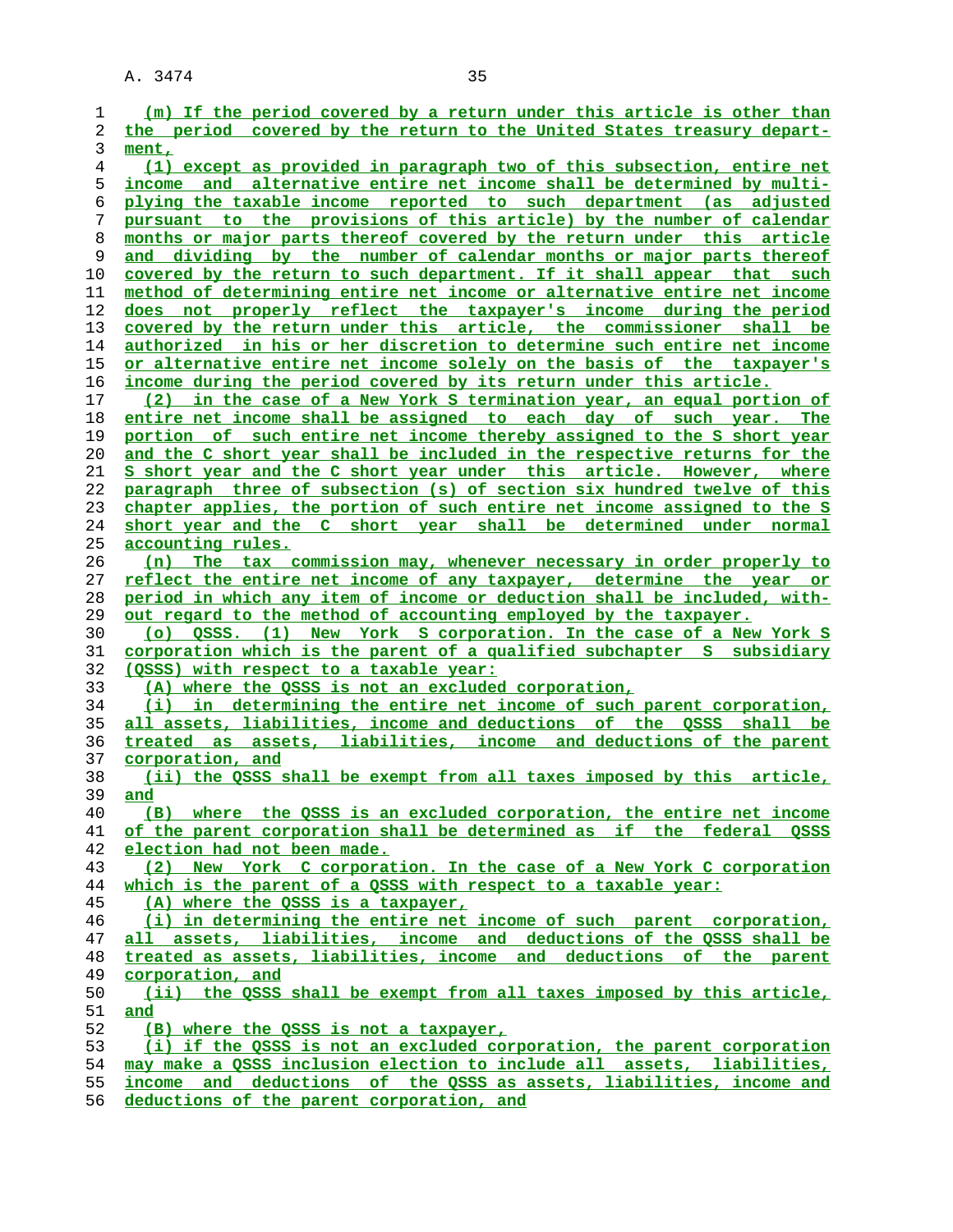(m) If the period covered by a return under this article is other than the period covered by the return to the United States treasury department,

(1) except as provided in paragraph two of this subsection, entire net income and alternative entire net income shall be determined by multiplying the taxable income reported to such department (as adjusted pursuant to the provisions of this article) by the number of calendar months or major parts thereof covered by the return under this article and dividing by the number of calendar months or major parts thereof covered by the return to such department. If it shall appear that such method of determining entire net income or alternative entire net income does not properly reflect the taxpayer's income during the period covered by the return under this article, the commissioner shall be authorized in his or her discretion to determine such entire net income or alternative entire net income solely on the basis of the taxpayer's income during the period covered by its return under this article.

(2) in the case of a New York S termination year, an equal portion of entire net income shall be assigned to each day of such year. The portion of such entire net income thereby assigned to the S short year and the C short year shall be included in the respective returns for the S short year and the C short year under this article. However, where paragraph three of subsection (s) of section six hundred twelve of this chapter applies, the portion of such entire net income assigned to the S short year and the C short year shall be determined under normal accounting rules.

(n) The tax commission may, whenever necessary in order properly to reflect the entire net income of any taxpayer, determine the year or period in which any item of income or deduction shall be included, without regard to the method of accounting employed by the taxpayer.

(o) QSSS. (1) New York S corporation. In the case of a New York S corporation which is the parent of a qualified subchapter S subsidiary (QSSS) with respect to a taxable year:

(A) where the QSSS is not an excluded corporation,

(i) in determining the entire net income of such parent corporation, all assets, liabilities, income and deductions of the QSSS shall be treated as assets, liabilities, income and deductions of the parent corporation, and

(ii) the QSSS shall be exempt from all taxes imposed by this article, and

(B) where the QSSS is an excluded corporation, the entire net income of the parent corporation shall be determined as if the federal QSSS election had not been made.

(2) New York C corporation. In the case of a New York C corporation which is the parent of a QSSS with respect to a taxable year:

(A) where the QSSS is a taxpayer,

(i) in determining the entire net income of such parent corporation, all assets, liabilities, income and deductions of the QSSS shall be treated as assets, liabilities, income and deductions of the parent corporation, and

(ii) the QSSS shall be exempt from all taxes imposed by this article, and

(B) where the QSSS is not a taxpayer,

(i) if the QSSS is not an excluded corporation, the parent corporation may make a QSSS inclusion election to include all assets, liabilities, income and deductions of the QSSS as assets, liabilities, income and deductions of the parent corporation, and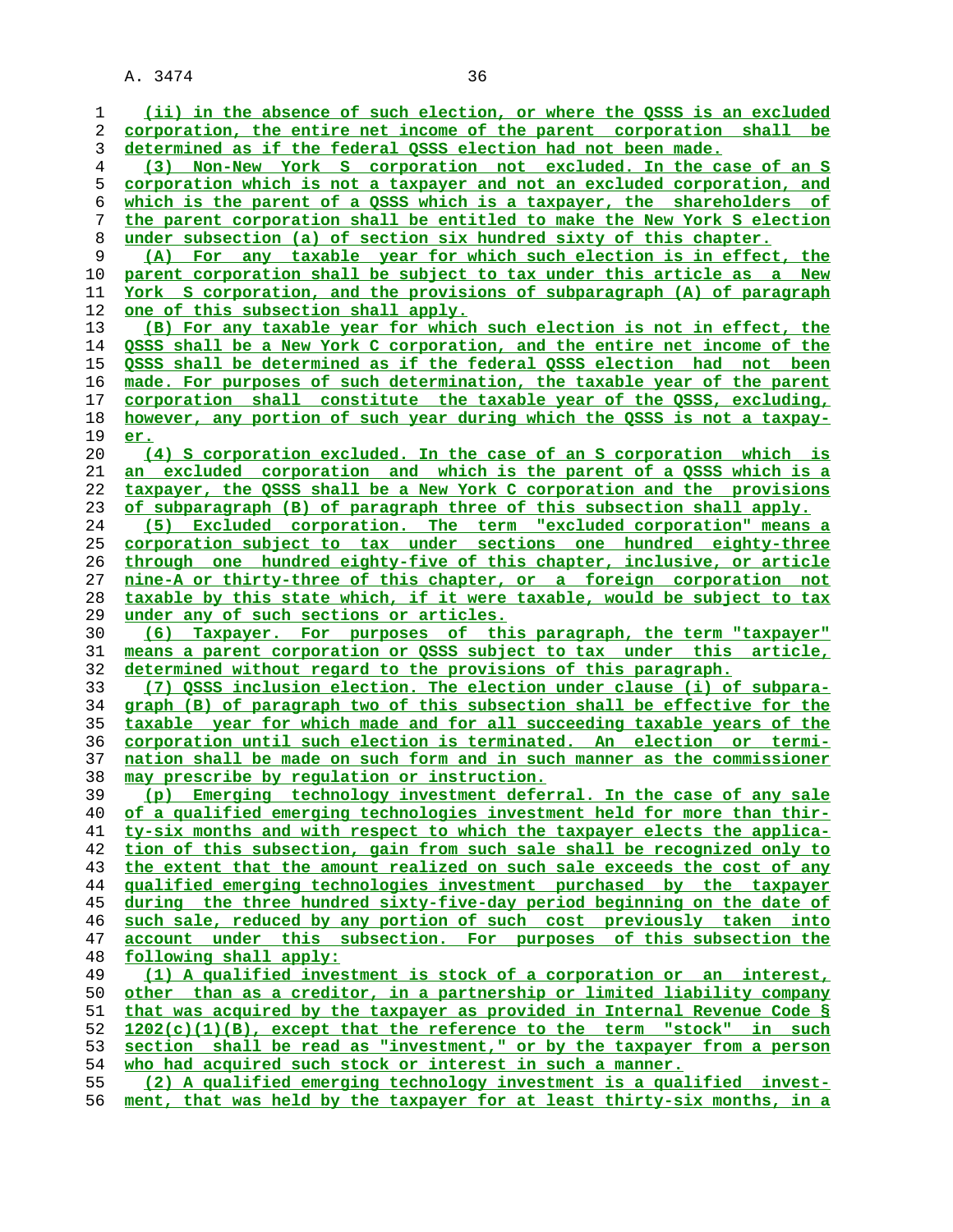(ii) in the absence of such election, or where the QSSS is an excluded corporation, the entire net income of the parent corporation shall be determined as if the federal QSSS election had not been made.

(3) Non-New York S corporation not excluded. In the case of an S corporation which is not a taxpayer and not an excluded corporation, and which is the parent of a QSSS which is a taxpayer, the shareholders of the parent corporation shall be entitled to make the New York S election under subsection (a) of section six hundred sixty of this chapter.

(A) For any taxable year for which such election is in effect, the parent corporation shall be subject to tax under this article as a New York S corporation, and the provisions of subparagraph (A) of paragraph one of this subsection shall apply.

(B) For any taxable year for which such election is not in effect, the QSSS shall be a New York C corporation, and the entire net income of the QSSS shall be determined as if the federal QSSS election had not been made. For purposes of such determination, the taxable year of the parent corporation shall constitute the taxable year of the QSSS, excluding, however, any portion of such year during which the QSSS is not a taxpayer.

(4) S corporation excluded. In the case of an S corporation which is an excluded corporation and which is the parent of a QSSS which is a taxpayer, the QSSS shall be a New York C corporation and the provisions of subparagraph (B) of paragraph three of this subsection shall apply.

(5) Excluded corporation. The term "excluded corporation" means a corporation subject to tax under sections one hundred eighty-three through one hundred eighty-five of this chapter, inclusive, or article nine-A or thirty-three of this chapter, or a foreign corporation not taxable by this state which, if it were taxable, would be subject to tax under any of such sections or articles.

(6) Taxpayer. For purposes of this paragraph, the term "taxpayer" means a parent corporation or QSSS subject to tax under this article, determined without regard to the provisions of this paragraph.

(7) QSSS inclusion election. The election under clause (i) of subparagraph (B) of paragraph two of this subsection shall be effective for the taxable year for which made and for all succeeding taxable years of the corporation until such election is terminated. An election or termination shall be made on such form and in such manner as the commissioner may prescribe by regulation or instruction.

(p) Emerging technology investment deferral. In the case of any sale of a qualified emerging technologies investment held for more than thirty-six months and with respect to which the taxpayer elects the application of this subsection, gain from such sale shall be recognized only to the extent that the amount realized on such sale exceeds the cost of any qualified emerging technologies investment purchased by the taxpayer during the three hundred sixty-five-day period beginning on the date of such sale, reduced by any portion of such cost previously taken into account under this subsection. For purposes of this subsection the following shall apply:

(1) A qualified investment is stock of a corporation or an interest, other than as a creditor, in a partnership or limited liability company that was acquired by the taxpayer as provided in Internal Revenue Code § 1202(c)(1)(B), except that the reference to the term "stock" in such section shall be read as "investment," or by the taxpayer from a person who had acquired such stock or interest in such a manner.

(2) A qualified emerging technology investment is a qualified investment, that was held by the taxpayer for at least thirty-six months, in a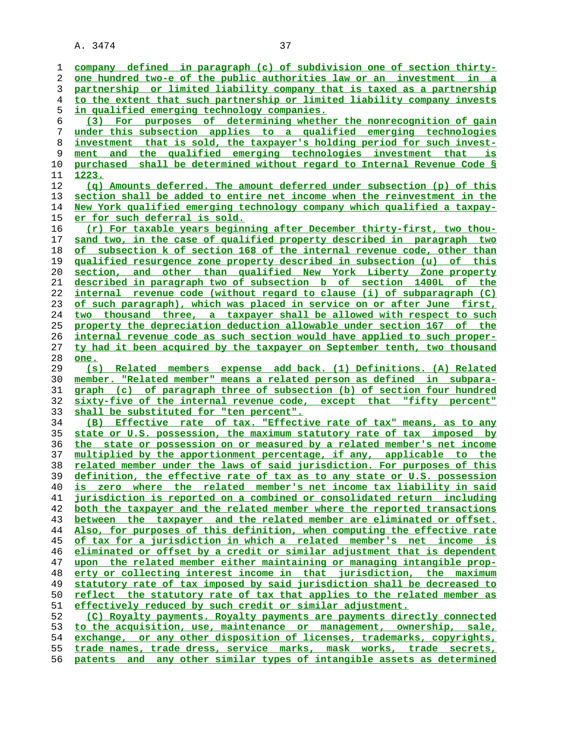company defined in paragraph (c) of subdivision one of section thirty-one hundred two-e of the public authorities law or an investment in a partnership or limited liability company that is taxed as a partnership to the extent that such partnership or limited liability company invests in qualified emerging technology companies.

(3) For purposes of determining whether the nonrecognition of gain under this subsection applies to a qualified emerging technologies investment that is sold, the taxpayer's holding period for such investment and the qualified emerging technologies investment that is purchased shall be determined without regard to Internal Revenue Code § 1223.

(q) Amounts deferred. The amount deferred under subsection (p) of this section shall be added to entire net income when the reinvestment in the New York qualified emerging technology company which qualified a taxpayer for such deferral is sold.

(r) For taxable years beginning after December thirty-first, two thousand two, in the case of qualified property described in paragraph two of subsection k of section 168 of the internal revenue code, other than qualified resurgence zone property described in subsection (u) of this section, and other than qualified New York Liberty Zone property described in paragraph two of subsection b of section 1400L of the internal revenue code (without regard to clause (i) of subparagraph (C) of such paragraph), which was placed in service on or after June first, two thousand three, a taxpayer shall be allowed with respect to such property the depreciation deduction allowable under section 167 of the internal revenue code as such section would have applied to such property had it been acquired by the taxpayer on September tenth, two thousand one.

(s) Related members expense add back. (1) Definitions. (A) Related member. "Related member" means a related person as defined in subparagraph (c) of paragraph three of subsection (b) of section four hundred sixty-five of the internal revenue code, except that "fifty percent" shall be substituted for "ten percent".

(B) Effective rate of tax. "Effective rate of tax" means, as to any state or U.S. possession, the maximum statutory rate of tax imposed by the state or possession on or measured by a related member's net income multiplied by the apportionment percentage, if any, applicable to the related member under the laws of said jurisdiction. For purposes of this definition, the effective rate of tax as to any state or U.S. possession is zero where the related member's net income tax liability in said jurisdiction is reported on a combined or consolidated return including both the taxpayer and the related member where the reported transactions between the taxpayer and the related member are eliminated or offset. Also, for purposes of this definition, when computing the effective rate of tax for a jurisdiction in which a related member's net income is eliminated or offset by a credit or similar adjustment that is dependent upon the related member either maintaining or managing intangible property or collecting interest income in that jurisdiction, the maximum statutory rate of tax imposed by said jurisdiction shall be decreased to reflect the statutory rate of tax that applies to the related member as effectively reduced by such credit or similar adjustment.

(C) Royalty payments. Royalty payments are payments directly connected to the acquisition, use, maintenance or management, ownership, sale, exchange, or any other disposition of licenses, trademarks, copyrights, trade names, trade dress, service marks, mask works, trade secrets, patents and any other similar types of intangible assets as determined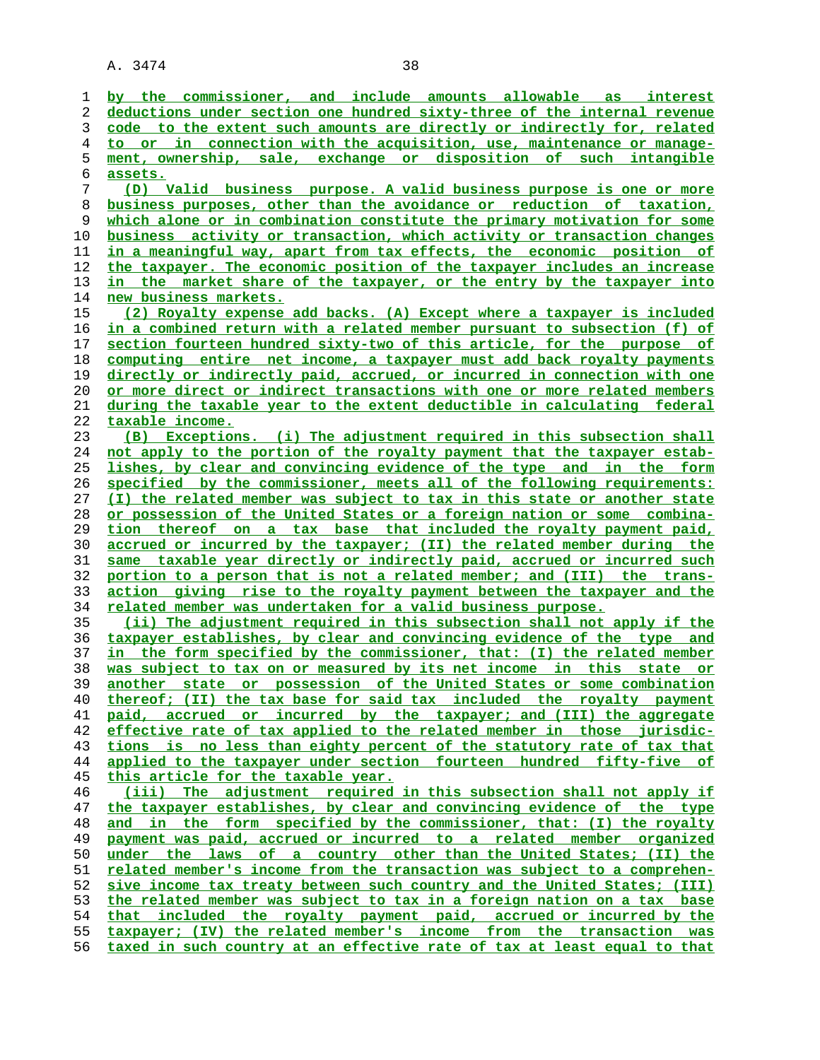by the commissioner, and include amounts allowable as interest deductions under section one hundred sixty-three of the internal revenue code to the extent such amounts are directly or indirectly for, related to or in connection with the acquisition, use, maintenance or management, ownership, sale, exchange or disposition of such intangible assets.

(D) Valid business purpose. A valid business purpose is one or more business purposes, other than the avoidance or reduction of taxation, which alone or in combination constitute the primary motivation for some business activity or transaction, which activity or transaction changes in a meaningful way, apart from tax effects, the economic position of the taxpayer. The economic position of the taxpayer includes an increase in the market share of the taxpayer, or the entry by the taxpayer into new business markets.

(2) Royalty expense add backs. (A) Except where a taxpayer is included in a combined return with a related member pursuant to subsection (f) of section fourteen hundred sixty-two of this article, for the purpose of computing entire net income, a taxpayer must add back royalty payments directly or indirectly paid, accrued, or incurred in connection with one or more direct or indirect transactions with one or more related members during the taxable year to the extent deductible in calculating federal taxable income.

(B) Exceptions. (i) The adjustment required in this subsection shall not apply to the portion of the royalty payment that the taxpayer establishes, by clear and convincing evidence of the type and in the form specified by the commissioner, meets all of the following requirements: (I) the related member was subject to tax in this state or another state or possession of the United States or a foreign nation or some combination thereof on a tax base that included the royalty payment paid, accrued or incurred by the taxpayer; (II) the related member during the same taxable year directly or indirectly paid, accrued or incurred such portion to a person that is not a related member; and (III) the transaction giving rise to the royalty payment between the taxpayer and the related member was undertaken for a valid business purpose.

(ii) The adjustment required in this subsection shall not apply if the taxpayer establishes, by clear and convincing evidence of the type and in the form specified by the commissioner, that: (I) the related member was subject to tax on or measured by its net income in this state or another state or possession of the United States or some combination thereof; (II) the tax base for said tax included the royalty payment paid, accrued or incurred by the taxpayer; and (III) the aggregate effective rate of tax applied to the related member in those jurisdictions is no less than eighty percent of the statutory rate of tax that applied to the taxpayer under section fourteen hundred fifty-five of this article for the taxable year.

(iii) The adjustment required in this subsection shall not apply if the taxpayer establishes, by clear and convincing evidence of the type and in the form specified by the commissioner, that: (I) the royalty payment was paid, accrued or incurred to a related member organized under the laws of a country other than the United States; (II) the related member's income from the transaction was subject to a comprehensive income tax treaty between such country and the United States; (III) the related member was subject to tax in a foreign nation on a tax base that included the royalty payment paid, accrued or incurred by the taxpayer; (IV) the related member's income from the transaction was taxed in such country at an effective rate of tax at least equal to that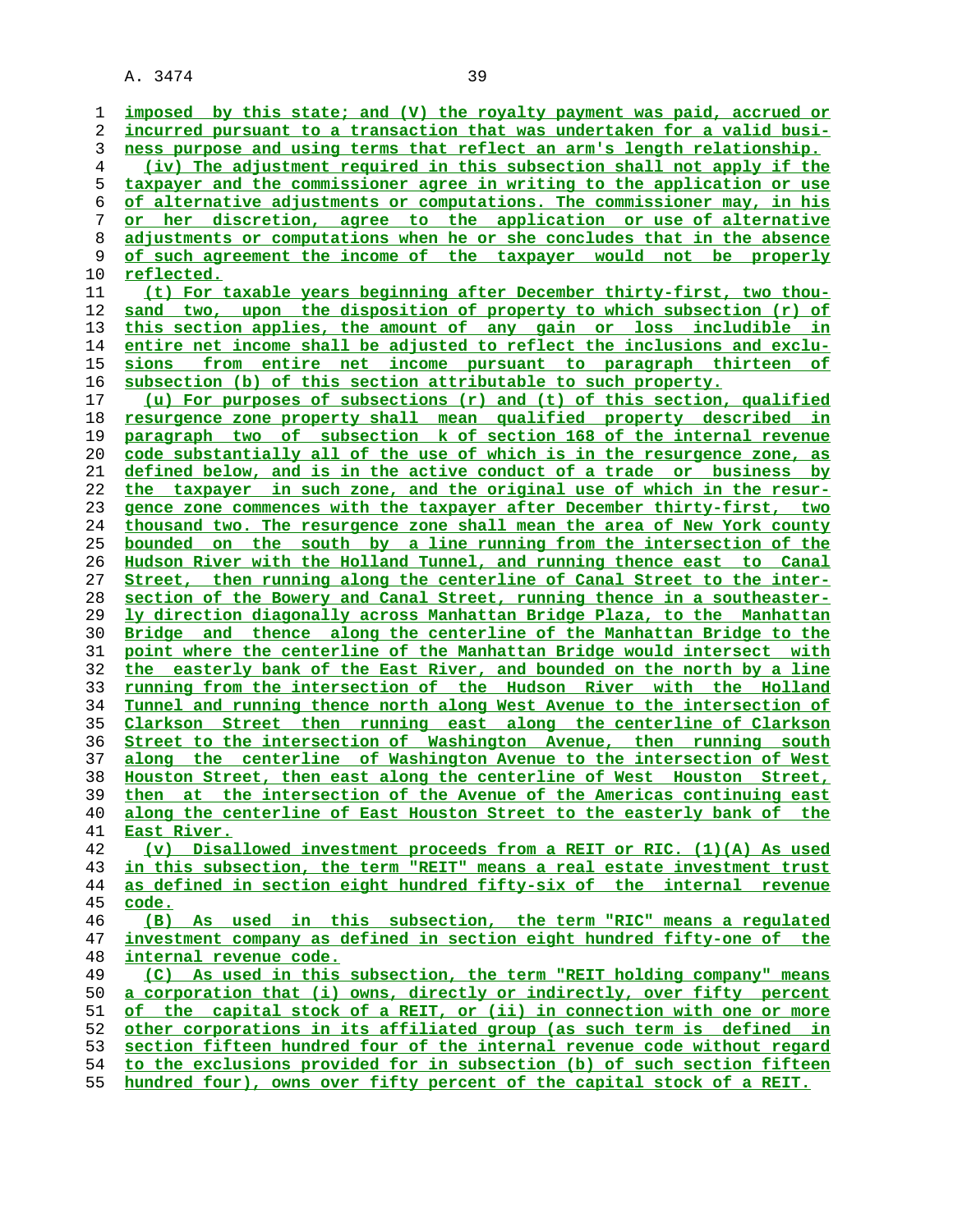imposed by this state; and (V) the royalty payment was paid, accrued or incurred pursuant to a transaction that was undertaken for a valid business purpose and using terms that reflect an arm's length relationship.

(iv) The adjustment required in this subsection shall not apply if the taxpayer and the commissioner agree in writing to the application or use of alternative adjustments or computations. The commissioner may, in his or her discretion, agree to the application or use of alternative adjustments or computations when he or she concludes that in the absence of such agreement the income of the taxpayer would not be properly reflected.

(t) For taxable years beginning after December thirty-first, two thousand two, upon the disposition of property to which subsection (r) of this section applies, the amount of any gain or loss includible in entire net income shall be adjusted to reflect the inclusions and exclusions from entire net income pursuant to paragraph thirteen of subsection (b) of this section attributable to such property.

(u) For purposes of subsections (r) and (t) of this section, qualified resurgence zone property shall mean qualified property described in paragraph two of subsection k of section 168 of the internal revenue code substantially all of the use of which is in the resurgence zone, as defined below, and is in the active conduct of a trade or business by the taxpayer in such zone, and the original use of which in the resurgence zone commences with the taxpayer after December thirty-first, two thousand two. The resurgence zone shall mean the area of New York county bounded on the south by a line running from the intersection of the Hudson River with the Holland Tunnel, and running thence east to Canal Street, then running along the centerline of Canal Street to the intersection of the Bowery and Canal Street, running thence in a southeasterly direction diagonally across Manhattan Bridge Plaza, to the Manhattan Bridge and thence along the centerline of the Manhattan Bridge to the point where the centerline of the Manhattan Bridge would intersect with the easterly bank of the East River, and bounded on the north by a line running from the intersection of the Hudson River with the Holland Tunnel and running thence north along West Avenue to the intersection of Clarkson Street then running east along the centerline of Clarkson Street to the intersection of Washington Avenue, then running south along the centerline of Washington Avenue to the intersection of West Houston Street, then east along the centerline of West Houston Street, then at the intersection of the Avenue of the Americas continuing east along the centerline of East Houston Street to the easterly bank of the East River.

(v) Disallowed investment proceeds from a REIT or RIC. (1)(A) As used in this subsection, the term "REIT" means a real estate investment trust as defined in section eight hundred fifty-six of the internal revenue code.

(B) As used in this subsection, the term "RIC" means a regulated investment company as defined in section eight hundred fifty-one of the internal revenue code.

(C) As used in this subsection, the term "REIT holding company" means a corporation that (i) owns, directly or indirectly, over fifty percent of the capital stock of a REIT, or (ii) in connection with one or more other corporations in its affiliated group (as such term is defined in section fifteen hundred four of the internal revenue code without regard to the exclusions provided for in subsection (b) of such section fifteen hundred four), owns over fifty percent of the capital stock of a REIT.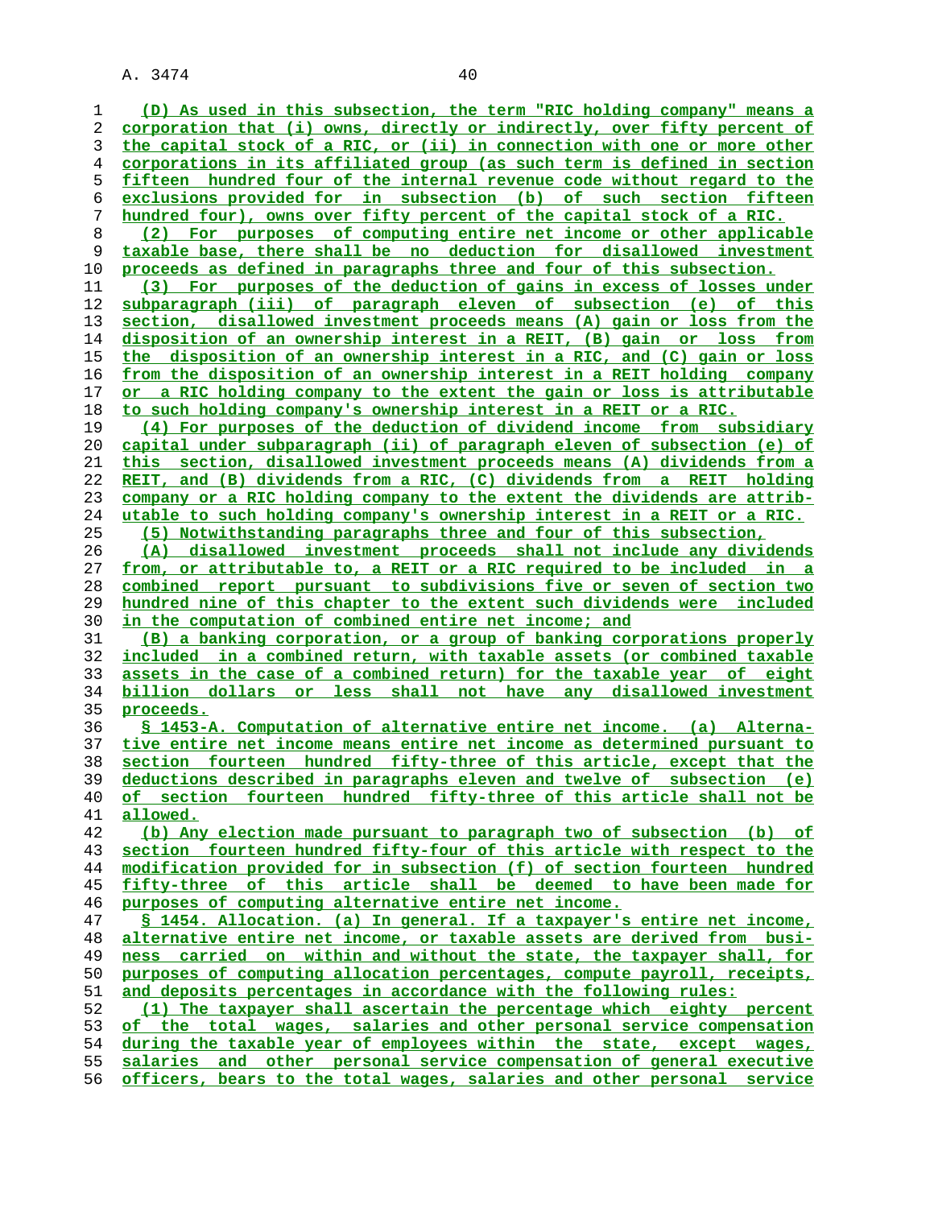(D) As used in this subsection, the term "RIC holding company" means a corporation that (i) owns, directly or indirectly, over fifty percent of the capital stock of a RIC, or (ii) in connection with one or more other corporations in its affiliated group (as such term is defined in section fifteen hundred four of the internal revenue code without regard to the exclusions provided for in subsection (b) of such section fifteen hundred four), owns over fifty percent of the capital stock of a RIC.

(2) For purposes of computing entire net income or other applicable taxable base, there shall be no deduction for disallowed investment proceeds as defined in paragraphs three and four of this subsection.

(3) For purposes of the deduction of gains in excess of losses under subparagraph (iii) of paragraph eleven of subsection (e) of this section, disallowed investment proceeds means (A) gain or loss from the disposition of an ownership interest in a REIT, (B) gain or loss from the disposition of an ownership interest in a RIC, and (C) gain or loss from the disposition of an ownership interest in a REIT holding company or a RIC holding company to the extent the gain or loss is attributable to such holding company's ownership interest in a REIT or a RIC.

(4) For purposes of the deduction of dividend income from subsidiary capital under subparagraph (ii) of paragraph eleven of subsection (e) of this section, disallowed investment proceeds means (A) dividends from a REIT, and (B) dividends from a RIC, (C) dividends from a REIT holding company or a RIC holding company to the extent the dividends are attributable to such holding company's ownership interest in a REIT or a RIC.

(5) Notwithstanding paragraphs three and four of this subsection,

(A) disallowed investment proceeds shall not include any dividends from, or attributable to, a REIT or a RIC required to be included in a combined report pursuant to subdivisions five or seven of section two hundred nine of this chapter to the extent such dividends were included in the computation of combined entire net income; and

(B) a banking corporation, or a group of banking corporations properly included in a combined return, with taxable assets (or combined taxable assets in the case of a combined return) for the taxable year of eight billion dollars or less shall not have any disallowed investment proceeds.

§ 1453-A. Computation of alternative entire net income. (a) Alternative entire net income means entire net income as determined pursuant to section fourteen hundred fifty-three of this article, except that the deductions described in paragraphs eleven and twelve of subsection (e) of section fourteen hundred fifty-three of this article shall not be allowed.

(b) Any election made pursuant to paragraph two of subsection (b) of section fourteen hundred fifty-four of this article with respect to the modification provided for in subsection (f) of section fourteen hundred fifty-three of this article shall be deemed to have been made for purposes of computing alternative entire net income.

§ 1454. Allocation. (a) In general. If a taxpayer's entire net income, alternative entire net income, or taxable assets are derived from business carried on within and without the state, the taxpayer shall, for purposes of computing allocation percentages, compute payroll, receipts, and deposits percentages in accordance with the following rules:

(1) The taxpayer shall ascertain the percentage which eighty percent of the total wages, salaries and other personal service compensation during the taxable year of employees within the state, except wages, salaries and other personal service compensation of general executive officers, bears to the total wages, salaries and other personal service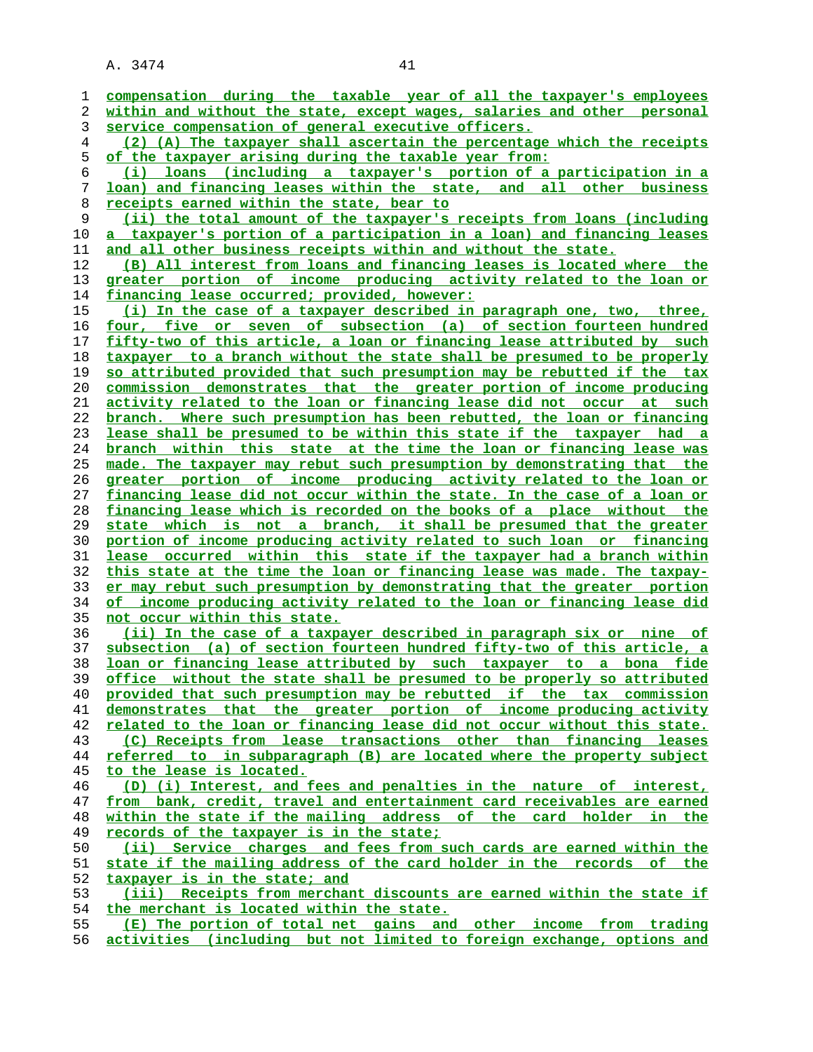compensation during the taxable year of all the taxpayer's employees within and without the state, except wages, salaries and other personal service compensation of general executive officers.

(2) (A) The taxpayer shall ascertain the percentage which the receipts of the taxpayer arising during the taxable year from:

(i) loans (including a taxpayer's portion of a participation in a loan) and financing leases within the state, and all other business receipts earned within the state, bear to

(ii) the total amount of the taxpayer's receipts from loans (including a taxpayer's portion of a participation in a loan) and financing leases and all other business receipts within and without the state.

(B) All interest from loans and financing leases is located where the greater portion of income producing activity related to the loan or financing lease occurred; provided, however:

(i) In the case of a taxpayer described in paragraph one, two, three, four, five or seven of subsection (a) of section fourteen hundred fifty-two of this article, a loan or financing lease attributed by such taxpayer to a branch without the state shall be presumed to be properly so attributed provided that such presumption may be rebutted if the tax commission demonstrates that the greater portion of income producing activity related to the loan or financing lease did not occur at such branch. Where such presumption has been rebutted, the loan or financing lease shall be presumed to be within this state if the taxpayer had a branch within this state at the time the loan or financing lease was made. The taxpayer may rebut such presumption by demonstrating that the greater portion of income producing activity related to the loan or financing lease did not occur within the state. In the case of a loan or financing lease which is recorded on the books of a place without the state which is not a branch, it shall be presumed that the greater portion of income producing activity related to such loan or financing lease occurred within this state if the taxpayer had a branch within this state at the time the loan or financing lease was made. The taxpayer may rebut such presumption by demonstrating that the greater portion of income producing activity related to the loan or financing lease did not occur within this state.

(ii) In the case of a taxpayer described in paragraph six or nine of subsection (a) of section fourteen hundred fifty-two of this article, a loan or financing lease attributed by such taxpayer to a bona fide office without the state shall be presumed to be properly so attributed provided that such presumption may be rebutted if the tax commission demonstrates that the greater portion of income producing activity related to the loan or financing lease did not occur without this state.

(C) Receipts from lease transactions other than financing leases referred to in subparagraph (B) are located where the property subject to the lease is located.

(D) (i) Interest, and fees and penalties in the nature of interest, from bank, credit, travel and entertainment card receivables are earned within the state if the mailing address of the card holder in the records of the taxpayer is in the state;

(ii) Service charges and fees from such cards are earned within the state if the mailing address of the card holder in the records of the taxpayer is in the state; and

(iii) Receipts from merchant discounts are earned within the state if the merchant is located within the state.

(E) The portion of total net gains and other income from trading activities (including but not limited to foreign exchange, options and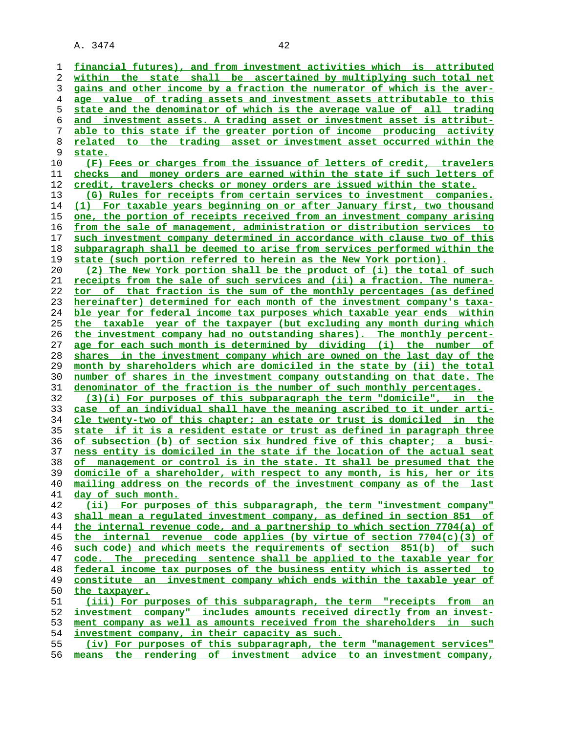financial futures), and from investment activities which is attributed within the state shall be ascertained by multiplying such total net gains and other income by a fraction the numerator of which is the average value of trading assets and investment assets attributable to this state and the denominator of which is the average value of all trading and investment assets. A trading asset or investment asset is attributable to this state if the greater portion of income producing activity related to the trading asset or investment asset occurred within the state.

(F) Fees or charges from the issuance of letters of credit, travelers checks and money orders are earned within the state if such letters of credit, travelers checks or money orders are issued within the state.

(G) Rules for receipts from certain services to investment companies. (1) For taxable years beginning on or after January first, two thousand one, the portion of receipts received from an investment company arising from the sale of management, administration or distribution services to such investment company determined in accordance with clause two of this subparagraph shall be deemed to arise from services performed within the state (such portion referred to herein as the New York portion).

(2) The New York portion shall be the product of (i) the total of such receipts from the sale of such services and (ii) a fraction. The numerator of that fraction is the sum of the monthly percentages (as defined hereinafter) determined for each month of the investment company's taxable year for federal income tax purposes which taxable year ends within the taxable year of the taxpayer (but excluding any month during which the investment company had no outstanding shares). The monthly percentage for each such month is determined by dividing (i) the number of shares in the investment company which are owned on the last day of the month by shareholders which are domiciled in the state by (ii) the total number of shares in the investment company outstanding on that date. The denominator of the fraction is the number of such monthly percentages.

(3)(i) For purposes of this subparagraph the term "domicile", in the case of an individual shall have the meaning ascribed to it under article twenty-two of this chapter; an estate or trust is domiciled in the state if it is a resident estate or trust as defined in paragraph three of subsection (b) of section six hundred five of this chapter; a business entity is domiciled in the state if the location of the actual seat of management or control is in the state. It shall be presumed that the domicile of a shareholder, with respect to any month, is his, her or its mailing address on the records of the investment company as of the last day of such month.

(ii) For purposes of this subparagraph, the term "investment company" shall mean a regulated investment company, as defined in section 851 of the internal revenue code, and a partnership to which section 7704(a) of the internal revenue code applies (by virtue of section 7704(c)(3) of such code) and which meets the requirements of section 851(b) of such code. The preceding sentence shall be applied to the taxable year for federal income tax purposes of the business entity which is asserted to constitute an investment company which ends within the taxable year of the taxpayer.

(iii) For purposes of this subparagraph, the term "receipts from an investment company" includes amounts received directly from an investment company as well as amounts received from the shareholders in such investment company, in their capacity as such.

(iv) For purposes of this subparagraph, the term "management services" means the rendering of investment advice to an investment company,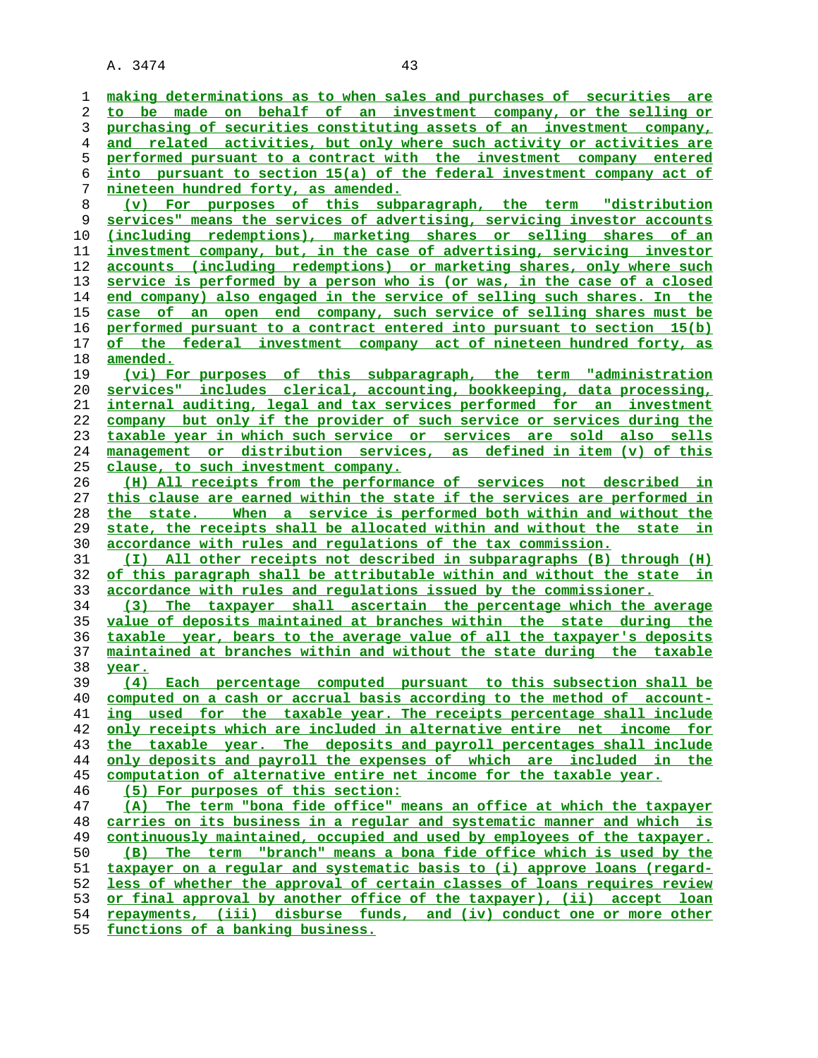making determinations as to when sales and purchases of securities are to be made on behalf of an investment company, or the selling or purchasing of securities constituting assets of an investment company, and related activities, but only where such activity or activities are performed pursuant to a contract with the investment company entered into pursuant to section 15(a) of the federal investment company act of nineteen hundred forty, as amended.

(v) For purposes of this subparagraph, the term "distribution services" means the services of advertising, servicing investor accounts (including redemptions), marketing shares or selling shares of an investment company, but, in the case of advertising, servicing investor accounts (including redemptions) or marketing shares, only where such service is performed by a person who is (or was, in the case of a closed end company) also engaged in the service of selling such shares. In the case of an open end company, such service of selling shares must be performed pursuant to a contract entered into pursuant to section 15(b) of the federal investment company act of nineteen hundred forty, as amended.

(vi) For purposes of this subparagraph, the term "administration services" includes clerical, accounting, bookkeeping, data processing, internal auditing, legal and tax services performed for an investment company but only if the provider of such service or services during the taxable year in which such service or services are sold also sells management or distribution services, as defined in item (v) of this clause, to such investment company.

(H) All receipts from the performance of services not described in this clause are earned within the state if the services are performed in the state. When a service is performed both within and without the state, the receipts shall be allocated within and without the state in accordance with rules and regulations of the tax commission.

(I) All other receipts not described in subparagraphs (B) through (H) of this paragraph shall be attributable within and without the state in accordance with rules and regulations issued by the commissioner.

(3) The taxpayer shall ascertain the percentage which the average value of deposits maintained at branches within the state during the taxable year, bears to the average value of all the taxpayer's deposits maintained at branches within and without the state during the taxable year.

(4) Each percentage computed pursuant to this subsection shall be computed on a cash or accrual basis according to the method of accounting used for the taxable year. The receipts percentage shall include only receipts which are included in alternative entire net income for the taxable year. The deposits and payroll percentages shall include only deposits and payroll the expenses of which are included in the computation of alternative entire net income for the taxable year.

(5) For purposes of this section:

(A) The term "bona fide office" means an office at which the taxpayer carries on its business in a regular and systematic manner and which is continuously maintained, occupied and used by employees of the taxpayer.

(B) The term "branch" means a bona fide office which is used by the taxpayer on a regular and systematic basis to (i) approve loans (regardless of whether the approval of certain classes of loans requires review or final approval by another office of the taxpayer), (ii) accept loan repayments, (iii) disburse funds, and (iv) conduct one or more other functions of a banking business.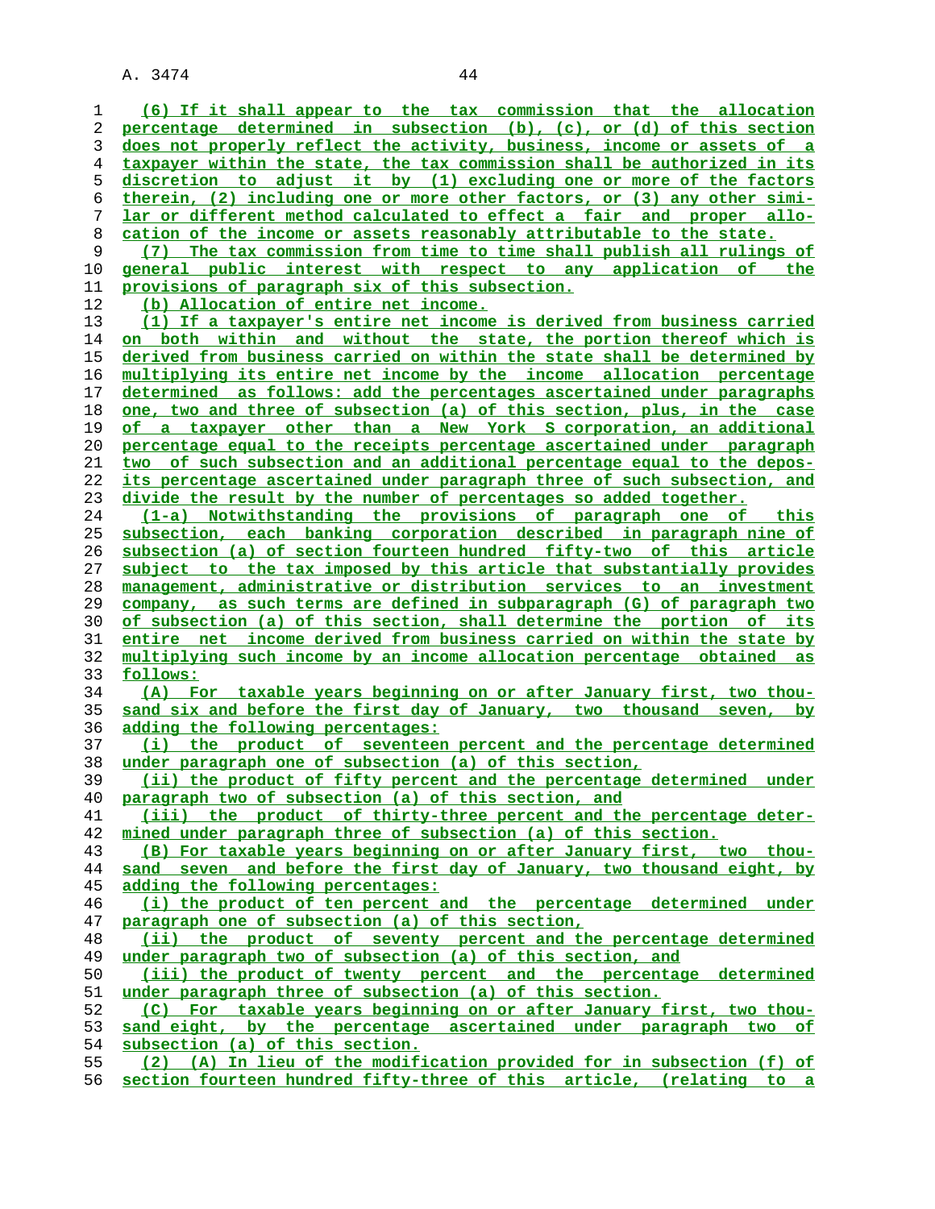(6) If it shall appear to the tax commission that the allocation percentage determined in subsection (b), (c), or (d) of this section does not properly reflect the activity, business, income or assets of a taxpayer within the state, the tax commission shall be authorized in its discretion to adjust it by (1) excluding one or more of the factors therein, (2) including one or more other factors, or (3) any other similar or different method calculated to effect a fair and proper allocation of the income or assets reasonably attributable to the state.

(7) The tax commission from time to time shall publish all rulings of general public interest with respect to any application of the provisions of paragraph six of this subsection.

(b) Allocation of entire net income.

(1) If a taxpayer's entire net income is derived from business carried on both within and without the state, the portion thereof which is derived from business carried on within the state shall be determined by multiplying its entire net income by the income allocation percentage determined as follows: add the percentages ascertained under paragraphs one, two and three of subsection (a) of this section, plus, in the case of a taxpayer other than a New York S corporation, an additional percentage equal to the receipts percentage ascertained under paragraph two of such subsection and an additional percentage equal to the deposits percentage ascertained under paragraph three of such subsection, and divide the result by the number of percentages so added together.

(1-a) Notwithstanding the provisions of paragraph one of this subsection, each banking corporation described in paragraph nine of subsection (a) of section fourteen hundred fifty-two of this article subject to the tax imposed by this article that substantially provides management, administrative or distribution services to an investment company, as such terms are defined in subparagraph (G) of paragraph two of subsection (a) of this section, shall determine the portion of its entire net income derived from business carried on within the state by multiplying such income by an income allocation percentage obtained as follows:

(A) For taxable years beginning on or after January first, two thousand six and before the first day of January, two thousand seven, by adding the following percentages:

(i) the product of seventeen percent and the percentage determined under paragraph one of subsection (a) of this section,

(ii) the product of fifty percent and the percentage determined under paragraph two of subsection (a) of this section, and

(iii) the product of thirty-three percent and the percentage determined under paragraph three of subsection (a) of this section.

(B) For taxable years beginning on or after January first, two thousand seven and before the first day of January, two thousand eight, by adding the following percentages:

(i) the product of ten percent and the percentage determined under paragraph one of subsection (a) of this section,

(ii) the product of seventy percent and the percentage determined under paragraph two of subsection (a) of this section, and

(iii) the product of twenty percent and the percentage determined under paragraph three of subsection (a) of this section.

(C) For taxable years beginning on or after January first, two thousand eight, by the percentage ascertained under paragraph two of subsection (a) of this section.

(2) (A) In lieu of the modification provided for in subsection (f) of section fourteen hundred fifty-three of this article, (relating to a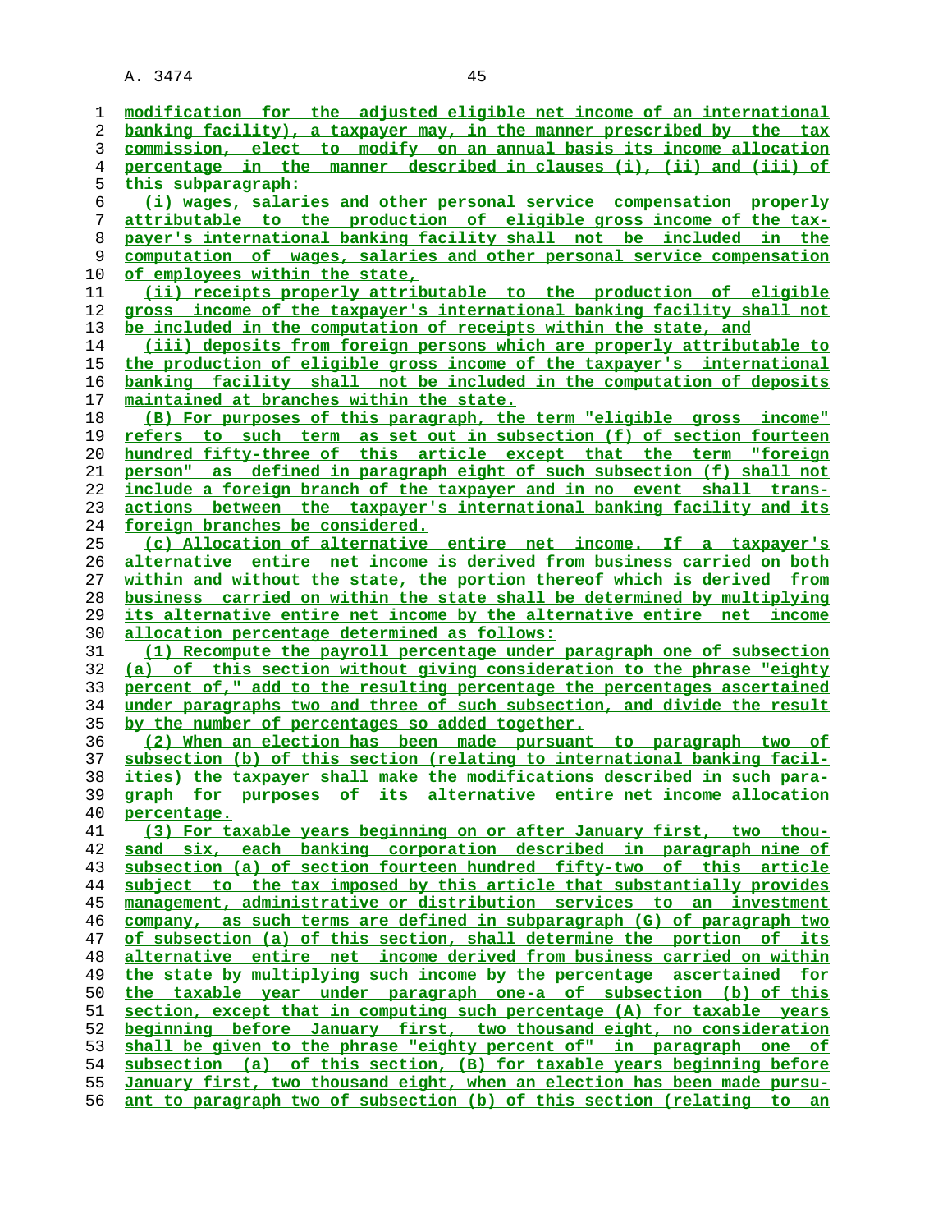modification for the adjusted eligible net income of an international banking facility), a taxpayer may, in the manner prescribed by the tax commission, elect to modify on an annual basis its income allocation percentage in the manner described in clauses (i), (ii) and (iii) of this subparagraph:

(i) wages, salaries and other personal service compensation properly attributable to the production of eligible gross income of the taxpayer's international banking facility shall not be included in the computation of wages, salaries and other personal service compensation of employees within the state,

(ii) receipts properly attributable to the production of eligible gross income of the taxpayer's international banking facility shall not be included in the computation of receipts within the state, and

(iii) deposits from foreign persons which are properly attributable to the production of eligible gross income of the taxpayer's international banking facility shall not be included in the computation of deposits maintained at branches within the state.

(B) For purposes of this paragraph, the term "eligible gross income" refers to such term as set out in subsection (f) of section fourteen hundred fifty-three of this article except that the term "foreign person" as defined in paragraph eight of such subsection (f) shall not include a foreign branch of the taxpayer and in no event shall transactions between the taxpayer's international banking facility and its foreign branches be considered.

(c) Allocation of alternative entire net income. If a taxpayer's alternative entire net income is derived from business carried on both within and without the state, the portion thereof which is derived from business carried on within the state shall be determined by multiplying its alternative entire net income by the alternative entire net income allocation percentage determined as follows:

(1) Recompute the payroll percentage under paragraph one of subsection (a) of this section without giving consideration to the phrase "eighty percent of," add to the resulting percentage the percentages ascertained under paragraphs two and three of such subsection, and divide the result by the number of percentages so added together.

(2) When an election has been made pursuant to paragraph two of subsection (b) of this section (relating to international banking facilities) the taxpayer shall make the modifications described in such paragraph for purposes of its alternative entire net income allocation percentage.

(3) For taxable years beginning on or after January first, two thousand six, each banking corporation described in paragraph nine of subsection (a) of section fourteen hundred fifty-two of this article subject to the tax imposed by this article that substantially provides management, administrative or distribution services to an investment company, as such terms are defined in subparagraph (G) of paragraph two of subsection (a) of this section, shall determine the portion of its alternative entire net income derived from business carried on within the state by multiplying such income by the percentage ascertained for the taxable year under paragraph one-a of subsection (b) of this section, except that in computing such percentage (A) for taxable years beginning before January first, two thousand eight, no consideration shall be given to the phrase "eighty percent of" in paragraph one of subsection (a) of this section, (B) for taxable years beginning before January first, two thousand eight, when an election has been made pursuant to paragraph two of subsection (b) of this section (relating to an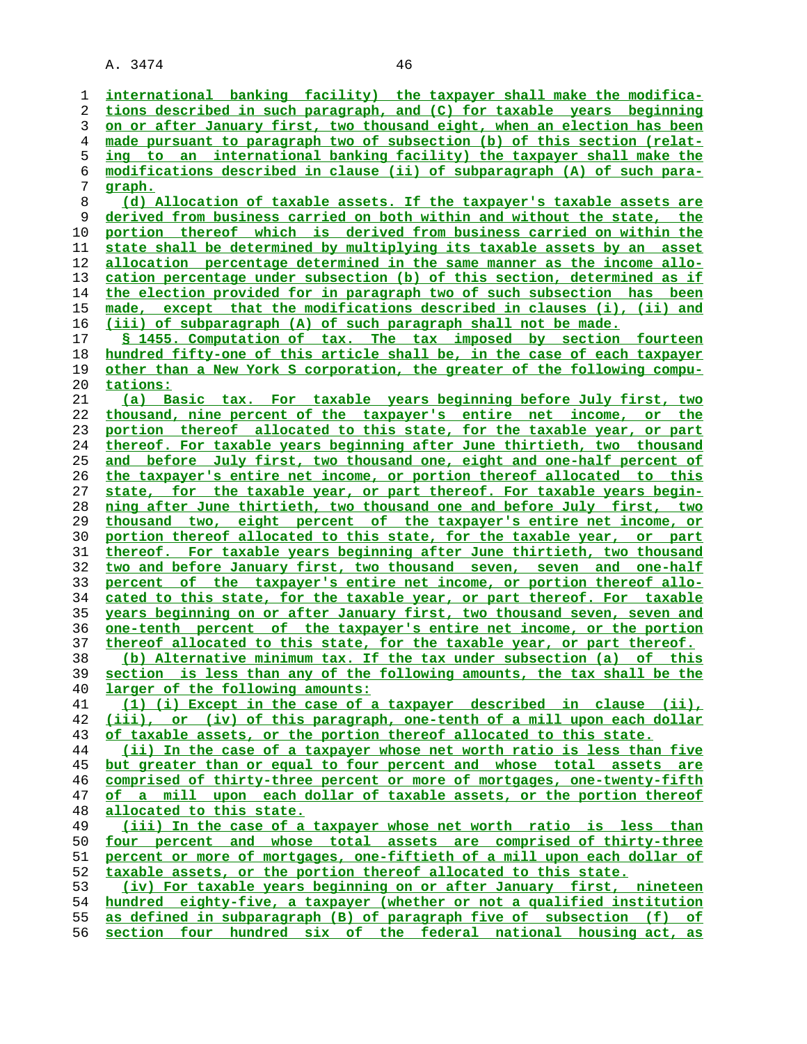international banking facility) the taxpayer shall make the modifications described in such paragraph, and (C) for taxable years beginning on or after January first, two thousand eight, when an election has been made pursuant to paragraph two of subsection (b) of this section (relating to an international banking facility) the taxpayer shall make the modifications described in clause (ii) of subparagraph (A) of such paragraph.

(d) Allocation of taxable assets. If the taxpayer's taxable assets are derived from business carried on both within and without the state, the portion thereof which is derived from business carried on within the state shall be determined by multiplying its taxable assets by an asset allocation percentage determined in the same manner as the income allocation percentage under subsection (b) of this section, determined as if the election provided for in paragraph two of such subsection has been made, except that the modifications described in clauses (i), (ii) and (iii) of subparagraph (A) of such paragraph shall not be made.

§ 1455. Computation of tax. The tax imposed by section fourteen hundred fifty-one of this article shall be, in the case of each taxpayer other than a New York S corporation, the greater of the following computations:

(a) Basic tax. For taxable years beginning before July first, two thousand, nine percent of the taxpayer's entire net income, or the portion thereof allocated to this state, for the taxable year, or part thereof. For taxable years beginning after June thirtieth, two thousand and before July first, two thousand one, eight and one-half percent of the taxpayer's entire net income, or portion thereof allocated to this state, for the taxable year, or part thereof. For taxable years beginning after June thirtieth, two thousand one and before July first, two thousand two, eight percent of the taxpayer's entire net income, or portion thereof allocated to this state, for the taxable year, or part thereof. For taxable years beginning after June thirtieth, two thousand two and before January first, two thousand seven, seven and one-half percent of the taxpayer's entire net income, or portion thereof allocated to this state, for the taxable year, or part thereof. For taxable years beginning on or after January first, two thousand seven, seven and one-tenth percent of the taxpayer's entire net income, or the portion thereof allocated to this state, for the taxable year, or part thereof.

(b) Alternative minimum tax. If the tax under subsection (a) of this section is less than any of the following amounts, the tax shall be the larger of the following amounts:

(1) (i) Except in the case of a taxpayer described in clause (ii), (iii), or (iv) of this paragraph, one-tenth of a mill upon each dollar of taxable assets, or the portion thereof allocated to this state.

(ii) In the case of a taxpayer whose net worth ratio is less than five but greater than or equal to four percent and whose total assets are comprised of thirty-three percent or more of mortgages, one-twenty-fifth of a mill upon each dollar of taxable assets, or the portion thereof allocated to this state.

(iii) In the case of a taxpayer whose net worth ratio is less than four percent and whose total assets are comprised of thirty-three percent or more of mortgages, one-fiftieth of a mill upon each dollar of taxable assets, or the portion thereof allocated to this state.

(iv) For taxable years beginning on or after January first, nineteen hundred eighty-five, a taxpayer (whether or not a qualified institution as defined in subparagraph (B) of paragraph five of subsection (f) of section four hundred six of the federal national housing act, as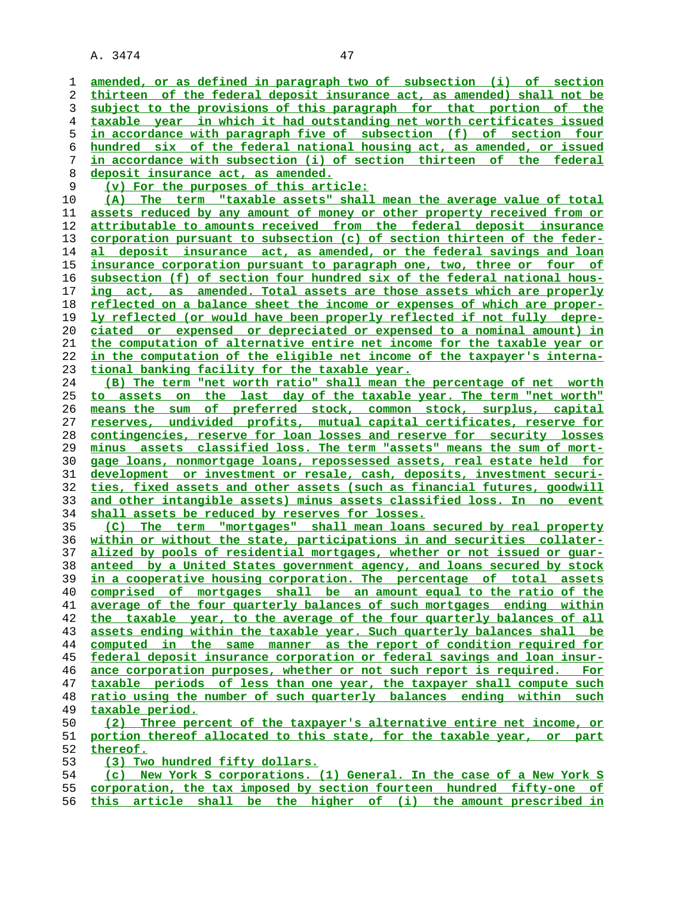amended, or as defined in paragraph two of subsection (i) of section thirteen of the federal deposit insurance act, as amended) shall not be subject to the provisions of this paragraph for that portion of the taxable year in which it had outstanding net worth certificates issued in accordance with paragraph five of subsection (f) of section four hundred six of the federal national housing act, as amended, or issued in accordance with subsection (i) of section thirteen of the federal deposit insurance act, as amended.

(v) For the purposes of this article:

(A) The term "taxable assets" shall mean the average value of total assets reduced by any amount of money or other property received from or attributable to amounts received from the federal deposit insurance corporation pursuant to subsection (c) of section thirteen of the federal deposit insurance act, as amended, or the federal savings and loan insurance corporation pursuant to paragraph one, two, three or four of subsection (f) of section four hundred six of the federal national housing act, as amended. Total assets are those assets which are properly reflected on a balance sheet the income or expenses of which are properly reflected (or would have been properly reflected if not fully depreciated or expensed or depreciated or expensed to a nominal amount) in the computation of alternative entire net income for the taxable year or in the computation of the eligible net income of the taxpayer's international banking facility for the taxable year.

(B) The term "net worth ratio" shall mean the percentage of net worth to assets on the last day of the taxable year. The term "net worth" means the sum of preferred stock, common stock, surplus, capital reserves, undivided profits, mutual capital certificates, reserve for contingencies, reserve for loan losses and reserve for security losses minus assets classified loss. The term "assets" means the sum of mortgage loans, nonmortgage loans, repossessed assets, real estate held for development or investment or resale, cash, deposits, investment securities, fixed assets and other assets (such as financial futures, goodwill and other intangible assets) minus assets classified loss. In no event shall assets be reduced by reserves for losses.

(C) The term "mortgages" shall mean loans secured by real property within or without the state, participations in and securities collateralized by pools of residential mortgages, whether or not issued or guaranteed by a United States government agency, and loans secured by stock in a cooperative housing corporation. The percentage of total assets comprised of mortgages shall be an amount equal to the ratio of the average of the four quarterly balances of such mortgages ending within the taxable year, to the average of the four quarterly balances of all assets ending within the taxable year. Such quarterly balances shall be computed in the same manner as the report of condition required for federal deposit insurance corporation or federal savings and loan insurance corporation purposes, whether or not such report is required. For taxable periods of less than one year, the taxpayer shall compute such ratio using the number of such quarterly balances ending within such taxable period.

(2) Three percent of the taxpayer's alternative entire net income, or portion thereof allocated to this state, for the taxable year, or part thereof.

(3) Two hundred fifty dollars.

(c) New York S corporations. (1) General. In the case of a New York S corporation, the tax imposed by section fourteen hundred fifty-one of this article shall be the higher of (i) the amount prescribed in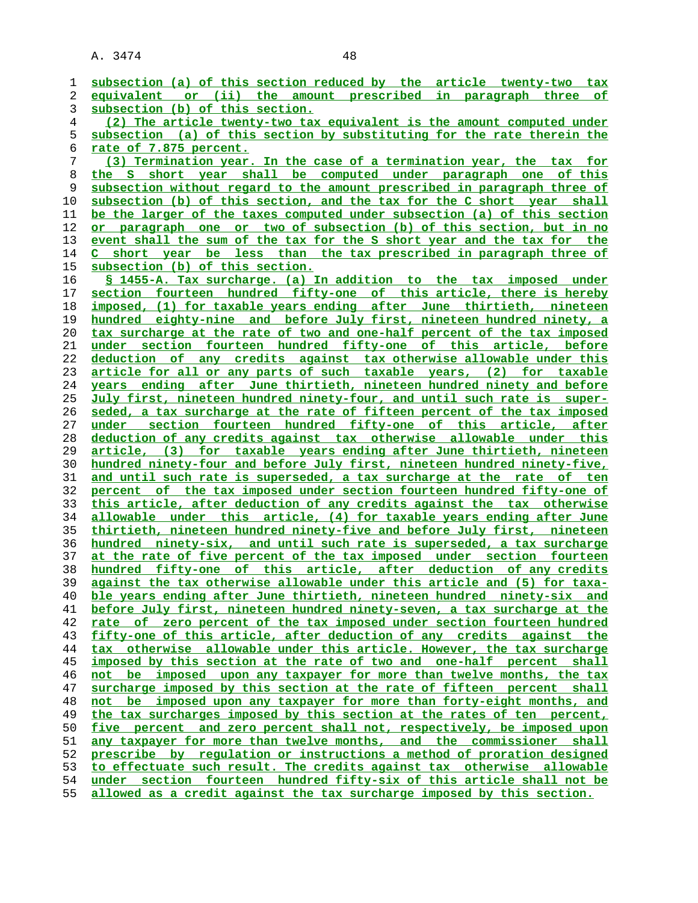subsection (a) of this section reduced by the article twenty-two tax equivalent or (ii) the amount prescribed in paragraph three of subsection (b) of this section.

(2) The article twenty-two tax equivalent is the amount computed under subsection (a) of this section by substituting for the rate therein the rate of 7.875 percent.

(3) Termination year. In the case of a termination year, the tax for the S short year shall be computed under paragraph one of this subsection without regard to the amount prescribed in paragraph three of subsection (b) of this section, and the tax for the C short year shall be the larger of the taxes computed under subsection (a) of this section or paragraph one or two of subsection (b) of this section, but in no event shall the sum of the tax for the S short year and the tax for the C short year be less than the tax prescribed in paragraph three of subsection (b) of this section.

§ 1455-A. Tax surcharge. (a) In addition to the tax imposed under section fourteen hundred fifty-one of this article, there is hereby imposed, (1) for taxable years ending after June thirtieth, nineteen hundred eighty-nine and before July first, nineteen hundred ninety, a tax surcharge at the rate of two and one-half percent of the tax imposed under section fourteen hundred fifty-one of this article, before deduction of any credits against tax otherwise allowable under this article for all or any parts of such taxable years, (2) for taxable years ending after June thirtieth, nineteen hundred ninety and before July first, nineteen hundred ninety-four, and until such rate is superseded, a tax surcharge at the rate of fifteen percent of the tax imposed under section fourteen hundred fifty-one of this article, after deduction of any credits against tax otherwise allowable under this article, (3) for taxable years ending after June thirtieth, nineteen hundred ninety-four and before July first, nineteen hundred ninety-five, and until such rate is superseded, a tax surcharge at the rate of ten percent of the tax imposed under section fourteen hundred fifty-one of this article, after deduction of any credits against the tax otherwise allowable under this article, (4) for taxable years ending after June thirtieth, nineteen hundred ninety-five and before July first, nineteen hundred ninety-six, and until such rate is superseded, a tax surcharge at the rate of five percent of the tax imposed under section fourteen hundred fifty-one of this article, after deduction of any credits against the tax otherwise allowable under this article and (5) for taxable years ending after June thirtieth, nineteen hundred ninety-six and before July first, nineteen hundred ninety-seven, a tax surcharge at the rate of zero percent of the tax imposed under section fourteen hundred fifty-one of this article, after deduction of any credits against the tax otherwise allowable under this article. However, the tax surcharge imposed by this section at the rate of two and one-half percent shall not be imposed upon any taxpayer for more than twelve months, the tax surcharge imposed by this section at the rate of fifteen percent shall not be imposed upon any taxpayer for more than forty-eight months, and the tax surcharges imposed by this section at the rates of ten percent, five percent and zero percent shall not, respectively, be imposed upon any taxpayer for more than twelve months, and the commissioner shall prescribe by regulation or instructions a method of proration designed to effectuate such result. The credits against tax otherwise allowable under section fourteen hundred fifty-six of this article shall not be allowed as a credit against the tax surcharge imposed by this section.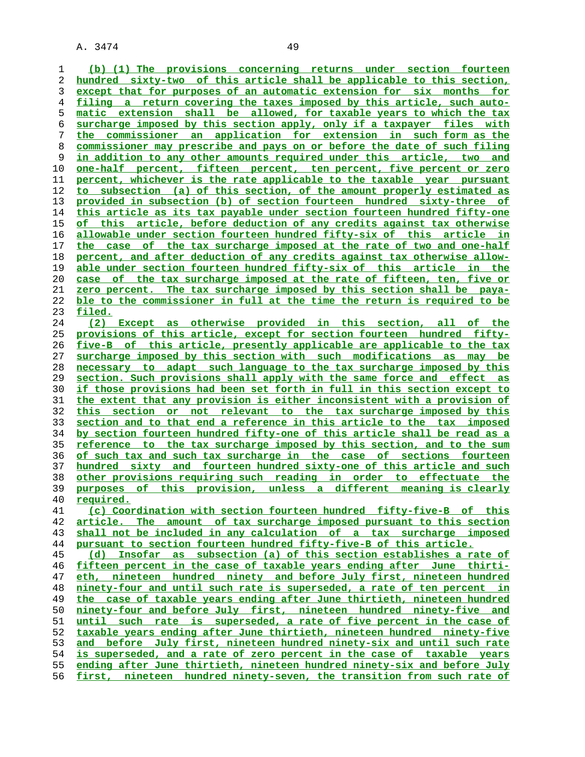(b) (1) The provisions concerning returns under section fourteen hundred sixty-two of this article shall be applicable to this section, except that for purposes of an automatic extension for six months for filing a return covering the taxes imposed by this article, such automatic extension shall be allowed, for taxable years to which the tax surcharge imposed by this section apply, only if a taxpayer files with the commissioner an application for extension in such form as the commissioner may prescribe and pays on or before the date of such filing in addition to any other amounts required under this article, two and one-half percent, fifteen percent, ten percent, five percent or zero percent, whichever is the rate applicable to the taxable year pursuant to subsection (a) of this section, of the amount properly estimated as provided in subsection (b) of section fourteen hundred sixty-three of this article as its tax payable under section fourteen hundred fifty-one of this article, before deduction of any credits against tax otherwise allowable under section fourteen hundred fifty-six of this article in the case of the tax surcharge imposed at the rate of two and one-half percent, and after deduction of any credits against tax otherwise allowable under section fourteen hundred fifty-six of this article in the case of the tax surcharge imposed at the rate of fifteen, ten, five or zero percent. The tax surcharge imposed by this section shall be payable to the commissioner in full at the time the return is required to be filed.

(2) Except as otherwise provided in this section, all of the provisions of this article, except for section fourteen hundred fifty-five-B of this article, presently applicable are applicable to the tax surcharge imposed by this section with such modifications as may be necessary to adapt such language to the tax surcharge imposed by this section. Such provisions shall apply with the same force and effect as if those provisions had been set forth in full in this section except to the extent that any provision is either inconsistent with a provision of this section or not relevant to the tax surcharge imposed by this section and to that end a reference in this article to the tax imposed by section fourteen hundred fifty-one of this article shall be read as a reference to the tax surcharge imposed by this section, and to the sum of such tax and such tax surcharge in the case of sections fourteen hundred sixty and fourteen hundred sixty-one of this article and such other provisions requiring such reading in order to effectuate the purposes of this provision, unless a different meaning is clearly required.

(c) Coordination with section fourteen hundred fifty-five-B of this article. The amount of tax surcharge imposed pursuant to this section shall not be included in any calculation of a tax surcharge imposed pursuant to section fourteen hundred fifty-five-B of this article.

(d) Insofar as subsection (a) of this section establishes a rate of fifteen percent in the case of taxable years ending after June thirtieth, nineteen hundred ninety and before July first, nineteen hundred ninety-four and until such rate is superseded, a rate of ten percent in the case of taxable years ending after June thirtieth, nineteen hundred ninety-four and before July first, nineteen hundred ninety-five and until such rate is superseded, a rate of five percent in the case of taxable years ending after June thirtieth, nineteen hundred ninety-five and before July first, nineteen hundred ninety-six and until such rate is superseded, and a rate of zero percent in the case of taxable years ending after June thirtieth, nineteen hundred ninety-six and before July first, nineteen hundred ninety-seven, the transition from such rate of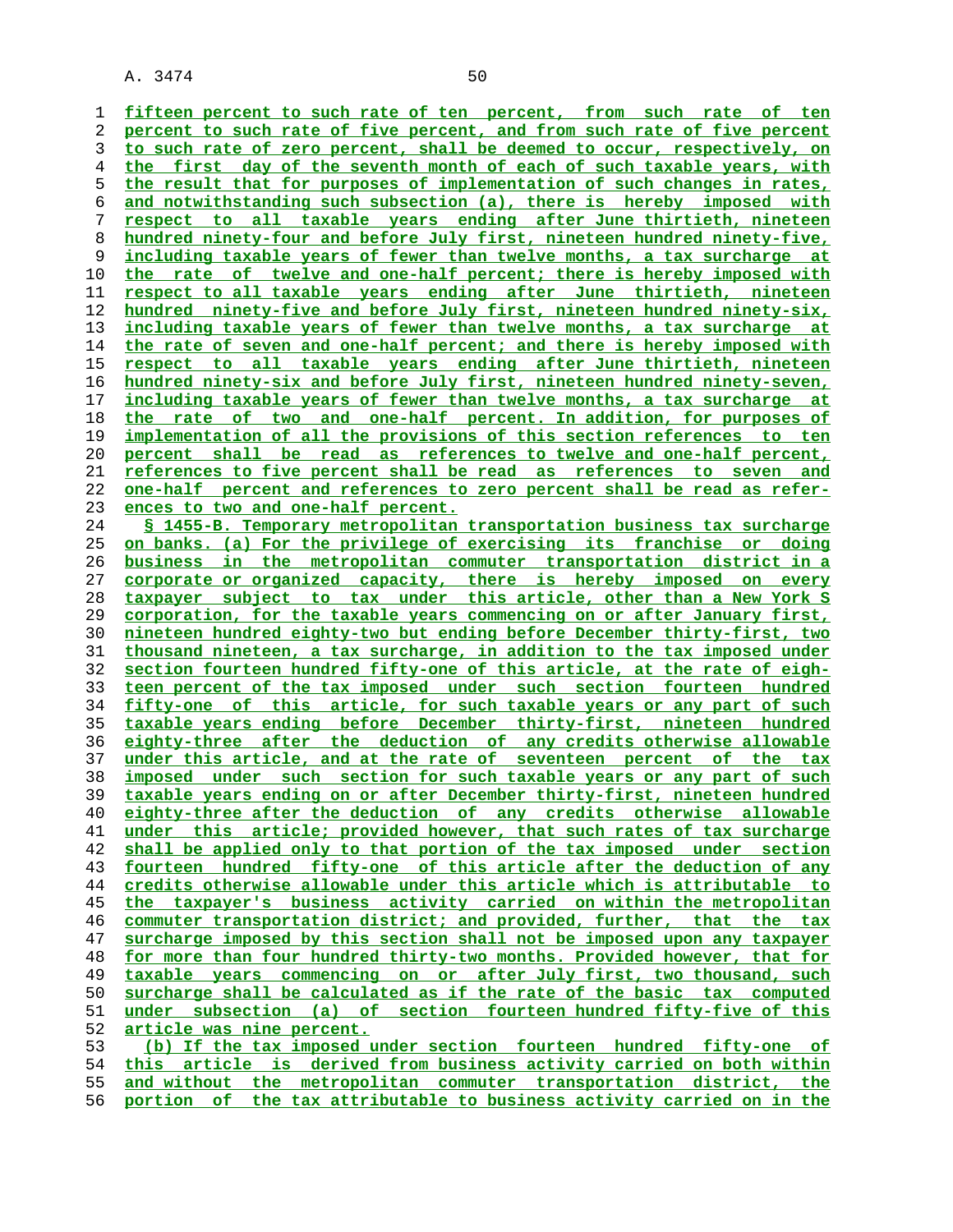fifteen percent to such rate of ten percent, from such rate of ten percent to such rate of five percent, and from such rate of five percent to such rate of zero percent, shall be deemed to occur, respectively, on the first day of the seventh month of each of such taxable years, with the result that for purposes of implementation of such changes in rates, and notwithstanding such subsection (a), there is hereby imposed with respect to all taxable years ending after June thirtieth, nineteen hundred ninety-four and before July first, nineteen hundred ninety-five, including taxable years of fewer than twelve months, a tax surcharge at the rate of twelve and one-half percent; there is hereby imposed with respect to all taxable years ending after June thirtieth, nineteen hundred ninety-five and before July first, nineteen hundred ninety-six, including taxable years of fewer than twelve months, a tax surcharge at the rate of seven and one-half percent; and there is hereby imposed with respect to all taxable years ending after June thirtieth, nineteen hundred ninety-six and before July first, nineteen hundred ninety-seven, including taxable years of fewer than twelve months, a tax surcharge at the rate of two and one-half percent. In addition, for purposes of implementation of all the provisions of this section references to ten percent shall be read as references to twelve and one-half percent, references to five percent shall be read as references to seven and one-half percent and references to zero percent shall be read as references to two and one-half percent.

§ 1455-B. Temporary metropolitan transportation business tax surcharge on banks. (a) For the privilege of exercising its franchise or doing business in the metropolitan commuter transportation district in a corporate or organized capacity, there is hereby imposed on every taxpayer subject to tax under this article, other than a New York S corporation, for the taxable years commencing on or after January first, nineteen hundred eighty-two but ending before December thirty-first, two thousand nineteen, a tax surcharge, in addition to the tax imposed under section fourteen hundred fifty-one of this article, at the rate of eighteen percent of the tax imposed under such section fourteen hundred fifty-one of this article, for such taxable years or any part of such taxable years ending before December thirty-first, nineteen hundred eighty-three after the deduction of any credits otherwise allowable under this article, and at the rate of seventeen percent of the tax imposed under such section for such taxable years or any part of such taxable years ending on or after December thirty-first, nineteen hundred eighty-three after the deduction of any credits otherwise allowable under this article; provided however, that such rates of tax surcharge shall be applied only to that portion of the tax imposed under section fourteen hundred fifty-one of this article after the deduction of any credits otherwise allowable under this article which is attributable to the taxpayer's business activity carried on within the metropolitan commuter transportation district; and provided, further, that the tax surcharge imposed by this section shall not be imposed upon any taxpayer for more than four hundred thirty-two months. Provided however, that for taxable years commencing on or after July first, two thousand, such surcharge shall be calculated as if the rate of the basic tax computed under subsection (a) of section fourteen hundred fifty-five of this article was nine percent.

(b) If the tax imposed under section fourteen hundred fifty-one of this article is derived from business activity carried on both within and without the metropolitan commuter transportation district, the portion of the tax attributable to business activity carried on in the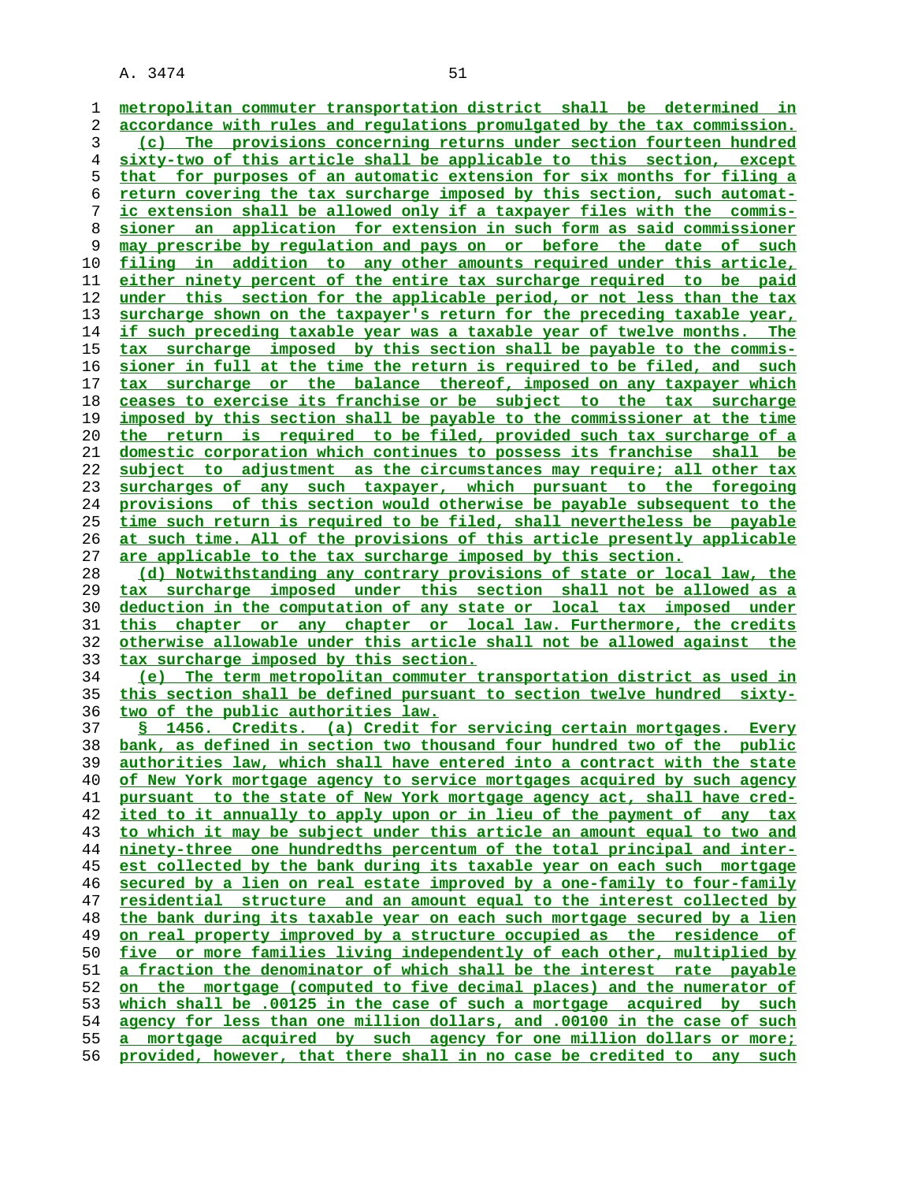metropolitan commuter transportation district shall be determined in accordance with rules and regulations promulgated by the tax commission.

(c) The provisions concerning returns under section fourteen hundred sixty-two of this article shall be applicable to this section, except that for purposes of an automatic extension for six months for filing a return covering the tax surcharge imposed by this section, such automatic extension shall be allowed only if a taxpayer files with the commissioner an application for extension in such form as said commissioner may prescribe by regulation and pays on or before the date of such filing in addition to any other amounts required under this article, either ninety percent of the entire tax surcharge required to be paid under this section for the applicable period, or not less than the tax surcharge shown on the taxpayer's return for the preceding taxable year, if such preceding taxable year was a taxable year of twelve months. The tax surcharge imposed by this section shall be payable to the commissioner in full at the time the return is required to be filed, and such tax surcharge or the balance thereof, imposed on any taxpayer which ceases to exercise its franchise or be subject to the tax surcharge imposed by this section shall be payable to the commissioner at the time the return is required to be filed, provided such tax surcharge of a domestic corporation which continues to possess its franchise shall be subject to adjustment as the circumstances may require; all other tax surcharges of any such taxpayer, which pursuant to the foregoing provisions of this section would otherwise be payable subsequent to the time such return is required to be filed, shall nevertheless be payable at such time. All of the provisions of this article presently applicable are applicable to the tax surcharge imposed by this section.

(d) Notwithstanding any contrary provisions of state or local law, the tax surcharge imposed under this section shall not be allowed as a deduction in the computation of any state or local tax imposed under this chapter or any chapter or local law. Furthermore, the credits otherwise allowable under this article shall not be allowed against the tax surcharge imposed by this section.

(e) The term metropolitan commuter transportation district as used in this section shall be defined pursuant to section twelve hundred sixty-two of the public authorities law.

§ 1456. Credits. (a) Credit for servicing certain mortgages. Every bank, as defined in section two thousand four hundred two of the public authorities law, which shall have entered into a contract with the state of New York mortgage agency to service mortgages acquired by such agency pursuant to the state of New York mortgage agency act, shall have credited to it annually to apply upon or in lieu of the payment of any tax to which it may be subject under this article an amount equal to two and ninety-three one hundredths percentum of the total principal and interest collected by the bank during its taxable year on each such mortgage secured by a lien on real estate improved by a one-family to four-family residential structure and an amount equal to the interest collected by the bank during its taxable year on each such mortgage secured by a lien on real property improved by a structure occupied as the residence of five or more families living independently of each other, multiplied by a fraction the denominator of which shall be the interest rate payable on the mortgage (computed to five decimal places) and the numerator of which shall be .00125 in the case of such a mortgage acquired by such agency for less than one million dollars, and .00100 in the case of such a mortgage acquired by such agency for one million dollars or more; provided, however, that there shall in no case be credited to any such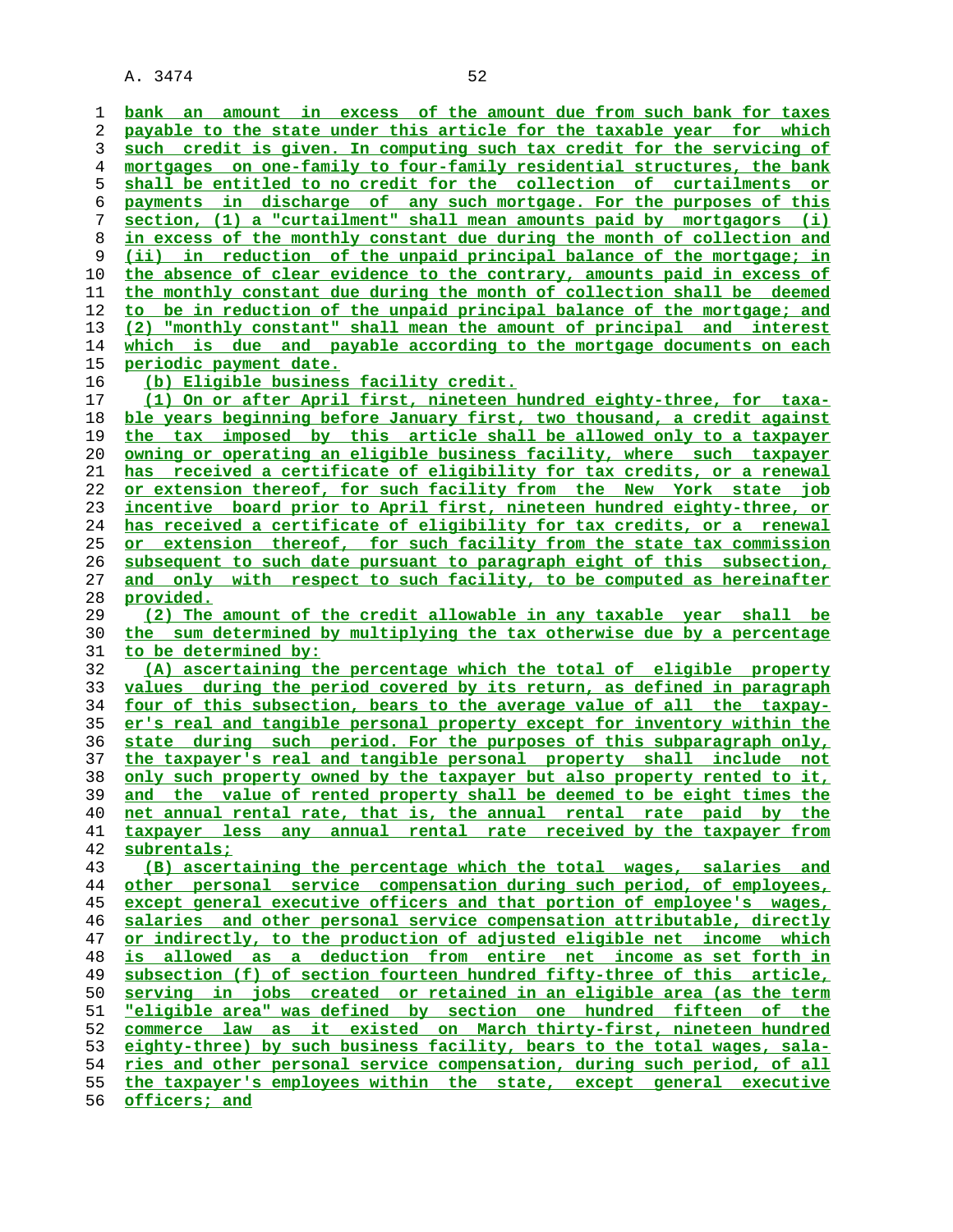bank an amount in excess of the amount due from such bank for taxes payable to the state under this article for the taxable year for which such credit is given. In computing such tax credit for the servicing of mortgages on one-family to four-family residential structures, the bank shall be entitled to no credit for the collection of curtailments or payments in discharge of any such mortgage. For the purposes of this section, (1) a "curtailment" shall mean amounts paid by mortgagors (i) in excess of the monthly constant due during the month of collection and (ii) in reduction of the unpaid principal balance of the mortgage; in the absence of clear evidence to the contrary, amounts paid in excess of the monthly constant due during the month of collection shall be deemed to be in reduction of the unpaid principal balance of the mortgage; and (2) "monthly constant" shall mean the amount of principal and interest which is due and payable according to the mortgage documents on each periodic payment date.

(b) Eligible business facility credit.

(1) On or after April first, nineteen hundred eighty-three, for taxable years beginning before January first, two thousand, a credit against the tax imposed by this article shall be allowed only to a taxpayer owning or operating an eligible business facility, where such taxpayer has received a certificate of eligibility for tax credits, or a renewal or extension thereof, for such facility from the New York state job incentive board prior to April first, nineteen hundred eighty-three, or has received a certificate of eligibility for tax credits, or a renewal or extension thereof, for such facility from the state tax commission subsequent to such date pursuant to paragraph eight of this subsection, and only with respect to such facility, to be computed as hereinafter provided.

(2) The amount of the credit allowable in any taxable year shall be the sum determined by multiplying the tax otherwise due by a percentage to be determined by:

(A) ascertaining the percentage which the total of eligible property values during the period covered by its return, as defined in paragraph four of this subsection, bears to the average value of all the taxpayer's real and tangible personal property except for inventory within the state during such period. For the purposes of this subparagraph only, the taxpayer's real and tangible personal property shall include not only such property owned by the taxpayer but also property rented to it, and the value of rented property shall be deemed to be eight times the net annual rental rate, that is, the annual rental rate paid by the taxpayer less any annual rental rate received by the taxpayer from subrentals;

(B) ascertaining the percentage which the total wages, salaries and other personal service compensation during such period, of employees, except general executive officers and that portion of employee's wages, salaries and other personal service compensation attributable, directly or indirectly, to the production of adjusted eligible net income which is allowed as a deduction from entire net income as set forth in subsection (f) of section fourteen hundred fifty-three of this article, serving in jobs created or retained in an eligible area (as the term "eligible area" was defined by section one hundred fifteen of the commerce law as it existed on March thirty-first, nineteen hundred eighty-three) by such business facility, bears to the total wages, salaries and other personal service compensation, during such period, of all the taxpayer's employees within the state, except general executive officers; and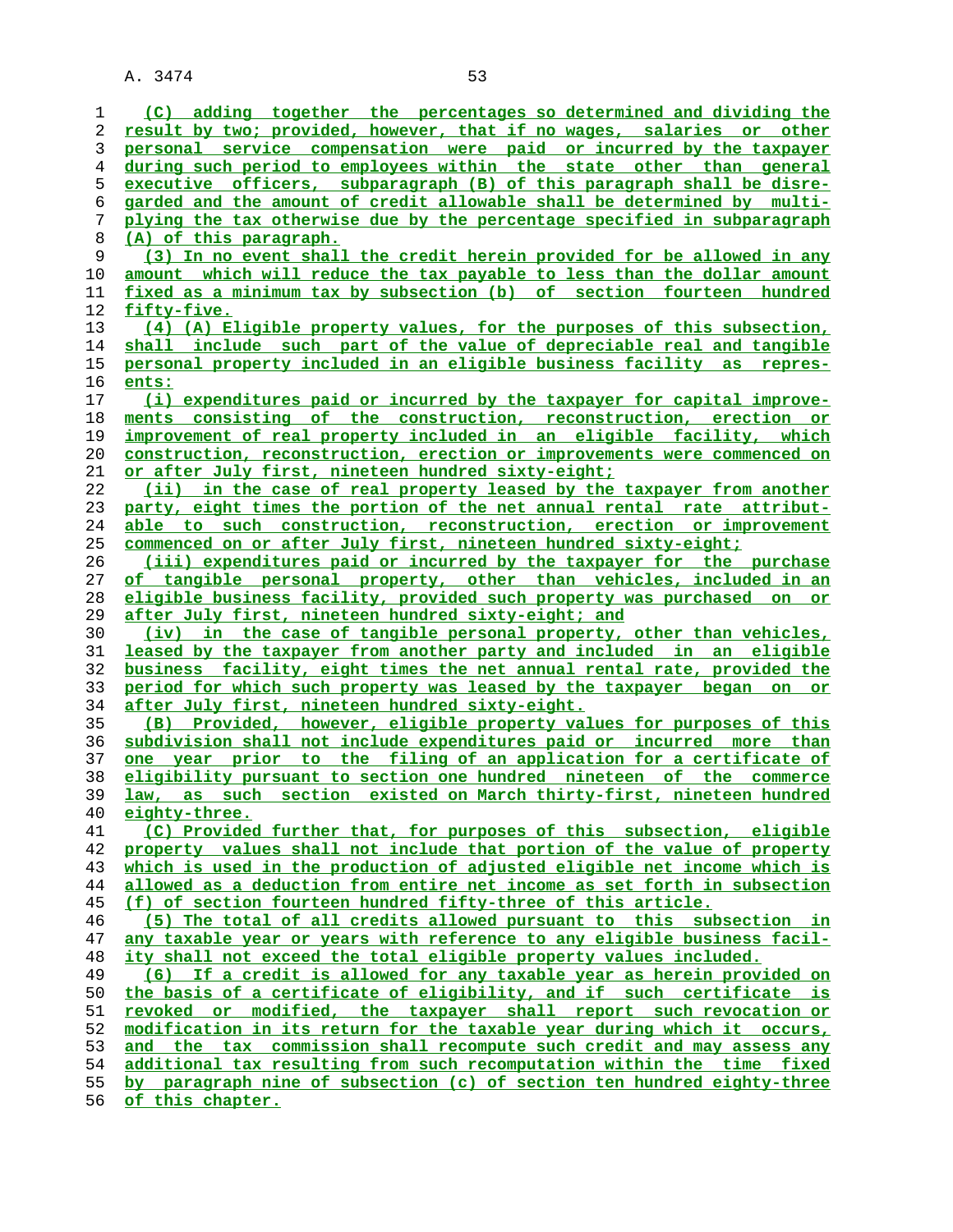(C) adding together the percentages so determined and dividing the result by two; provided, however, that if no wages, salaries or other personal service compensation were paid or incurred by the taxpayer during such period to employees within the state other than general executive officers, subparagraph (B) of this paragraph shall be disregarded and the amount of credit allowable shall be determined by multiplying the tax otherwise due by the percentage specified in subparagraph (A) of this paragraph.

(3) In no event shall the credit herein provided for be allowed in any amount which will reduce the tax payable to less than the dollar amount fixed as a minimum tax by subsection (b) of section fourteen hundred fifty-five.

(4) (A) Eligible property values, for the purposes of this subsection, shall include such part of the value of depreciable real and tangible personal property included in an eligible business facility as represents:

(i) expenditures paid or incurred by the taxpayer for capital improvements consisting of the construction, reconstruction, erection or improvement of real property included in an eligible facility, which construction, reconstruction, erection or improvements were commenced on or after July first, nineteen hundred sixty-eight;

(ii) in the case of real property leased by the taxpayer from another party, eight times the portion of the net annual rental rate attributable to such construction, reconstruction, erection or improvement commenced on or after July first, nineteen hundred sixty-eight;

(iii) expenditures paid or incurred by the taxpayer for the purchase of tangible personal property, other than vehicles, included in an eligible business facility, provided such property was purchased on or after July first, nineteen hundred sixty-eight; and

(iv) in the case of tangible personal property, other than vehicles, leased by the taxpayer from another party and included in an eligible business facility, eight times the net annual rental rate, provided the period for which such property was leased by the taxpayer began on or after July first, nineteen hundred sixty-eight.

(B) Provided, however, eligible property values for purposes of this subdivision shall not include expenditures paid or incurred more than one year prior to the filing of an application for a certificate of eligibility pursuant to section one hundred nineteen of the commerce law, as such section existed on March thirty-first, nineteen hundred eighty-three.

(C) Provided further that, for purposes of this subsection, eligible property values shall not include that portion of the value of property which is used in the production of adjusted eligible net income which is allowed as a deduction from entire net income as set forth in subsection (f) of section fourteen hundred fifty-three of this article.

(5) The total of all credits allowed pursuant to this subsection in any taxable year or years with reference to any eligible business facility shall not exceed the total eligible property values included.

(6) If a credit is allowed for any taxable year as herein provided on the basis of a certificate of eligibility, and if such certificate is revoked or modified, the taxpayer shall report such revocation or modification in its return for the taxable year during which it occurs, and the tax commission shall recompute such credit and may assess any additional tax resulting from such recomputation within the time fixed by paragraph nine of subsection (c) of section ten hundred eighty-three of this chapter.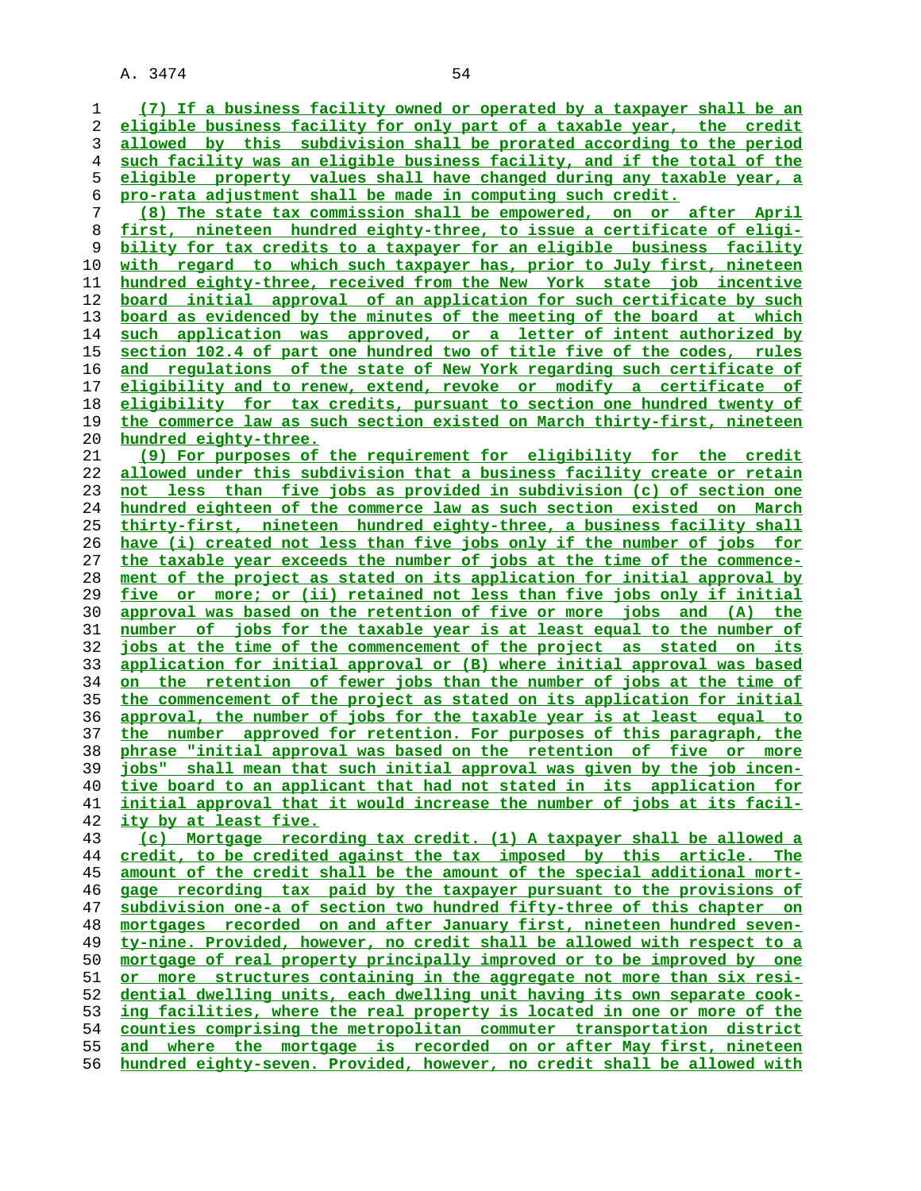(7) If a business facility owned or operated by a taxpayer shall be an eligible business facility for only part of a taxable year, the credit allowed by this subdivision shall be prorated according to the period such facility was an eligible business facility, and if the total of the eligible property values shall have changed during any taxable year, a pro-rata adjustment shall be made in computing such credit.

(8) The state tax commission shall be empowered, on or after April first, nineteen hundred eighty-three, to issue a certificate of eligibility for tax credits to a taxpayer for an eligible business facility with regard to which such taxpayer has, prior to July first, nineteen hundred eighty-three, received from the New York state job incentive board initial approval of an application for such certificate by such board as evidenced by the minutes of the meeting of the board at which such application was approved, or a letter of intent authorized by section 102.4 of part one hundred two of title five of the codes, rules and regulations of the state of New York regarding such certificate of eligibility and to renew, extend, revoke or modify a certificate of eligibility for tax credits, pursuant to section one hundred twenty of the commerce law as such section existed on March thirty-first, nineteen hundred eighty-three.

(9) For purposes of the requirement for eligibility for the credit allowed under this subdivision that a business facility create or retain not less than five jobs as provided in subdivision (c) of section one hundred eighteen of the commerce law as such section existed on March thirty-first, nineteen hundred eighty-three, a business facility shall have (i) created not less than five jobs only if the number of jobs for the taxable year exceeds the number of jobs at the time of the commencement of the project as stated on its application for initial approval by five or more; or (ii) retained not less than five jobs only if initial approval was based on the retention of five or more jobs and (A) the number of jobs for the taxable year is at least equal to the number of jobs at the time of the commencement of the project as stated on its application for initial approval or (B) where initial approval was based on the retention of fewer jobs than the number of jobs at the time of the commencement of the project as stated on its application for initial approval, the number of jobs for the taxable year is at least equal to the number approved for retention. For purposes of this paragraph, the phrase "initial approval was based on the retention of five or more jobs" shall mean that such initial approval was given by the job incentive board to an applicant that had not stated in its application for initial approval that it would increase the number of jobs at its facility by at least five.

(c) Mortgage recording tax credit. (1) A taxpayer shall be allowed a credit, to be credited against the tax imposed by this article. The amount of the credit shall be the amount of the special additional mortgage recording tax paid by the taxpayer pursuant to the provisions of subdivision one-a of section two hundred fifty-three of this chapter on mortgages recorded on and after January first, nineteen hundred seventy-nine. Provided, however, no credit shall be allowed with respect to a mortgage of real property principally improved or to be improved by one or more structures containing in the aggregate not more than six residential dwelling units, each dwelling unit having its own separate cooking facilities, where the real property is located in one or more of the counties comprising the metropolitan commuter transportation district and where the mortgage is recorded on or after May first, nineteen hundred eighty-seven. Provided, however, no credit shall be allowed with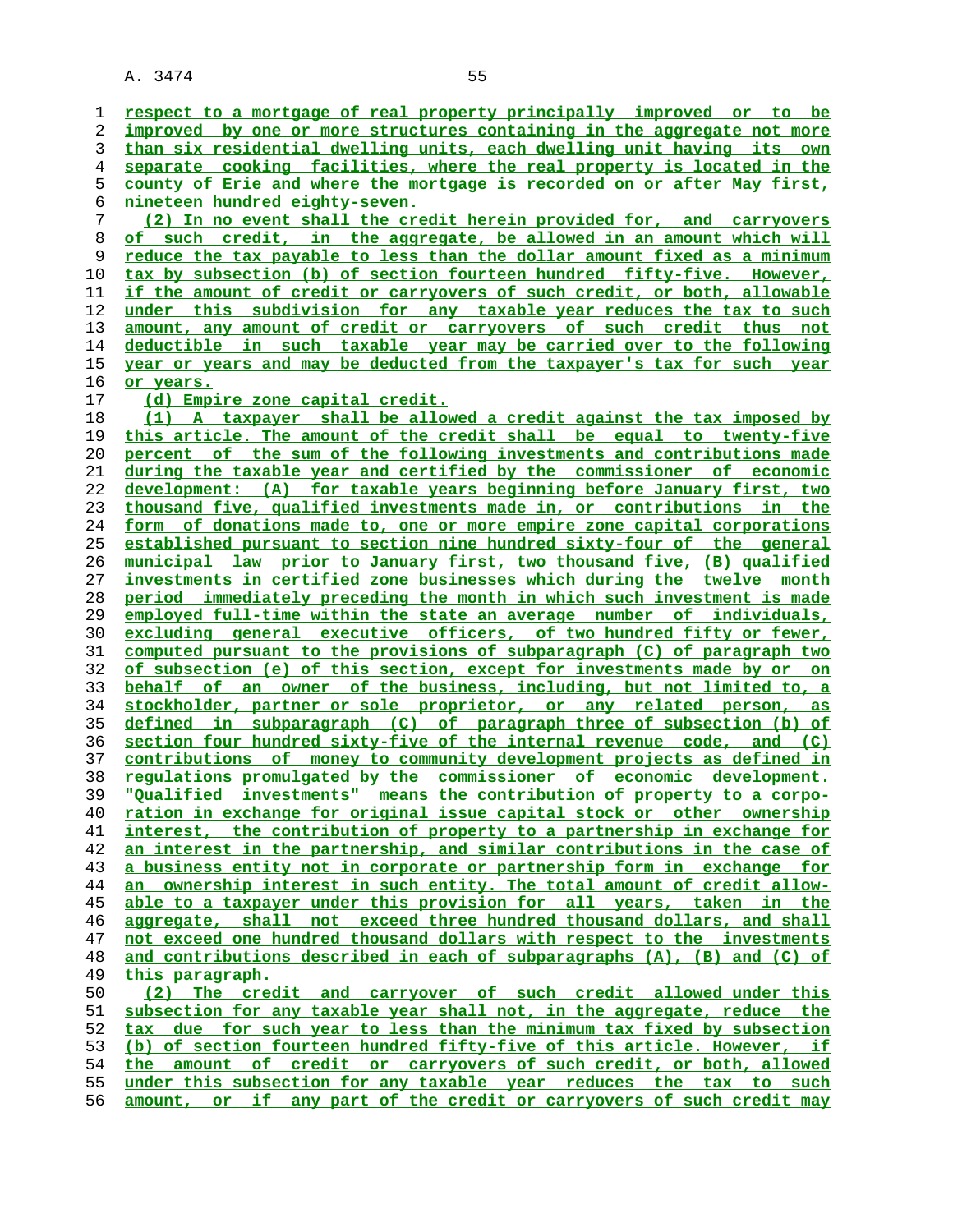respect to a mortgage of real property principally improved or to be improved by one or more structures containing in the aggregate not more than six residential dwelling units, each dwelling unit having its own separate cooking facilities, where the real property is located in the county of Erie and where the mortgage is recorded on or after May first, nineteen hundred eighty-seven.

(2) In no event shall the credit herein provided for, and carryovers of such credit, in the aggregate, be allowed in an amount which will reduce the tax payable to less than the dollar amount fixed as a minimum tax by subsection (b) of section fourteen hundred fifty-five. However, if the amount of credit or carryovers of such credit, or both, allowable under this subdivision for any taxable year reduces the tax to such amount, any amount of credit or carryovers of such credit thus not deductible in such taxable year may be carried over to the following year or years and may be deducted from the taxpayer's tax for such year or years.

(d) Empire zone capital credit.

(1) A taxpayer shall be allowed a credit against the tax imposed by this article. The amount of the credit shall be equal to twenty-five percent of the sum of the following investments and contributions made during the taxable year and certified by the commissioner of economic development: (A) for taxable years beginning before January first, two thousand five, qualified investments made in, or contributions in the form of donations made to, one or more empire zone capital corporations established pursuant to section nine hundred sixty-four of the general municipal law prior to January first, two thousand five, (B) qualified investments in certified zone businesses which during the twelve month period immediately preceding the month in which such investment is made employed full-time within the state an average number of individuals, excluding general executive officers, of two hundred fifty or fewer, computed pursuant to the provisions of subparagraph (C) of paragraph two of subsection (e) of this section, except for investments made by or on behalf of an owner of the business, including, but not limited to, a stockholder, partner or sole proprietor, or any related person, as defined in subparagraph (C) of paragraph three of subsection (b) of section four hundred sixty-five of the internal revenue code, and (C) contributions of money to community development projects as defined in regulations promulgated by the commissioner of economic development. "Qualified investments" means the contribution of property to a corporation in exchange for original issue capital stock or other ownership interest, the contribution of property to a partnership in exchange for an interest in the partnership, and similar contributions in the case of a business entity not in corporate or partnership form in exchange for an ownership interest in such entity. The total amount of credit allowable to a taxpayer under this provision for all years, taken in the aggregate, shall not exceed three hundred thousand dollars, and shall not exceed one hundred thousand dollars with respect to the investments and contributions described in each of subparagraphs (A), (B) and (C) of this paragraph.

(2) The credit and carryover of such credit allowed under this subsection for any taxable year shall not, in the aggregate, reduce the tax due for such year to less than the minimum tax fixed by subsection (b) of section fourteen hundred fifty-five of this article. However, if the amount of credit or carryovers of such credit, or both, allowed under this subsection for any taxable year reduces the tax to such amount, or if any part of the credit or carryovers of such credit may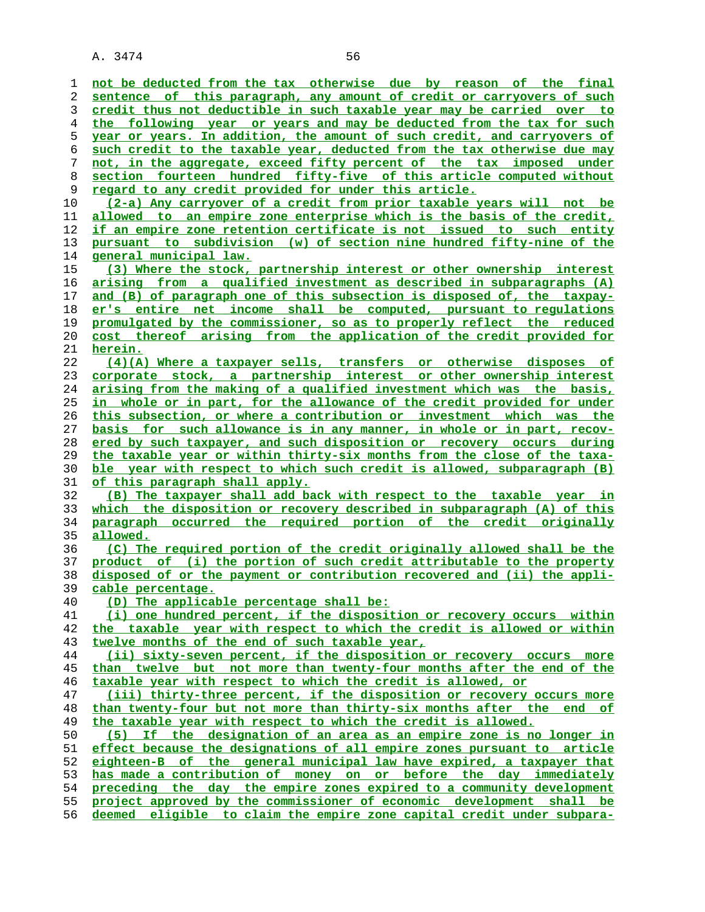not be deducted from the tax otherwise due by reason of the final sentence of this paragraph, any amount of credit or carryovers of such credit thus not deductible in such taxable year may be carried over to the following year or years and may be deducted from the tax for such year or years. In addition, the amount of such credit, and carryovers of such credit to the taxable year, deducted from the tax otherwise due may not, in the aggregate, exceed fifty percent of the tax imposed under section fourteen hundred fifty-five of this article computed without regard to any credit provided for under this article.

(2-a) Any carryover of a credit from prior taxable years will not be allowed to an empire zone enterprise which is the basis of the credit, if an empire zone retention certificate is not issued to such entity pursuant to subdivision (w) of section nine hundred fifty-nine of the general municipal law.

(3) Where the stock, partnership interest or other ownership interest arising from a qualified investment as described in subparagraphs (A) and (B) of paragraph one of this subsection is disposed of, the taxpayer's entire net income shall be computed, pursuant to regulations promulgated by the commissioner, so as to properly reflect the reduced cost thereof arising from the application of the credit provided for herein.

(4)(A) Where a taxpayer sells, transfers or otherwise disposes of corporate stock, a partnership interest or other ownership interest arising from the making of a qualified investment which was the basis, in whole or in part, for the allowance of the credit provided for under this subsection, or where a contribution or investment which was the basis for such allowance is in any manner, in whole or in part, recovered by such taxpayer, and such disposition or recovery occurs during the taxable year or within thirty-six months from the close of the taxable year with respect to which such credit is allowed, subparagraph (B) of this paragraph shall apply.

(B) The taxpayer shall add back with respect to the taxable year in which the disposition or recovery described in subparagraph (A) of this paragraph occurred the required portion of the credit originally allowed.

(C) The required portion of the credit originally allowed shall be the product of (i) the portion of such credit attributable to the property disposed of or the payment or contribution recovered and (ii) the applicable percentage.

(D) The applicable percentage shall be:

(i) one hundred percent, if the disposition or recovery occurs within the taxable year with respect to which the credit is allowed or within twelve months of the end of such taxable year,

(ii) sixty-seven percent, if the disposition or recovery occurs more than twelve but not more than twenty-four months after the end of the taxable year with respect to which the credit is allowed, or

(iii) thirty-three percent, if the disposition or recovery occurs more than twenty-four but not more than thirty-six months after the end of the taxable year with respect to which the credit is allowed.

(5) If the designation of an area as an empire zone is no longer in effect because the designations of all empire zones pursuant to article eighteen-B of the general municipal law have expired, a taxpayer that has made a contribution of money on or before the day immediately preceding the day the empire zones expired to a community development project approved by the commissioner of economic development shall be deemed eligible to claim the empire zone capital credit under subpara-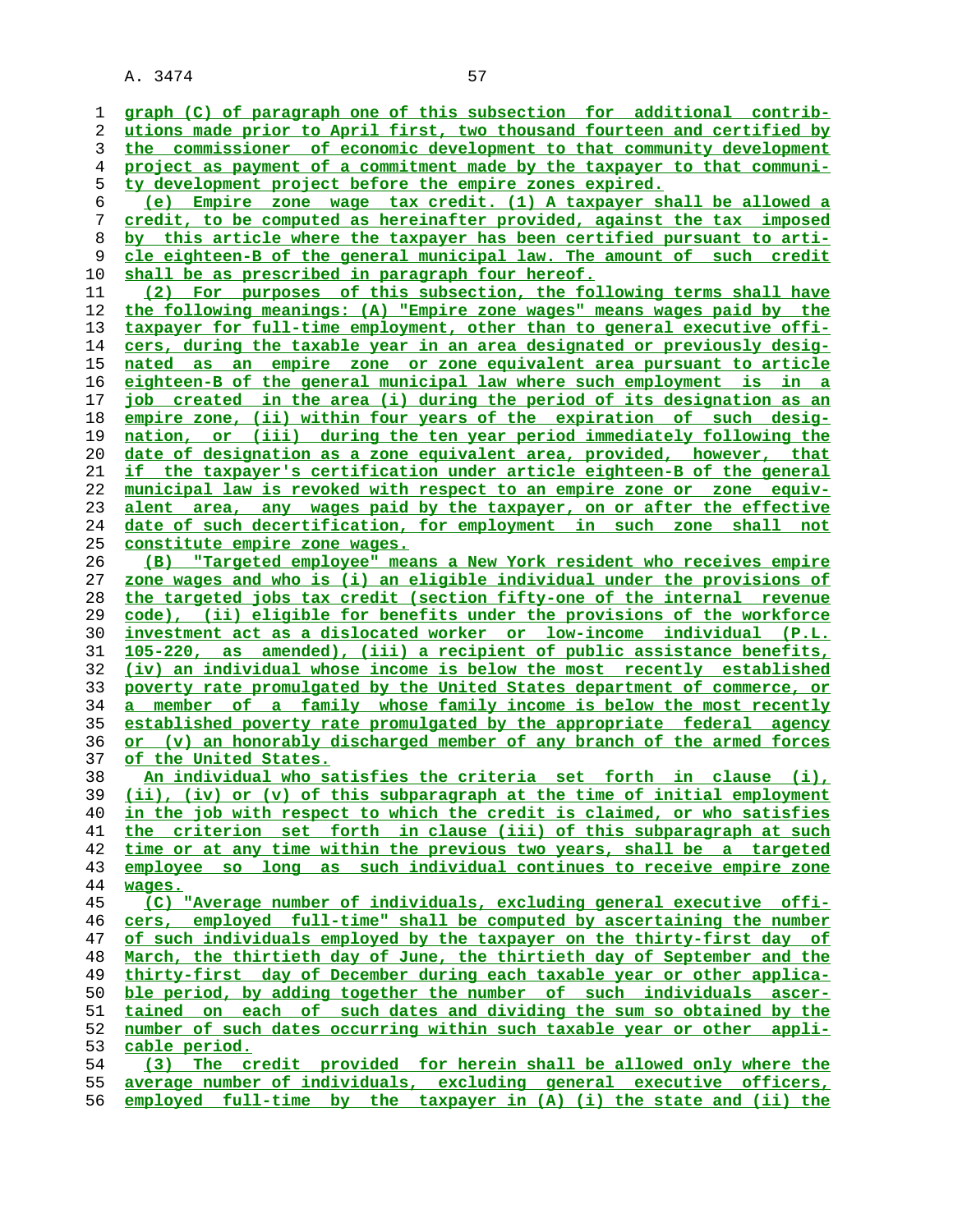graph (C) of paragraph one of this subsection for additional contributions made prior to April first, two thousand fourteen and certified by the commissioner of economic development to that community development project as payment of a commitment made by the taxpayer to that community development project before the empire zones expired.

(e) Empire zone wage tax credit. (1) A taxpayer shall be allowed a credit, to be computed as hereinafter provided, against the tax imposed by this article where the taxpayer has been certified pursuant to article eighteen-B of the general municipal law. The amount of such credit shall be as prescribed in paragraph four hereof.

(2) For purposes of this subsection, the following terms shall have the following meanings: (A) "Empire zone wages" means wages paid by the taxpayer for full-time employment, other than to general executive officers, during the taxable year in an area designated or previously designated as an empire zone or zone equivalent area pursuant to article eighteen-B of the general municipal law where such employment is in a job created in the area (i) during the period of its designation as an empire zone, (ii) within four years of the expiration of such designation, or (iii) during the ten year period immediately following the date of designation as a zone equivalent area, provided, however, that if the taxpayer's certification under article eighteen-B of the general municipal law is revoked with respect to an empire zone or zone equivalent area, any wages paid by the taxpayer, on or after the effective date of such decertification, for employment in such zone shall not constitute empire zone wages.

(B) "Targeted employee" means a New York resident who receives empire zone wages and who is (i) an eligible individual under the provisions of the targeted jobs tax credit (section fifty-one of the internal revenue code), (ii) eligible for benefits under the provisions of the workforce investment act as a dislocated worker or low-income individual (P.L. 105-220, as amended), (iii) a recipient of public assistance benefits, (iv) an individual whose income is below the most recently established poverty rate promulgated by the United States department of commerce, or a member of a family whose family income is below the most recently established poverty rate promulgated by the appropriate federal agency or (v) an honorably discharged member of any branch of the armed forces of the United States.

An individual who satisfies the criteria set forth in clause (i), (ii), (iv) or (v) of this subparagraph at the time of initial employment in the job with respect to which the credit is claimed, or who satisfies the criterion set forth in clause (iii) of this subparagraph at such time or at any time within the previous two years, shall be a targeted employee so long as such individual continues to receive empire zone wages.

(C) "Average number of individuals, excluding general executive officers, employed full-time" shall be computed by ascertaining the number of such individuals employed by the taxpayer on the thirty-first day of March, the thirtieth day of June, the thirtieth day of September and the thirty-first day of December during each taxable year or other applicable period, by adding together the number of such individuals ascertained on each of such dates and dividing the sum so obtained by the number of such dates occurring within such taxable year or other applicable period.

(3) The credit provided for herein shall be allowed only where the average number of individuals, excluding general executive officers, employed full-time by the taxpayer in (A) (i) the state and (ii) the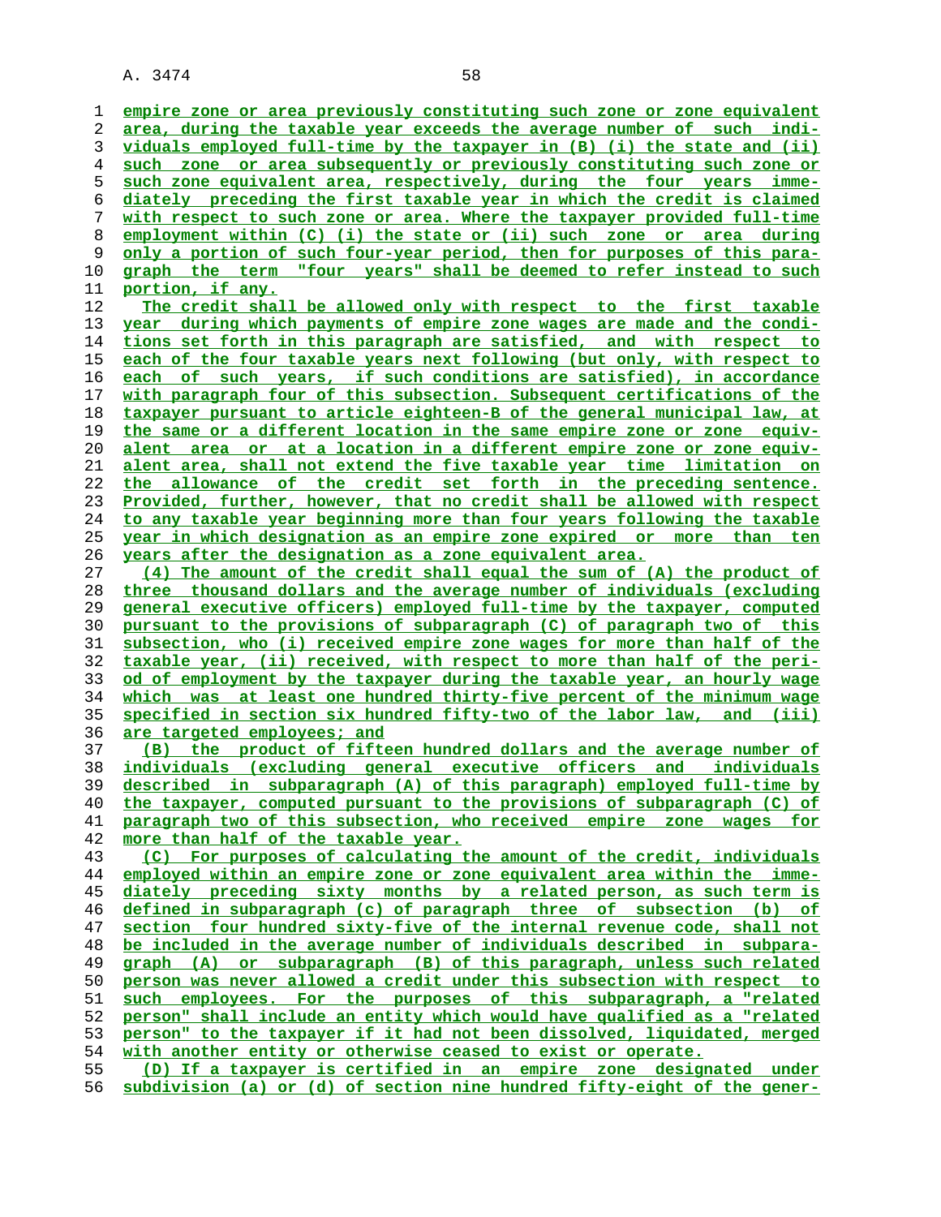empire zone or area previously constituting such zone or zone equivalent area, during the taxable year exceeds the average number of such individuals employed full-time by the taxpayer in (B) (i) the state and (ii) such zone or area subsequently or previously constituting such zone or such zone equivalent area, respectively, during the four years immediately preceding the first taxable year in which the credit is claimed with respect to such zone or area. Where the taxpayer provided full-time employment within (C) (i) the state or (ii) such zone or area during only a portion of such four-year period, then for purposes of this paragraph the term "four years" shall be deemed to refer instead to such portion, if any.

The credit shall be allowed only with respect to the first taxable year during which payments of empire zone wages are made and the conditions set forth in this paragraph are satisfied, and with respect to each of the four taxable years next following (but only, with respect to each of such years, if such conditions are satisfied), in accordance with paragraph four of this subsection. Subsequent certifications of the taxpayer pursuant to article eighteen-B of the general municipal law, at the same or a different location in the same empire zone or zone equivalent area or at a location in a different empire zone or zone equivalent area, shall not extend the five taxable year time limitation on the allowance of the credit set forth in the preceding sentence. Provided, further, however, that no credit shall be allowed with respect to any taxable year beginning more than four years following the taxable year in which designation as an empire zone expired or more than ten years after the designation as a zone equivalent area.

(4) The amount of the credit shall equal the sum of (A) the product of three thousand dollars and the average number of individuals (excluding general executive officers) employed full-time by the taxpayer, computed pursuant to the provisions of subparagraph (C) of paragraph two of this subsection, who (i) received empire zone wages for more than half of the taxable year, (ii) received, with respect to more than half of the period of employment by the taxpayer during the taxable year, an hourly wage which was at least one hundred thirty-five percent of the minimum wage specified in section six hundred fifty-two of the labor law, and (iii) are targeted employees; and

(B) the product of fifteen hundred dollars and the average number of individuals (excluding general executive officers and individuals described in subparagraph (A) of this paragraph) employed full-time by the taxpayer, computed pursuant to the provisions of subparagraph (C) of paragraph two of this subsection, who received empire zone wages for more than half of the taxable year.

(C) For purposes of calculating the amount of the credit, individuals employed within an empire zone or zone equivalent area within the immediately preceding sixty months by a related person, as such term is defined in subparagraph (c) of paragraph three of subsection (b) of section four hundred sixty-five of the internal revenue code, shall not be included in the average number of individuals described in subparagraph (A) or subparagraph (B) of this paragraph, unless such related person was never allowed a credit under this subsection with respect to such employees. For the purposes of this subparagraph, a "related person" shall include an entity which would have qualified as a "related person" to the taxpayer if it had not been dissolved, liquidated, merged with another entity or otherwise ceased to exist or operate.

(D) If a taxpayer is certified in an empire zone designated under subdivision (a) or (d) of section nine hundred fifty-eight of the gener-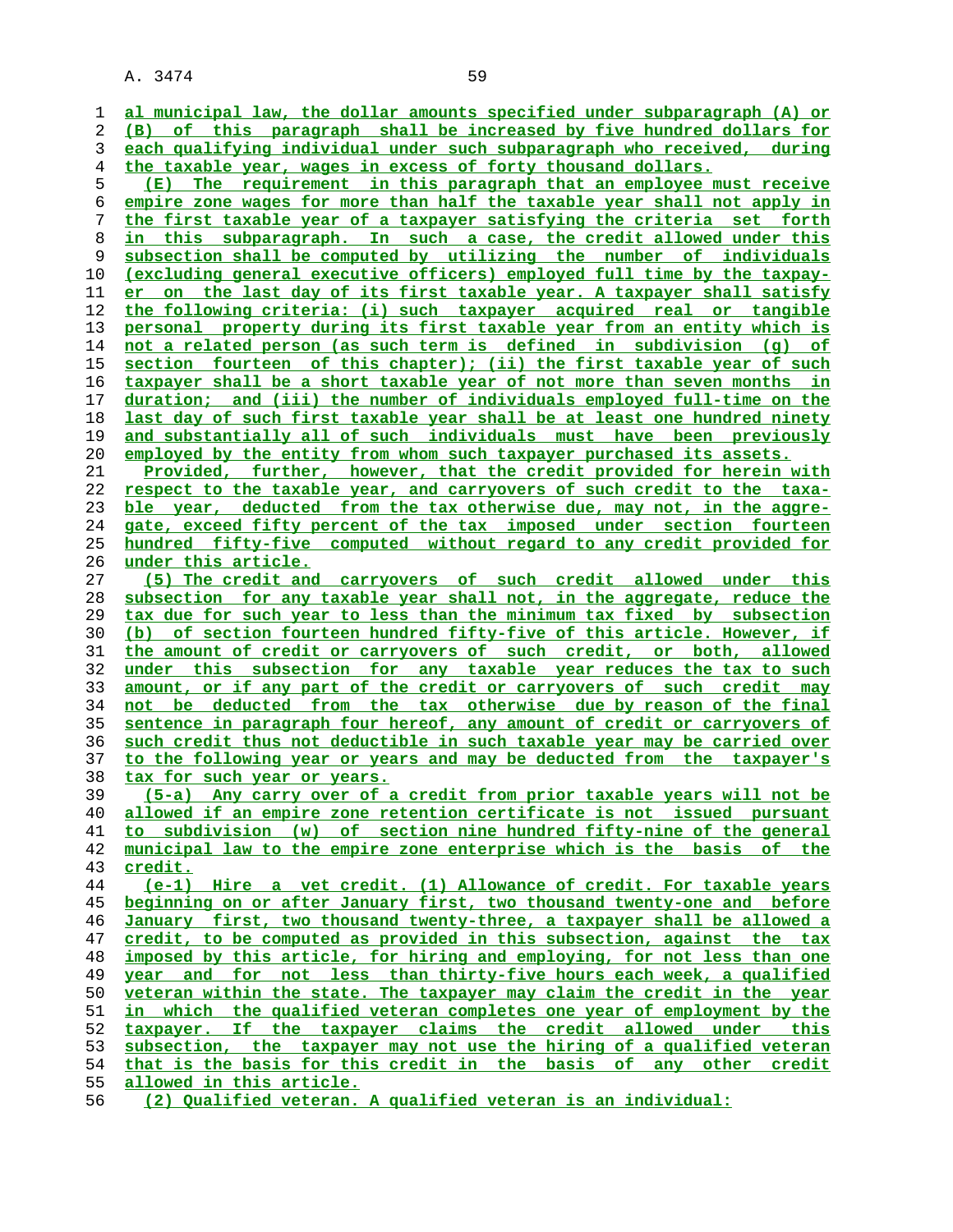al municipal law, the dollar amounts specified under subparagraph (A) or (B) of this paragraph shall be increased by five hundred dollars for each qualifying individual under such subparagraph who received, during the taxable year, wages in excess of forty thousand dollars.

(E) The requirement in this paragraph that an employee must receive empire zone wages for more than half the taxable year shall not apply in the first taxable year of a taxpayer satisfying the criteria set forth in this subparagraph. In such a case, the credit allowed under this subsection shall be computed by utilizing the number of individuals (excluding general executive officers) employed full time by the taxpayer on the last day of its first taxable year. A taxpayer shall satisfy the following criteria: (i) such taxpayer acquired real or tangible personal property during its first taxable year from an entity which is not a related person (as such term is defined in subdivision (g) of section fourteen of this chapter); (ii) the first taxable year of such taxpayer shall be a short taxable year of not more than seven months in duration; and (iii) the number of individuals employed full-time on the last day of such first taxable year shall be at least one hundred ninety and substantially all of such individuals must have been previously employed by the entity from whom such taxpayer purchased its assets.

Provided, further, however, that the credit provided for herein with respect to the taxable year, and carryovers of such credit to the taxable year, deducted from the tax otherwise due, may not, in the aggregate, exceed fifty percent of the tax imposed under section fourteen hundred fifty-five computed without regard to any credit provided for under this article.

(5) The credit and carryovers of such credit allowed under this subsection for any taxable year shall not, in the aggregate, reduce the tax due for such year to less than the minimum tax fixed by subsection (b) of section fourteen hundred fifty-five of this article. However, if the amount of credit or carryovers of such credit, or both, allowed under this subsection for any taxable year reduces the tax to such amount, or if any part of the credit or carryovers of such credit may not be deducted from the tax otherwise due by reason of the final sentence in paragraph four hereof, any amount of credit or carryovers of such credit thus not deductible in such taxable year may be carried over to the following year or years and may be deducted from the taxpayer's tax for such year or years.

(5-a) Any carry over of a credit from prior taxable years will not be allowed if an empire zone retention certificate is not issued pursuant to subdivision (w) of section nine hundred fifty-nine of the general municipal law to the empire zone enterprise which is the basis of the credit.

(e-1) Hire a vet credit. (1) Allowance of credit. For taxable years beginning on or after January first, two thousand twenty-one and before January first, two thousand twenty-three, a taxpayer shall be allowed a credit, to be computed as provided in this subsection, against the tax imposed by this article, for hiring and employing, for not less than one year and for not less than thirty-five hours each week, a qualified veteran within the state. The taxpayer may claim the credit in the year in which the qualified veteran completes one year of employment by the taxpayer. If the taxpayer claims the credit allowed under this subsection, the taxpayer may not use the hiring of a qualified veteran that is the basis for this credit in the basis of any other credit allowed in this article.

(2) Qualified veteran. A qualified veteran is an individual: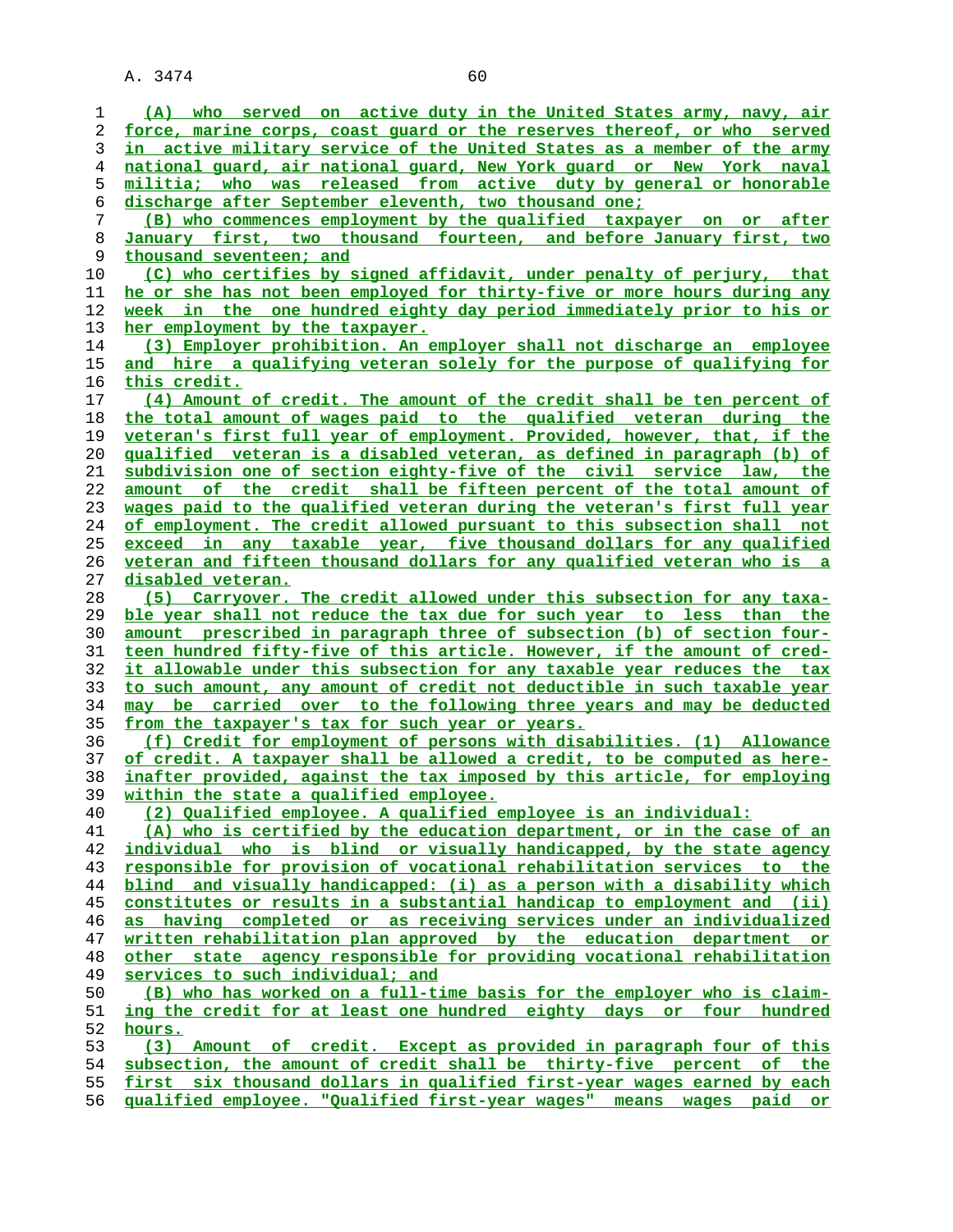(A) who served on active duty in the United States army, navy, air force, marine corps, coast guard or the reserves thereof, or who served in active military service of the United States as a member of the army national guard, air national guard, New York guard or New York naval militia; who was released from active duty by general or honorable discharge after September eleventh, two thousand one;

(B) who commences employment by the qualified taxpayer on or after January first, two thousand fourteen, and before January first, two thousand seventeen; and

(C) who certifies by signed affidavit, under penalty of perjury, that he or she has not been employed for thirty-five or more hours during any week in the one hundred eighty day period immediately prior to his or her employment by the taxpayer.

(3) Employer prohibition. An employer shall not discharge an employee and hire a qualifying veteran solely for the purpose of qualifying for this credit.

(4) Amount of credit. The amount of the credit shall be ten percent of the total amount of wages paid to the qualified veteran during the veteran's first full year of employment. Provided, however, that, if the qualified veteran is a disabled veteran, as defined in paragraph (b) of subdivision one of section eighty-five of the civil service law, the amount of the credit shall be fifteen percent of the total amount of wages paid to the qualified veteran during the veteran's first full year of employment. The credit allowed pursuant to this subsection shall not exceed in any taxable year, five thousand dollars for any qualified veteran and fifteen thousand dollars for any qualified veteran who is a disabled veteran.

(5) Carryover. The credit allowed under this subsection for any taxable year shall not reduce the tax due for such year to less than the amount prescribed in paragraph three of subsection (b) of section fourteen hundred fifty-five of this article. However, if the amount of credit allowable under this subsection for any taxable year reduces the tax to such amount, any amount of credit not deductible in such taxable year may be carried over to the following three years and may be deducted from the taxpayer's tax for such year or years.

(f) Credit for employment of persons with disabilities. (1) Allowance of credit. A taxpayer shall be allowed a credit, to be computed as hereinafter provided, against the tax imposed by this article, for employing within the state a qualified employee.

(2) Qualified employee. A qualified employee is an individual:

(A) who is certified by the education department, or in the case of an individual who is blind or visually handicapped, by the state agency responsible for provision of vocational rehabilitation services to the blind and visually handicapped: (i) as a person with a disability which constitutes or results in a substantial handicap to employment and (ii) as having completed or as receiving services under an individualized written rehabilitation plan approved by the education department or other state agency responsible for providing vocational rehabilitation services to such individual; and

(B) who has worked on a full-time basis for the employer who is claiming the credit for at least one hundred eighty days or four hundred hours.

(3) Amount of credit. Except as provided in paragraph four of this subsection, the amount of credit shall be thirty-five percent of the first six thousand dollars in qualified first-year wages earned by each qualified employee. "Qualified first-year wages" means wages paid or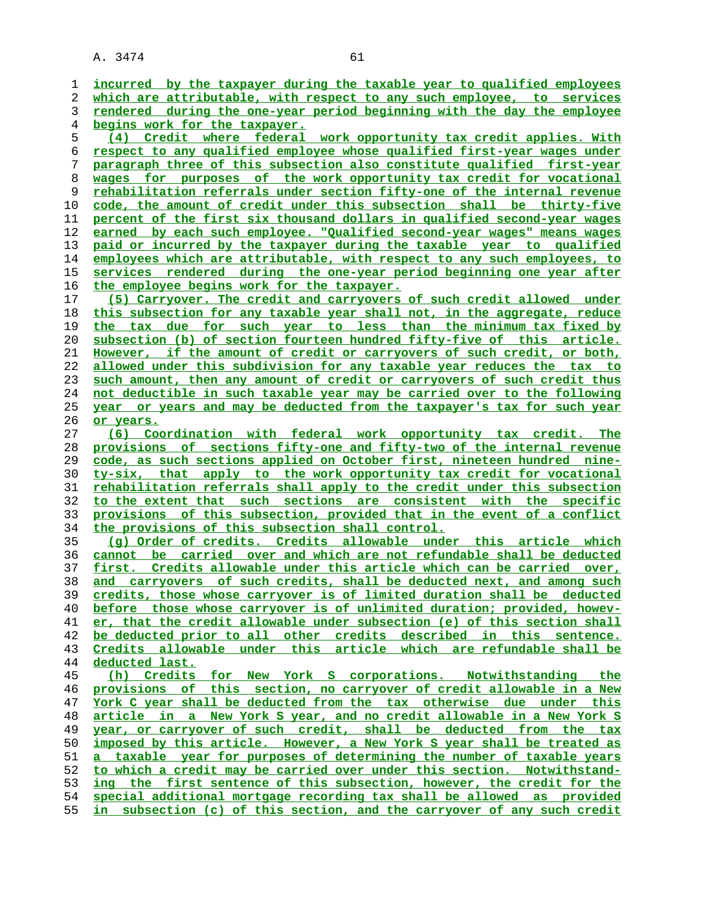incurred by the taxpayer during the taxable year to qualified employees which are attributable, with respect to any such employee, to services rendered during the one-year period beginning with the day the employee begins work for the taxpayer.

(4) Credit where federal work opportunity tax credit applies. With respect to any qualified employee whose qualified first-year wages under paragraph three of this subsection also constitute qualified first-year wages for purposes of the work opportunity tax credit for vocational rehabilitation referrals under section fifty-one of the internal revenue code, the amount of credit under this subsection shall be thirty-five percent of the first six thousand dollars in qualified second-year wages earned by each such employee. "Qualified second-year wages" means wages paid or incurred by the taxpayer during the taxable year to qualified employees which are attributable, with respect to any such employees, to services rendered during the one-year period beginning one year after the employee begins work for the taxpayer.

(5) Carryover. The credit and carryovers of such credit allowed under this subsection for any taxable year shall not, in the aggregate, reduce the tax due for such year to less than the minimum tax fixed by subsection (b) of section fourteen hundred fifty-five of this article. However, if the amount of credit or carryovers of such credit, or both, allowed under this subdivision for any taxable year reduces the tax to such amount, then any amount of credit or carryovers of such credit thus not deductible in such taxable year may be carried over to the following year or years and may be deducted from the taxpayer's tax for such year or years.

(6) Coordination with federal work opportunity tax credit. The provisions of sections fifty-one and fifty-two of the internal revenue code, as such sections applied on October first, nineteen hundred ninety-six, that apply to the work opportunity tax credit for vocational rehabilitation referrals shall apply to the credit under this subsection to the extent that such sections are consistent with the specific provisions of this subsection, provided that in the event of a conflict the provisions of this subsection shall control.

(g) Order of credits. Credits allowable under this article which cannot be carried over and which are not refundable shall be deducted first. Credits allowable under this article which can be carried over, and carryovers of such credits, shall be deducted next, and among such credits, those whose carryover is of limited duration shall be deducted before those whose carryover is of unlimited duration; provided, however, that the credit allowable under subsection (e) of this section shall be deducted prior to all other credits described in this sentence. Credits allowable under this article which are refundable shall be deducted last.

(h) Credits for New York S corporations. Notwithstanding the provisions of this section, no carryover of credit allowable in a New York C year shall be deducted from the tax otherwise due under this article in a New York S year, and no credit allowable in a New York S year, or carryover of such credit, shall be deducted from the tax imposed by this article. However, a New York S year shall be treated as a taxable year for purposes of determining the number of taxable years to which a credit may be carried over under this section. Notwithstanding the first sentence of this subsection, however, the credit for the special additional mortgage recording tax shall be allowed as provided in subsection (c) of this section, and the carryover of any such credit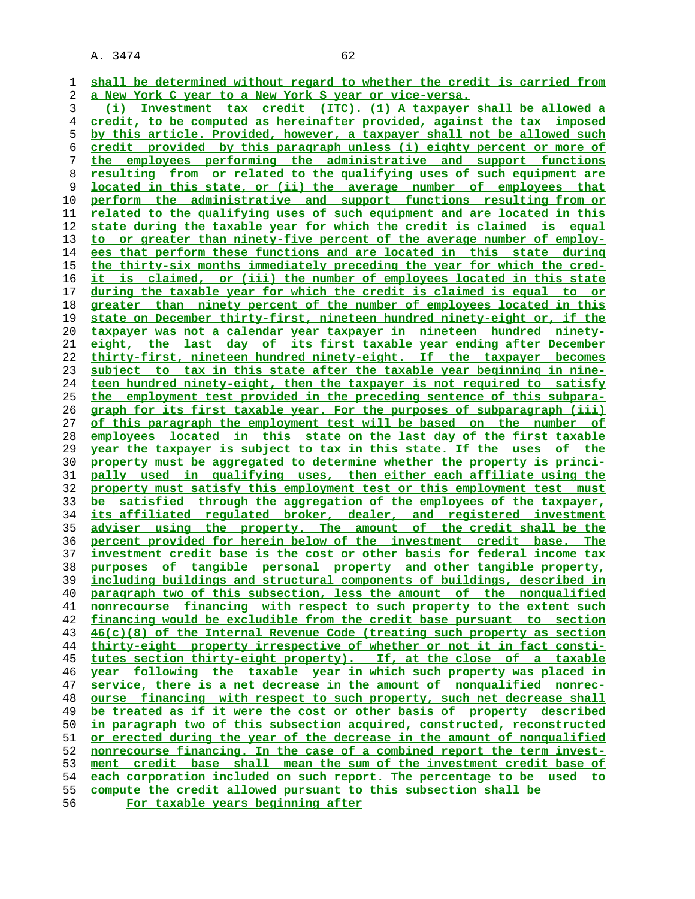shall be determined without regard to whether the credit is carried from a New York C year to a New York S year or vice-versa.

(i) Investment tax credit (ITC). (1) A taxpayer shall be allowed a credit, to be computed as hereinafter provided, against the tax imposed by this article. Provided, however, a taxpayer shall not be allowed such credit provided by this paragraph unless (i) eighty percent or more of the employees performing the administrative and support functions resulting from or related to the qualifying uses of such equipment are located in this state, or (ii) the average number of employees that perform the administrative and support functions resulting from or related to the qualifying uses of such equipment and are located in this state during the taxable year for which the credit is claimed is equal to or greater than ninety-five percent of the average number of employees that perform these functions and are located in this state during the thirty-six months immediately preceding the year for which the credit is claimed, or (iii) the number of employees located in this state during the taxable year for which the credit is claimed is equal to or greater than ninety percent of the number of employees located in this state on December thirty-first, nineteen hundred ninety-eight or, if the taxpayer was not a calendar year taxpayer in nineteen hundred ninety-eight, the last day of its first taxable year ending after December thirty-first, nineteen hundred ninety-eight. If the taxpayer becomes subject to tax in this state after the taxable year beginning in nineteen hundred ninety-eight, then the taxpayer is not required to satisfy the employment test provided in the preceding sentence of this subparagraph for its first taxable year. For the purposes of subparagraph (iii) of this paragraph the employment test will be based on the number of employees located in this state on the last day of the first taxable year the taxpayer is subject to tax in this state. If the uses of the property must be aggregated to determine whether the property is principally used in qualifying uses, then either each affiliate using the property must satisfy this employment test or this employment test must be satisfied through the aggregation of the employees of the taxpayer, its affiliated regulated broker, dealer, and registered investment adviser using the property. The amount of the credit shall be the percent provided for herein below of the investment credit base. The investment credit base is the cost or other basis for federal income tax purposes of tangible personal property and other tangible property, including buildings and structural components of buildings, described in paragraph two of this subsection, less the amount of the nonqualified nonrecourse financing with respect to such property to the extent such financing would be excludible from the credit base pursuant to section 46(c)(8) of the Internal Revenue Code (treating such property as section thirty-eight property irrespective of whether or not it in fact constitutes section thirty-eight property). If, at the close of a taxable year following the taxable year in which such property was placed in service, there is a net decrease in the amount of nonqualified nonrecourse financing with respect to such property, such net decrease shall be treated as if it were the cost or other basis of property described in paragraph two of this subsection acquired, constructed, reconstructed or erected during the year of the decrease in the amount of nonqualified nonrecourse financing. In the case of a combined report the term investment credit base shall mean the sum of the investment credit base of each corporation included on such report. The percentage to be used to compute the credit allowed pursuant to this subsection shall be

For taxable years beginning after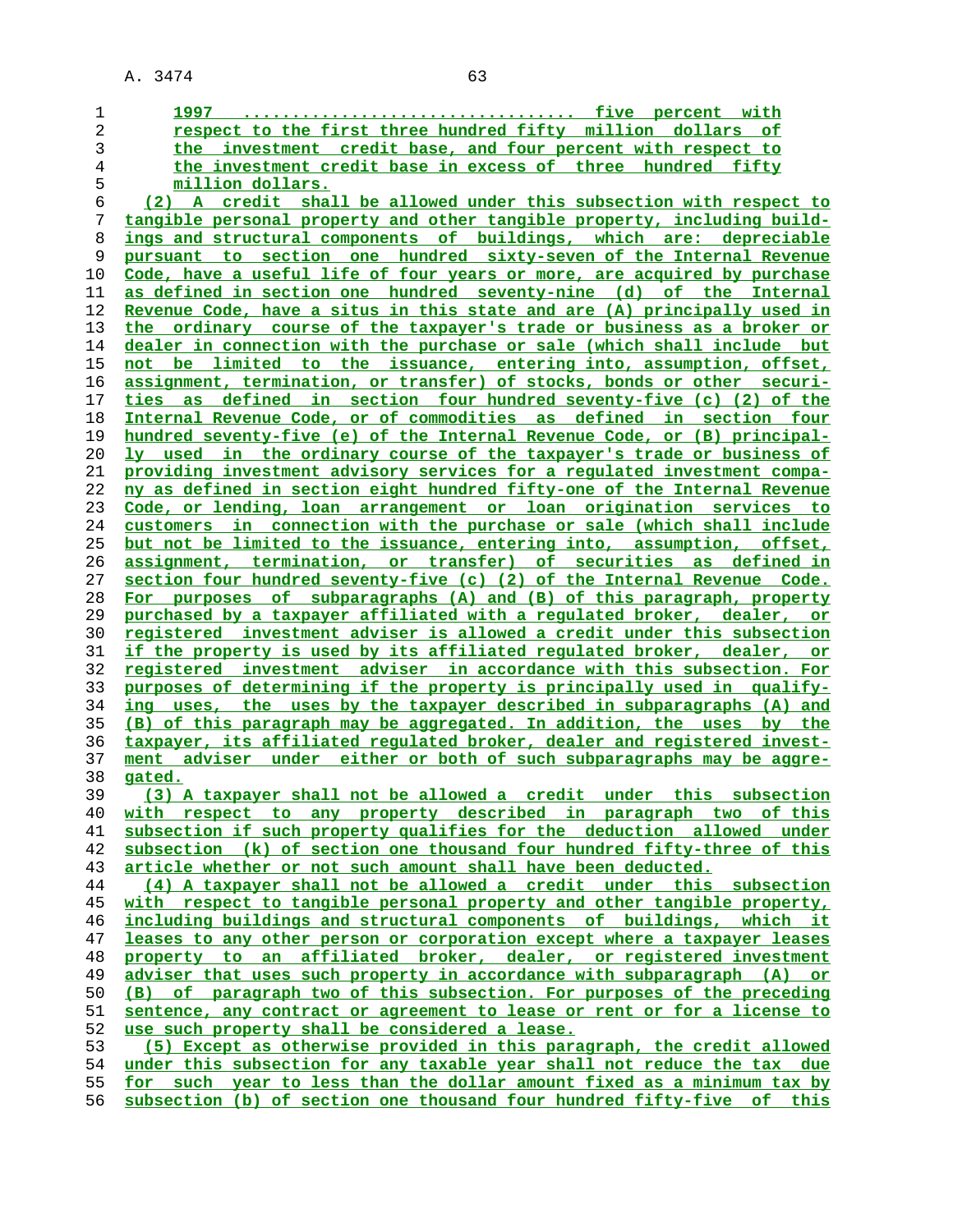1997 .................................. five percent with respect to the first three hundred fifty million dollars of the investment credit base, and four percent with respect to the investment credit base in excess of three hundred fifty million dollars.

(2) A credit shall be allowed under this subsection with respect to tangible personal property and other tangible property, including buildings and structural components of buildings, which are: depreciable pursuant to section one hundred sixty-seven of the Internal Revenue Code, have a useful life of four years or more, are acquired by purchase as defined in section one hundred seventy-nine (d) of the Internal Revenue Code, have a situs in this state and are (A) principally used in the ordinary course of the taxpayer's trade or business as a broker or dealer in connection with the purchase or sale (which shall include but not be limited to the issuance, entering into, assumption, offset, assignment, termination, or transfer) of stocks, bonds or other securities as defined in section four hundred seventy-five (c) (2) of the Internal Revenue Code, or of commodities as defined in section four hundred seventy-five (e) of the Internal Revenue Code, or (B) principally used in the ordinary course of the taxpayer's trade or business of providing investment advisory services for a regulated investment company as defined in section eight hundred fifty-one of the Internal Revenue Code, or lending, loan arrangement or loan origination services to customers in connection with the purchase or sale (which shall include but not be limited to the issuance, entering into, assumption, offset, assignment, termination, or transfer) of securities as defined in section four hundred seventy-five (c) (2) of the Internal Revenue Code. For purposes of subparagraphs (A) and (B) of this paragraph, property purchased by a taxpayer affiliated with a regulated broker, dealer, or registered investment adviser is allowed a credit under this subsection if the property is used by its affiliated regulated broker, dealer, or registered investment adviser in accordance with this subsection. For purposes of determining if the property is principally used in qualifying uses, the uses by the taxpayer described in subparagraphs (A) and (B) of this paragraph may be aggregated. In addition, the uses by the taxpayer, its affiliated regulated broker, dealer and registered investment adviser under either or both of such subparagraphs may be aggregated.

(3) A taxpayer shall not be allowed a credit under this subsection with respect to any property described in paragraph two of this subsection if such property qualifies for the deduction allowed under subsection (k) of section one thousand four hundred fifty-three of this article whether or not such amount shall have been deducted.

(4) A taxpayer shall not be allowed a credit under this subsection with respect to tangible personal property and other tangible property, including buildings and structural components of buildings, which it leases to any other person or corporation except where a taxpayer leases property to an affiliated broker, dealer, or registered investment adviser that uses such property in accordance with subparagraph (A) or (B) of paragraph two of this subsection. For purposes of the preceding sentence, any contract or agreement to lease or rent or for a license to use such property shall be considered a lease.

(5) Except as otherwise provided in this paragraph, the credit allowed under this subsection for any taxable year shall not reduce the tax due for such year to less than the dollar amount fixed as a minimum tax by subsection (b) of section one thousand four hundred fifty-five of this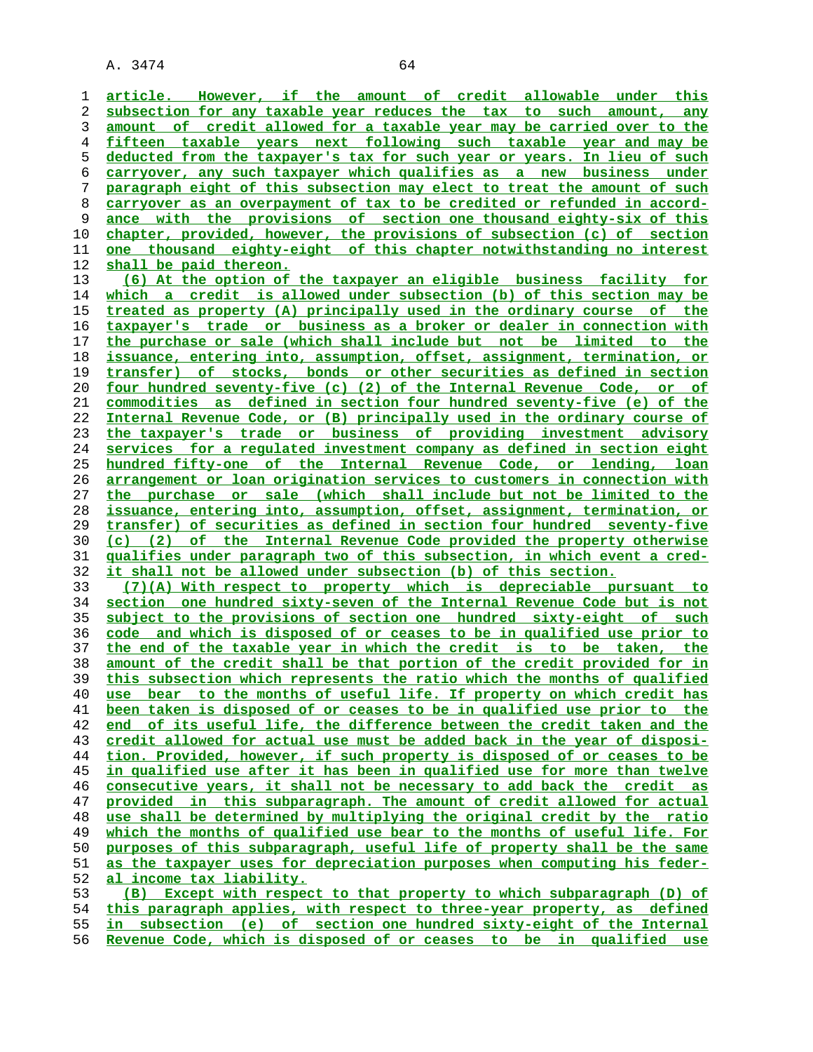article. However, if the amount of credit allowable under this subsection for any taxable year reduces the tax to such amount, any amount of credit allowed for a taxable year may be carried over to the fifteen taxable years next following such taxable year and may be deducted from the taxpayer's tax for such year or years. In lieu of such carryover, any such taxpayer which qualifies as a new business under paragraph eight of this subsection may elect to treat the amount of such carryover as an overpayment of tax to be credited or refunded in accordance with the provisions of section one thousand eighty-six of this chapter, provided, however, the provisions of subsection (c) of section one thousand eighty-eight of this chapter notwithstanding no interest shall be paid thereon.

(6) At the option of the taxpayer an eligible business facility for which a credit is allowed under subsection (b) of this section may be treated as property (A) principally used in the ordinary course of the taxpayer's trade or business as a broker or dealer in connection with the purchase or sale (which shall include but not be limited to the issuance, entering into, assumption, offset, assignment, termination, or transfer) of stocks, bonds or other securities as defined in section four hundred seventy-five (c) (2) of the Internal Revenue Code, or of commodities as defined in section four hundred seventy-five (e) of the Internal Revenue Code, or (B) principally used in the ordinary course of the taxpayer's trade or business of providing investment advisory services for a regulated investment company as defined in section eight hundred fifty-one of the Internal Revenue Code, or lending, loan arrangement or loan origination services to customers in connection with the purchase or sale (which shall include but not be limited to the issuance, entering into, assumption, offset, assignment, termination, or transfer) of securities as defined in section four hundred seventy-five (c) (2) of the Internal Revenue Code provided the property otherwise qualifies under paragraph two of this subsection, in which event a credit shall not be allowed under subsection (b) of this section.

(7)(A) With respect to property which is depreciable pursuant to section one hundred sixty-seven of the Internal Revenue Code but is not subject to the provisions of section one hundred sixty-eight of such code and which is disposed of or ceases to be in qualified use prior to the end of the taxable year in which the credit is to be taken, the amount of the credit shall be that portion of the credit provided for in this subsection which represents the ratio which the months of qualified use bear to the months of useful life. If property on which credit has been taken is disposed of or ceases to be in qualified use prior to the end of its useful life, the difference between the credit taken and the credit allowed for actual use must be added back in the year of disposition. Provided, however, if such property is disposed of or ceases to be in qualified use after it has been in qualified use for more than twelve consecutive years, it shall not be necessary to add back the credit as provided in this subparagraph. The amount of credit allowed for actual use shall be determined by multiplying the original credit by the ratio which the months of qualified use bear to the months of useful life. For purposes of this subparagraph, useful life of property shall be the same as the taxpayer uses for depreciation purposes when computing his federal income tax liability.

(B) Except with respect to that property to which subparagraph (D) of this paragraph applies, with respect to three-year property, as defined in subsection (e) of section one hundred sixty-eight of the Internal Revenue Code, which is disposed of or ceases to be in qualified use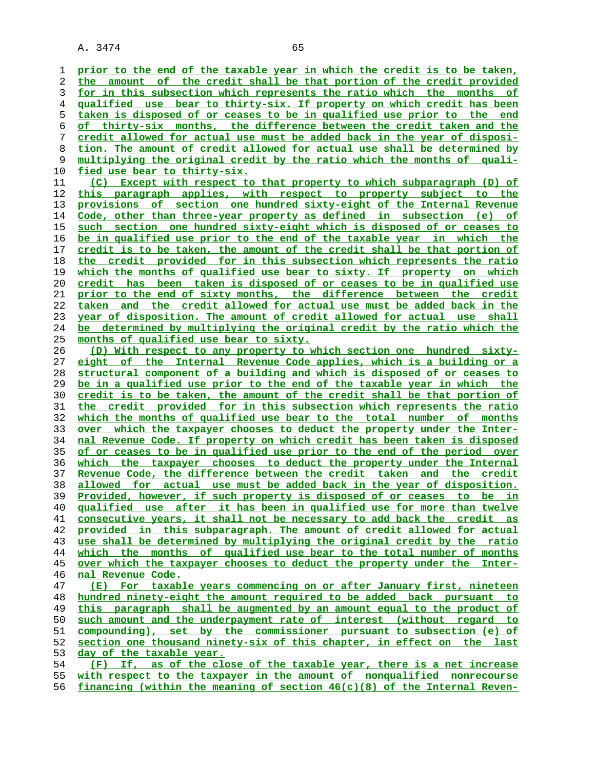prior to the end of the taxable year in which the credit is to be taken, the amount of the credit shall be that portion of the credit provided for in this subsection which represents the ratio which the months of qualified use bear to thirty-six. If property on which credit has been taken is disposed of or ceases to be in qualified use prior to the end of thirty-six months, the difference between the credit taken and the credit allowed for actual use must be added back in the year of disposition. The amount of credit allowed for actual use shall be determined by multiplying the original credit by the ratio which the months of qualified use bear to thirty-six.

(C) Except with respect to that property to which subparagraph (D) of this paragraph applies, with respect to property subject to the provisions of section one hundred sixty-eight of the Internal Revenue Code, other than three-year property as defined in subsection (e) of such section one hundred sixty-eight which is disposed of or ceases to be in qualified use prior to the end of the taxable year in which the credit is to be taken, the amount of the credit shall be that portion of the credit provided for in this subsection which represents the ratio which the months of qualified use bear to sixty. If property on which credit has been taken is disposed of or ceases to be in qualified use prior to the end of sixty months, the difference between the credit taken and the credit allowed for actual use must be added back in the year of disposition. The amount of credit allowed for actual use shall be determined by multiplying the original credit by the ratio which the months of qualified use bear to sixty.

(D) With respect to any property to which section one hundred sixty-eight of the Internal Revenue Code applies, which is a building or a structural component of a building and which is disposed of or ceases to be in a qualified use prior to the end of the taxable year in which the credit is to be taken, the amount of the credit shall be that portion of the credit provided for in this subsection which represents the ratio which the months of qualified use bear to the total number of months over which the taxpayer chooses to deduct the property under the Internal Revenue Code. If property on which credit has been taken is disposed of or ceases to be in qualified use prior to the end of the period over which the taxpayer chooses to deduct the property under the Internal Revenue Code, the difference between the credit taken and the credit allowed for actual use must be added back in the year of disposition. Provided, however, if such property is disposed of or ceases to be in qualified use after it has been in qualified use for more than twelve consecutive years, it shall not be necessary to add back the credit as provided in this subparagraph. The amount of credit allowed for actual use shall be determined by multiplying the original credit by the ratio which the months of qualified use bear to the total number of months over which the taxpayer chooses to deduct the property under the Internal Revenue Code.

(E) For taxable years commencing on or after January first, nineteen hundred ninety-eight the amount required to be added back pursuant to this paragraph shall be augmented by an amount equal to the product of such amount and the underpayment rate of interest (without regard to compounding), set by the commissioner pursuant to subsection (e) of section one thousand ninety-six of this chapter, in effect on the last day of the taxable year.

(F) If, as of the close of the taxable year, there is a net increase with respect to the taxpayer in the amount of nonqualified nonrecourse financing (within the meaning of section 46(c)(8) of the Internal Reven-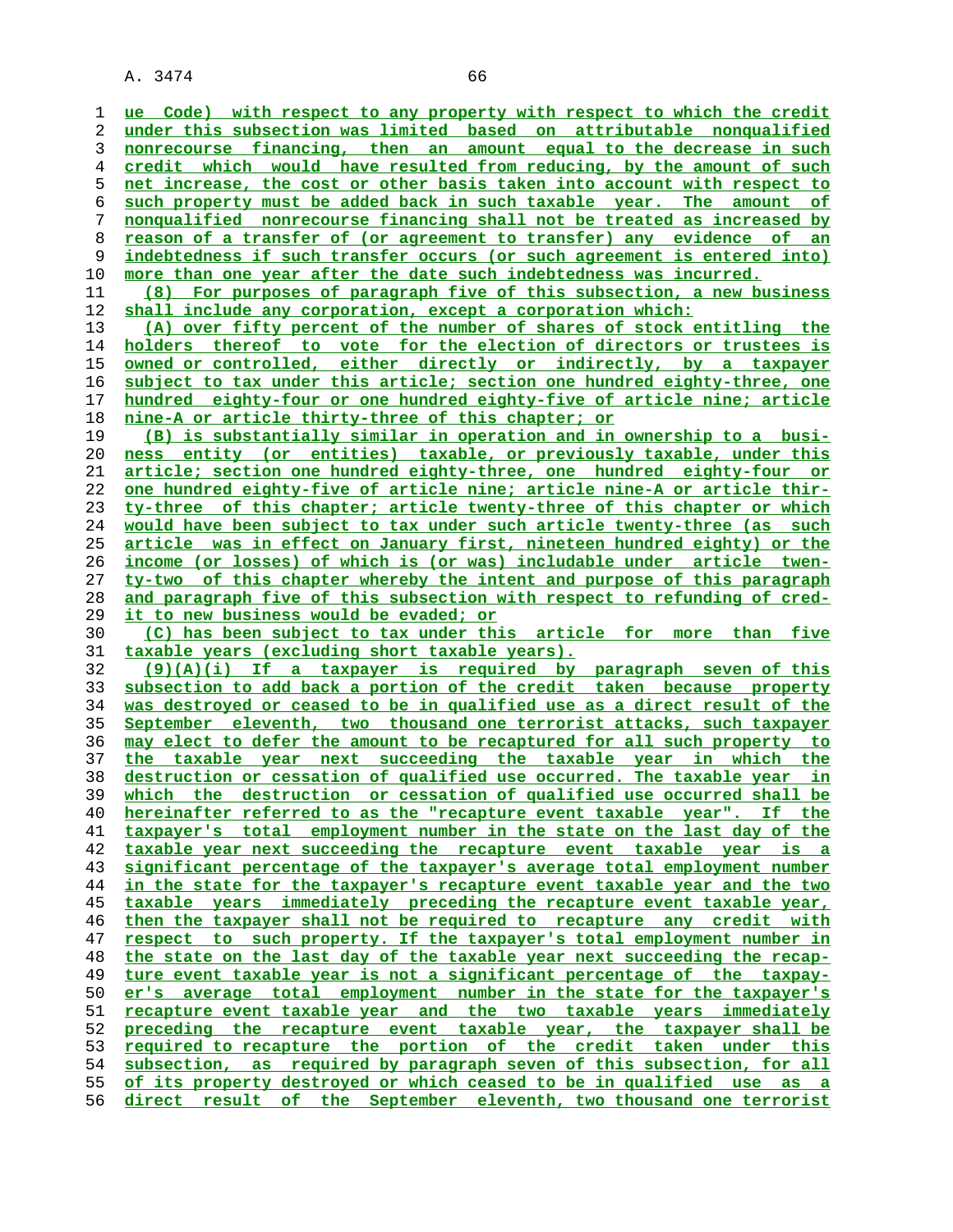ue Code) with respect to any property with respect to which the credit under this subsection was limited based on attributable nonqualified nonrecourse financing, then an amount equal to the decrease in such credit which would have resulted from reducing, by the amount of such net increase, the cost or other basis taken into account with respect to such property must be added back in such taxable year. The amount of nonqualified nonrecourse financing shall not be treated as increased by reason of a transfer of (or agreement to transfer) any evidence of an indebtedness if such transfer occurs (or such agreement is entered into) more than one year after the date such indebtedness was incurred.

(8) For purposes of paragraph five of this subsection, a new business shall include any corporation, except a corporation which:

(A) over fifty percent of the number of shares of stock entitling the holders thereof to vote for the election of directors or trustees is owned or controlled, either directly or indirectly, by a taxpayer subject to tax under this article; section one hundred eighty-three, one hundred eighty-four or one hundred eighty-five of article nine; article nine-A or article thirty-three of this chapter; or

(B) is substantially similar in operation and in ownership to a business entity (or entities) taxable, or previously taxable, under this article; section one hundred eighty-three, one hundred eighty-four or one hundred eighty-five of article nine; article nine-A or article thirty-three of this chapter; article twenty-three of this chapter or which would have been subject to tax under such article twenty-three (as such article was in effect on January first, nineteen hundred eighty) or the income (or losses) of which is (or was) includable under article twenty-two of this chapter whereby the intent and purpose of this paragraph and paragraph five of this subsection with respect to refunding of credit to new business would be evaded; or

(C) has been subject to tax under this article for more than five taxable years (excluding short taxable years).

(9)(A)(i) If a taxpayer is required by paragraph seven of this subsection to add back a portion of the credit taken because property was destroyed or ceased to be in qualified use as a direct result of the September eleventh, two thousand one terrorist attacks, such taxpayer may elect to defer the amount to be recaptured for all such property to the taxable year next succeeding the taxable year in which the destruction or cessation of qualified use occurred. The taxable year in which the destruction or cessation of qualified use occurred shall be hereinafter referred to as the "recapture event taxable year". If the taxpayer's total employment number in the state on the last day of the taxable year next succeeding the recapture event taxable year is a significant percentage of the taxpayer's average total employment number in the state for the taxpayer's recapture event taxable year and the two taxable years immediately preceding the recapture event taxable year, then the taxpayer shall not be required to recapture any credit with respect to such property. If the taxpayer's total employment number in the state on the last day of the taxable year next succeeding the recapture event taxable year is not a significant percentage of the taxpayer's average total employment number in the state for the taxpayer's recapture event taxable year and the two taxable years immediately preceding the recapture event taxable year, the taxpayer shall be required to recapture the portion of the credit taken under this subsection, as required by paragraph seven of this subsection, for all of its property destroyed or which ceased to be in qualified use as a direct result of the September eleventh, two thousand one terrorist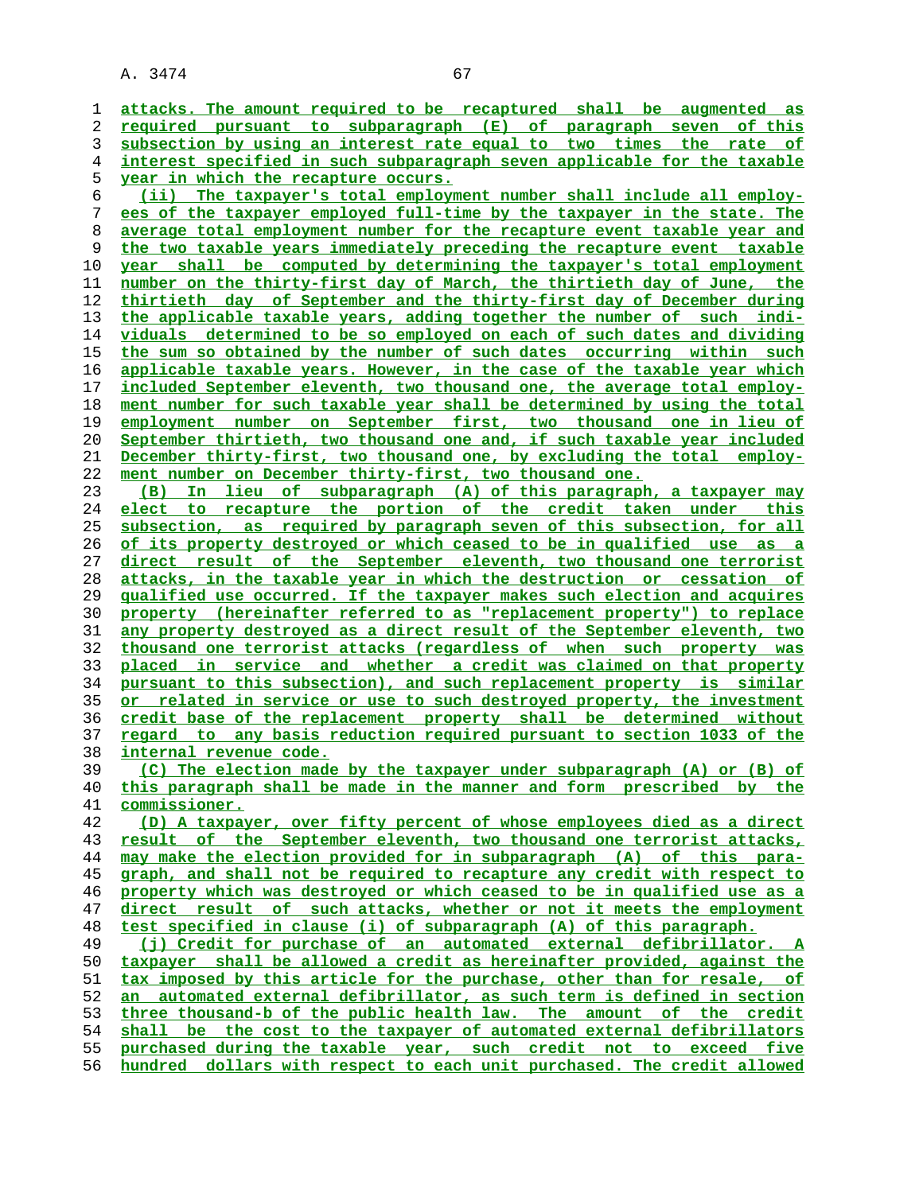attacks. The amount required to be recaptured shall be augmented as required pursuant to subparagraph (E) of paragraph seven of this subsection by using an interest rate equal to two times the rate of interest specified in such subparagraph seven applicable for the taxable year in which the recapture occurs.

(ii) The taxpayer's total employment number shall include all employees of the taxpayer employed full-time by the taxpayer in the state. The average total employment number for the recapture event taxable year and the two taxable years immediately preceding the recapture event taxable year shall be computed by determining the taxpayer's total employment number on the thirty-first day of March, the thirtieth day of June, the thirtieth day of September and the thirty-first day of December during the applicable taxable years, adding together the number of such individuals determined to be so employed on each of such dates and dividing the sum so obtained by the number of such dates occurring within such applicable taxable years. However, in the case of the taxable year which included September eleventh, two thousand one, the average total employment number for such taxable year shall be determined by using the total employment number on September first, two thousand one in lieu of September thirtieth, two thousand one and, if such taxable year included December thirty-first, two thousand one, by excluding the total employment number on December thirty-first, two thousand one.

(B) In lieu of subparagraph (A) of this paragraph, a taxpayer may elect to recapture the portion of the credit taken under this subsection, as required by paragraph seven of this subsection, for all of its property destroyed or which ceased to be in qualified use as a direct result of the September eleventh, two thousand one terrorist attacks, in the taxable year in which the destruction or cessation of qualified use occurred. If the taxpayer makes such election and acquires property (hereinafter referred to as "replacement property") to replace any property destroyed as a direct result of the September eleventh, two thousand one terrorist attacks (regardless of when such property was placed in service and whether a credit was claimed on that property pursuant to this subsection), and such replacement property is similar or related in service or use to such destroyed property, the investment credit base of the replacement property shall be determined without regard to any basis reduction required pursuant to section 1033 of the internal revenue code.

(C) The election made by the taxpayer under subparagraph (A) or (B) of this paragraph shall be made in the manner and form prescribed by the commissioner.

(D) A taxpayer, over fifty percent of whose employees died as a direct result of the September eleventh, two thousand one terrorist attacks, may make the election provided for in subparagraph (A) of this paragraph, and shall not be required to recapture any credit with respect to property which was destroyed or which ceased to be in qualified use as a direct result of such attacks, whether or not it meets the employment test specified in clause (i) of subparagraph (A) of this paragraph.

(j) Credit for purchase of an automated external defibrillator. A taxpayer shall be allowed a credit as hereinafter provided, against the tax imposed by this article for the purchase, other than for resale, of an automated external defibrillator, as such term is defined in section three thousand-b of the public health law. The amount of the credit shall be the cost to the taxpayer of automated external defibrillators purchased during the taxable year, such credit not to exceed five hundred dollars with respect to each unit purchased. The credit allowed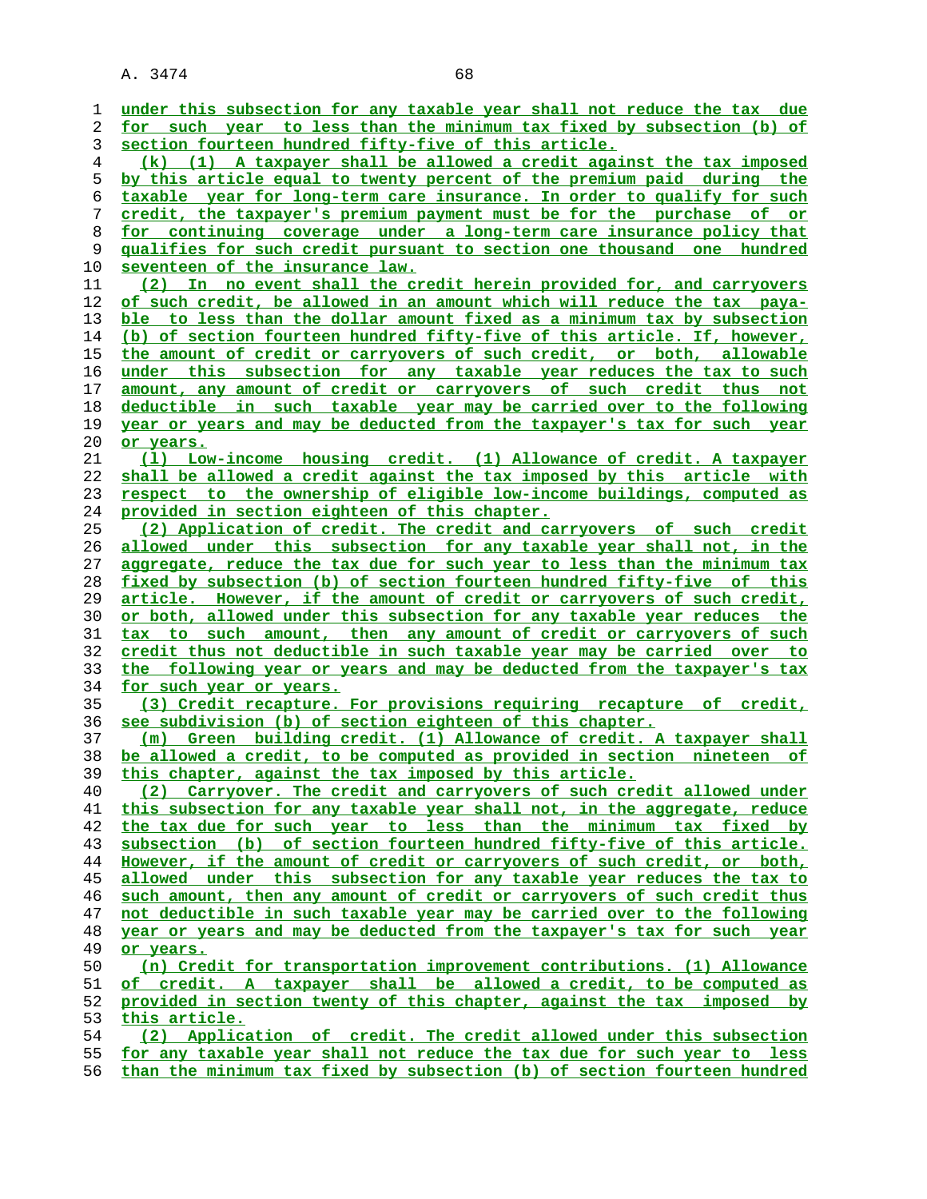under this subsection for any taxable year shall not reduce the tax due for such year to less than the minimum tax fixed by subsection (b) of section fourteen hundred fifty-five of this article.

(k) (1) A taxpayer shall be allowed a credit against the tax imposed by this article equal to twenty percent of the premium paid during the taxable year for long-term care insurance. In order to qualify for such credit, the taxpayer's premium payment must be for the purchase of or for continuing coverage under a long-term care insurance policy that qualifies for such credit pursuant to section one thousand one hundred seventeen of the insurance law.

(2) In no event shall the credit herein provided for, and carryovers of such credit, be allowed in an amount which will reduce the tax payable to less than the dollar amount fixed as a minimum tax by subsection (b) of section fourteen hundred fifty-five of this article. If, however, the amount of credit or carryovers of such credit, or both, allowable under this subsection for any taxable year reduces the tax to such amount, any amount of credit or carryovers of such credit thus not deductible in such taxable year may be carried over to the following year or years and may be deducted from the taxpayer's tax for such year or years.

(l) Low-income housing credit. (1) Allowance of credit. A taxpayer shall be allowed a credit against the tax imposed by this article with respect to the ownership of eligible low-income buildings, computed as provided in section eighteen of this chapter.

(2) Application of credit. The credit and carryovers of such credit allowed under this subsection for any taxable year shall not, in the aggregate, reduce the tax due for such year to less than the minimum tax fixed by subsection (b) of section fourteen hundred fifty-five of this article. However, if the amount of credit or carryovers of such credit, or both, allowed under this subsection for any taxable year reduces the tax to such amount, then any amount of credit or carryovers of such credit thus not deductible in such taxable year may be carried over to the following year or years and may be deducted from the taxpayer's tax for such year or years.

(3) Credit recapture. For provisions requiring recapture of credit, see subdivision (b) of section eighteen of this chapter.

(m) Green building credit. (1) Allowance of credit. A taxpayer shall be allowed a credit, to be computed as provided in section nineteen of this chapter, against the tax imposed by this article.

(2) Carryover. The credit and carryovers of such credit allowed under this subsection for any taxable year shall not, in the aggregate, reduce the tax due for such year to less than the minimum tax fixed by subsection (b) of section fourteen hundred fifty-five of this article. However, if the amount of credit or carryovers of such credit, or both, allowed under this subsection for any taxable year reduces the tax to such amount, then any amount of credit or carryovers of such credit thus not deductible in such taxable year may be carried over to the following year or years and may be deducted from the taxpayer's tax for such year or years.

(n) Credit for transportation improvement contributions. (1) Allowance of credit. A taxpayer shall be allowed a credit, to be computed as provided in section twenty of this chapter, against the tax imposed by this article.

(2) Application of credit. The credit allowed under this subsection for any taxable year shall not reduce the tax due for such year to less than the minimum tax fixed by subsection (b) of section fourteen hundred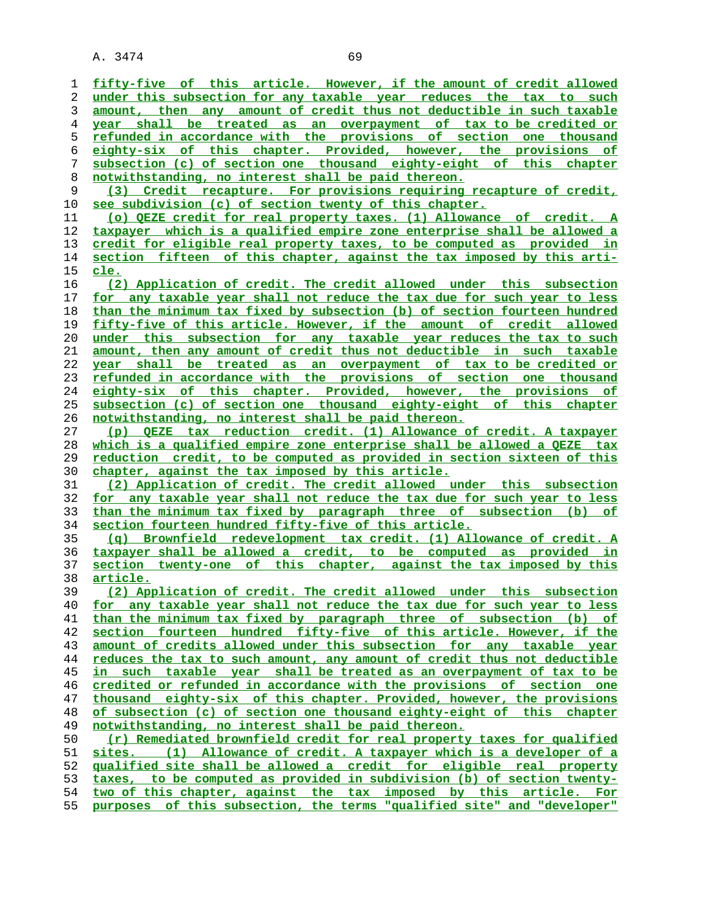fifty-five of this article. However, if the amount of credit allowed under this subsection for any taxable year reduces the tax to such amount, then any amount of credit thus not deductible in such taxable year shall be treated as an overpayment of tax to be credited or refunded in accordance with the provisions of section one thousand eighty-six of this chapter. Provided, however, the provisions of subsection (c) of section one thousand eighty-eight of this chapter notwithstanding, no interest shall be paid thereon.

(3) Credit recapture. For provisions requiring recapture of credit, see subdivision (c) of section twenty of this chapter.

(o) QEZE credit for real property taxes. (1) Allowance of credit. A taxpayer which is a qualified empire zone enterprise shall be allowed a credit for eligible real property taxes, to be computed as provided in section fifteen of this chapter, against the tax imposed by this article.

(2) Application of credit. The credit allowed under this subsection for any taxable year shall not reduce the tax due for such year to less than the minimum tax fixed by subsection (b) of section fourteen hundred fifty-five of this article. However, if the amount of credit allowed under this subsection for any taxable year reduces the tax to such amount, then any amount of credit thus not deductible in such taxable year shall be treated as an overpayment of tax to be credited or refunded in accordance with the provisions of section one thousand eighty-six of this chapter. Provided, however, the provisions of subsection (c) of section one thousand eighty-eight of this chapter notwithstanding, no interest shall be paid thereon.

(p) QEZE tax reduction credit. (1) Allowance of credit. A taxpayer which is a qualified empire zone enterprise shall be allowed a QEZE tax reduction credit, to be computed as provided in section sixteen of this chapter, against the tax imposed by this article.

(2) Application of credit. The credit allowed under this subsection for any taxable year shall not reduce the tax due for such year to less than the minimum tax fixed by paragraph three of subsection (b) of section fourteen hundred fifty-five of this article.

(q) Brownfield redevelopment tax credit. (1) Allowance of credit. A taxpayer shall be allowed a credit, to be computed as provided in section twenty-one of this chapter, against the tax imposed by this article.

(2) Application of credit. The credit allowed under this subsection for any taxable year shall not reduce the tax due for such year to less than the minimum tax fixed by paragraph three of subsection (b) of section fourteen hundred fifty-five of this article. However, if the amount of credits allowed under this subsection for any taxable year reduces the tax to such amount, any amount of credit thus not deductible in such taxable year shall be treated as an overpayment of tax to be credited or refunded in accordance with the provisions of section one thousand eighty-six of this chapter. Provided, however, the provisions of subsection (c) of section one thousand eighty-eight of this chapter notwithstanding, no interest shall be paid thereon.

(r) Remediated brownfield credit for real property taxes for qualified sites. (1) Allowance of credit. A taxpayer which is a developer of a qualified site shall be allowed a credit for eligible real property taxes, to be computed as provided in subdivision (b) of section twenty-two of this chapter, against the tax imposed by this article. For purposes of this subsection, the terms "qualified site" and "developer"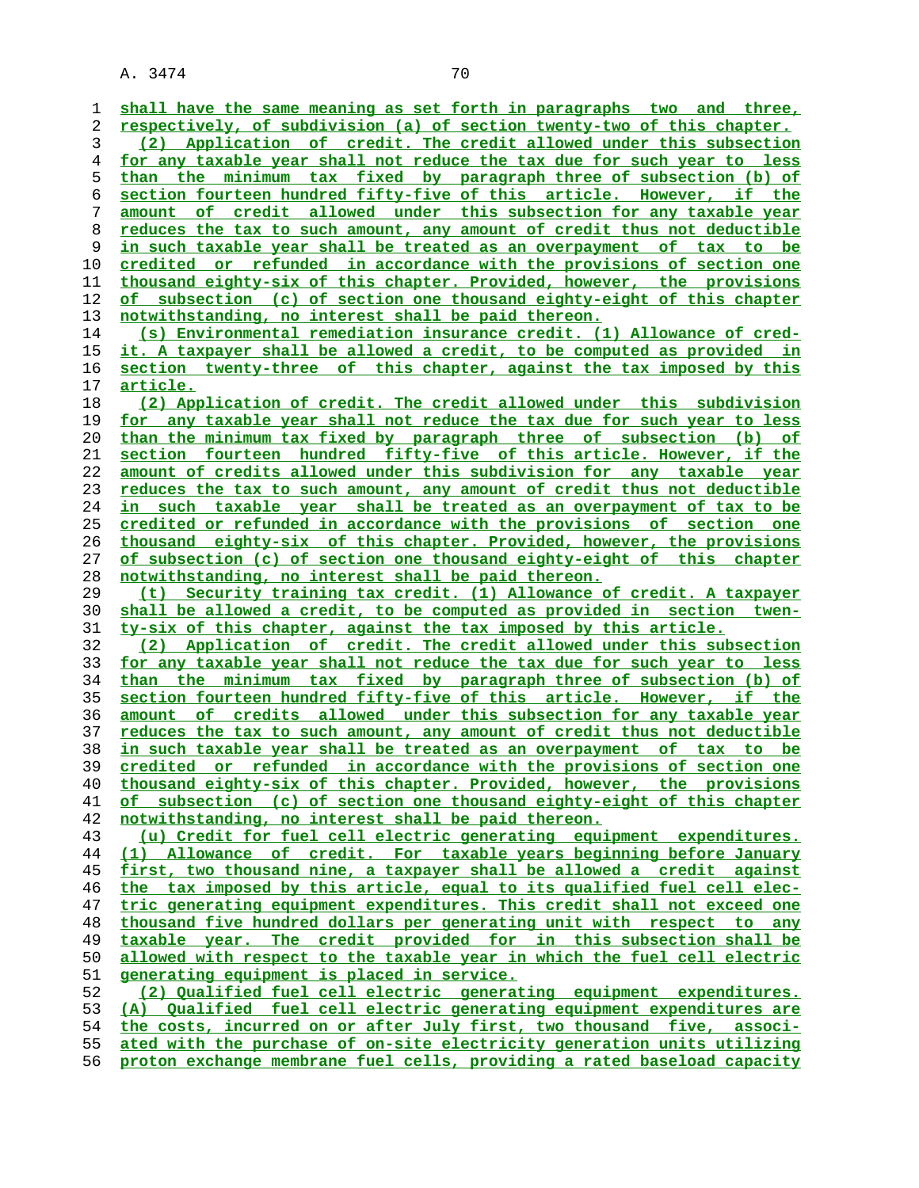shall have the same meaning as set forth in paragraphs two and three, respectively, of subdivision (a) of section twenty-two of this chapter.

(2) Application of credit. The credit allowed under this subsection for any taxable year shall not reduce the tax due for such year to less than the minimum tax fixed by paragraph three of subsection (b) of section fourteen hundred fifty-five of this article. However, if the amount of credit allowed under this subsection for any taxable year reduces the tax to such amount, any amount of credit thus not deductible in such taxable year shall be treated as an overpayment of tax to be credited or refunded in accordance with the provisions of section one thousand eighty-six of this chapter. Provided, however, the provisions of subsection (c) of section one thousand eighty-eight of this chapter notwithstanding, no interest shall be paid thereon.

(s) Environmental remediation insurance credit. (1) Allowance of credit. A taxpayer shall be allowed a credit, to be computed as provided in section twenty-three of this chapter, against the tax imposed by this article.

(2) Application of credit. The credit allowed under this subdivision for any taxable year shall not reduce the tax due for such year to less than the minimum tax fixed by paragraph three of subsection (b) of section fourteen hundred fifty-five of this article. However, if the amount of credits allowed under this subdivision for any taxable year reduces the tax to such amount, any amount of credit thus not deductible in such taxable year shall be treated as an overpayment of tax to be credited or refunded in accordance with the provisions of section one thousand eighty-six of this chapter. Provided, however, the provisions of subsection (c) of section one thousand eighty-eight of this chapter notwithstanding, no interest shall be paid thereon.

(t) Security training tax credit. (1) Allowance of credit. A taxpayer shall be allowed a credit, to be computed as provided in section twenty-six of this chapter, against the tax imposed by this article.

(2) Application of credit. The credit allowed under this subsection for any taxable year shall not reduce the tax due for such year to less than the minimum tax fixed by paragraph three of subsection (b) of section fourteen hundred fifty-five of this article. However, if the amount of credits allowed under this subsection for any taxable year reduces the tax to such amount, any amount of credit thus not deductible in such taxable year shall be treated as an overpayment of tax to be credited or refunded in accordance with the provisions of section one thousand eighty-six of this chapter. Provided, however, the provisions of subsection (c) of section one thousand eighty-eight of this chapter notwithstanding, no interest shall be paid thereon.

(u) Credit for fuel cell electric generating equipment expenditures. (1) Allowance of credit. For taxable years beginning before January first, two thousand nine, a taxpayer shall be allowed a credit against the tax imposed by this article, equal to its qualified fuel cell electric generating equipment expenditures. This credit shall not exceed one thousand five hundred dollars per generating unit with respect to any taxable year. The credit provided for in this subsection shall be allowed with respect to the taxable year in which the fuel cell electric generating equipment is placed in service.

(2) Qualified fuel cell electric generating equipment expenditures. (A) Qualified fuel cell electric generating equipment expenditures are the costs, incurred on or after July first, two thousand five, associated with the purchase of on-site electricity generation units utilizing proton exchange membrane fuel cells, providing a rated baseload capacity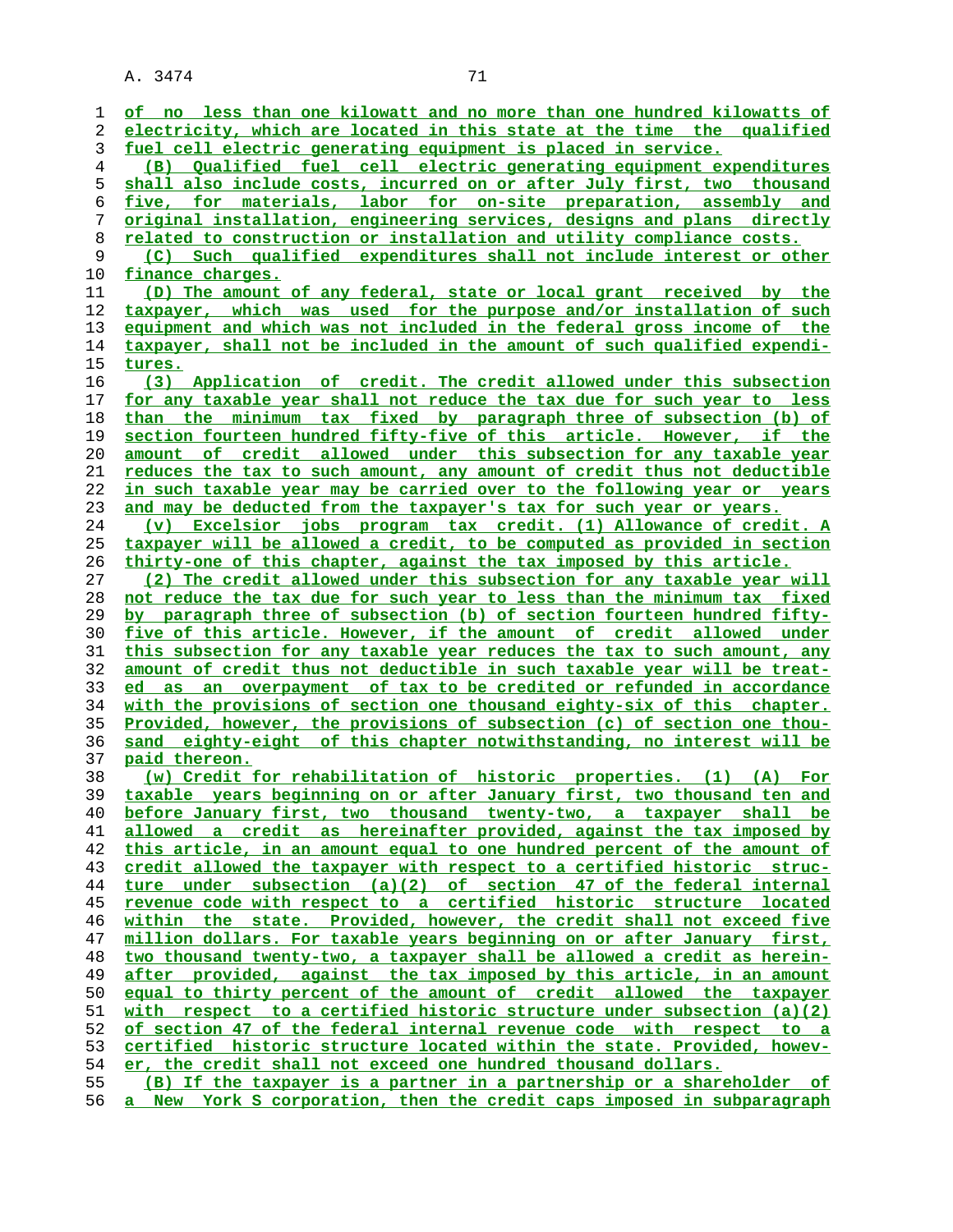of no less than one kilowatt and no more than one hundred kilowatts of electricity, which are located in this state at the time the qualified fuel cell electric generating equipment is placed in service.

(B) Qualified fuel cell electric generating equipment expenditures shall also include costs, incurred on or after July first, two thousand five, for materials, labor for on-site preparation, assembly and original installation, engineering services, designs and plans directly related to construction or installation and utility compliance costs.

(C) Such qualified expenditures shall not include interest or other finance charges.

(D) The amount of any federal, state or local grant received by the taxpayer, which was used for the purpose and/or installation of such equipment and which was not included in the federal gross income of the taxpayer, shall not be included in the amount of such qualified expenditures.

(3) Application of credit. The credit allowed under this subsection for any taxable year shall not reduce the tax due for such year to less than the minimum tax fixed by paragraph three of subsection (b) of section fourteen hundred fifty-five of this article. However, if the amount of credit allowed under this subsection for any taxable year reduces the tax to such amount, any amount of credit thus not deductible in such taxable year may be carried over to the following year or years and may be deducted from the taxpayer's tax for such year or years.

(v) Excelsior jobs program tax credit. (1) Allowance of credit. A taxpayer will be allowed a credit, to be computed as provided in section thirty-one of this chapter, against the tax imposed by this article.

(2) The credit allowed under this subsection for any taxable year will not reduce the tax due for such year to less than the minimum tax fixed by paragraph three of subsection (b) of section fourteen hundred fifty-five of this article. However, if the amount of credit allowed under this subsection for any taxable year reduces the tax to such amount, any amount of credit thus not deductible in such taxable year will be treated as an overpayment of tax to be credited or refunded in accordance with the provisions of section one thousand eighty-six of this chapter. Provided, however, the provisions of subsection (c) of section one thousand eighty-eight of this chapter notwithstanding, no interest will be paid thereon.

(w) Credit for rehabilitation of historic properties. (1) (A) For taxable years beginning on or after January first, two thousand ten and before January first, two thousand twenty-two, a taxpayer shall be allowed a credit as hereinafter provided, against the tax imposed by this article, in an amount equal to one hundred percent of the amount of credit allowed the taxpayer with respect to a certified historic structure under subsection (a)(2) of section 47 of the federal internal revenue code with respect to a certified historic structure located within the state. Provided, however, the credit shall not exceed five million dollars. For taxable years beginning on or after January first, two thousand twenty-two, a taxpayer shall be allowed a credit as hereinafter provided, against the tax imposed by this article, in an amount equal to thirty percent of the amount of credit allowed the taxpayer with respect to a certified historic structure under subsection (a)(2) of section 47 of the federal internal revenue code with respect to a certified historic structure located within the state. Provided, however, the credit shall not exceed one hundred thousand dollars.

(B) If the taxpayer is a partner in a partnership or a shareholder of a New York S corporation, then the credit caps imposed in subparagraph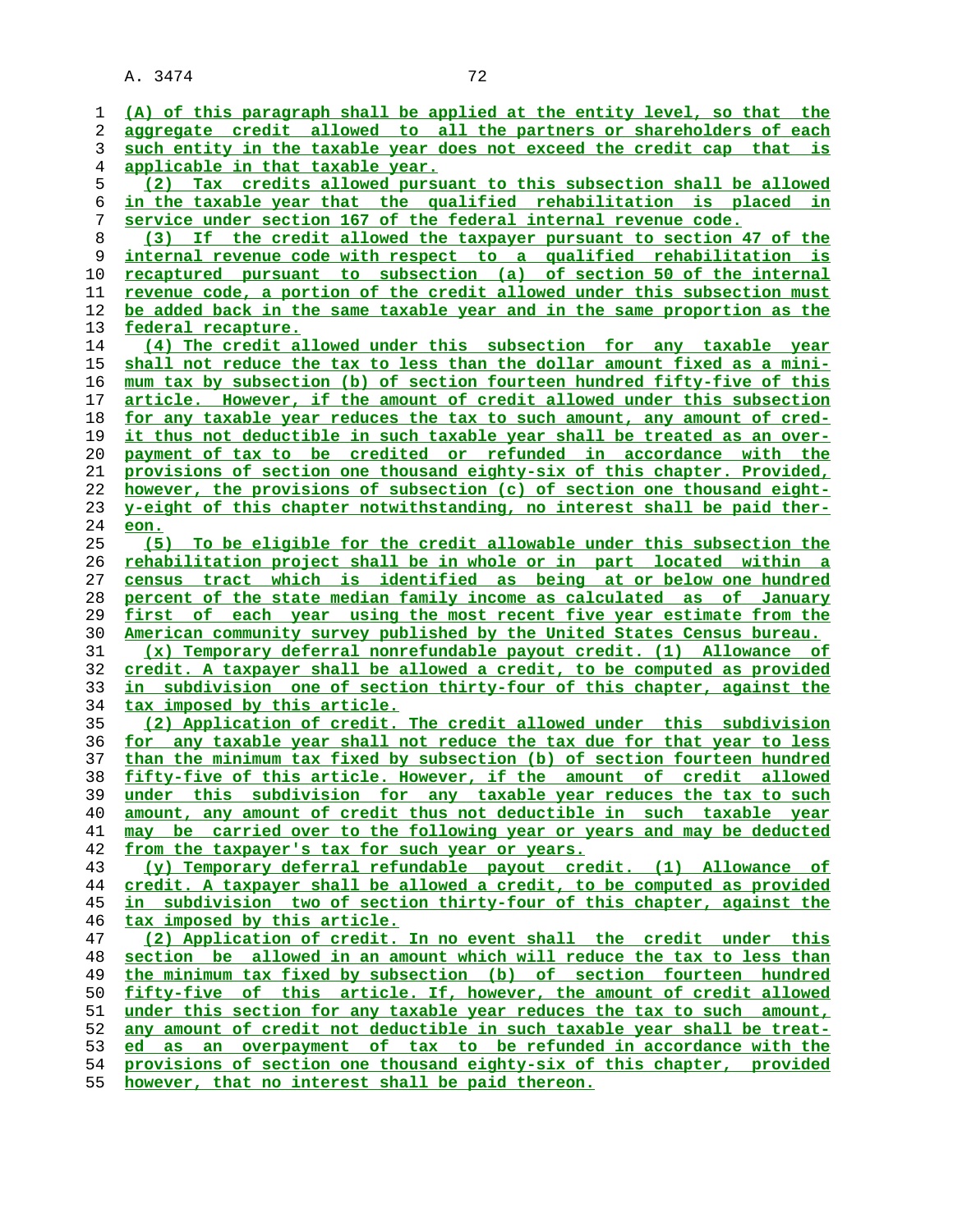(A) of this paragraph shall be applied at the entity level, so that the aggregate credit allowed to all the partners or shareholders of each such entity in the taxable year does not exceed the credit cap that is applicable in that taxable year.

(2) Tax credits allowed pursuant to this subsection shall be allowed in the taxable year that the qualified rehabilitation is placed in service under section 167 of the federal internal revenue code.

(3) If the credit allowed the taxpayer pursuant to section 47 of the internal revenue code with respect to a qualified rehabilitation is recaptured pursuant to subsection (a) of section 50 of the internal revenue code, a portion of the credit allowed under this subsection must be added back in the same taxable year and in the same proportion as the federal recapture.

(4) The credit allowed under this subsection for any taxable year shall not reduce the tax to less than the dollar amount fixed as a minimum tax by subsection (b) of section fourteen hundred fifty-five of this article. However, if the amount of credit allowed under this subsection for any taxable year reduces the tax to such amount, any amount of credit thus not deductible in such taxable year shall be treated as an overpayment of tax to be credited or refunded in accordance with the provisions of section one thousand eighty-six of this chapter. Provided, however, the provisions of subsection (c) of section one thousand eighty-eight of this chapter notwithstanding, no interest shall be paid thereon.

(5) To be eligible for the credit allowable under this subsection the rehabilitation project shall be in whole or in part located within a census tract which is identified as being at or below one hundred percent of the state median family income as calculated as of January first of each year using the most recent five year estimate from the American community survey published by the United States Census bureau.

(x) Temporary deferral nonrefundable payout credit. (1) Allowance of credit. A taxpayer shall be allowed a credit, to be computed as provided in subdivision one of section thirty-four of this chapter, against the tax imposed by this article.

(2) Application of credit. The credit allowed under this subdivision for any taxable year shall not reduce the tax due for that year to less than the minimum tax fixed by subsection (b) of section fourteen hundred fifty-five of this article. However, if the amount of credit allowed under this subdivision for any taxable year reduces the tax to such amount, any amount of credit thus not deductible in such taxable year may be carried over to the following year or years and may be deducted from the taxpayer's tax for such year or years.

(y) Temporary deferral refundable payout credit. (1) Allowance of credit. A taxpayer shall be allowed a credit, to be computed as provided in subdivision two of section thirty-four of this chapter, against the tax imposed by this article.

(2) Application of credit. In no event shall the credit under this section be allowed in an amount which will reduce the tax to less than the minimum tax fixed by subsection (b) of section fourteen hundred fifty-five of this article. If, however, the amount of credit allowed under this section for any taxable year reduces the tax to such amount, any amount of credit not deductible in such taxable year shall be treated as an overpayment of tax to be refunded in accordance with the provisions of section one thousand eighty-six of this chapter, provided however, that no interest shall be paid thereon.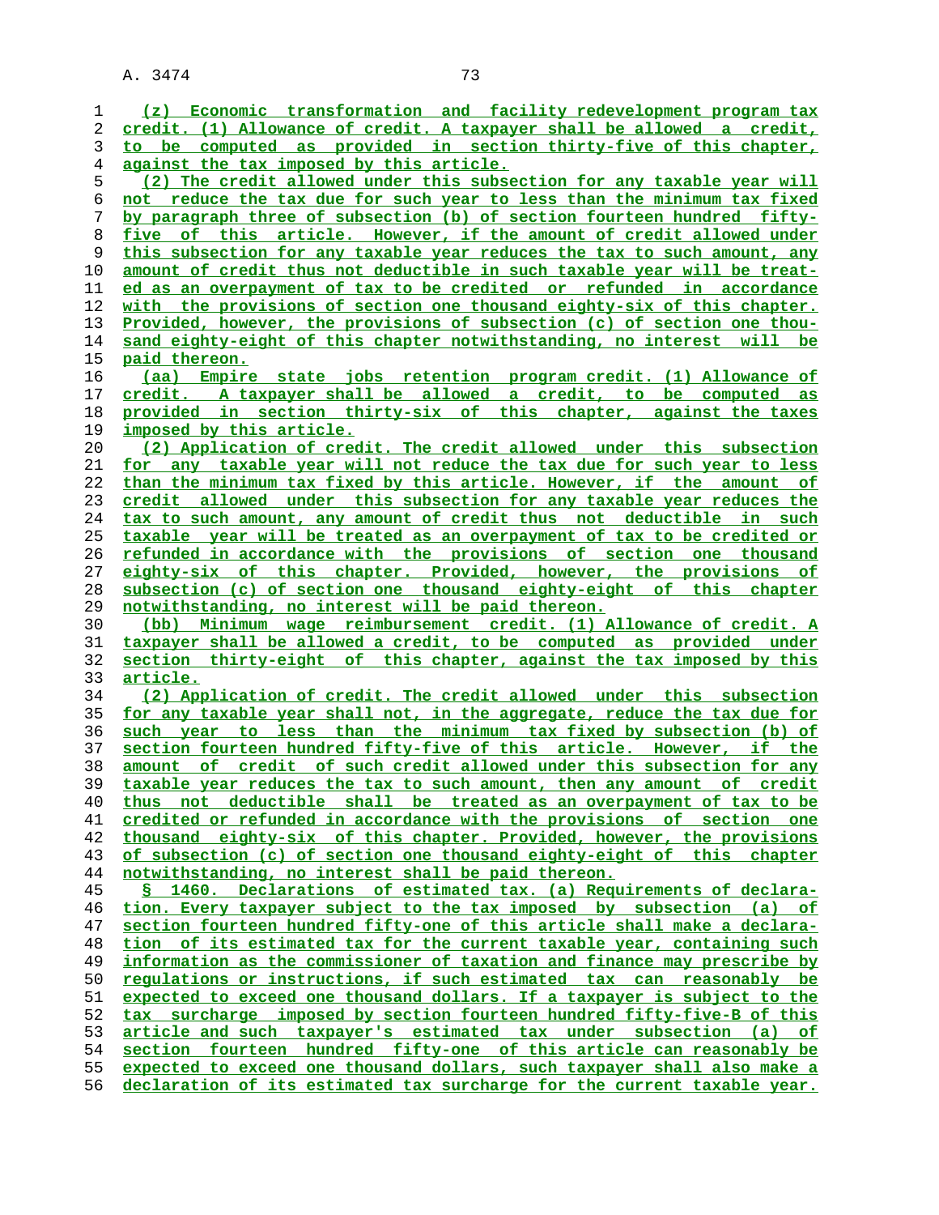(z) Economic transformation and facility redevelopment program tax credit. (1) Allowance of credit. A taxpayer shall be allowed a credit, to be computed as provided in section thirty-five of this chapter, against the tax imposed by this article.

(2) The credit allowed under this subsection for any taxable year will not reduce the tax due for such year to less than the minimum tax fixed by paragraph three of subsection (b) of section fourteen hundred fifty-five of this article. However, if the amount of credit allowed under this subsection for any taxable year reduces the tax to such amount, any amount of credit thus not deductible in such taxable year will be treated as an overpayment of tax to be credited or refunded in accordance with the provisions of section one thousand eighty-six of this chapter. Provided, however, the provisions of subsection (c) of section one thousand eighty-eight of this chapter notwithstanding, no interest will be paid thereon.

(aa) Empire state jobs retention program credit. (1) Allowance of credit. A taxpayer shall be allowed a credit, to be computed as provided in section thirty-six of this chapter, against the taxes imposed by this article.

(2) Application of credit. The credit allowed under this subsection for any taxable year will not reduce the tax due for such year to less than the minimum tax fixed by this article. However, if the amount of credit allowed under this subsection for any taxable year reduces the tax to such amount, any amount of credit thus not deductible in such taxable year will be treated as an overpayment of tax to be credited or refunded in accordance with the provisions of section one thousand eighty-six of this chapter. Provided, however, the provisions of subsection (c) of section one thousand eighty-eight of this chapter notwithstanding, no interest will be paid thereon.

(bb) Minimum wage reimbursement credit. (1) Allowance of credit. A taxpayer shall be allowed a credit, to be computed as provided under section thirty-eight of this chapter, against the tax imposed by this article.

(2) Application of credit. The credit allowed under this subsection for any taxable year shall not, in the aggregate, reduce the tax due for such year to less than the minimum tax fixed by subsection (b) of section fourteen hundred fifty-five of this article. However, if the amount of credit of such credit allowed under this subsection for any taxable year reduces the tax to such amount, then any amount of credit thus not deductible shall be treated as an overpayment of tax to be credited or refunded in accordance with the provisions of section one thousand eighty-six of this chapter. Provided, however, the provisions of subsection (c) of section one thousand eighty-eight of this chapter notwithstanding, no interest shall be paid thereon.

§ 1460. Declarations of estimated tax. (a) Requirements of declaration. Every taxpayer subject to the tax imposed by subsection (a) of section fourteen hundred fifty-one of this article shall make a declaration of its estimated tax for the current taxable year, containing such information as the commissioner of taxation and finance may prescribe by regulations or instructions, if such estimated tax can reasonably be expected to exceed one thousand dollars. If a taxpayer is subject to the tax surcharge imposed by section fourteen hundred fifty-five-B of this article and such taxpayer's estimated tax under subsection (a) of section fourteen hundred fifty-one of this article can reasonably be expected to exceed one thousand dollars, such taxpayer shall also make a declaration of its estimated tax surcharge for the current taxable year.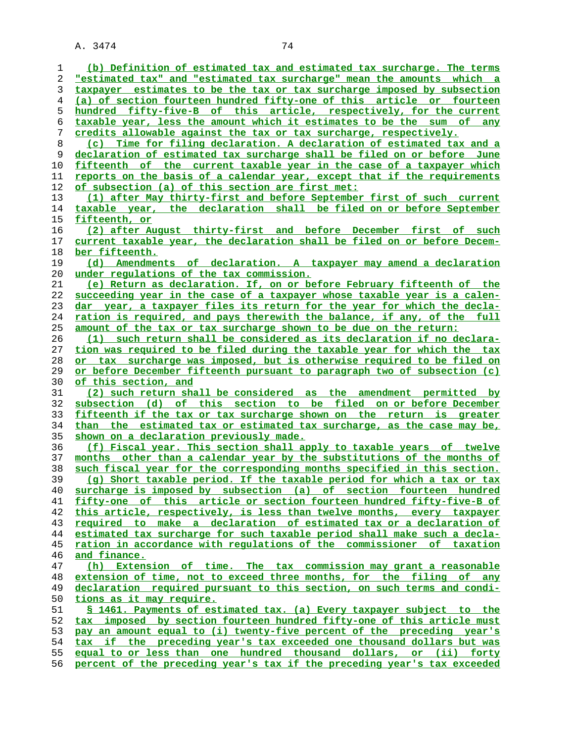(b) Definition of estimated tax and estimated tax surcharge. The terms "estimated tax" and "estimated tax surcharge" mean the amounts which a taxpayer estimates to be the tax or tax surcharge imposed by subsection (a) of section fourteen hundred fifty-one of this article or fourteen hundred fifty-five-B of this article, respectively, for the current taxable year, less the amount which it estimates to be the sum of any credits allowable against the tax or tax surcharge, respectively.

(c) Time for filing declaration. A declaration of estimated tax and a declaration of estimated tax surcharge shall be filed on or before June fifteenth of the current taxable year in the case of a taxpayer which reports on the basis of a calendar year, except that if the requirements of subsection (a) of this section are first met:

(1) after May thirty-first and before September first of such current taxable year, the declaration shall be filed on or before September fifteenth, or

(2) after August thirty-first and before December first of such current taxable year, the declaration shall be filed on or before December fifteenth.

(d) Amendments of declaration. A taxpayer may amend a declaration under regulations of the tax commission.

(e) Return as declaration. If, on or before February fifteenth of the succeeding year in the case of a taxpayer whose taxable year is a calendar year, a taxpayer files its return for the year for which the declaration is required, and pays therewith the balance, if any, of the full amount of the tax or tax surcharge shown to be due on the return:

(1) such return shall be considered as its declaration if no declaration was required to be filed during the taxable year for which the tax or tax surcharge was imposed, but is otherwise required to be filed on or before December fifteenth pursuant to paragraph two of subsection (c) of this section, and

(2) such return shall be considered as the amendment permitted by subsection (d) of this section to be filed on or before December fifteenth if the tax or tax surcharge shown on the return is greater than the estimated tax or estimated tax surcharge, as the case may be, shown on a declaration previously made.

(f) Fiscal year. This section shall apply to taxable years of twelve months other than a calendar year by the substitutions of the months of such fiscal year for the corresponding months specified in this section.

(g) Short taxable period. If the taxable period for which a tax or tax surcharge is imposed by subsection (a) of section fourteen hundred fifty-one of this article or section fourteen hundred fifty-five-B of this article, respectively, is less than twelve months, every taxpayer required to make a declaration of estimated tax or a declaration of estimated tax surcharge for such taxable period shall make such a declaration in accordance with regulations of the commissioner of taxation and finance.

(h) Extension of time. The tax commission may grant a reasonable extension of time, not to exceed three months, for the filing of any declaration required pursuant to this section, on such terms and conditions as it may require.

§ 1461. Payments of estimated tax. (a) Every taxpayer subject to the tax imposed by section fourteen hundred fifty-one of this article must pay an amount equal to (i) twenty-five percent of the preceding year's tax if the preceding year's tax exceeded one thousand dollars but was equal to or less than one hundred thousand dollars, or (ii) forty percent of the preceding year's tax if the preceding year's tax exceeded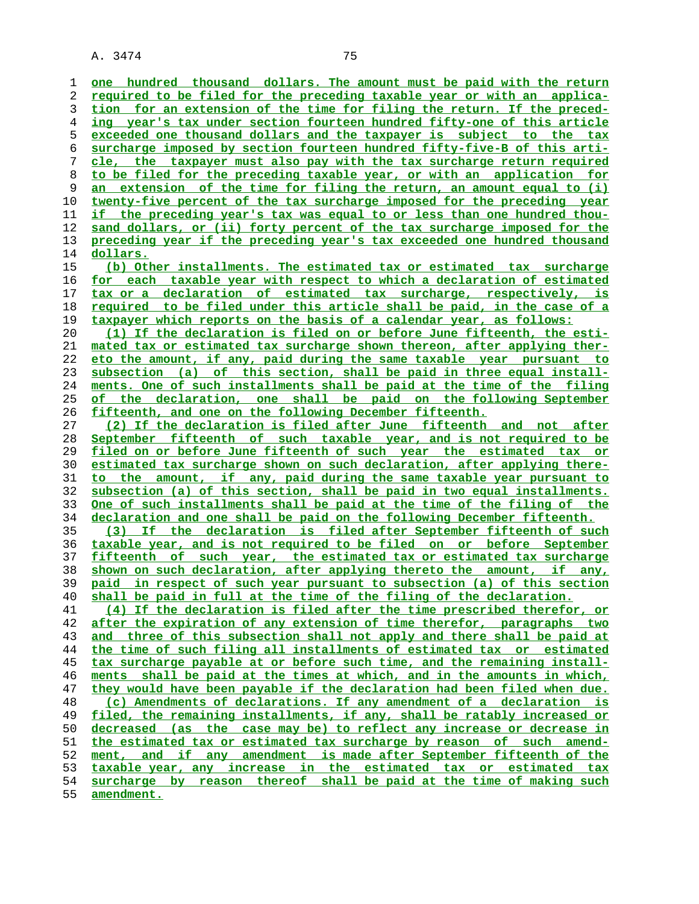one hundred thousand dollars. The amount must be paid with the return required to be filed for the preceding taxable year or with an application for an extension of the time for filing the return. If the preceding year's tax under section fourteen hundred fifty-one of this article exceeded one thousand dollars and the taxpayer is subject to the tax surcharge imposed by section fourteen hundred fifty-five-B of this article, the taxpayer must also pay with the tax surcharge return required to be filed for the preceding taxable year, or with an application for an extension of the time for filing the return, an amount equal to (i) twenty-five percent of the tax surcharge imposed for the preceding year if the preceding year's tax was equal to or less than one hundred thousand dollars, or (ii) forty percent of the tax surcharge imposed for the preceding year if the preceding year's tax exceeded one hundred thousand dollars.

(b) Other installments. The estimated tax or estimated tax surcharge for each taxable year with respect to which a declaration of estimated tax or a declaration of estimated tax surcharge, respectively, is required to be filed under this article shall be paid, in the case of a taxpayer which reports on the basis of a calendar year, as follows:

(1) If the declaration is filed on or before June fifteenth, the estimated tax or estimated tax surcharge shown thereon, after applying thereto the amount, if any, paid during the same taxable year pursuant to subsection (a) of this section, shall be paid in three equal installments. One of such installments shall be paid at the time of the filing of the declaration, one shall be paid on the following September fifteenth, and one on the following December fifteenth.

(2) If the declaration is filed after June fifteenth and not after September fifteenth of such taxable year, and is not required to be filed on or before June fifteenth of such year the estimated tax or estimated tax surcharge shown on such declaration, after applying thereto the amount, if any, paid during the same taxable year pursuant to subsection (a) of this section, shall be paid in two equal installments. One of such installments shall be paid at the time of the filing of the declaration and one shall be paid on the following December fifteenth.

(3) If the declaration is filed after September fifteenth of such taxable year, and is not required to be filed on or before September fifteenth of such year, the estimated tax or estimated tax surcharge shown on such declaration, after applying thereto the amount, if any, paid in respect of such year pursuant to subsection (a) of this section shall be paid in full at the time of the filing of the declaration.

(4) If the declaration is filed after the time prescribed therefor, or after the expiration of any extension of time therefor, paragraphs two and three of this subsection shall not apply and there shall be paid at the time of such filing all installments of estimated tax or estimated tax surcharge payable at or before such time, and the remaining installments shall be paid at the times at which, and in the amounts in which, they would have been payable if the declaration had been filed when due.

(c) Amendments of declarations. If any amendment of a declaration is filed, the remaining installments, if any, shall be ratably increased or decreased (as the case may be) to reflect any increase or decrease in the estimated tax or estimated tax surcharge by reason of such amendment, and if any amendment is made after September fifteenth of the taxable year, any increase in the estimated tax or estimated tax surcharge by reason thereof shall be paid at the time of making such amendment.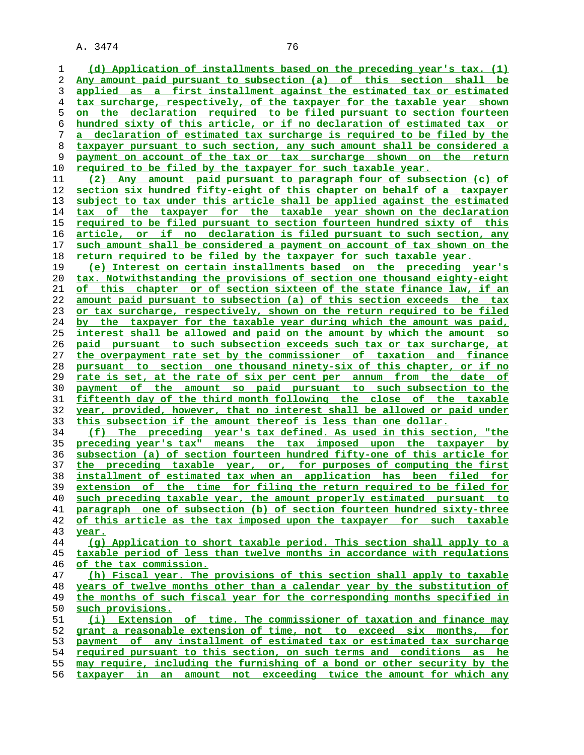(d) Application of installments based on the preceding year's tax. (1) Any amount paid pursuant to subsection (a) of this section shall be applied as a first installment against the estimated tax or estimated tax surcharge, respectively, of the taxpayer for the taxable year shown on the declaration required to be filed pursuant to section fourteen hundred sixty of this article, or if no declaration of estimated tax or a declaration of estimated tax surcharge is required to be filed by the taxpayer pursuant to such section, any such amount shall be considered a payment on account of the tax or tax surcharge shown on the return required to be filed by the taxpayer for such taxable year.

(2) Any amount paid pursuant to paragraph four of subsection (c) of section six hundred fifty-eight of this chapter on behalf of a taxpayer subject to tax under this article shall be applied against the estimated tax of the taxpayer for the taxable year shown on the declaration required to be filed pursuant to section fourteen hundred sixty of this article, or if no declaration is filed pursuant to such section, any such amount shall be considered a payment on account of tax shown on the return required to be filed by the taxpayer for such taxable year.

(e) Interest on certain installments based on the preceding year's tax. Notwithstanding the provisions of section one thousand eighty-eight of this chapter or of section sixteen of the state finance law, if an amount paid pursuant to subsection (a) of this section exceeds the tax or tax surcharge, respectively, shown on the return required to be filed by the taxpayer for the taxable year during which the amount was paid, interest shall be allowed and paid on the amount by which the amount so paid pursuant to such subsection exceeds such tax or tax surcharge, at the overpayment rate set by the commissioner of taxation and finance pursuant to section one thousand ninety-six of this chapter, or if no rate is set, at the rate of six per cent per annum from the date of payment of the amount so paid pursuant to such subsection to the fifteenth day of the third month following the close of the taxable year, provided, however, that no interest shall be allowed or paid under this subsection if the amount thereof is less than one dollar.

(f) The preceding year's tax defined. As used in this section, "the preceding year's tax" means the tax imposed upon the taxpayer by subsection (a) of section fourteen hundred fifty-one of this article for the preceding taxable year, or, for purposes of computing the first installment of estimated tax when an application has been filed for extension of the time for filing the return required to be filed for such preceding taxable year, the amount properly estimated pursuant to paragraph one of subsection (b) of section fourteen hundred sixty-three of this article as the tax imposed upon the taxpayer for such taxable year.

(g) Application to short taxable period. This section shall apply to a taxable period of less than twelve months in accordance with regulations of the tax commission.

(h) Fiscal year. The provisions of this section shall apply to taxable years of twelve months other than a calendar year by the substitution of the months of such fiscal year for the corresponding months specified in such provisions.

(i) Extension of time. The commissioner of taxation and finance may grant a reasonable extension of time, not to exceed six months, for payment of any installment of estimated tax or estimated tax surcharge required pursuant to this section, on such terms and conditions as he may require, including the furnishing of a bond or other security by the taxpayer in an amount not exceeding twice the amount for which any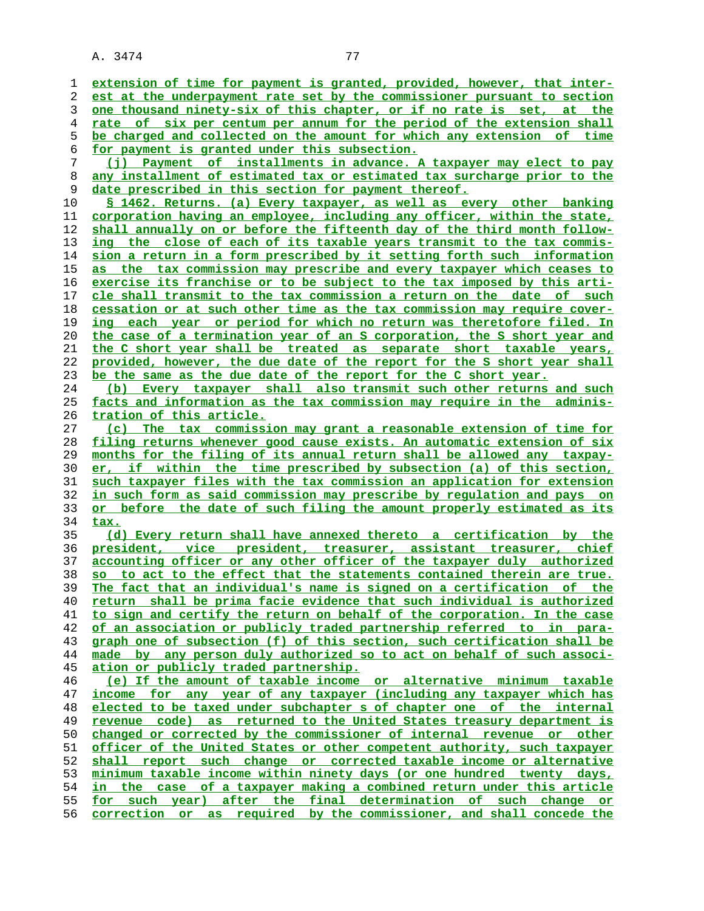extension of time for payment is granted, provided, however, that interest at the underpayment rate set by the commissioner pursuant to section one thousand ninety-six of this chapter, or if no rate is set, at the rate of six per centum per annum for the period of the extension shall be charged and collected on the amount for which any extension of time for payment is granted under this subsection.

(j) Payment of installments in advance. A taxpayer may elect to pay any installment of estimated tax or estimated tax surcharge prior to the date prescribed in this section for payment thereof.

§ 1462. Returns. (a) Every taxpayer, as well as every other banking corporation having an employee, including any officer, within the state, shall annually on or before the fifteenth day of the third month following the close of each of its taxable years transmit to the tax commission a return in a form prescribed by it setting forth such information as the tax commission may prescribe and every taxpayer which ceases to exercise its franchise or to be subject to the tax imposed by this article shall transmit to the tax commission a return on the date of such cessation or at such other time as the tax commission may require covering each year or period for which no return was theretofore filed. In the case of a termination year of an S corporation, the S short year and the C short year shall be treated as separate short taxable years, provided, however, the due date of the report for the S short year shall be the same as the due date of the report for the C short year.

(b) Every taxpayer shall also transmit such other returns and such facts and information as the tax commission may require in the administration of this article.

(c) The tax commission may grant a reasonable extension of time for filing returns whenever good cause exists. An automatic extension of six months for the filing of its annual return shall be allowed any taxpayer, if within the time prescribed by subsection (a) of this section, such taxpayer files with the tax commission an application for extension in such form as said commission may prescribe by regulation and pays on or before the date of such filing the amount properly estimated as its tax.

(d) Every return shall have annexed thereto a certification by the president, vice president, treasurer, assistant treasurer, chief accounting officer or any other officer of the taxpayer duly authorized so to act to the effect that the statements contained therein are true. The fact that an individual's name is signed on a certification of the return shall be prima facie evidence that such individual is authorized to sign and certify the return on behalf of the corporation. In the case of an association or publicly traded partnership referred to in paragraph one of subsection (f) of this section, such certification shall be made by any person duly authorized so to act on behalf of such association or publicly traded partnership.

(e) If the amount of taxable income or alternative minimum taxable income for any year of any taxpayer (including any taxpayer which has elected to be taxed under subchapter s of chapter one of the internal revenue code) as returned to the United States treasury department is changed or corrected by the commissioner of internal revenue or other officer of the United States or other competent authority, such taxpayer shall report such change or corrected taxable income or alternative minimum taxable income within ninety days (or one hundred twenty days, in the case of a taxpayer making a combined return under this article for such year) after the final determination of such change or correction or as required by the commissioner, and shall concede the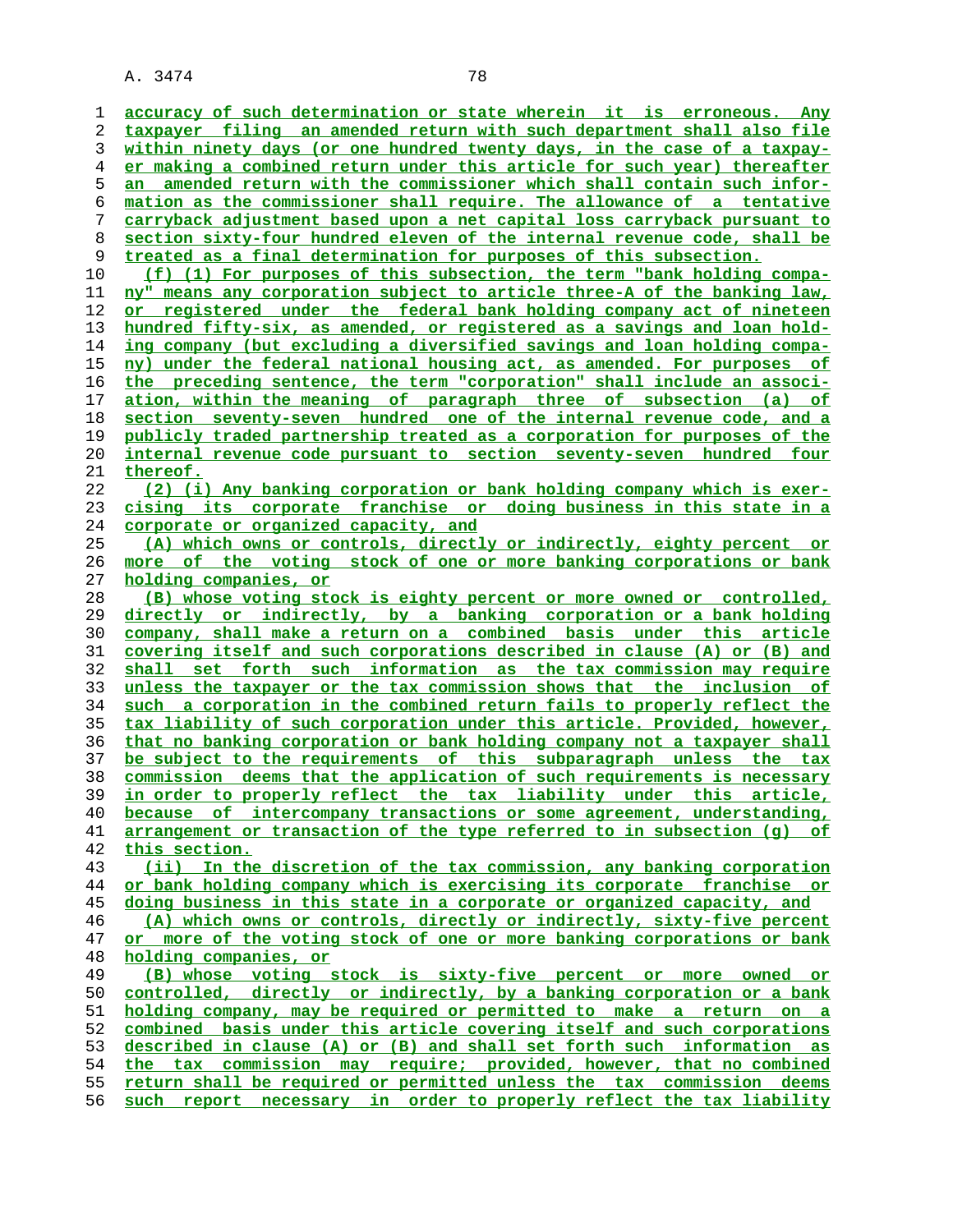accuracy of such determination or state wherein it is erroneous. Any taxpayer filing an amended return with such department shall also file within ninety days (or one hundred twenty days, in the case of a taxpayer making a combined return under this article for such year) thereafter an amended return with the commissioner which shall contain such information as the commissioner shall require. The allowance of a tentative carryback adjustment based upon a net capital loss carryback pursuant to section sixty-four hundred eleven of the internal revenue code, shall be treated as a final determination for purposes of this subsection.

(f) (1) For purposes of this subsection, the term "bank holding company" means any corporation subject to article three-A of the banking law, or registered under the federal bank holding company act of nineteen hundred fifty-six, as amended, or registered as a savings and loan holding company (but excluding a diversified savings and loan holding company) under the federal national housing act, as amended. For purposes of the preceding sentence, the term "corporation" shall include an association, within the meaning of paragraph three of subsection (a) of section seventy-seven hundred one of the internal revenue code, and a publicly traded partnership treated as a corporation for purposes of the internal revenue code pursuant to section seventy-seven hundred four thereof.

(2) (i) Any banking corporation or bank holding company which is exercising its corporate franchise or doing business in this state in a corporate or organized capacity, and

(A) which owns or controls, directly or indirectly, eighty percent or more of the voting stock of one or more banking corporations or bank holding companies, or

(B) whose voting stock is eighty percent or more owned or controlled, directly or indirectly, by a banking corporation or a bank holding company, shall make a return on a combined basis under this article covering itself and such corporations described in clause (A) or (B) and shall set forth such information as the tax commission may require unless the taxpayer or the tax commission shows that the inclusion of such a corporation in the combined return fails to properly reflect the tax liability of such corporation under this article. Provided, however, that no banking corporation or bank holding company not a taxpayer shall be subject to the requirements of this subparagraph unless the tax commission deems that the application of such requirements is necessary in order to properly reflect the tax liability under this article, because of intercompany transactions or some agreement, understanding, arrangement or transaction of the type referred to in subsection (g) of this section.

(ii) In the discretion of the tax commission, any banking corporation or bank holding company which is exercising its corporate franchise or doing business in this state in a corporate or organized capacity, and

(A) which owns or controls, directly or indirectly, sixty-five percent or more of the voting stock of one or more banking corporations or bank holding companies, or

(B) whose voting stock is sixty-five percent or more owned or controlled, directly or indirectly, by a banking corporation or a bank holding company, may be required or permitted to make a return on a combined basis under this article covering itself and such corporations described in clause (A) or (B) and shall set forth such information as the tax commission may require; provided, however, that no combined return shall be required or permitted unless the tax commission deems such report necessary in order to properly reflect the tax liability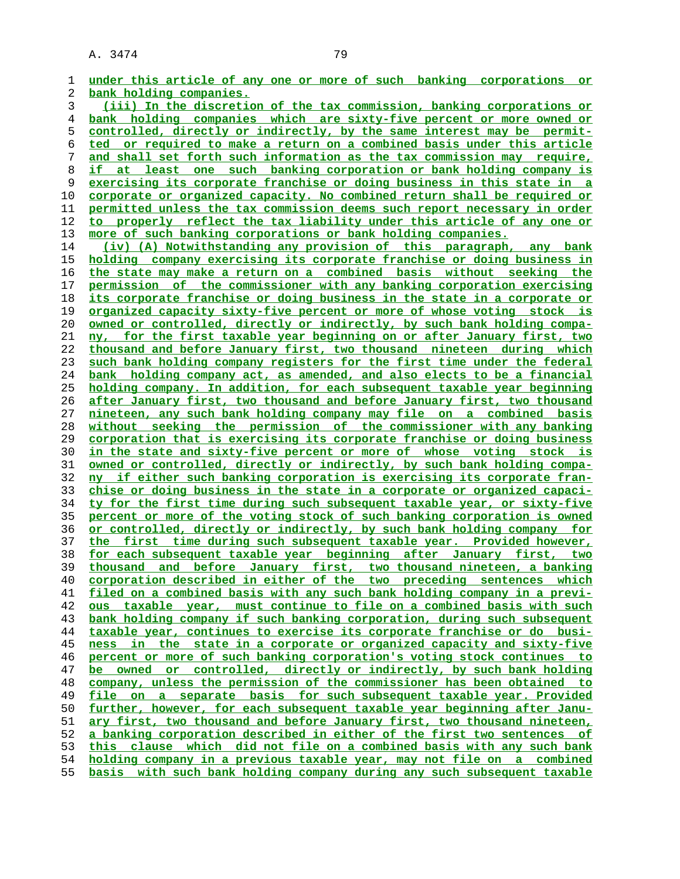under this article of any one or more of such banking corporations or bank holding companies.

(iii) In the discretion of the tax commission, banking corporations or bank holding companies which are sixty-five percent or more owned or controlled, directly or indirectly, by the same interest may be permitted or required to make a return on a combined basis under this article and shall set forth such information as the tax commission may require, if at least one such banking corporation or bank holding company is exercising its corporate franchise or doing business in this state in a corporate or organized capacity. No combined return shall be required or permitted unless the tax commission deems such report necessary in order to properly reflect the tax liability under this article of any one or more of such banking corporations or bank holding companies.

(iv) (A) Notwithstanding any provision of this paragraph, any bank holding company exercising its corporate franchise or doing business in the state may make a return on a combined basis without seeking the permission of the commissioner with any banking corporation exercising its corporate franchise or doing business in the state in a corporate or organized capacity sixty-five percent or more of whose voting stock is owned or controlled, directly or indirectly, by such bank holding company, for the first taxable year beginning on or after January first, two thousand and before January first, two thousand nineteen during which such bank holding company registers for the first time under the federal bank holding company act, as amended, and also elects to be a financial holding company. In addition, for each subsequent taxable year beginning after January first, two thousand and before January first, two thousand nineteen, any such bank holding company may file on a combined basis without seeking the permission of the commissioner with any banking corporation that is exercising its corporate franchise or doing business in the state and sixty-five percent or more of whose voting stock is owned or controlled, directly or indirectly, by such bank holding company if either such banking corporation is exercising its corporate franchise or doing business in the state in a corporate or organized capacity for the first time during such subsequent taxable year, or sixty-five percent or more of the voting stock of such banking corporation is owned or controlled, directly or indirectly, by such bank holding company for the first time during such subsequent taxable year. Provided however, for each subsequent taxable year beginning after January first, two thousand and before January first, two thousand nineteen, a banking corporation described in either of the two preceding sentences which filed on a combined basis with any such bank holding company in a previous taxable year, must continue to file on a combined basis with such bank holding company if such banking corporation, during such subsequent taxable year, continues to exercise its corporate franchise or do business in the state in a corporate or organized capacity and sixty-five percent or more of such banking corporation's voting stock continues to be owned or controlled, directly or indirectly, by such bank holding company, unless the permission of the commissioner has been obtained to file on a separate basis for such subsequent taxable year. Provided further, however, for each subsequent taxable year beginning after January first, two thousand and before January first, two thousand nineteen, a banking corporation described in either of the first two sentences of this clause which did not file on a combined basis with any such bank holding company in a previous taxable year, may not file on a combined basis with such bank holding company during any such subsequent taxable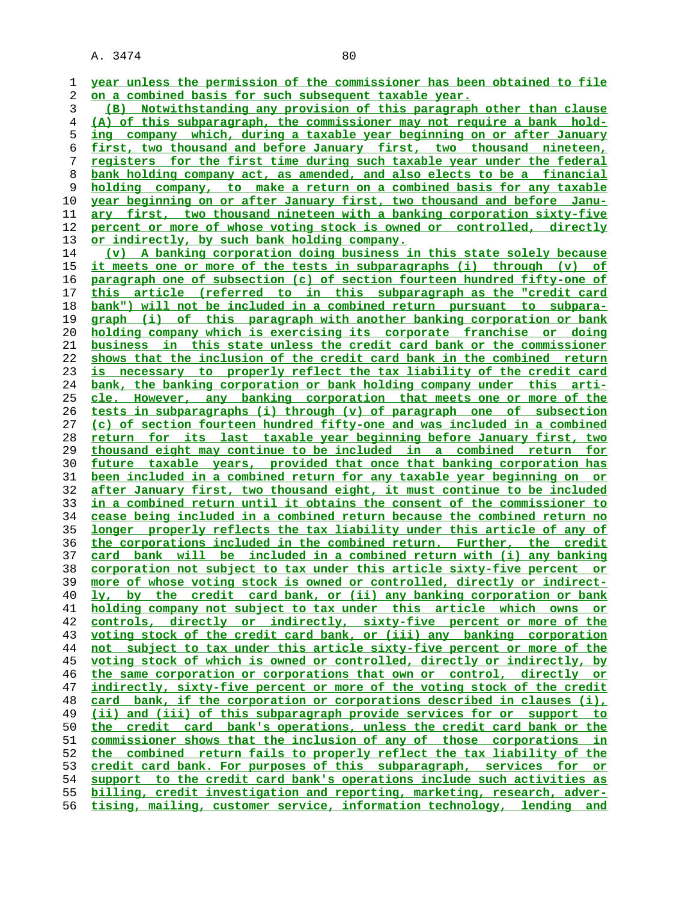year unless the permission of the commissioner has been obtained to file on a combined basis for such subsequent taxable year.

(B) Notwithstanding any provision of this paragraph other than clause (A) of this subparagraph, the commissioner may not require a bank holding company which, during a taxable year beginning on or after January first, two thousand and before January first, two thousand nineteen, registers for the first time during such taxable year under the federal bank holding company act, as amended, and also elects to be a financial holding company, to make a return on a combined basis for any taxable year beginning on or after January first, two thousand and before January first, two thousand nineteen with a banking corporation sixty-five percent or more of whose voting stock is owned or controlled, directly or indirectly, by such bank holding company.

(v) A banking corporation doing business in this state solely because it meets one or more of the tests in subparagraphs (i) through (v) of paragraph one of subsection (c) of section fourteen hundred fifty-one of this article (referred to in this subparagraph as the "credit card bank") will not be included in a combined return pursuant to subparagraph (i) of this paragraph with another banking corporation or bank holding company which is exercising its corporate franchise or doing business in this state unless the credit card bank or the commissioner shows that the inclusion of the credit card bank in the combined return is necessary to properly reflect the tax liability of the credit card bank, the banking corporation or bank holding company under this article. However, any banking corporation that meets one or more of the tests in subparagraphs (i) through (v) of paragraph one of subsection (c) of section fourteen hundred fifty-one and was included in a combined return for its last taxable year beginning before January first, two thousand eight may continue to be included in a combined return for future taxable years, provided that once that banking corporation has been included in a combined return for any taxable year beginning on or after January first, two thousand eight, it must continue to be included in a combined return until it obtains the consent of the commissioner to cease being included in a combined return because the combined return no longer properly reflects the tax liability under this article of any of the corporations included in the combined return. Further, the credit card bank will be included in a combined return with (i) any banking corporation not subject to tax under this article sixty-five percent or more of whose voting stock is owned or controlled, directly or indirectly, by the credit card bank, or (ii) any banking corporation or bank holding company not subject to tax under this article which owns or controls, directly or indirectly, sixty-five percent or more of the voting stock of the credit card bank, or (iii) any banking corporation not subject to tax under this article sixty-five percent or more of the voting stock of which is owned or controlled, directly or indirectly, by the same corporation or corporations that own or control, directly or indirectly, sixty-five percent or more of the voting stock of the credit card bank, if the corporation or corporations described in clauses (i), (ii) and (iii) of this subparagraph provide services for or support to the credit card bank's operations, unless the credit card bank or the commissioner shows that the inclusion of any of those corporations in the combined return fails to properly reflect the tax liability of the credit card bank. For purposes of this subparagraph, services for or support to the credit card bank's operations include such activities as billing, credit investigation and reporting, marketing, research, advertising, mailing, customer service, information technology, lending and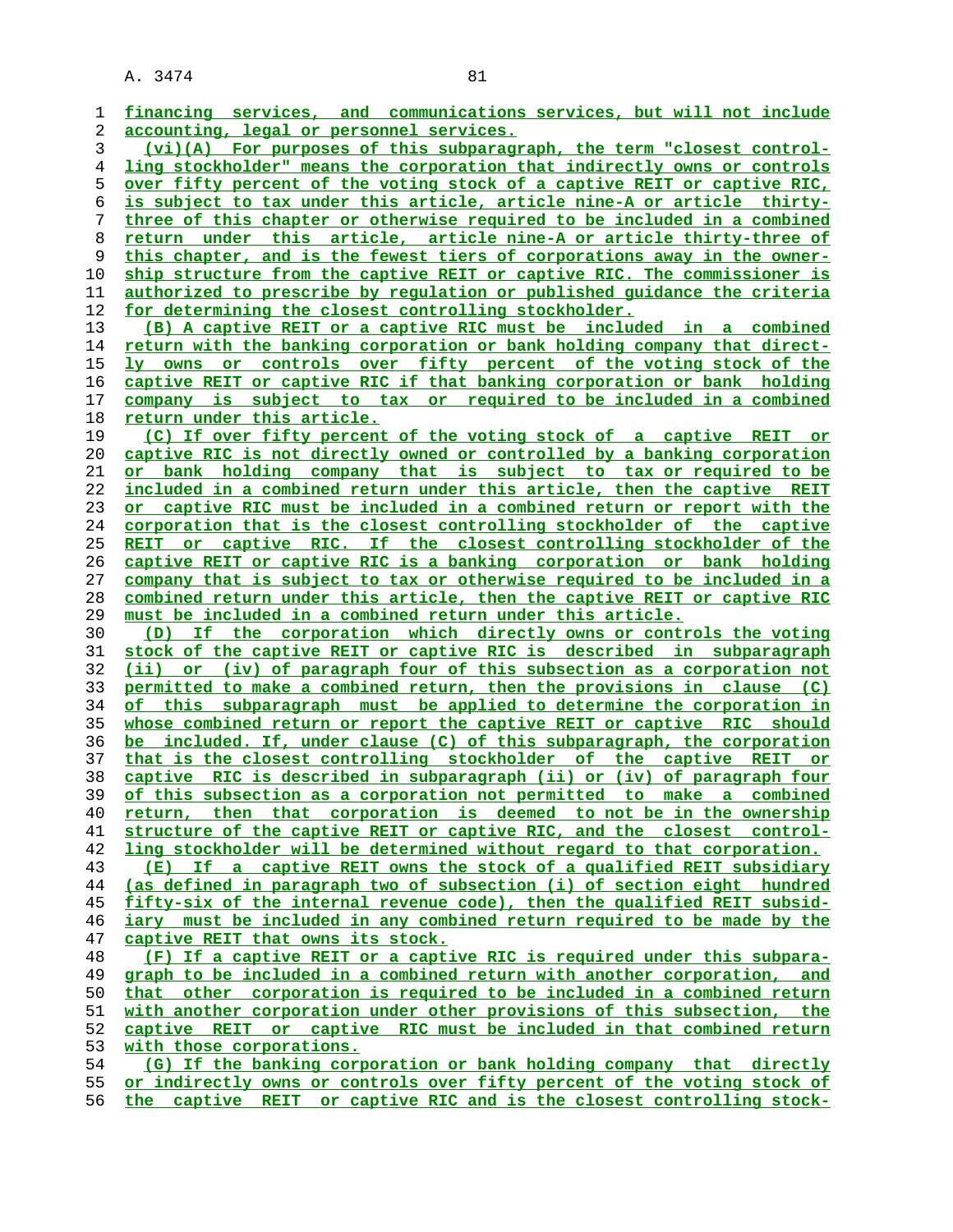financing services, and communications services, but will not include accounting, legal or personnel services.

(vi)(A) For purposes of this subparagraph, the term "closest controlling stockholder" means the corporation that indirectly owns or controls over fifty percent of the voting stock of a captive REIT or captive RIC, is subject to tax under this article, article nine-A or article thirty-three of this chapter or otherwise required to be included in a combined return under this article, article nine-A or article thirty-three of this chapter, and is the fewest tiers of corporations away in the ownership structure from the captive REIT or captive RIC. The commissioner is authorized to prescribe by regulation or published guidance the criteria for determining the closest controlling stockholder.

(B) A captive REIT or a captive RIC must be included in a combined return with the banking corporation or bank holding company that directly owns or controls over fifty percent of the voting stock of the captive REIT or captive RIC if that banking corporation or bank holding company is subject to tax or required to be included in a combined return under this article.

(C) If over fifty percent of the voting stock of a captive REIT or captive RIC is not directly owned or controlled by a banking corporation or bank holding company that is subject to tax or required to be included in a combined return under this article, then the captive REIT or captive RIC must be included in a combined return or report with the corporation that is the closest controlling stockholder of the captive REIT or captive RIC. If the closest controlling stockholder of the captive REIT or captive RIC is a banking corporation or bank holding company that is subject to tax or otherwise required to be included in a combined return under this article, then the captive REIT or captive RIC must be included in a combined return under this article.

(D) If the corporation which directly owns or controls the voting stock of the captive REIT or captive RIC is described in subparagraph (ii) or (iv) of paragraph four of this subsection as a corporation not permitted to make a combined return, then the provisions in clause (C) of this subparagraph must be applied to determine the corporation in whose combined return or report the captive REIT or captive RIC should be included. If, under clause (C) of this subparagraph, the corporation that is the closest controlling stockholder of the captive REIT or captive RIC is described in subparagraph (ii) or (iv) of paragraph four of this subsection as a corporation not permitted to make a combined return, then that corporation is deemed to not be in the ownership structure of the captive REIT or captive RIC, and the closest controlling stockholder will be determined without regard to that corporation.

(E) If a captive REIT owns the stock of a qualified REIT subsidiary (as defined in paragraph two of subsection (i) of section eight hundred fifty-six of the internal revenue code), then the qualified REIT subsidiary must be included in any combined return required to be made by the captive REIT that owns its stock.

(F) If a captive REIT or a captive RIC is required under this subparagraph to be included in a combined return with another corporation, and that other corporation is required to be included in a combined return with another corporation under other provisions of this subsection, the captive REIT or captive RIC must be included in that combined return with those corporations.

(G) If the banking corporation or bank holding company that directly or indirectly owns or controls over fifty percent of the voting stock of the captive REIT or captive RIC and is the closest controlling stock-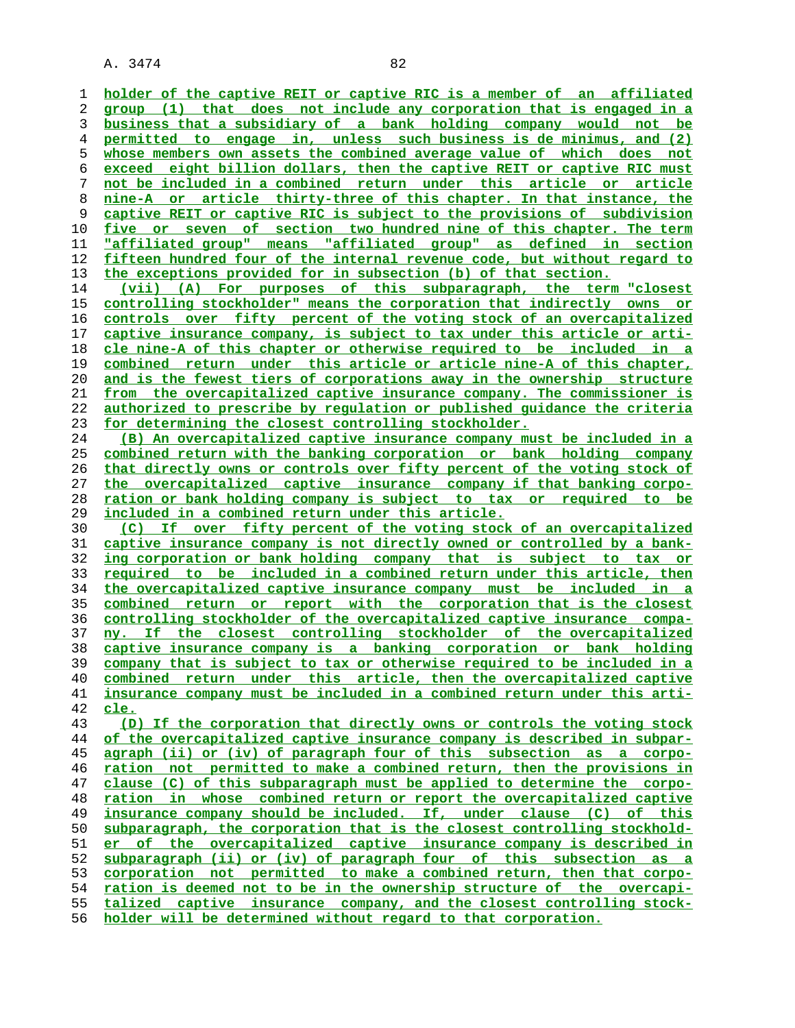holder of the captive REIT or captive RIC is a member of an affiliated group (1) that does not include any corporation that is engaged in a business that a subsidiary of a bank holding company would not be permitted to engage in, unless such business is de minimus, and (2) whose members own assets the combined average value of which does not exceed eight billion dollars, then the captive REIT or captive RIC must not be included in a combined return under this article or article nine-A or article thirty-three of this chapter. In that instance, the captive REIT or captive RIC is subject to the provisions of subdivision five or seven of section two hundred nine of this chapter. The term "affiliated group" means "affiliated group" as defined in section fifteen hundred four of the internal revenue code, but without regard to the exceptions provided for in subsection (b) of that section.

(vii) (A) For purposes of this subparagraph, the term "closest controlling stockholder" means the corporation that indirectly owns or controls over fifty percent of the voting stock of an overcapitalized captive insurance company, is subject to tax under this article or article nine-A of this chapter or otherwise required to be included in a combined return under this article or article nine-A of this chapter, and is the fewest tiers of corporations away in the ownership structure from the overcapitalized captive insurance company. The commissioner is authorized to prescribe by regulation or published guidance the criteria for determining the closest controlling stockholder.

(B) An overcapitalized captive insurance company must be included in a combined return with the banking corporation or bank holding company that directly owns or controls over fifty percent of the voting stock of the overcapitalized captive insurance company if that banking corporation or bank holding company is subject to tax or required to be included in a combined return under this article.

(C) If over fifty percent of the voting stock of an overcapitalized captive insurance company is not directly owned or controlled by a banking corporation or bank holding company that is subject to tax or required to be included in a combined return under this article, then the overcapitalized captive insurance company must be included in a combined return or report with the corporation that is the closest controlling stockholder of the overcapitalized captive insurance company. If the closest controlling stockholder of the overcapitalized captive insurance company is a banking corporation or bank holding company that is subject to tax or otherwise required to be included in a combined return under this article, then the overcapitalized captive insurance company must be included in a combined return under this article.

(D) If the corporation that directly owns or controls the voting stock of the overcapitalized captive insurance company is described in subparagraph (ii) or (iv) of paragraph four of this subsection as a corporation not permitted to make a combined return, then the provisions in clause (C) of this subparagraph must be applied to determine the corporation in whose combined return or report the overcapitalized captive insurance company should be included. If, under clause (C) of this subparagraph, the corporation that is the closest controlling stockholder of the overcapitalized captive insurance company is described in subparagraph (ii) or (iv) of paragraph four of this subsection as a corporation not permitted to make a combined return, then that corporation is deemed not to be in the ownership structure of the overcapitalized captive insurance company, and the closest controlling stockholder will be determined without regard to that corporation.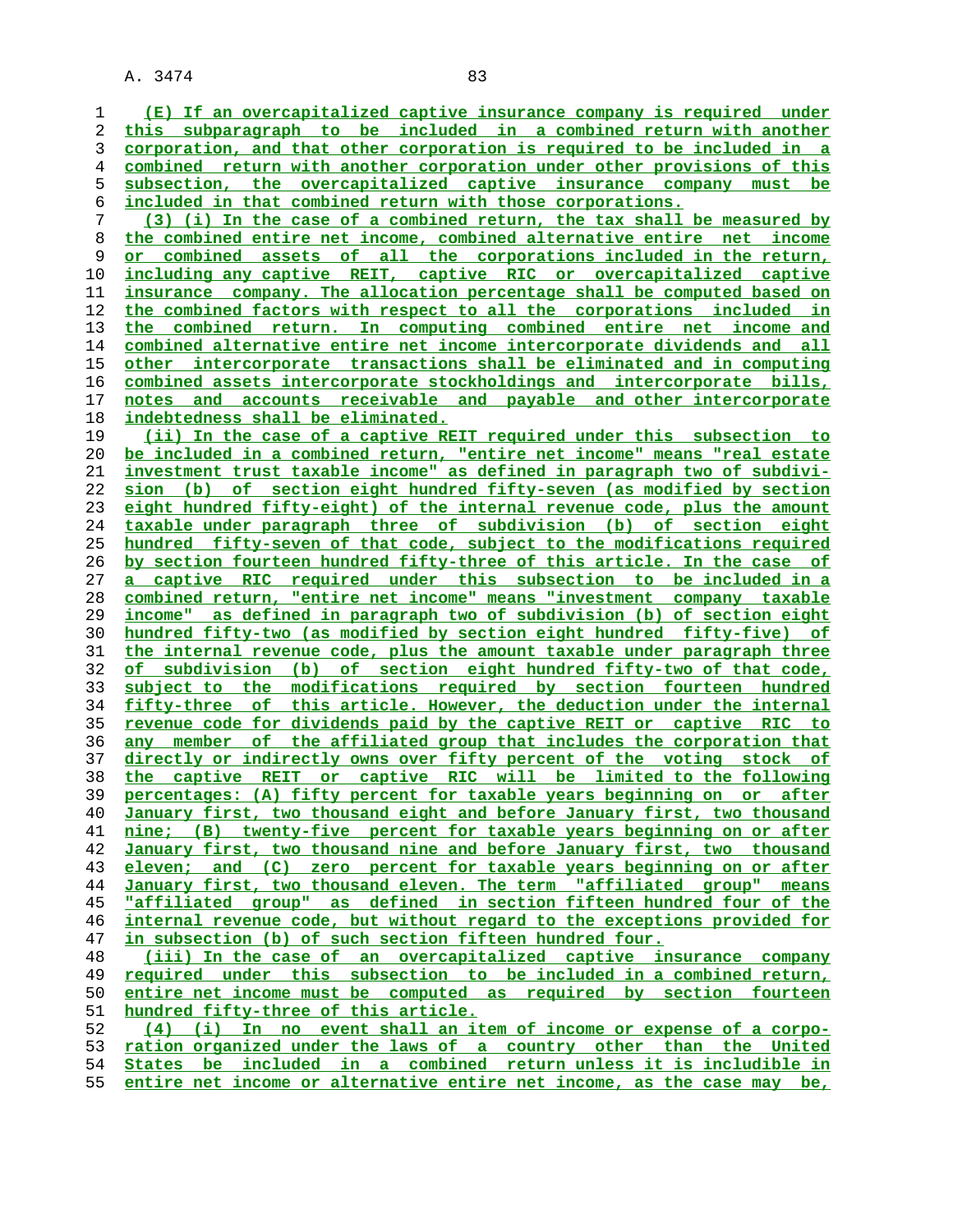(E) If an overcapitalized captive insurance company is required under this subparagraph to be included in a combined return with another corporation, and that other corporation is required to be included in a combined return with another corporation under other provisions of this subsection, the overcapitalized captive insurance company must be included in that combined return with those corporations.

(3) (i) In the case of a combined return, the tax shall be measured by the combined entire net income, combined alternative entire net income or combined assets of all the corporations included in the return, including any captive REIT, captive RIC or overcapitalized captive insurance company. The allocation percentage shall be computed based on the combined factors with respect to all the corporations included in the combined return. In computing combined entire net income and combined alternative entire net income intercorporate dividends and all other intercorporate transactions shall be eliminated and in computing combined assets intercorporate stockholdings and intercorporate bills, notes and accounts receivable and payable and other intercorporate indebtedness shall be eliminated.

(ii) In the case of a captive REIT required under this subsection to be included in a combined return, "entire net income" means "real estate investment trust taxable income" as defined in paragraph two of subdivision (b) of section eight hundred fifty-seven (as modified by section eight hundred fifty-eight) of the internal revenue code, plus the amount taxable under paragraph three of subdivision (b) of section eight hundred fifty-seven of that code, subject to the modifications required by section fourteen hundred fifty-three of this article. In the case of a captive RIC required under this subsection to be included in a combined return, "entire net income" means "investment company taxable income" as defined in paragraph two of subdivision (b) of section eight hundred fifty-two (as modified by section eight hundred fifty-five) of the internal revenue code, plus the amount taxable under paragraph three of subdivision (b) of section eight hundred fifty-two of that code, subject to the modifications required by section fourteen hundred fifty-three of this article. However, the deduction under the internal revenue code for dividends paid by the captive REIT or captive RIC to any member of the affiliated group that includes the corporation that directly or indirectly owns over fifty percent of the voting stock of the captive REIT or captive RIC will be limited to the following percentages: (A) fifty percent for taxable years beginning on or after January first, two thousand eight and before January first, two thousand nine; (B) twenty-five percent for taxable years beginning on or after January first, two thousand nine and before January first, two thousand eleven; and (C) zero percent for taxable years beginning on or after January first, two thousand eleven. The term "affiliated group" means "affiliated group" as defined in section fifteen hundred four of the internal revenue code, but without regard to the exceptions provided for in subsection (b) of such section fifteen hundred four.

(iii) In the case of an overcapitalized captive insurance company required under this subsection to be included in a combined return, entire net income must be computed as required by section fourteen hundred fifty-three of this article.

(4) (i) In no event shall an item of income or expense of a corporation organized under the laws of a country other than the United States be included in a combined return unless it is includible in entire net income or alternative entire net income, as the case may be,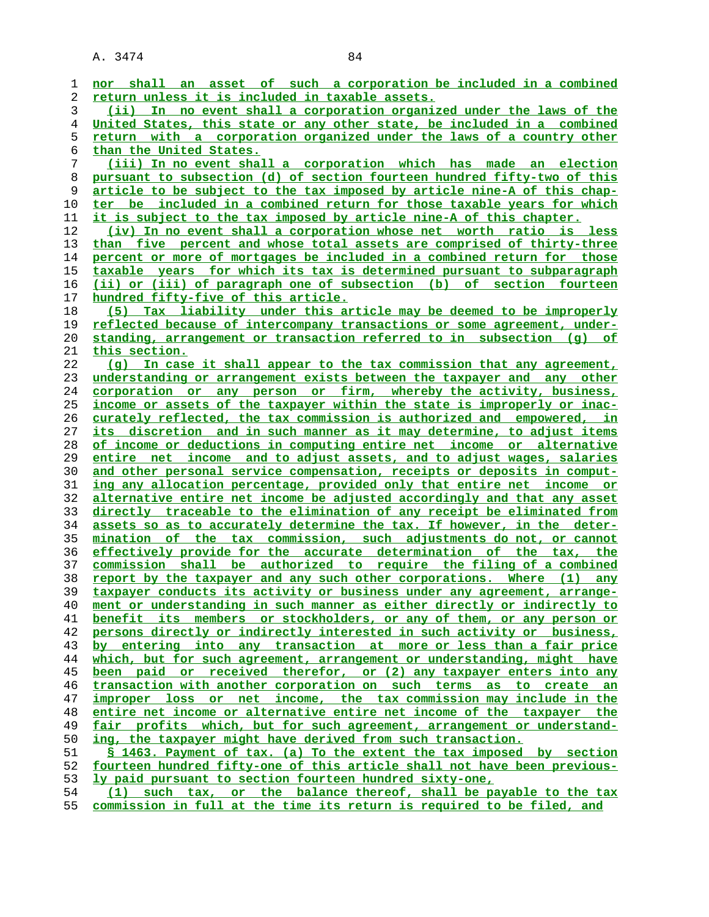nor shall an asset of such a corporation be included in a combined return unless it is included in taxable assets.

(ii) In no event shall a corporation organized under the laws of the United States, this state or any other state, be included in a combined return with a corporation organized under the laws of a country other than the United States.

(iii) In no event shall a corporation which has made an election pursuant to subsection (d) of section fourteen hundred fifty-two of this article to be subject to the tax imposed by article nine-A of this chapter be included in a combined return for those taxable years for which it is subject to the tax imposed by article nine-A of this chapter.

(iv) In no event shall a corporation whose net worth ratio is less than five percent and whose total assets are comprised of thirty-three percent or more of mortgages be included in a combined return for those taxable years for which its tax is determined pursuant to subparagraph (ii) or (iii) of paragraph one of subsection (b) of section fourteen hundred fifty-five of this article.

(5) Tax liability under this article may be deemed to be improperly reflected because of intercompany transactions or some agreement, understanding, arrangement or transaction referred to in subsection (g) of this section.

(g) In case it shall appear to the tax commission that any agreement, understanding or arrangement exists between the taxpayer and any other corporation or any person or firm, whereby the activity, business, income or assets of the taxpayer within the state is improperly or inaccurately reflected, the tax commission is authorized and empowered, in its discretion and in such manner as it may determine, to adjust items of income or deductions in computing entire net income or alternative entire net income and to adjust assets, and to adjust wages, salaries and other personal service compensation, receipts or deposits in computing any allocation percentage, provided only that entire net income or alternative entire net income be adjusted accordingly and that any asset directly traceable to the elimination of any receipt be eliminated from assets so as to accurately determine the tax. If however, in the determination of the tax commission, such adjustments do not, or cannot effectively provide for the accurate determination of the tax, the commission shall be authorized to require the filing of a combined report by the taxpayer and any such other corporations. Where (1) any taxpayer conducts its activity or business under any agreement, arrangement or understanding in such manner as either directly or indirectly to benefit its members or stockholders, or any of them, or any person or persons directly or indirectly interested in such activity or business, by entering into any transaction at more or less than a fair price which, but for such agreement, arrangement or understanding, might have been paid or received therefor, or (2) any taxpayer enters into any transaction with another corporation on such terms as to create an improper loss or net income, the tax commission may include in the entire net income or alternative entire net income of the taxpayer the fair profits which, but for such agreement, arrangement or understanding, the taxpayer might have derived from such transaction.

§ 1463. Payment of tax. (a) To the extent the tax imposed by section fourteen hundred fifty-one of this article shall not have been previously paid pursuant to section fourteen hundred sixty-one,

(1) such tax, or the balance thereof, shall be payable to the tax commission in full at the time its return is required to be filed, and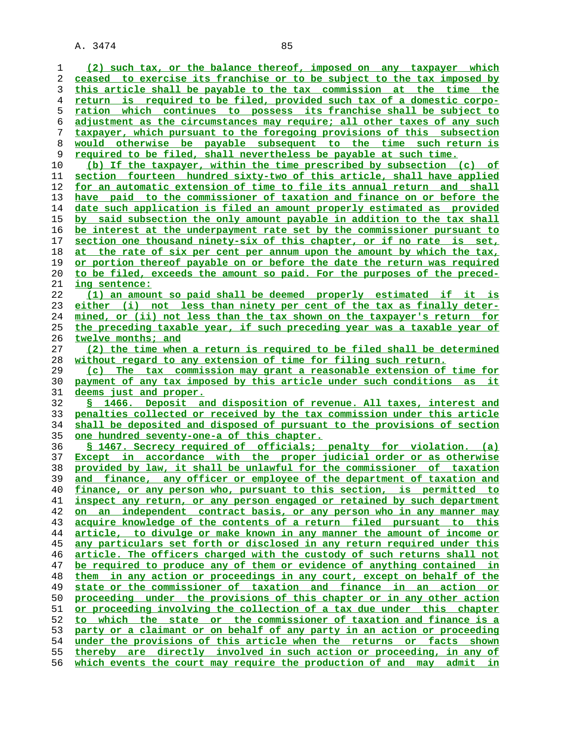(2) such tax, or the balance thereof, imposed on any taxpayer which ceased to exercise its franchise or to be subject to the tax imposed by this article shall be payable to the tax commission at the time the return is required to be filed, provided such tax of a domestic corporation which continues to possess its franchise shall be subject to adjustment as the circumstances may require; all other taxes of any such taxpayer, which pursuant to the foregoing provisions of this subsection would otherwise be payable subsequent to the time such return is required to be filed, shall nevertheless be payable at such time.

(b) If the taxpayer, within the time prescribed by subsection (c) of section fourteen hundred sixty-two of this article, shall have applied for an automatic extension of time to file its annual return and shall have paid to the commissioner of taxation and finance on or before the date such application is filed an amount properly estimated as provided by said subsection the only amount payable in addition to the tax shall be interest at the underpayment rate set by the commissioner pursuant to section one thousand ninety-six of this chapter, or if no rate is set, at the rate of six per cent per annum upon the amount by which the tax, or portion thereof payable on or before the date the return was required to be filed, exceeds the amount so paid. For the purposes of the preceding sentence:

(1) an amount so paid shall be deemed properly estimated if it is either (i) not less than ninety per cent of the tax as finally determined, or (ii) not less than the tax shown on the taxpayer's return for the preceding taxable year, if such preceding year was a taxable year of twelve months; and

(2) the time when a return is required to be filed shall be determined without regard to any extension of time for filing such return.

(c) The tax commission may grant a reasonable extension of time for payment of any tax imposed by this article under such conditions as it deems just and proper.

§ 1466. Deposit and disposition of revenue. All taxes, interest and penalties collected or received by the tax commission under this article shall be deposited and disposed of pursuant to the provisions of section one hundred seventy-one-a of this chapter.

§ 1467. Secrecy required of officials; penalty for violation. (a) Except in accordance with the proper judicial order or as otherwise provided by law, it shall be unlawful for the commissioner of taxation and finance, any officer or employee of the department of taxation and finance, or any person who, pursuant to this section, is permitted to inspect any return, or any person engaged or retained by such department on an independent contract basis, or any person who in any manner may acquire knowledge of the contents of a return filed pursuant to this article, to divulge or make known in any manner the amount of income or any particulars set forth or disclosed in any return required under this article. The officers charged with the custody of such returns shall not be required to produce any of them or evidence of anything contained in them in any action or proceedings in any court, except on behalf of the state or the commissioner of taxation and finance in an action or proceeding under the provisions of this chapter or in any other action or proceeding involving the collection of a tax due under this chapter to which the state or the commissioner of taxation and finance is a party or a claimant or on behalf of any party in an action or proceeding under the provisions of this article when the returns or facts shown thereby are directly involved in such action or proceeding, in any of which events the court may require the production of and may admit in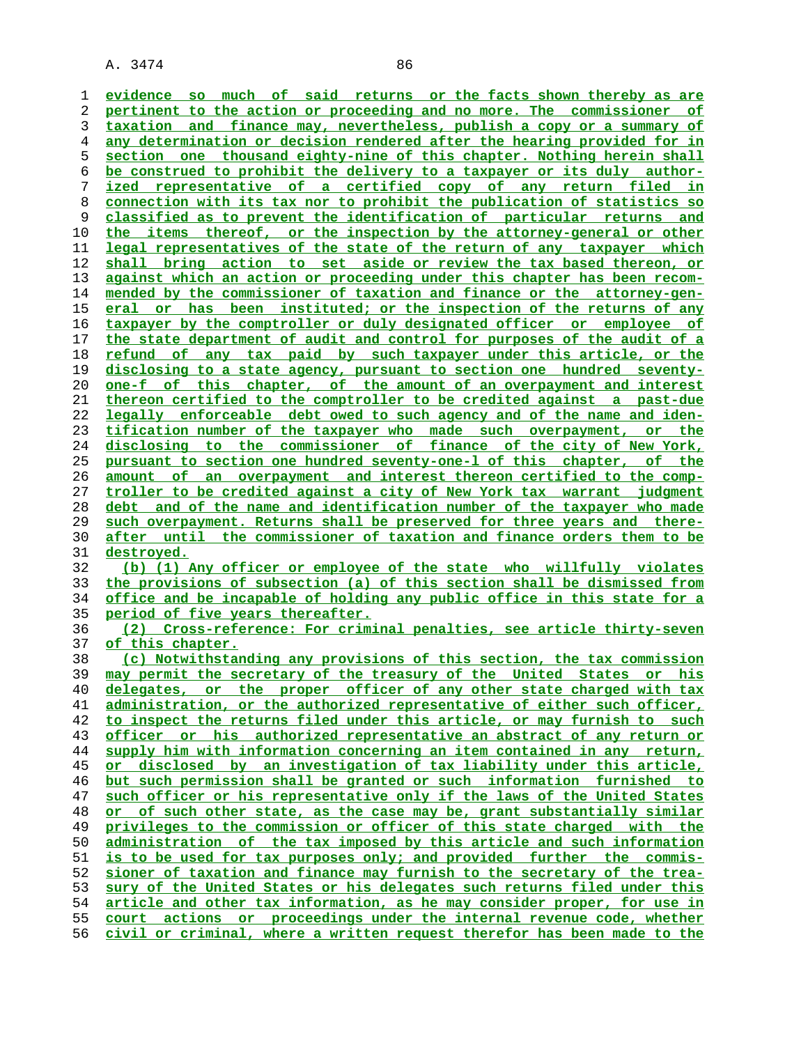evidence so much of said returns or the facts shown thereby as are pertinent to the action or proceeding and no more. The commissioner of taxation and finance may, nevertheless, publish a copy or a summary of any determination or decision rendered after the hearing provided for in section one thousand eighty-nine of this chapter. Nothing herein shall be construed to prohibit the delivery to a taxpayer or its duly authorized representative of a certified copy of any return filed in connection with its tax nor to prohibit the publication of statistics so classified as to prevent the identification of particular returns and the items thereof, or the inspection by the attorney-general or other legal representatives of the state of the return of any taxpayer which shall bring action to set aside or review the tax based thereon, or against which an action or proceeding under this chapter has been recommended by the commissioner of taxation and finance or the attorney-general or has been instituted; or the inspection of the returns of any taxpayer by the comptroller or duly designated officer or employee of the state department of audit and control for purposes of the audit of a refund of any tax paid by such taxpayer under this article, or the disclosing to a state agency, pursuant to section one hundred seventy-one-f of this chapter, of the amount of an overpayment and interest thereon certified to the comptroller to be credited against a past-due legally enforceable debt owed to such agency and of the name and identification number of the taxpayer who made such overpayment, or the disclosing to the commissioner of finance of the city of New York, pursuant to section one hundred seventy-one-l of this chapter, of the amount of an overpayment and interest thereon certified to the comptroller to be credited against a city of New York tax warrant judgment debt and of the name and identification number of the taxpayer who made such overpayment. Returns shall be preserved for three years and thereafter until the commissioner of taxation and finance orders them to be destroyed.

(b) (1) Any officer or employee of the state who willfully violates the provisions of subsection (a) of this section shall be dismissed from office and be incapable of holding any public office in this state for a period of five years thereafter.

(2) Cross-reference: For criminal penalties, see article thirty-seven of this chapter.

(c) Notwithstanding any provisions of this section, the tax commission may permit the secretary of the treasury of the United States or his delegates, or the proper officer of any other state charged with tax administration, or the authorized representative of either such officer, to inspect the returns filed under this article, or may furnish to such officer or his authorized representative an abstract of any return or supply him with information concerning an item contained in any return, or disclosed by an investigation of tax liability under this article, but such permission shall be granted or such information furnished to such officer or his representative only if the laws of the United States or of such other state, as the case may be, grant substantially similar privileges to the commission or officer of this state charged with the administration of the tax imposed by this article and such information is to be used for tax purposes only; and provided further the commissioner of taxation and finance may furnish to the secretary of the treasury of the United States or his delegates such returns filed under this article and other tax information, as he may consider proper, for use in court actions or proceedings under the internal revenue code, whether civil or criminal, where a written request therefor has been made to the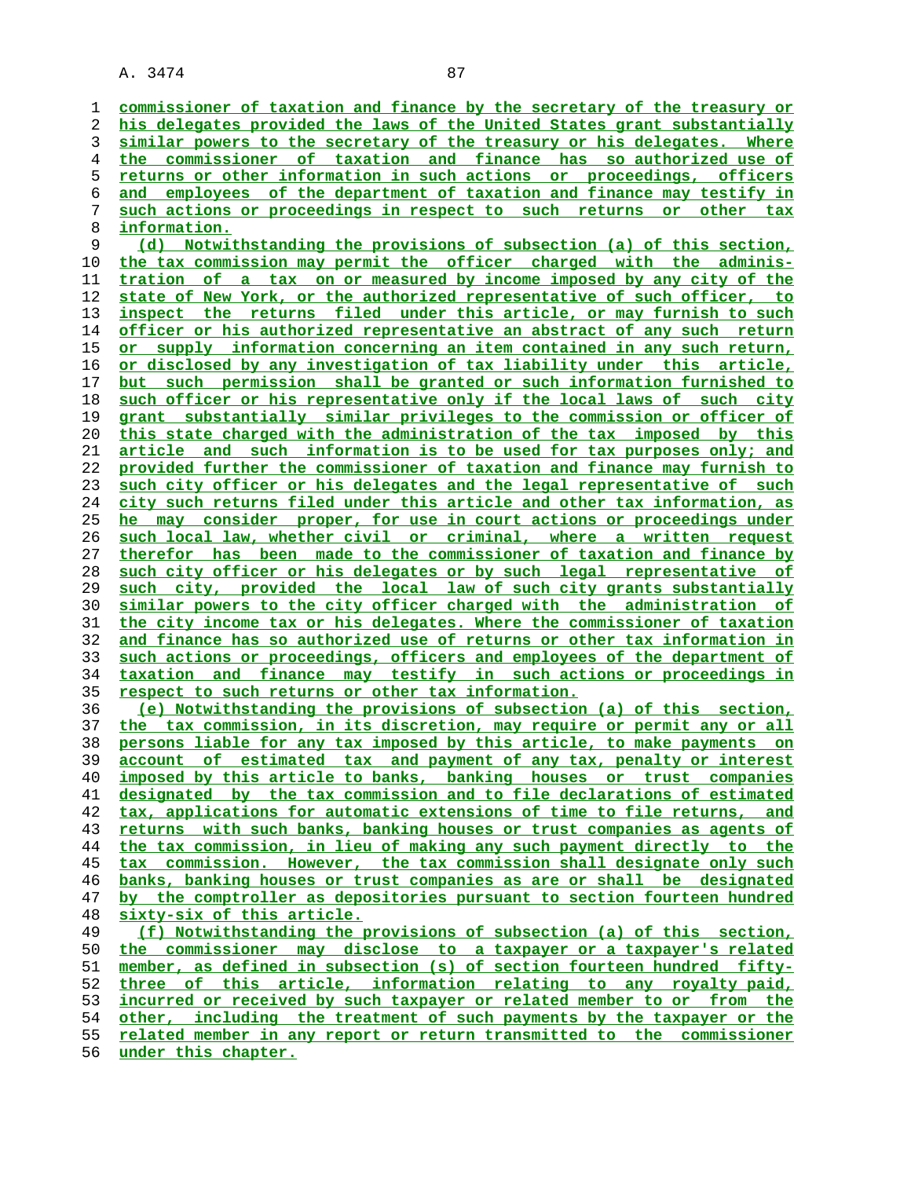commissioner of taxation and finance by the secretary of the treasury or his delegates provided the laws of the United States grant substantially similar powers to the secretary of the treasury or his delegates. Where the commissioner of taxation and finance has so authorized use of returns or other information in such actions or proceedings, officers and employees of the department of taxation and finance may testify in such actions or proceedings in respect to such returns or other tax information.

(d) Notwithstanding the provisions of subsection (a) of this section, the tax commission may permit the officer charged with the administration of a tax on or measured by income imposed by any city of the state of New York, or the authorized representative of such officer, to inspect the returns filed under this article, or may furnish to such officer or his authorized representative an abstract of any such return or supply information concerning an item contained in any such return, or disclosed by any investigation of tax liability under this article, but such permission shall be granted or such information furnished to such officer or his representative only if the local laws of such city grant substantially similar privileges to the commission or officer of this state charged with the administration of the tax imposed by this article and such information is to be used for tax purposes only; and provided further the commissioner of taxation and finance may furnish to such city officer or his delegates and the legal representative of such city such returns filed under this article and other tax information, as he may consider proper, for use in court actions or proceedings under such local law, whether civil or criminal, where a written request therefor has been made to the commissioner of taxation and finance by such city officer or his delegates or by such legal representative of such city, provided the local law of such city grants substantially similar powers to the city officer charged with the administration of the city income tax or his delegates. Where the commissioner of taxation and finance has so authorized use of returns or other tax information in such actions or proceedings, officers and employees of the department of taxation and finance may testify in such actions or proceedings in respect to such returns or other tax information.

(e) Notwithstanding the provisions of subsection (a) of this section, the tax commission, in its discretion, may require or permit any or all persons liable for any tax imposed by this article, to make payments on account of estimated tax and payment of any tax, penalty or interest imposed by this article to banks, banking houses or trust companies designated by the tax commission and to file declarations of estimated tax, applications for automatic extensions of time to file returns, and returns with such banks, banking houses or trust companies as agents of the tax commission, in lieu of making any such payment directly to the tax commission. However, the tax commission shall designate only such banks, banking houses or trust companies as are or shall be designated by the comptroller as depositories pursuant to section fourteen hundred sixty-six of this article.

(f) Notwithstanding the provisions of subsection (a) of this section, the commissioner may disclose to a taxpayer or a taxpayer's related member, as defined in subsection (s) of section fourteen hundred fifty-three of this article, information relating to any royalty paid, incurred or received by such taxpayer or related member to or from the other, including the treatment of such payments by the taxpayer or the related member in any report or return transmitted to the commissioner under this chapter.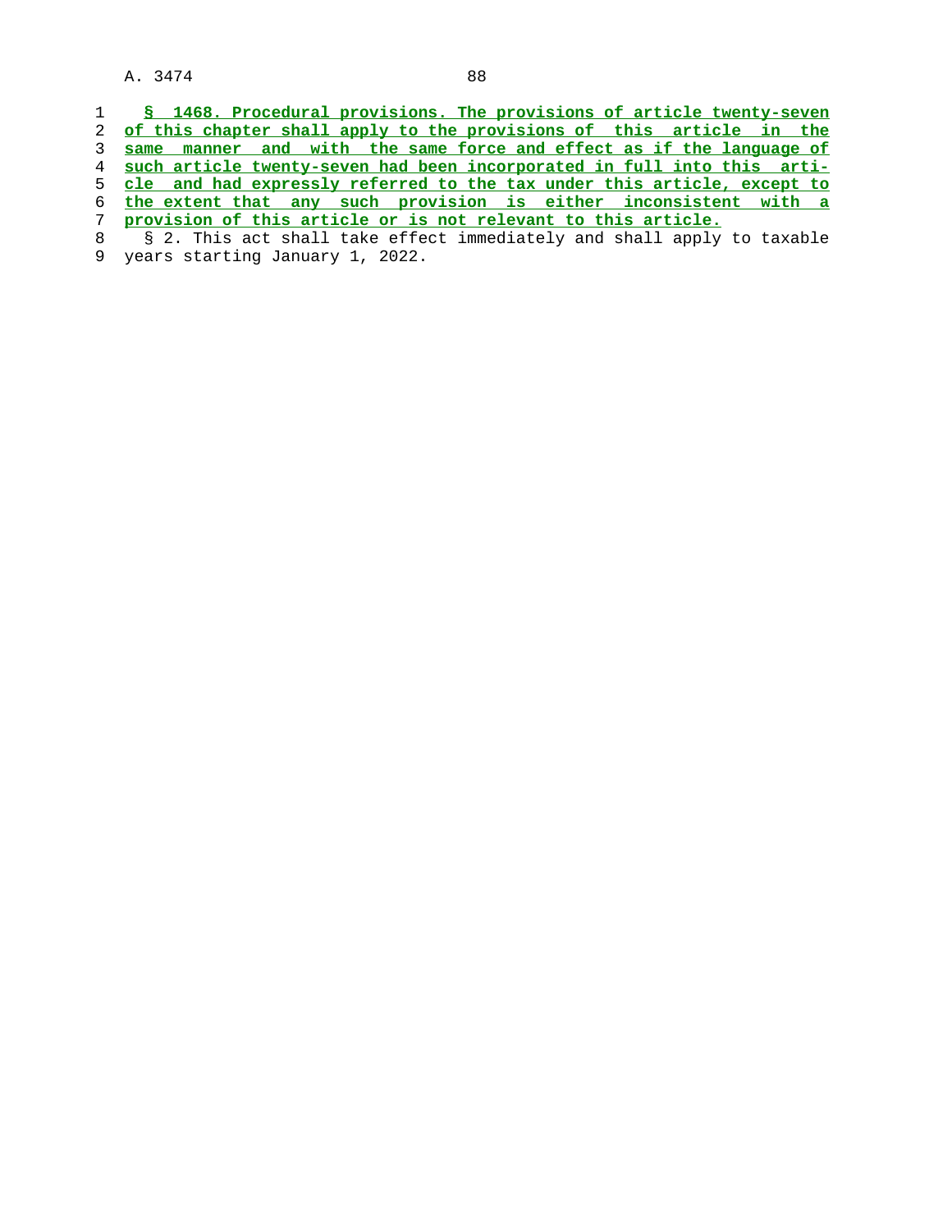**§ 1468. Procedural provisions. The provisions of article twenty-seven of this chapter shall apply to the provisions of this article in the same manner and with the same force and effect as if the language of such article twenty-seven had been incorporated in full into this article and had expressly referred to the tax under this article, except to the extent that any such provision is either inconsistent with a provision of this article or is not relevant to this article.**

§ 2. This act shall take effect immediately and shall apply to taxable years starting January 1, 2022.